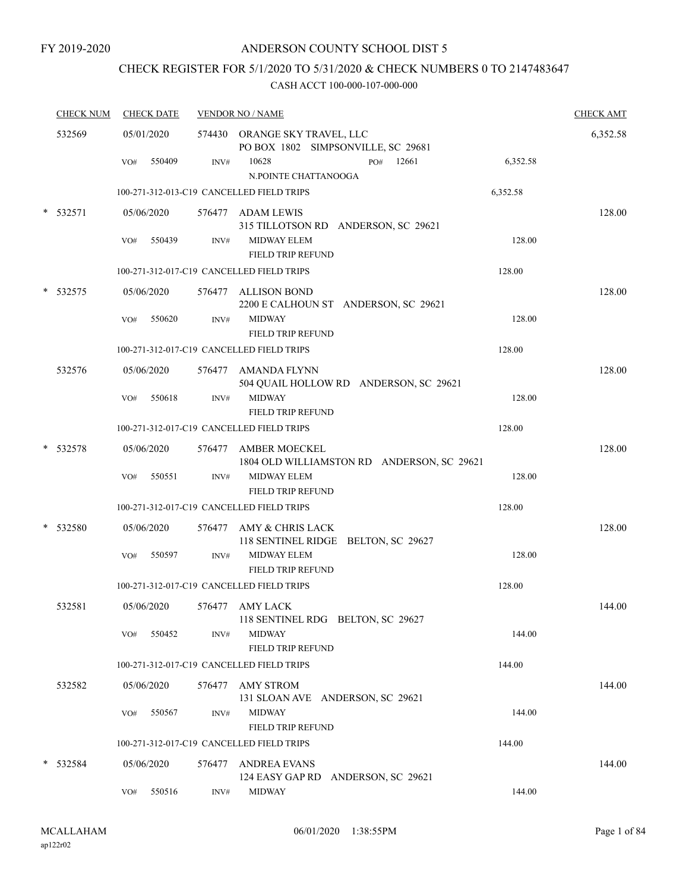FY 2019-2020

# ANDERSON COUNTY SCHOOL DIST 5

## CHECK REGISTER FOR 5/1/2020 TO 5/31/2020 & CHECK NUMBERS 0 TO 2147483647

### CASH ACCT 100-000-107-000-000

| CHECK NUM | CHECK DATE | VENDOR NO / NAME | | CHECK AMT |
|---|---|---|---|---|
| 532569 | 05/01/2020 | 574430 ORANGE SKY TRAVEL, LLC<br>PO BOX 1802 SIMPSONVILLE, SC 29681 | | 6,352.58 |
| | VO# 550409 | INV# 10628 PO# 12661<br>N.POINTE CHATTANOOGA | 6,352.58 | |
| | | 100-271-312-013-C19 CANCELLED FIELD TRIPS | 6,352.58 | |
| * 532571 | 05/06/2020 | 576477 ADAM LEWIS<br>315 TILLOTSON RD ANDERSON, SC 29621 | | 128.00 |
| | VO# 550439 | INV# MIDWAY ELEM<br>FIELD TRIP REFUND | 128.00 | |
| | | 100-271-312-017-C19 CANCELLED FIELD TRIPS | 128.00 | |
| * 532575 | 05/06/2020 | 576477 ALLISON BOND<br>2200 E CALHOUN ST ANDERSON, SC 29621 | | 128.00 |
| | VO# 550620 | INV# MIDWAY<br>FIELD TRIP REFUND | 128.00 | |
| | | 100-271-312-017-C19 CANCELLED FIELD TRIPS | 128.00 | |
| 532576 | 05/06/2020 | 576477 AMANDA FLYNN<br>504 QUAIL HOLLOW RD ANDERSON, SC 29621 | | 128.00 |
| | VO# 550618 | INV# MIDWAY<br>FIELD TRIP REFUND | 128.00 | |
| | | 100-271-312-017-C19 CANCELLED FIELD TRIPS | 128.00 | |
| * 532578 | 05/06/2020 | 576477 AMBER MOECKEL<br>1804 OLD WILLIAMSTON RD ANDERSON, SC 29621 | | 128.00 |
| | VO# 550551 | INV# MIDWAY ELEM<br>FIELD TRIP REFUND | 128.00 | |
| | | 100-271-312-017-C19 CANCELLED FIELD TRIPS | 128.00 | |
| * 532580 | 05/06/2020 | 576477 AMY & CHRIS LACK<br>118 SENTINEL RIDGE BELTON, SC 29627 | | 128.00 |
| | VO# 550597 | INV# MIDWAY ELEM<br>FIELD TRIP REFUND | 128.00 | |
| | | 100-271-312-017-C19 CANCELLED FIELD TRIPS | 128.00 | |
| 532581 | 05/06/2020 | 576477 AMY LACK<br>118 SENTINEL RDG BELTON, SC 29627 | | 144.00 |
| | VO# 550452 | INV# MIDWAY<br>FIELD TRIP REFUND | 144.00 | |
| | | 100-271-312-017-C19 CANCELLED FIELD TRIPS | 144.00 | |
| 532582 | 05/06/2020 | 576477 AMY STROM<br>131 SLOAN AVE ANDERSON, SC 29621 | | 144.00 |
| | VO# 550567 | INV# MIDWAY<br>FIELD TRIP REFUND | 144.00 | |
| | | 100-271-312-017-C19 CANCELLED FIELD TRIPS | 144.00 | |
| * 532584 | 05/06/2020 | 576477 ANDREA EVANS<br>124 EASY GAP RD ANDERSON, SC 29621 | | 144.00 |
| | VO# 550516 | INV# MIDWAY | 144.00 | |

MCALLAHAM
ap122r02

06/01/2020 1:38:55PM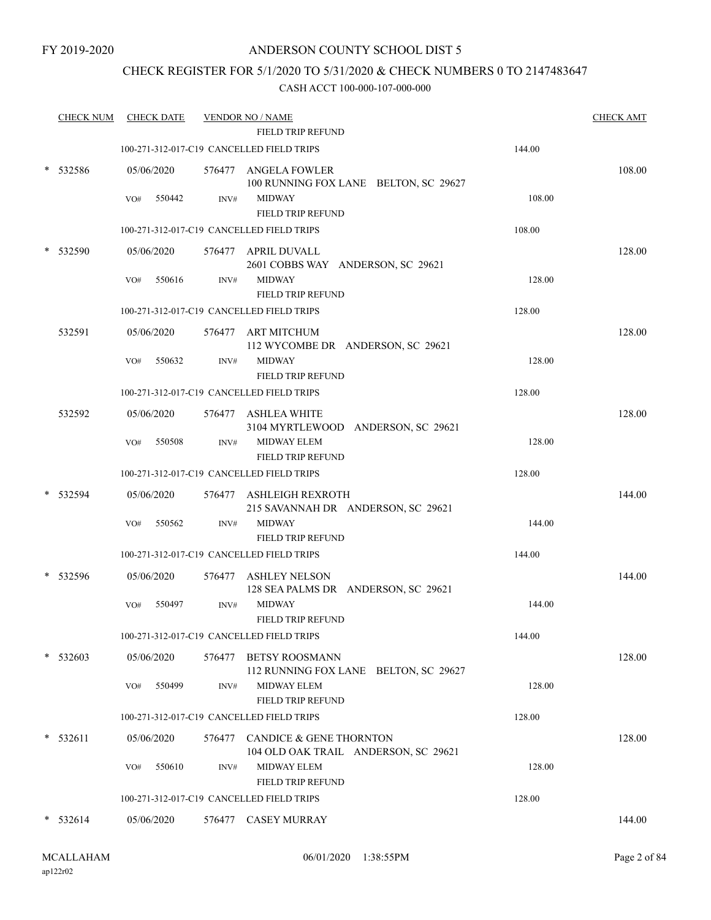FY 2019-2020

# ANDERSON COUNTY SCHOOL DIST 5

## CHECK REGISTER FOR 5/1/2020 TO 5/31/2020 & CHECK NUMBERS 0 TO 2147483647

CASH ACCT 100-000-107-000-000

| CHECK NUM | CHECK DATE | VENDOR NO / NAME | | CHECK AMT |
|---|---|---|---|---|
| | | FIELD TRIP REFUND | | |
| | 100-271-312-017-C19 CANCELLED FIELD TRIPS | | 144.00 | |
| * 532586 | 05/06/2020 | 576477 ANGELA FOWLER<br>100 RUNNING FOX LANE BELTON, SC 29627 | | 108.00 |
| | VO# 550442 | INV# MIDWAY<br>FIELD TRIP REFUND | 108.00 | |
| | 100-271-312-017-C19 CANCELLED FIELD TRIPS | | 108.00 | |
| * 532590 | 05/06/2020 | 576477 APRIL DUVALL<br>2601 COBBS WAY ANDERSON, SC 29621 | | 128.00 |
| | VO# 550616 | INV# MIDWAY<br>FIELD TRIP REFUND | 128.00 | |
| | 100-271-312-017-C19 CANCELLED FIELD TRIPS | | 128.00 | |
| 532591 | 05/06/2020 | 576477 ART MITCHUM<br>112 WYCOMBE DR ANDERSON, SC 29621 | | 128.00 |
| | VO# 550632 | INV# MIDWAY<br>FIELD TRIP REFUND | 128.00 | |
| | 100-271-312-017-C19 CANCELLED FIELD TRIPS | | 128.00 | |
| 532592 | 05/06/2020 | 576477 ASHLEA WHITE<br>3104 MYRTLEWOOD ANDERSON, SC 29621 | | 128.00 |
| | VO# 550508 | INV# MIDWAY ELEM<br>FIELD TRIP REFUND | 128.00 | |
| | 100-271-312-017-C19 CANCELLED FIELD TRIPS | | 128.00 | |
| * 532594 | 05/06/2020 | 576477 ASHLEIGH REXROTH<br>215 SAVANNAH DR ANDERSON, SC 29621 | | 144.00 |
| | VO# 550562 | INV# MIDWAY<br>FIELD TRIP REFUND | 144.00 | |
| | 100-271-312-017-C19 CANCELLED FIELD TRIPS | | 144.00 | |
| * 532596 | 05/06/2020 | 576477 ASHLEY NELSON<br>128 SEA PALMS DR ANDERSON, SC 29621 | | 144.00 |
| | VO# 550497 | INV# MIDWAY<br>FIELD TRIP REFUND | 144.00 | |
| | 100-271-312-017-C19 CANCELLED FIELD TRIPS | | 144.00 | |
| * 532603 | 05/06/2020 | 576477 BETSY ROOSMANN<br>112 RUNNING FOX LANE BELTON, SC 29627 | | 128.00 |
| | VO# 550499 | INV# MIDWAY ELEM<br>FIELD TRIP REFUND | 128.00 | |
| | 100-271-312-017-C19 CANCELLED FIELD TRIPS | | 128.00 | |
| * 532611 | 05/06/2020 | 576477 CANDICE & GENE THORNTON<br>104 OLD OAK TRAIL ANDERSON, SC 29621 | | 128.00 |
| | VO# 550610 | INV# MIDWAY ELEM<br>FIELD TRIP REFUND | 128.00 | |
| | 100-271-312-017-C19 CANCELLED FIELD TRIPS | | 128.00 | |
| * 532614 | 05/06/2020 | 576477 CASEY MURRAY | | 144.00 |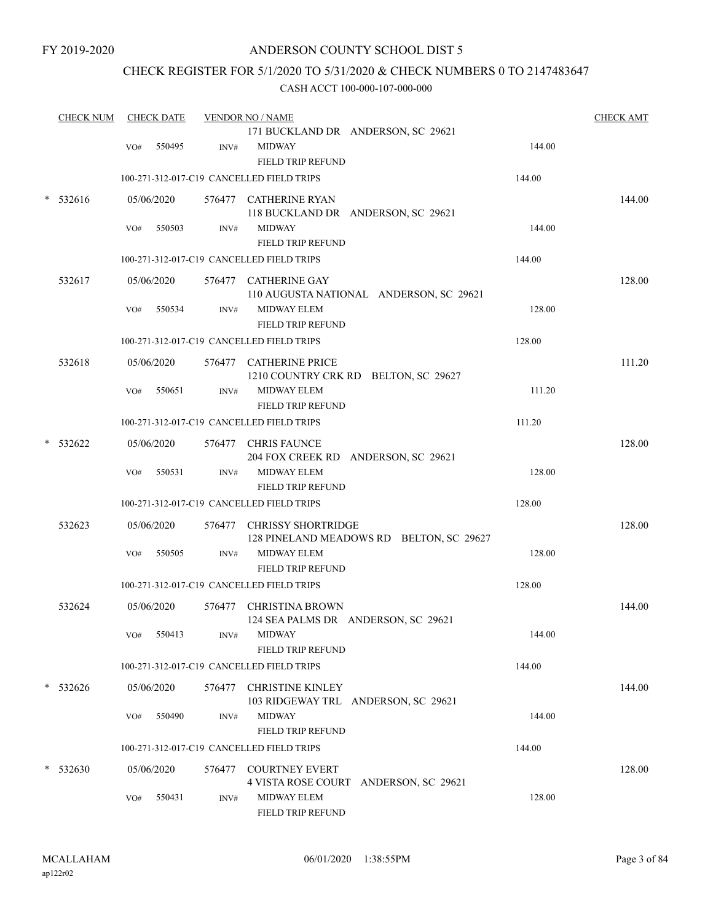FY 2019-2020

# ANDERSON COUNTY SCHOOL DIST 5

## CHECK REGISTER FOR 5/1/2020 TO 5/31/2020 & CHECK NUMBERS 0 TO 2147483647

CASH ACCT 100-000-107-000-000

| CHECK NUM | CHECK DATE | VENDOR NO / NAME | | CHECK AMT |
|---|---|---|---|---|
| | | 171 BUCKLAND DR ANDERSON, SC 29621 | | |
| | VO# 550495 | INV# MIDWAY<br>FIELD TRIP REFUND | 144.00 | |
| | | 100-271-312-017-C19 CANCELLED FIELD TRIPS | 144.00 | |
| * 532616 | 05/06/2020 | 576477 CATHERINE RYAN<br>118 BUCKLAND DR ANDERSON, SC 29621 | | 144.00 |
| | VO# 550503 | INV# MIDWAY<br>FIELD TRIP REFUND | 144.00 | |
| | | 100-271-312-017-C19 CANCELLED FIELD TRIPS | 144.00 | |
| 532617 | 05/06/2020 | 576477 CATHERINE GAY<br>110 AUGUSTA NATIONAL ANDERSON, SC 29621 | | 128.00 |
| | VO# 550534 | INV# MIDWAY ELEM<br>FIELD TRIP REFUND | 128.00 | |
| | | 100-271-312-017-C19 CANCELLED FIELD TRIPS | 128.00 | |
| 532618 | 05/06/2020 | 576477 CATHERINE PRICE<br>1210 COUNTRY CRK RD BELTON, SC 29627 | | 111.20 |
| | VO# 550651 | INV# MIDWAY ELEM<br>FIELD TRIP REFUND | 111.20 | |
| | | 100-271-312-017-C19 CANCELLED FIELD TRIPS | 111.20 | |
| * 532622 | 05/06/2020 | 576477 CHRIS FAUNCE<br>204 FOX CREEK RD ANDERSON, SC 29621 | | 128.00 |
| | VO# 550531 | INV# MIDWAY ELEM<br>FIELD TRIP REFUND | 128.00 | |
| | | 100-271-312-017-C19 CANCELLED FIELD TRIPS | 128.00 | |
| 532623 | 05/06/2020 | 576477 CHRISSY SHORTRIDGE<br>128 PINELAND MEADOWS RD BELTON, SC 29627 | | 128.00 |
| | VO# 550505 | INV# MIDWAY ELEM<br>FIELD TRIP REFUND | 128.00 | |
| | | 100-271-312-017-C19 CANCELLED FIELD TRIPS | 128.00 | |
| 532624 | 05/06/2020 | 576477 CHRISTINA BROWN<br>124 SEA PALMS DR ANDERSON, SC 29621 | | 144.00 |
| | VO# 550413 | INV# MIDWAY<br>FIELD TRIP REFUND | 144.00 | |
| | | 100-271-312-017-C19 CANCELLED FIELD TRIPS | 144.00 | |
| * 532626 | 05/06/2020 | 576477 CHRISTINE KINLEY<br>103 RIDGEWAY TRL ANDERSON, SC 29621 | | 144.00 |
| | VO# 550490 | INV# MIDWAY<br>FIELD TRIP REFUND | 144.00 | |
| | | 100-271-312-017-C19 CANCELLED FIELD TRIPS | 144.00 | |
| * 532630 | 05/06/2020 | 576477 COURTNEY EVERT<br>4 VISTA ROSE COURT ANDERSON, SC 29621 | | 128.00 |
| | VO# 550431 | INV# MIDWAY ELEM<br>FIELD TRIP REFUND | 128.00 | |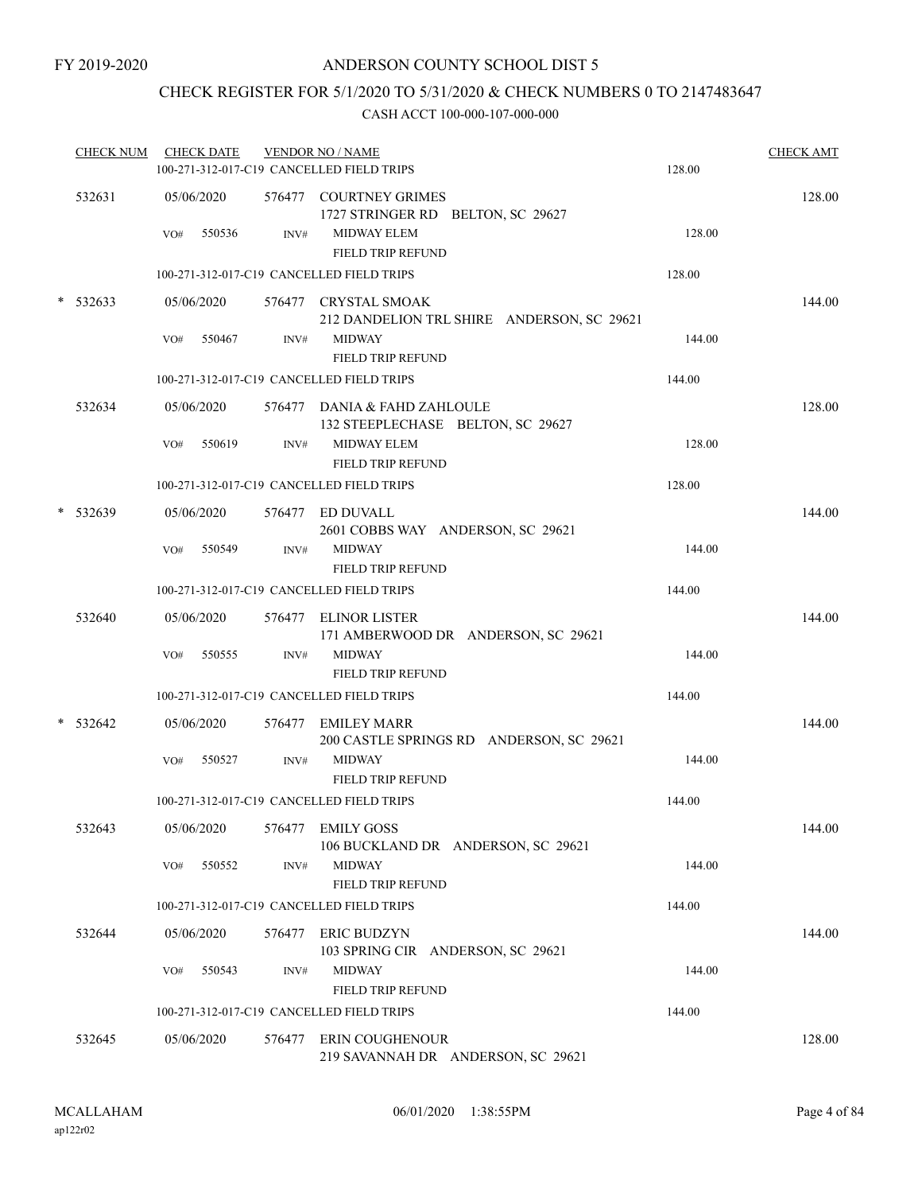FY 2019-2020

# ANDERSON COUNTY SCHOOL DIST 5

## CHECK REGISTER FOR 5/1/2020 TO 5/31/2020 & CHECK NUMBERS 0 TO 2147483647

CASH ACCT 100-000-107-000-000

| CHECK NUM | CHECK DATE | VENDOR NO / NAME | | CHECK AMT |
|---|---|---|---|---|
| | | 100-271-312-017-C19 CANCELLED FIELD TRIPS | 128.00 | |
| 532631 | 05/06/2020 | 576477 COURTNEY GRIMES<br>1727 STRINGER RD BELTON, SC 29627 | | 128.00 |
| | VO# 550536 | INV# MIDWAY ELEM<br>FIELD TRIP REFUND | 128.00 | |
| | | 100-271-312-017-C19 CANCELLED FIELD TRIPS | 128.00 | |
| * 532633 | 05/06/2020 | 576477 CRYSTAL SMOAK<br>212 DANDELION TRL SHIRE ANDERSON, SC 29621 | | 144.00 |
| | VO# 550467 | INV# MIDWAY<br>FIELD TRIP REFUND | 144.00 | |
| | | 100-271-312-017-C19 CANCELLED FIELD TRIPS | 144.00 | |
| 532634 | 05/06/2020 | 576477 DANIA & FAHD ZAHLOULE<br>132 STEEPLECHASE BELTON, SC 29627 | | 128.00 |
| | VO# 550619 | INV# MIDWAY ELEM<br>FIELD TRIP REFUND | 128.00 | |
| | | 100-271-312-017-C19 CANCELLED FIELD TRIPS | 128.00 | |
| * 532639 | 05/06/2020 | 576477 ED DUVALL<br>2601 COBBS WAY ANDERSON, SC 29621 | | 144.00 |
| | VO# 550549 | INV# MIDWAY<br>FIELD TRIP REFUND | 144.00 | |
| | | 100-271-312-017-C19 CANCELLED FIELD TRIPS | 144.00 | |
| 532640 | 05/06/2020 | 576477 ELINOR LISTER<br>171 AMBERWOOD DR ANDERSON, SC 29621 | | 144.00 |
| | VO# 550555 | INV# MIDWAY<br>FIELD TRIP REFUND | 144.00 | |
| | | 100-271-312-017-C19 CANCELLED FIELD TRIPS | 144.00 | |
| * 532642 | 05/06/2020 | 576477 EMILEY MARR<br>200 CASTLE SPRINGS RD ANDERSON, SC 29621 | | 144.00 |
| | VO# 550527 | INV# MIDWAY<br>FIELD TRIP REFUND | 144.00 | |
| | | 100-271-312-017-C19 CANCELLED FIELD TRIPS | 144.00 | |
| 532643 | 05/06/2020 | 576477 EMILY GOSS<br>106 BUCKLAND DR ANDERSON, SC 29621 | | 144.00 |
| | VO# 550552 | INV# MIDWAY<br>FIELD TRIP REFUND | 144.00 | |
| | | 100-271-312-017-C19 CANCELLED FIELD TRIPS | 144.00 | |
| 532644 | 05/06/2020 | 576477 ERIC BUDZYN<br>103 SPRING CIR ANDERSON, SC 29621 | | 144.00 |
| | VO# 550543 | INV# MIDWAY<br>FIELD TRIP REFUND | 144.00 | |
| | | 100-271-312-017-C19 CANCELLED FIELD TRIPS | 144.00 | |
| 532645 | 05/06/2020 | 576477 ERIN COUGHENOUR<br>219 SAVANNAH DR ANDERSON, SC 29621 | | 128.00 |

MCALLAHAM
ap122r02

06/01/2020 1:38:55PM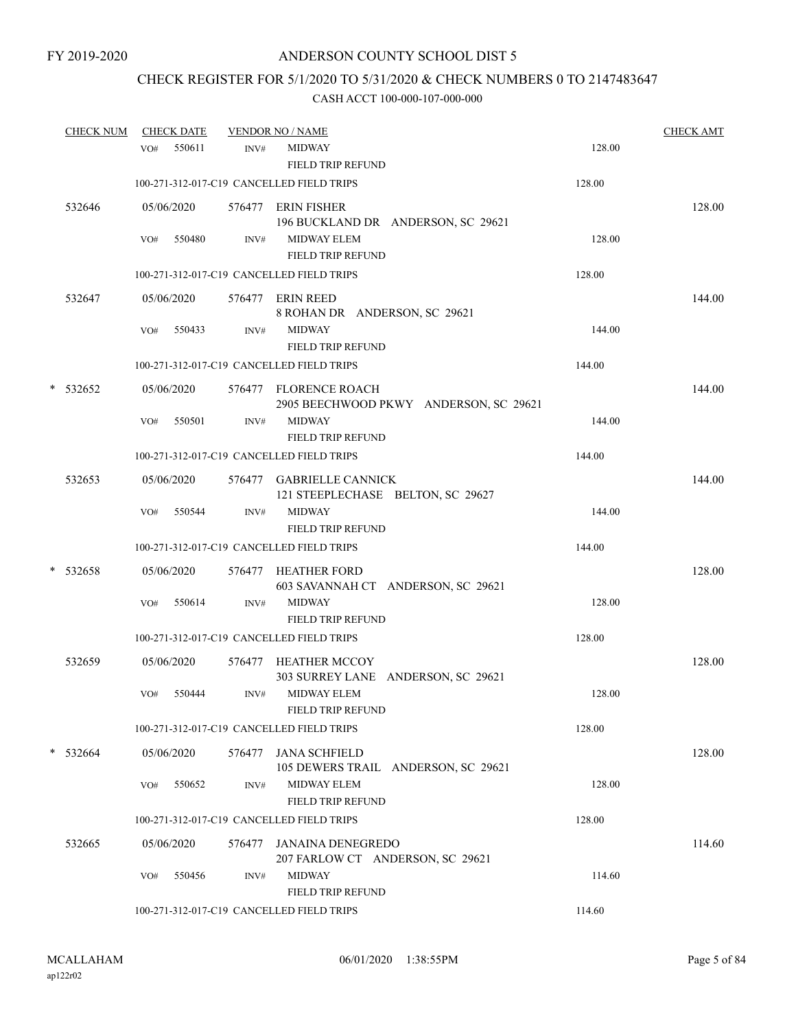FY 2019-2020

# ANDERSON COUNTY SCHOOL DIST 5

## CHECK REGISTER FOR 5/1/2020 TO 5/31/2020 & CHECK NUMBERS 0 TO 2147483647

### CASH ACCT 100-000-107-000-000

| CHECK NUM | CHECK DATE | VENDOR NO / NAME | | CHECK AMT |
|---|---|---|---|---|
| | VO# 550611 | INV# MIDWAY<br>FIELD TRIP REFUND | 128.00 | |
| | 100-271-312-017-C19 CANCELLED FIELD TRIPS | | 128.00 | |
| 532646 | 05/06/2020 | 576477 ERIN FISHER<br>196 BUCKLAND DR ANDERSON, SC 29621 | | 128.00 |
| | VO# 550480 | INV# MIDWAY ELEM<br>FIELD TRIP REFUND | 128.00 | |
| | 100-271-312-017-C19 CANCELLED FIELD TRIPS | | 128.00 | |
| 532647 | 05/06/2020 | 576477 ERIN REED<br>8 ROHAN DR ANDERSON, SC 29621 | | 144.00 |
| | VO# 550433 | INV# MIDWAY<br>FIELD TRIP REFUND | 144.00 | |
| | 100-271-312-017-C19 CANCELLED FIELD TRIPS | | 144.00 | |
| * 532652 | 05/06/2020 | 576477 FLORENCE ROACH<br>2905 BEECHWOOD PKWY ANDERSON, SC 29621 | | 144.00 |
| | VO# 550501 | INV# MIDWAY<br>FIELD TRIP REFUND | 144.00 | |
| | 100-271-312-017-C19 CANCELLED FIELD TRIPS | | 144.00 | |
| 532653 | 05/06/2020 | 576477 GABRIELLE CANNICK<br>121 STEEPLECHASE BELTON, SC 29627 | | 144.00 |
| | VO# 550544 | INV# MIDWAY<br>FIELD TRIP REFUND | 144.00 | |
| | 100-271-312-017-C19 CANCELLED FIELD TRIPS | | 144.00 | |
| * 532658 | 05/06/2020 | 576477 HEATHER FORD<br>603 SAVANNAH CT ANDERSON, SC 29621 | | 128.00 |
| | VO# 550614 | INV# MIDWAY<br>FIELD TRIP REFUND | 128.00 | |
| | 100-271-312-017-C19 CANCELLED FIELD TRIPS | | 128.00 | |
| 532659 | 05/06/2020 | 576477 HEATHER MCCOY<br>303 SURREY LANE ANDERSON, SC 29621 | | 128.00 |
| | VO# 550444 | INV# MIDWAY ELEM<br>FIELD TRIP REFUND | 128.00 | |
| | 100-271-312-017-C19 CANCELLED FIELD TRIPS | | 128.00 | |
| * 532664 | 05/06/2020 | 576477 JANA SCHFIELD<br>105 DEWERS TRAIL ANDERSON, SC 29621 | | 128.00 |
| | VO# 550652 | INV# MIDWAY ELEM<br>FIELD TRIP REFUND | 128.00 | |
| | 100-271-312-017-C19 CANCELLED FIELD TRIPS | | 128.00 | |
| 532665 | 05/06/2020 | 576477 JANAINA DENEGREDO<br>207 FARLOW CT ANDERSON, SC 29621 | | 114.60 |
| | VO# 550456 | INV# MIDWAY<br>FIELD TRIP REFUND | 114.60 | |
| | 100-271-312-017-C19 CANCELLED FIELD TRIPS | | 114.60 | |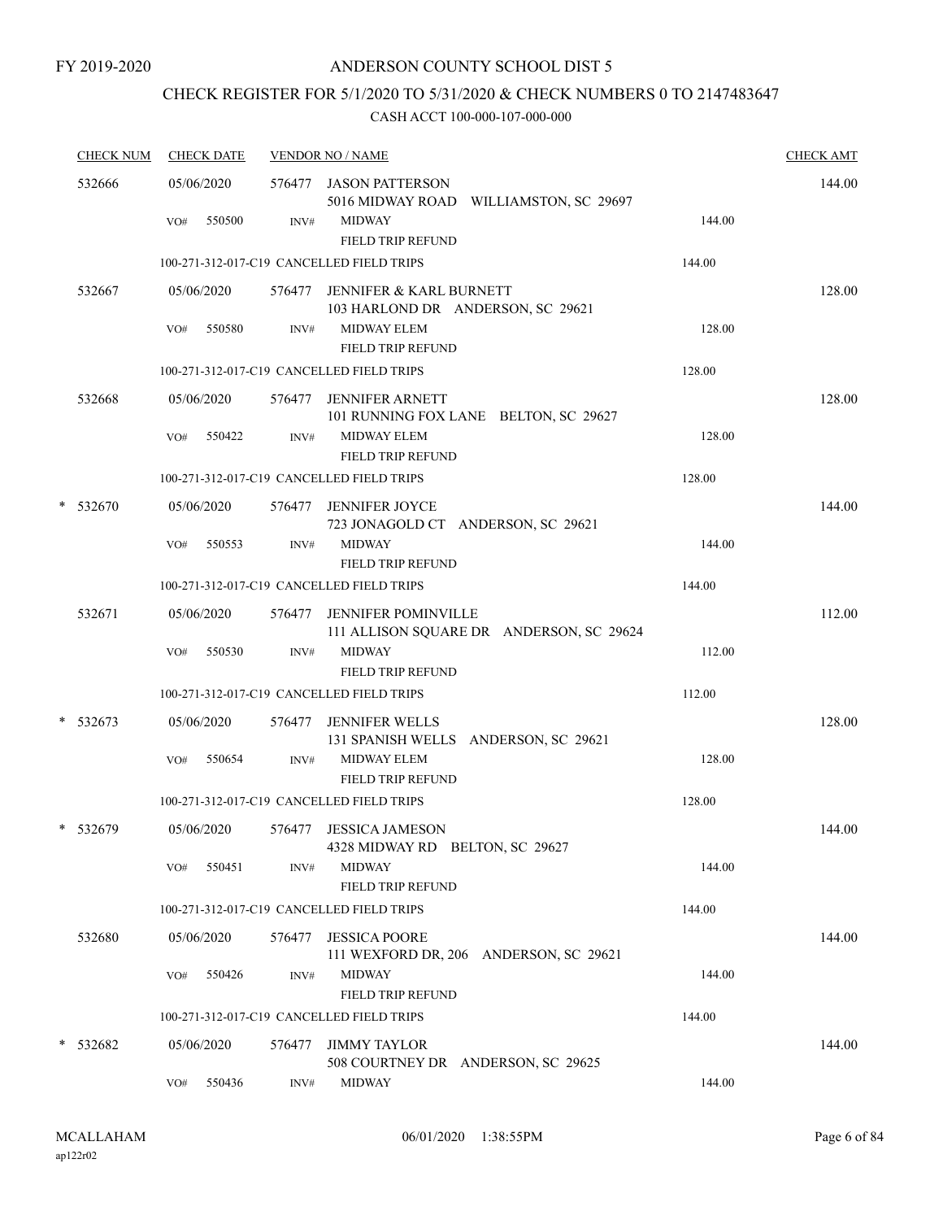FY 2019-2020

# ANDERSON COUNTY SCHOOL DIST 5

## CHECK REGISTER FOR 5/1/2020 TO 5/31/2020 & CHECK NUMBERS 0 TO 2147483647

### CASH ACCT 100-000-107-000-000

| CHECK NUM | CHECK DATE | VENDOR NO / NAME | | CHECK AMT |
|---|---|---|---|---|
| 532666 | 05/06/2020 | 576477 JASON PATTERSON<br>5016 MIDWAY ROAD WILLIAMSTON, SC 29697 | | 144.00 |
| | VO# 550500 | INV# MIDWAY<br>FIELD TRIP REFUND | 144.00 | |
| | 100-271-312-017-C19 CANCELLED FIELD TRIPS | | 144.00 | |
| 532667 | 05/06/2020 | 576477 JENNIFER & KARL BURNETT<br>103 HARLOND DR ANDERSON, SC 29621 | | 128.00 |
| | VO# 550580 | INV# MIDWAY ELEM<br>FIELD TRIP REFUND | 128.00 | |
| | 100-271-312-017-C19 CANCELLED FIELD TRIPS | | 128.00 | |
| 532668 | 05/06/2020 | 576477 JENNIFER ARNETT<br>101 RUNNING FOX LANE BELTON, SC 29627 | | 128.00 |
| | VO# 550422 | INV# MIDWAY ELEM<br>FIELD TRIP REFUND | 128.00 | |
| | 100-271-312-017-C19 CANCELLED FIELD TRIPS | | 128.00 | |
| * 532670 | 05/06/2020 | 576477 JENNIFER JOYCE<br>723 JONAGOLD CT ANDERSON, SC 29621 | | 144.00 |
| | VO# 550553 | INV# MIDWAY<br>FIELD TRIP REFUND | 144.00 | |
| | 100-271-312-017-C19 CANCELLED FIELD TRIPS | | 144.00 | |
| 532671 | 05/06/2020 | 576477 JENNIFER POMINVILLE<br>111 ALLISON SQUARE DR ANDERSON, SC 29624 | | 112.00 |
| | VO# 550530 | INV# MIDWAY<br>FIELD TRIP REFUND | 112.00 | |
| | 100-271-312-017-C19 CANCELLED FIELD TRIPS | | 112.00 | |
| * 532673 | 05/06/2020 | 576477 JENNIFER WELLS<br>131 SPANISH WELLS ANDERSON, SC 29621 | | 128.00 |
| | VO# 550654 | INV# MIDWAY ELEM<br>FIELD TRIP REFUND | 128.00 | |
| | 100-271-312-017-C19 CANCELLED FIELD TRIPS | | 128.00 | |
| * 532679 | 05/06/2020 | 576477 JESSICA JAMESON<br>4328 MIDWAY RD BELTON, SC 29627 | | 144.00 |
| | VO# 550451 | INV# MIDWAY<br>FIELD TRIP REFUND | 144.00 | |
| | 100-271-312-017-C19 CANCELLED FIELD TRIPS | | 144.00 | |
| 532680 | 05/06/2020 | 576477 JESSICA POORE<br>111 WEXFORD DR, 206 ANDERSON, SC 29621 | | 144.00 |
| | VO# 550426 | INV# MIDWAY<br>FIELD TRIP REFUND | 144.00 | |
| | 100-271-312-017-C19 CANCELLED FIELD TRIPS | | 144.00 | |
| * 532682 | 05/06/2020 | 576477 JIMMY TAYLOR<br>508 COURTNEY DR ANDERSON, SC 29625 | | 144.00 |
| | VO# 550436 | INV# MIDWAY | 144.00 | |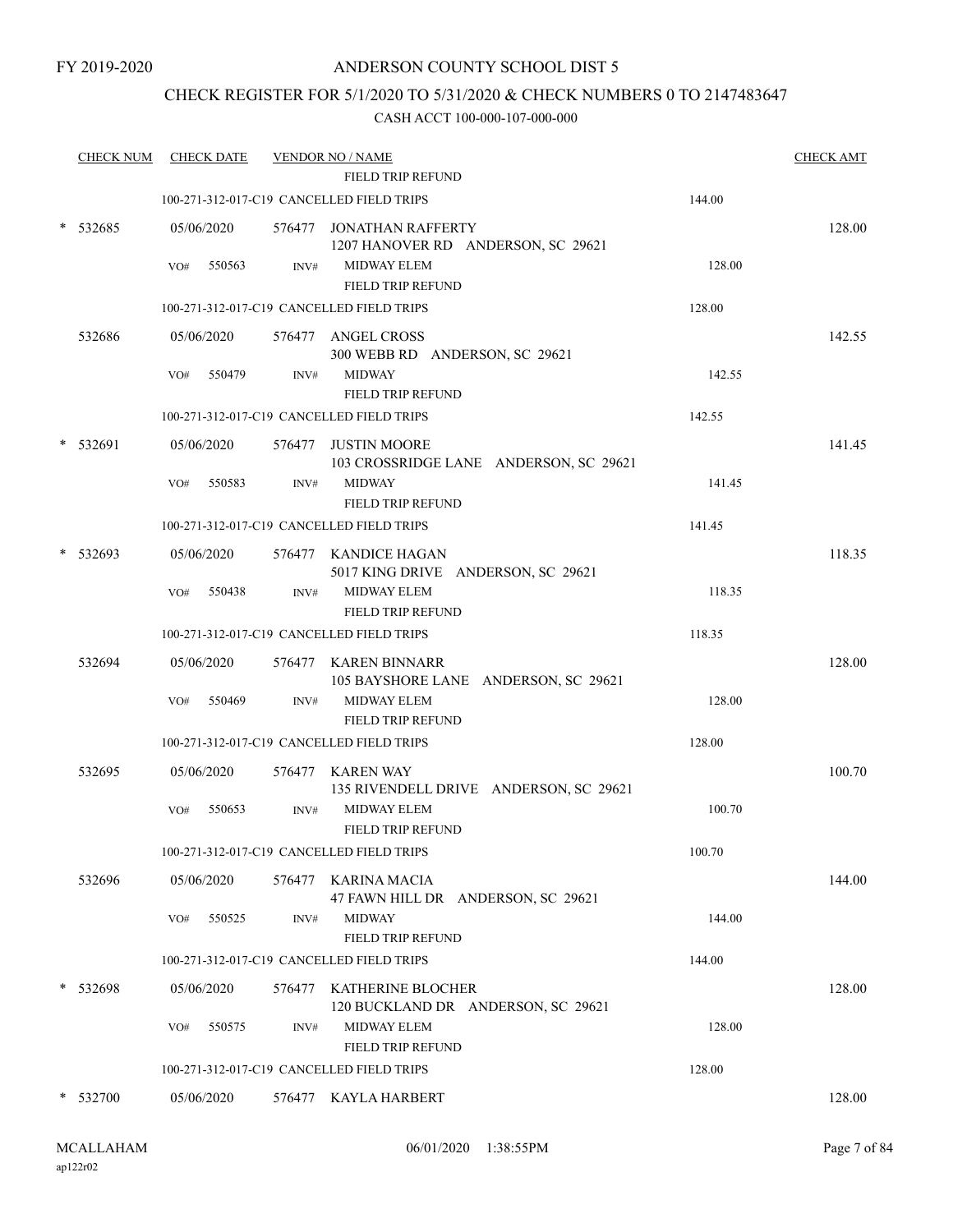FY 2019-2020

ANDERSON COUNTY SCHOOL DIST 5

CHECK REGISTER FOR 5/1/2020 TO 5/31/2020 & CHECK NUMBERS 0 TO 2147483647

CASH ACCT 100-000-107-000-000

| CHECK NUM | CHECK DATE | VENDOR NO / NAME | | CHECK AMT |
|---|---|---|---|---|
| | | FIELD TRIP REFUND | | |
| | 100-271-312-017-C19 CANCELLED FIELD TRIPS | | 144.00 | |
| * 532685 | 05/06/2020 | 576477 JONATHAN RAFFERTY<br>1207 HANOVER RD ANDERSON, SC 29621 | | 128.00 |
| | VO# 550563 INV# | MIDWAY ELEM<br>FIELD TRIP REFUND | 128.00 | |
| | 100-271-312-017-C19 CANCELLED FIELD TRIPS | | 128.00 | |
| 532686 | 05/06/2020 | 576477 ANGEL CROSS<br>300 WEBB RD ANDERSON, SC 29621 | | 142.55 |
| | VO# 550479 INV# | MIDWAY<br>FIELD TRIP REFUND | 142.55 | |
| | 100-271-312-017-C19 CANCELLED FIELD TRIPS | | 142.55 | |
| * 532691 | 05/06/2020 | 576477 JUSTIN MOORE<br>103 CROSSRIDGE LANE ANDERSON, SC 29621 | | 141.45 |
| | VO# 550583 INV# | MIDWAY<br>FIELD TRIP REFUND | 141.45 | |
| | 100-271-312-017-C19 CANCELLED FIELD TRIPS | | 141.45 | |
| * 532693 | 05/06/2020 | 576477 KANDICE HAGAN<br>5017 KING DRIVE ANDERSON, SC 29621 | | 118.35 |
| | VO# 550438 INV# | MIDWAY ELEM<br>FIELD TRIP REFUND | 118.35 | |
| | 100-271-312-017-C19 CANCELLED FIELD TRIPS | | 118.35 | |
| 532694 | 05/06/2020 | 576477 KAREN BINNARR<br>105 BAYSHORE LANE ANDERSON, SC 29621 | | 128.00 |
| | VO# 550469 INV# | MIDWAY ELEM<br>FIELD TRIP REFUND | 128.00 | |
| | 100-271-312-017-C19 CANCELLED FIELD TRIPS | | 128.00 | |
| 532695 | 05/06/2020 | 576477 KAREN WAY<br>135 RIVENDELL DRIVE ANDERSON, SC 29621 | | 100.70 |
| | VO# 550653 INV# | MIDWAY ELEM<br>FIELD TRIP REFUND | 100.70 | |
| | 100-271-312-017-C19 CANCELLED FIELD TRIPS | | 100.70 | |
| 532696 | 05/06/2020 | 576477 KARINA MACIA<br>47 FAWN HILL DR ANDERSON, SC 29621 | | 144.00 |
| | VO# 550525 INV# | MIDWAY<br>FIELD TRIP REFUND | 144.00 | |
| | 100-271-312-017-C19 CANCELLED FIELD TRIPS | | 144.00 | |
| * 532698 | 05/06/2020 | 576477 KATHERINE BLOCHER<br>120 BUCKLAND DR ANDERSON, SC 29621 | | 128.00 |
| | VO# 550575 INV# | MIDWAY ELEM<br>FIELD TRIP REFUND | 128.00 | |
| | 100-271-312-017-C19 CANCELLED FIELD TRIPS | | 128.00 | |
| * 532700 | 05/06/2020 | 576477 KAYLA HARBERT | | 128.00 |

MCALLAHAM ap122r02 06/01/2020 1:38:55PM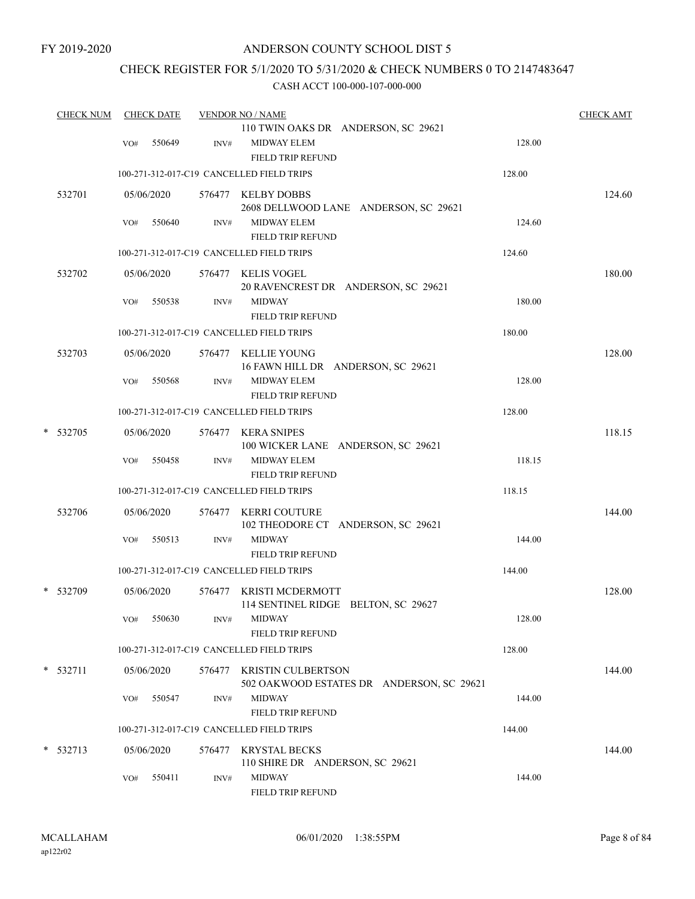FY 2019-2020

# ANDERSON COUNTY SCHOOL DIST 5

## CHECK REGISTER FOR 5/1/2020 TO 5/31/2020 & CHECK NUMBERS 0 TO 2147483647

### CASH ACCT 100-000-107-000-000

| CHECK NUM | CHECK DATE | VENDOR NO / NAME | | CHECK AMT |
|---|---|---|---|---|
| | | 110 TWIN OAKS DR ANDERSON, SC 29621 | | |
| | VO# 550649 | INV# MIDWAY ELEM<br>FIELD TRIP REFUND | 128.00 | |
| | 100-271-312-017-C19 CANCELLED FIELD TRIPS | | 128.00 | |
| 532701 | 05/06/2020 | 576477 KELBY DOBBS<br>2608 DELLWOOD LANE ANDERSON, SC 29621 | | 124.60 |
| | VO# 550640 | INV# MIDWAY ELEM<br>FIELD TRIP REFUND | 124.60 | |
| | 100-271-312-017-C19 CANCELLED FIELD TRIPS | | 124.60 | |
| 532702 | 05/06/2020 | 576477 KELIS VOGEL<br>20 RAVENCREST DR ANDERSON, SC 29621 | | 180.00 |
| | VO# 550538 | INV# MIDWAY<br>FIELD TRIP REFUND | 180.00 | |
| | 100-271-312-017-C19 CANCELLED FIELD TRIPS | | 180.00 | |
| 532703 | 05/06/2020 | 576477 KELLIE YOUNG<br>16 FAWN HILL DR ANDERSON, SC 29621 | | 128.00 |
| | VO# 550568 | INV# MIDWAY ELEM<br>FIELD TRIP REFUND | 128.00 | |
| | 100-271-312-017-C19 CANCELLED FIELD TRIPS | | 128.00 | |
| * 532705 | 05/06/2020 | 576477 KERA SNIPES<br>100 WICKER LANE ANDERSON, SC 29621 | | 118.15 |
| | VO# 550458 | INV# MIDWAY ELEM<br>FIELD TRIP REFUND | 118.15 | |
| | 100-271-312-017-C19 CANCELLED FIELD TRIPS | | 118.15 | |
| 532706 | 05/06/2020 | 576477 KERRI COUTURE<br>102 THEODORE CT ANDERSON, SC 29621 | | 144.00 |
| | VO# 550513 | INV# MIDWAY<br>FIELD TRIP REFUND | 144.00 | |
| | 100-271-312-017-C19 CANCELLED FIELD TRIPS | | 144.00 | |
| * 532709 | 05/06/2020 | 576477 KRISTI MCDERMOTT<br>114 SENTINEL RIDGE BELTON, SC 29627 | | 128.00 |
| | VO# 550630 | INV# MIDWAY<br>FIELD TRIP REFUND | 128.00 | |
| | 100-271-312-017-C19 CANCELLED FIELD TRIPS | | 128.00 | |
| * 532711 | 05/06/2020 | 576477 KRISTIN CULBERTSON<br>502 OAKWOOD ESTATES DR ANDERSON, SC 29621 | | 144.00 |
| | VO# 550547 | INV# MIDWAY<br>FIELD TRIP REFUND | 144.00 | |
| | 100-271-312-017-C19 CANCELLED FIELD TRIPS | | 144.00 | |
| * 532713 | 05/06/2020 | 576477 KRYSTAL BECKS<br>110 SHIRE DR ANDERSON, SC 29621 | | 144.00 |
| | VO# 550411 | INV# MIDWAY<br>FIELD TRIP REFUND | 144.00 | |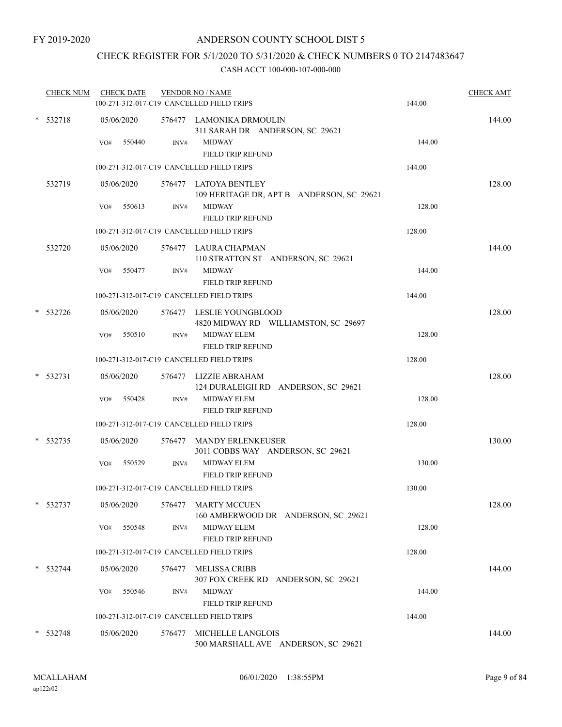FY 2019-2020

# ANDERSON COUNTY SCHOOL DIST 5

## CHECK REGISTER FOR 5/1/2020 TO 5/31/2020 & CHECK NUMBERS 0 TO 2147483647

CASH ACCT 100-000-107-000-000

| CHECK NUM | CHECK DATE | VENDOR NO / NAME | | CHECK AMT |
|---|---|---|---|---|
| | | 100-271-312-017-C19 CANCELLED FIELD TRIPS | 144.00 | |
| * 532718 | 05/06/2020 | 576477 LAMONIKA DRMOULIN<br>311 SARAH DR ANDERSON, SC 29621 | | 144.00 |
| | VO# 550440 | INV# MIDWAY<br>FIELD TRIP REFUND | 144.00 | |
| | | 100-271-312-017-C19 CANCELLED FIELD TRIPS | 144.00 | |
| 532719 | 05/06/2020 | 576477 LATOYA BENTLEY<br>109 HERITAGE DR, APT B ANDERSON, SC 29621 | | 128.00 |
| | VO# 550613 | INV# MIDWAY<br>FIELD TRIP REFUND | 128.00 | |
| | | 100-271-312-017-C19 CANCELLED FIELD TRIPS | 128.00 | |
| 532720 | 05/06/2020 | 576477 LAURA CHAPMAN<br>110 STRATTON ST ANDERSON, SC 29621 | | 144.00 |
| | VO# 550477 | INV# MIDWAY<br>FIELD TRIP REFUND | 144.00 | |
| | | 100-271-312-017-C19 CANCELLED FIELD TRIPS | 144.00 | |
| * 532726 | 05/06/2020 | 576477 LESLIE YOUNGBLOOD<br>4820 MIDWAY RD WILLIAMSTON, SC 29697 | | 128.00 |
| | VO# 550510 | INV# MIDWAY ELEM<br>FIELD TRIP REFUND | 128.00 | |
| | | 100-271-312-017-C19 CANCELLED FIELD TRIPS | 128.00 | |
| * 532731 | 05/06/2020 | 576477 LIZZIE ABRAHAM<br>124 DURALEIGH RD ANDERSON, SC 29621 | | 128.00 |
| | VO# 550428 | INV# MIDWAY ELEM<br>FIELD TRIP REFUND | 128.00 | |
| | | 100-271-312-017-C19 CANCELLED FIELD TRIPS | 128.00 | |
| * 532735 | 05/06/2020 | 576477 MANDY ERLENKEUSER<br>3011 COBBS WAY ANDERSON, SC 29621 | | 130.00 |
| | VO# 550529 | INV# MIDWAY ELEM<br>FIELD TRIP REFUND | 130.00 | |
| | | 100-271-312-017-C19 CANCELLED FIELD TRIPS | 130.00 | |
| * 532737 | 05/06/2020 | 576477 MARTY MCCUEN<br>160 AMBERWOOD DR ANDERSON, SC 29621 | | 128.00 |
| | VO# 550548 | INV# MIDWAY ELEM<br>FIELD TRIP REFUND | 128.00 | |
| | | 100-271-312-017-C19 CANCELLED FIELD TRIPS | 128.00 | |
| * 532744 | 05/06/2020 | 576477 MELISSA CRIBB<br>307 FOX CREEK RD ANDERSON, SC 29621 | | 144.00 |
| | VO# 550546 | INV# MIDWAY<br>FIELD TRIP REFUND | 144.00 | |
| | | 100-271-312-017-C19 CANCELLED FIELD TRIPS | 144.00 | |
| * 532748 | 05/06/2020 | 576477 MICHELLE LANGLOIS<br>500 MARSHALL AVE ANDERSON, SC 29621 | | 144.00 |

MCALLAHAM
ap122r02

06/01/2020 1:38:55PM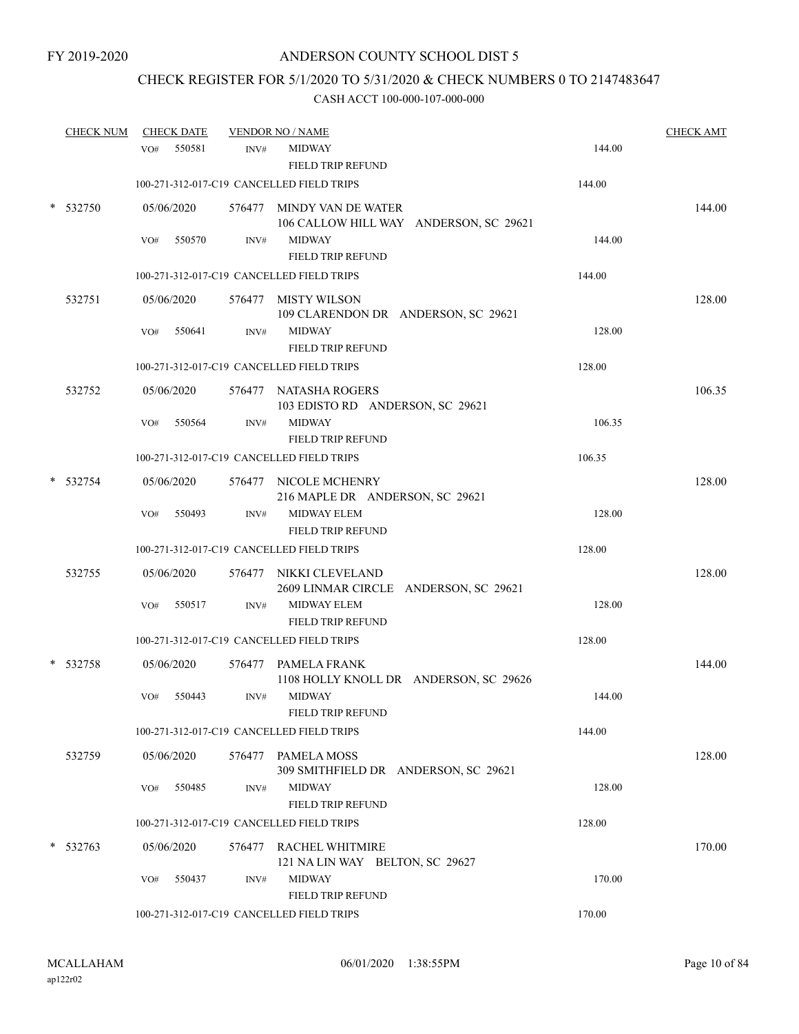FY 2019-2020

# ANDERSON COUNTY SCHOOL DIST 5

## CHECK REGISTER FOR 5/1/2020 TO 5/31/2020 & CHECK NUMBERS 0 TO 2147483647

### CASH ACCT 100-000-107-000-000

| CHECK NUM | CHECK DATE | VENDOR NO / NAME | | CHECK AMT |
|---|---|---|---|---|
| | VO# 550581 | INV# MIDWAY<br>FIELD TRIP REFUND | 144.00 | |
| | 100-271-312-017-C19 CANCELLED FIELD TRIPS | | 144.00 | |
| * 532750 | 05/06/2020 | 576477 MINDY VAN DE WATER<br>106 CALLOW HILL WAY ANDERSON, SC 29621 | | 144.00 |
| | VO# 550570 | INV# MIDWAY<br>FIELD TRIP REFUND | 144.00 | |
| | 100-271-312-017-C19 CANCELLED FIELD TRIPS | | 144.00 | |
| 532751 | 05/06/2020 | 576477 MISTY WILSON<br>109 CLARENDON DR ANDERSON, SC 29621 | | 128.00 |
| | VO# 550641 | INV# MIDWAY<br>FIELD TRIP REFUND | 128.00 | |
| | 100-271-312-017-C19 CANCELLED FIELD TRIPS | | 128.00 | |
| 532752 | 05/06/2020 | 576477 NATASHA ROGERS<br>103 EDISTO RD ANDERSON, SC 29621 | | 106.35 |
| | VO# 550564 | INV# MIDWAY<br>FIELD TRIP REFUND | 106.35 | |
| | 100-271-312-017-C19 CANCELLED FIELD TRIPS | | 106.35 | |
| * 532754 | 05/06/2020 | 576477 NICOLE MCHENRY<br>216 MAPLE DR ANDERSON, SC 29621 | | 128.00 |
| | VO# 550493 | INV# MIDWAY ELEM<br>FIELD TRIP REFUND | 128.00 | |
| | 100-271-312-017-C19 CANCELLED FIELD TRIPS | | 128.00 | |
| 532755 | 05/06/2020 | 576477 NIKKI CLEVELAND<br>2609 LINMAR CIRCLE ANDERSON, SC 29621 | | 128.00 |
| | VO# 550517 | INV# MIDWAY ELEM<br>FIELD TRIP REFUND | 128.00 | |
| | 100-271-312-017-C19 CANCELLED FIELD TRIPS | | 128.00 | |
| * 532758 | 05/06/2020 | 576477 PAMELA FRANK<br>1108 HOLLY KNOLL DR ANDERSON, SC 29626 | | 144.00 |
| | VO# 550443 | INV# MIDWAY<br>FIELD TRIP REFUND | 144.00 | |
| | 100-271-312-017-C19 CANCELLED FIELD TRIPS | | 144.00 | |
| 532759 | 05/06/2020 | 576477 PAMELA MOSS<br>309 SMITHFIELD DR ANDERSON, SC 29621 | | 128.00 |
| | VO# 550485 | INV# MIDWAY<br>FIELD TRIP REFUND | 128.00 | |
| | 100-271-312-017-C19 CANCELLED FIELD TRIPS | | 128.00 | |
| * 532763 | 05/06/2020 | 576477 RACHEL WHITMIRE<br>121 NA LIN WAY BELTON, SC 29627 | | 170.00 |
| | VO# 550437 | INV# MIDWAY<br>FIELD TRIP REFUND | 170.00 | |
| | 100-271-312-017-C19 CANCELLED FIELD TRIPS | | 170.00 | |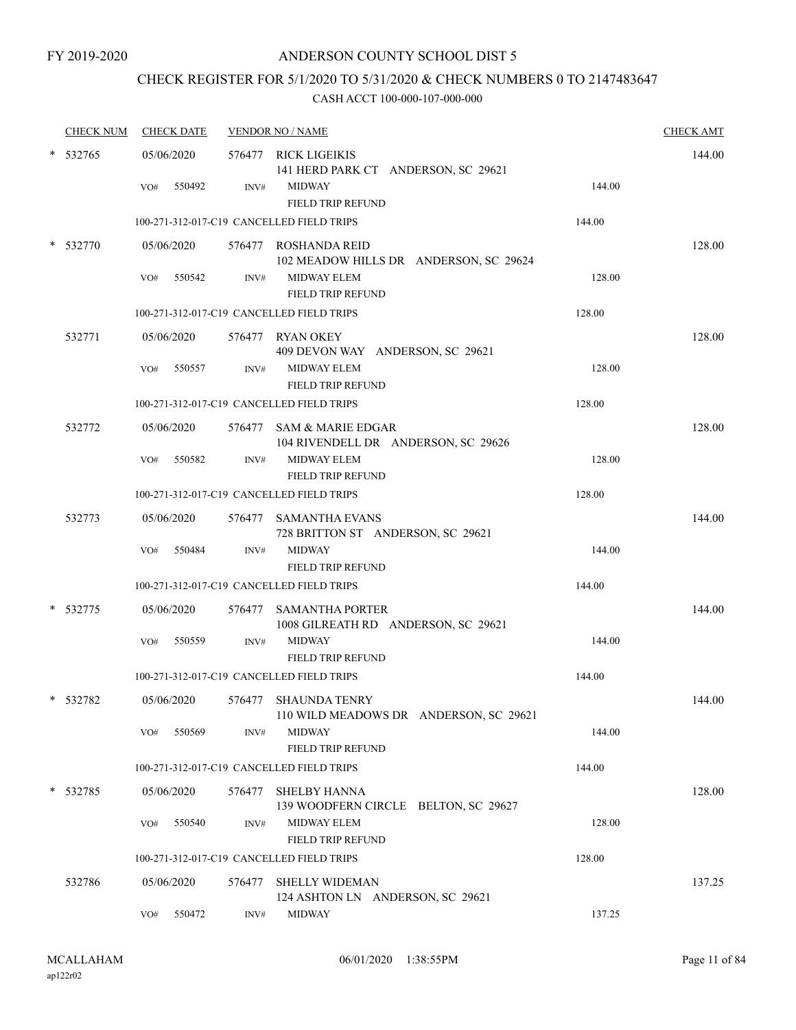FY 2019-2020

# ANDERSON COUNTY SCHOOL DIST 5

## CHECK REGISTER FOR 5/1/2020 TO 5/31/2020 & CHECK NUMBERS 0 TO 2147483647

### CASH ACCT 100-000-107-000-000

| CHECK NUM | CHECK DATE | VENDOR NO / NAME | | CHECK AMT |
|---|---|---|---|---|
| * 532765 | 05/06/2020 | 576477 RICK LIGEIKIS<br>141 HERD PARK CT ANDERSON, SC 29621 | | 144.00 |
| | VO# 550492 | INV# MIDWAY<br>FIELD TRIP REFUND | 144.00 | |
| | 100-271-312-017-C19 CANCELLED FIELD TRIPS | | 144.00 | |
| * 532770 | 05/06/2020 | 576477 ROSHANDA REID<br>102 MEADOW HILLS DR ANDERSON, SC 29624 | | 128.00 |
| | VO# 550542 | INV# MIDWAY ELEM<br>FIELD TRIP REFUND | 128.00 | |
| | 100-271-312-017-C19 CANCELLED FIELD TRIPS | | 128.00 | |
| 532771 | 05/06/2020 | 576477 RYAN OKEY<br>409 DEVON WAY ANDERSON, SC 29621 | | 128.00 |
| | VO# 550557 | INV# MIDWAY ELEM<br>FIELD TRIP REFUND | 128.00 | |
| | 100-271-312-017-C19 CANCELLED FIELD TRIPS | | 128.00 | |
| 532772 | 05/06/2020 | 576477 SAM & MARIE EDGAR<br>104 RIVENDELL DR ANDERSON, SC 29626 | | 128.00 |
| | VO# 550582 | INV# MIDWAY ELEM<br>FIELD TRIP REFUND | 128.00 | |
| | 100-271-312-017-C19 CANCELLED FIELD TRIPS | | 128.00 | |
| 532773 | 05/06/2020 | 576477 SAMANTHA EVANS<br>728 BRITTON ST ANDERSON, SC 29621 | | 144.00 |
| | VO# 550484 | INV# MIDWAY<br>FIELD TRIP REFUND | 144.00 | |
| | 100-271-312-017-C19 CANCELLED FIELD TRIPS | | 144.00 | |
| * 532775 | 05/06/2020 | 576477 SAMANTHA PORTER<br>1008 GILREATH RD ANDERSON, SC 29621 | | 144.00 |
| | VO# 550559 | INV# MIDWAY<br>FIELD TRIP REFUND | 144.00 | |
| | 100-271-312-017-C19 CANCELLED FIELD TRIPS | | 144.00 | |
| * 532782 | 05/06/2020 | 576477 SHAUNDA TENRY<br>110 WILD MEADOWS DR ANDERSON, SC 29621 | | 144.00 |
| | VO# 550569 | INV# MIDWAY<br>FIELD TRIP REFUND | 144.00 | |
| | 100-271-312-017-C19 CANCELLED FIELD TRIPS | | 144.00 | |
| * 532785 | 05/06/2020 | 576477 SHELBY HANNA<br>139 WOODFERN CIRCLE BELTON, SC 29627 | | 128.00 |
| | VO# 550540 | INV# MIDWAY ELEM<br>FIELD TRIP REFUND | 128.00 | |
| | 100-271-312-017-C19 CANCELLED FIELD TRIPS | | 128.00 | |
| 532786 | 05/06/2020 | 576477 SHELLY WIDEMAN<br>124 ASHTON LN ANDERSON, SC 29621 | | 137.25 |
| | VO# 550472 | INV# MIDWAY | 137.25 | |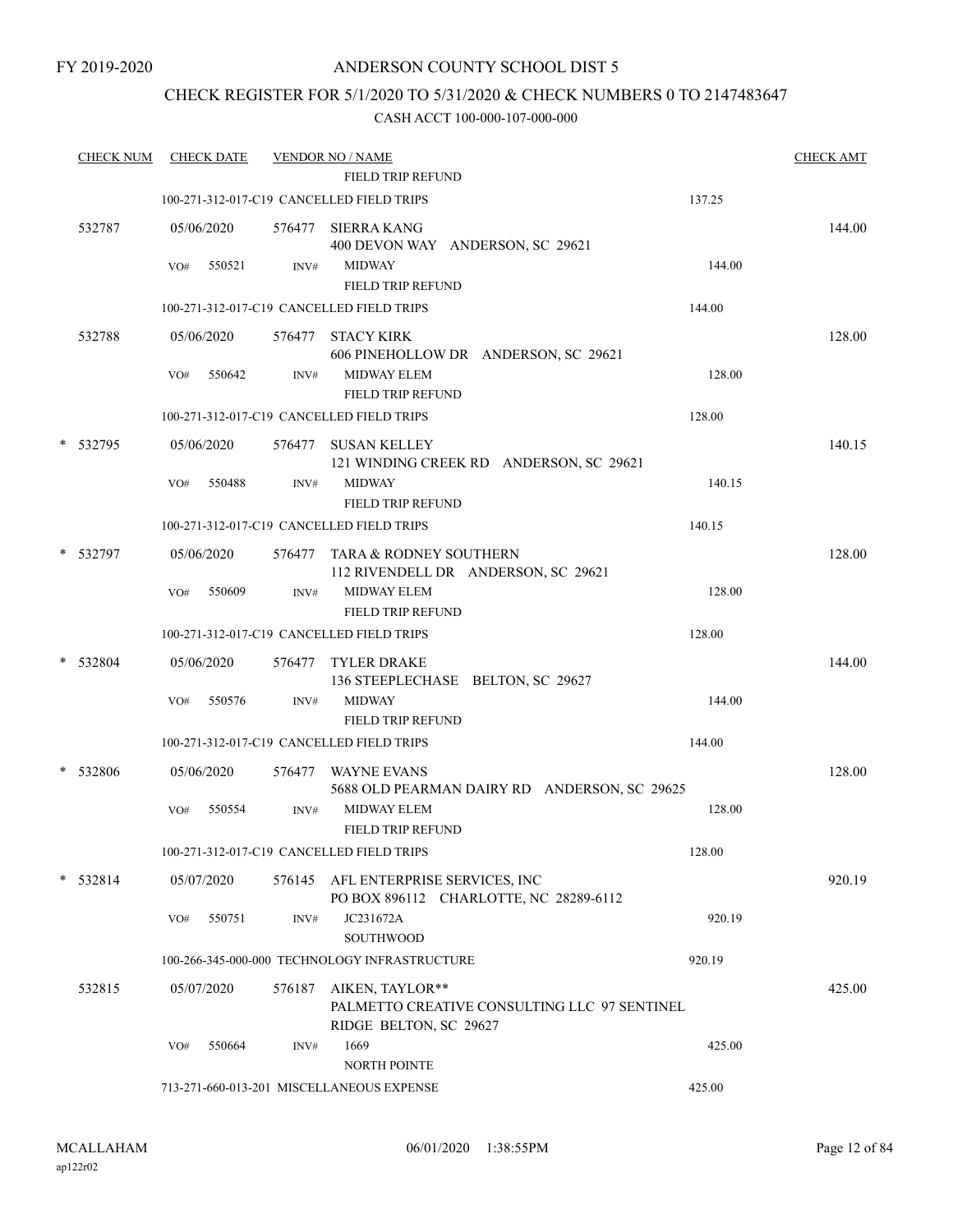FY 2019-2020

# ANDERSON COUNTY SCHOOL DIST 5

## CHECK REGISTER FOR 5/1/2020 TO 5/31/2020 & CHECK NUMBERS 0 TO 2147483647

### CASH ACCT 100-000-107-000-000

| CHECK NUM | CHECK DATE | VENDOR NO / NAME | | CHECK AMT |
|---|---|---|---|---|
| | | FIELD TRIP REFUND | | |
| | | 100-271-312-017-C19 CANCELLED FIELD TRIPS | 137.25 | |
| 532787 | 05/06/2020 | 576477 SIERRA KANG<br>400 DEVON WAY ANDERSON, SC 29621 | | 144.00 |
| | VO# 550521 | INV# MIDWAY<br>FIELD TRIP REFUND | 144.00 | |
| | | 100-271-312-017-C19 CANCELLED FIELD TRIPS | 144.00 | |
| 532788 | 05/06/2020 | 576477 STACY KIRK<br>606 PINEHOLLOW DR ANDERSON, SC 29621 | | 128.00 |
| | VO# 550642 | INV# MIDWAY ELEM<br>FIELD TRIP REFUND | 128.00 | |
| | | 100-271-312-017-C19 CANCELLED FIELD TRIPS | 128.00 | |
| * 532795 | 05/06/2020 | 576477 SUSAN KELLEY<br>121 WINDING CREEK RD ANDERSON, SC 29621 | | 140.15 |
| | VO# 550488 | INV# MIDWAY<br>FIELD TRIP REFUND | 140.15 | |
| | | 100-271-312-017-C19 CANCELLED FIELD TRIPS | 140.15 | |
| * 532797 | 05/06/2020 | 576477 TARA & RODNEY SOUTHERN<br>112 RIVENDELL DR ANDERSON, SC 29621 | | 128.00 |
| | VO# 550609 | INV# MIDWAY ELEM<br>FIELD TRIP REFUND | 128.00 | |
| | | 100-271-312-017-C19 CANCELLED FIELD TRIPS | 128.00 | |
| * 532804 | 05/06/2020 | 576477 TYLER DRAKE<br>136 STEEPLECHASE BELTON, SC 29627 | | 144.00 |
| | VO# 550576 | INV# MIDWAY<br>FIELD TRIP REFUND | 144.00 | |
| | | 100-271-312-017-C19 CANCELLED FIELD TRIPS | 144.00 | |
| * 532806 | 05/06/2020 | 576477 WAYNE EVANS<br>5688 OLD PEARMAN DAIRY RD ANDERSON, SC 29625 | | 128.00 |
| | VO# 550554 | INV# MIDWAY ELEM<br>FIELD TRIP REFUND | 128.00 | |
| | | 100-271-312-017-C19 CANCELLED FIELD TRIPS | 128.00 | |
| * 532814 | 05/07/2020 | 576145 AFL ENTERPRISE SERVICES, INC<br>PO BOX 896112 CHARLOTTE, NC 28289-6112 | | 920.19 |
| | VO# 550751 | INV# JC231672A<br>SOUTHWOOD | 920.19 | |
| | | 100-266-345-000-000 TECHNOLOGY INFRASTRUCTURE | 920.19 | |
| 532815 | 05/07/2020 | 576187 AIKEN, TAYLOR**<br>PALMETTO CREATIVE CONSULTING LLC 97 SENTINEL RIDGE BELTON, SC 29627 | | 425.00 |
| | VO# 550664 | INV# 1669<br>NORTH POINTE | 425.00 | |
| | | 713-271-660-013-201 MISCELLANEOUS EXPENSE | 425.00 | |

MCALLAHAM
ap122r02
06/01/2020 1:38:55PM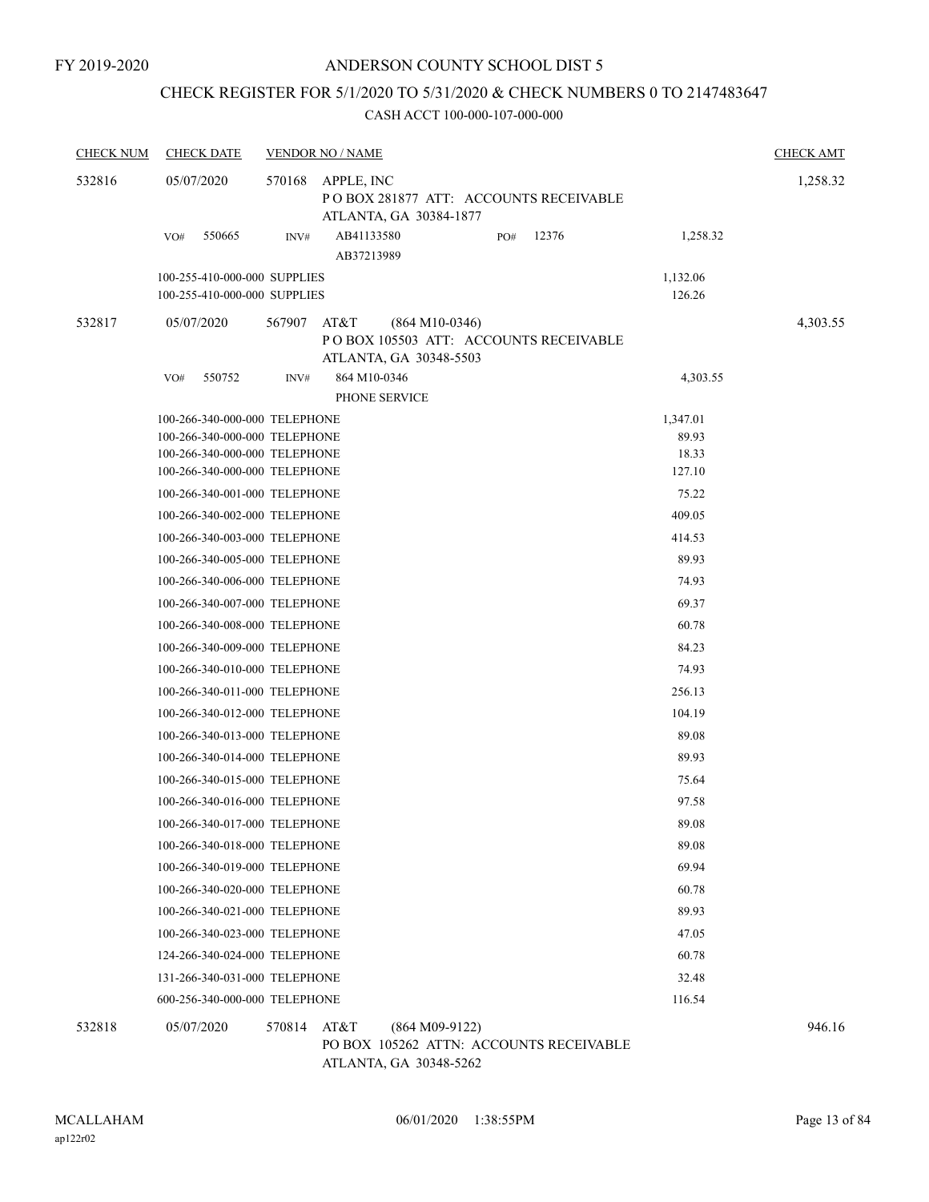FY 2019-2020

# ANDERSON COUNTY SCHOOL DIST 5

## CHECK REGISTER FOR 5/1/2020 TO 5/31/2020 & CHECK NUMBERS 0 TO 2147483647

### CASH ACCT 100-000-107-000-000

| CHECK NUM | CHECK DATE | VENDOR NO / NAME | | CHECK AMT |
|---|---|---|---|---|
| 532816 | 05/07/2020 | 570168 APPLE, INC<br>P O BOX 281877 ATT: ACCOUNTS RECEIVABLE<br>ATLANTA, GA 30384-1877 | | 1,258.32 |
| | VO# 550665 | INV# AB41133580 PO# 12376<br>AB37213989 | 1,258.32 | |
| | 100-255-410-000-000 SUPPLIES | | 1,132.06 | |
| | 100-255-410-000-000 SUPPLIES | | 126.26 | |
| 532817 | 05/07/2020 | 567907 AT&T (864 M10-0346)<br>P O BOX 105503 ATT: ACCOUNTS RECEIVABLE<br>ATLANTA, GA 30348-5503 | | 4,303.55 |
| | VO# 550752 | INV# 864 M10-0346<br>PHONE SERVICE | 4,303.55 | |
| | 100-266-340-000-000 TELEPHONE | | 1,347.01 | |
| | 100-266-340-000-000 TELEPHONE | | 89.93 | |
| | 100-266-340-000-000 TELEPHONE | | 18.33 | |
| | 100-266-340-000-000 TELEPHONE | | 127.10 | |
| | 100-266-340-001-000 TELEPHONE | | 75.22 | |
| | 100-266-340-002-000 TELEPHONE | | 409.05 | |
| | 100-266-340-003-000 TELEPHONE | | 414.53 | |
| | 100-266-340-005-000 TELEPHONE | | 89.93 | |
| | 100-266-340-006-000 TELEPHONE | | 74.93 | |
| | 100-266-340-007-000 TELEPHONE | | 69.37 | |
| | 100-266-340-008-000 TELEPHONE | | 60.78 | |
| | 100-266-340-009-000 TELEPHONE | | 84.23 | |
| | 100-266-340-010-000 TELEPHONE | | 74.93 | |
| | 100-266-340-011-000 TELEPHONE | | 256.13 | |
| | 100-266-340-012-000 TELEPHONE | | 104.19 | |
| | 100-266-340-013-000 TELEPHONE | | 89.08 | |
| | 100-266-340-014-000 TELEPHONE | | 89.93 | |
| | 100-266-340-015-000 TELEPHONE | | 75.64 | |
| | 100-266-340-016-000 TELEPHONE | | 97.58 | |
| | 100-266-340-017-000 TELEPHONE | | 89.08 | |
| | 100-266-340-018-000 TELEPHONE | | 89.08 | |
| | 100-266-340-019-000 TELEPHONE | | 69.94 | |
| | 100-266-340-020-000 TELEPHONE | | 60.78 | |
| | 100-266-340-021-000 TELEPHONE | | 89.93 | |
| | 100-266-340-023-000 TELEPHONE | | 47.05 | |
| | 124-266-340-024-000 TELEPHONE | | 60.78 | |
| | 131-266-340-031-000 TELEPHONE | | 32.48 | |
| | 600-256-340-000-000 TELEPHONE | | 116.54 | |
| 532818 | 05/07/2020 | 570814 AT&T (864 M09-9122)<br>PO BOX 105262 ATTN: ACCOUNTS RECEIVABLE<br>ATLANTA, GA 30348-5262 | | 946.16 |

MCALLAHAM
ap122r02

06/01/2020 1:38:55PM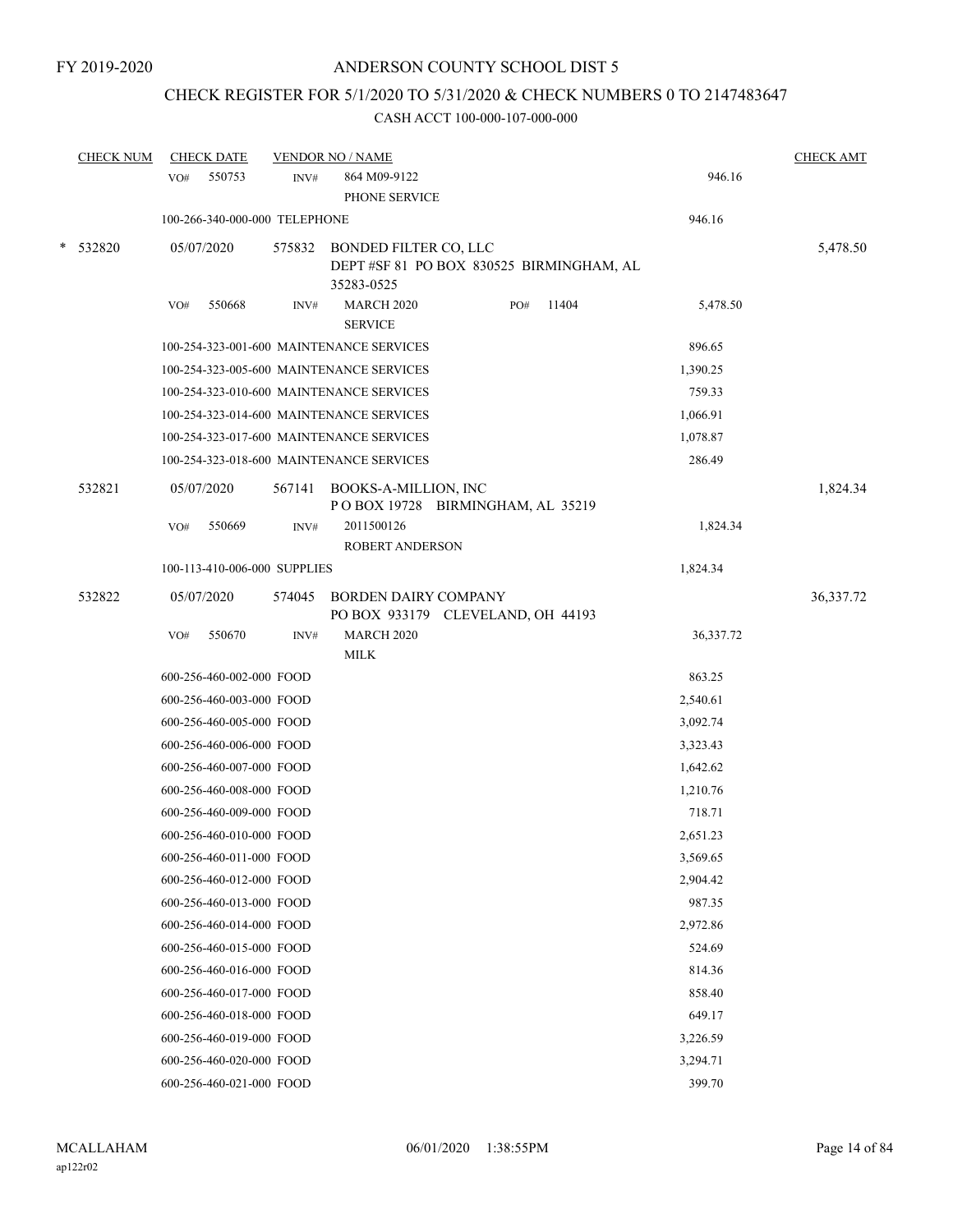FY 2019-2020

# ANDERSON COUNTY SCHOOL DIST 5

## CHECK REGISTER FOR 5/1/2020 TO 5/31/2020 & CHECK NUMBERS 0 TO 2147483647

CASH ACCT 100-000-107-000-000

| CHECK NUM | CHECK DATE | VENDOR NO / NAME | | CHECK AMT |
|---|---|---|---|---|
| | VO# 550753 | INV# 864 M09-9122<br>PHONE SERVICE | 946.16 | |
| | 100-266-340-000-000 TELEPHONE | | 946.16 | |
| * 532820 | 05/07/2020 | 575832 BONDED FILTER CO, LLC<br>DEPT #SF 81 PO BOX 830525 BIRMINGHAM, AL 35283-0525 | | 5,478.50 |
| | VO# 550668 | INV# MARCH 2020 SERVICE PO# 11404 | 5,478.50 | |
| | 100-254-323-001-600 MAINTENANCE SERVICES | | 896.65 | |
| | 100-254-323-005-600 MAINTENANCE SERVICES | | 1,390.25 | |
| | 100-254-323-010-600 MAINTENANCE SERVICES | | 759.33 | |
| | 100-254-323-014-600 MAINTENANCE SERVICES | | 1,066.91 | |
| | 100-254-323-017-600 MAINTENANCE SERVICES | | 1,078.87 | |
| | 100-254-323-018-600 MAINTENANCE SERVICES | | 286.49 | |
| 532821 | 05/07/2020 | 567141 BOOKS-A-MILLION, INC<br>P O BOX 19728 BIRMINGHAM, AL 35219 | | 1,824.34 |
| | VO# 550669 | INV# 2011500126<br>ROBERT ANDERSON | 1,824.34 | |
| | 100-113-410-006-000 SUPPLIES | | 1,824.34 | |
| 532822 | 05/07/2020 | 574045 BORDEN DAIRY COMPANY<br>PO BOX 933179 CLEVELAND, OH 44193 | | 36,337.72 |
| | VO# 550670 | INV# MARCH 2020<br>MILK | 36,337.72 | |
| | 600-256-460-002-000 FOOD | | 863.25 | |
| | 600-256-460-003-000 FOOD | | 2,540.61 | |
| | 600-256-460-005-000 FOOD | | 3,092.74 | |
| | 600-256-460-006-000 FOOD | | 3,323.43 | |
| | 600-256-460-007-000 FOOD | | 1,642.62 | |
| | 600-256-460-008-000 FOOD | | 1,210.76 | |
| | 600-256-460-009-000 FOOD | | 718.71 | |
| | 600-256-460-010-000 FOOD | | 2,651.23 | |
| | 600-256-460-011-000 FOOD | | 3,569.65 | |
| | 600-256-460-012-000 FOOD | | 2,904.42 | |
| | 600-256-460-013-000 FOOD | | 987.35 | |
| | 600-256-460-014-000 FOOD | | 2,972.86 | |
| | 600-256-460-015-000 FOOD | | 524.69 | |
| | 600-256-460-016-000 FOOD | | 814.36 | |
| | 600-256-460-017-000 FOOD | | 858.40 | |
| | 600-256-460-018-000 FOOD | | 649.17 | |
| | 600-256-460-019-000 FOOD | | 3,226.59 | |
| | 600-256-460-020-000 FOOD | | 3,294.71 | |
| | 600-256-460-021-000 FOOD | | 399.70 | |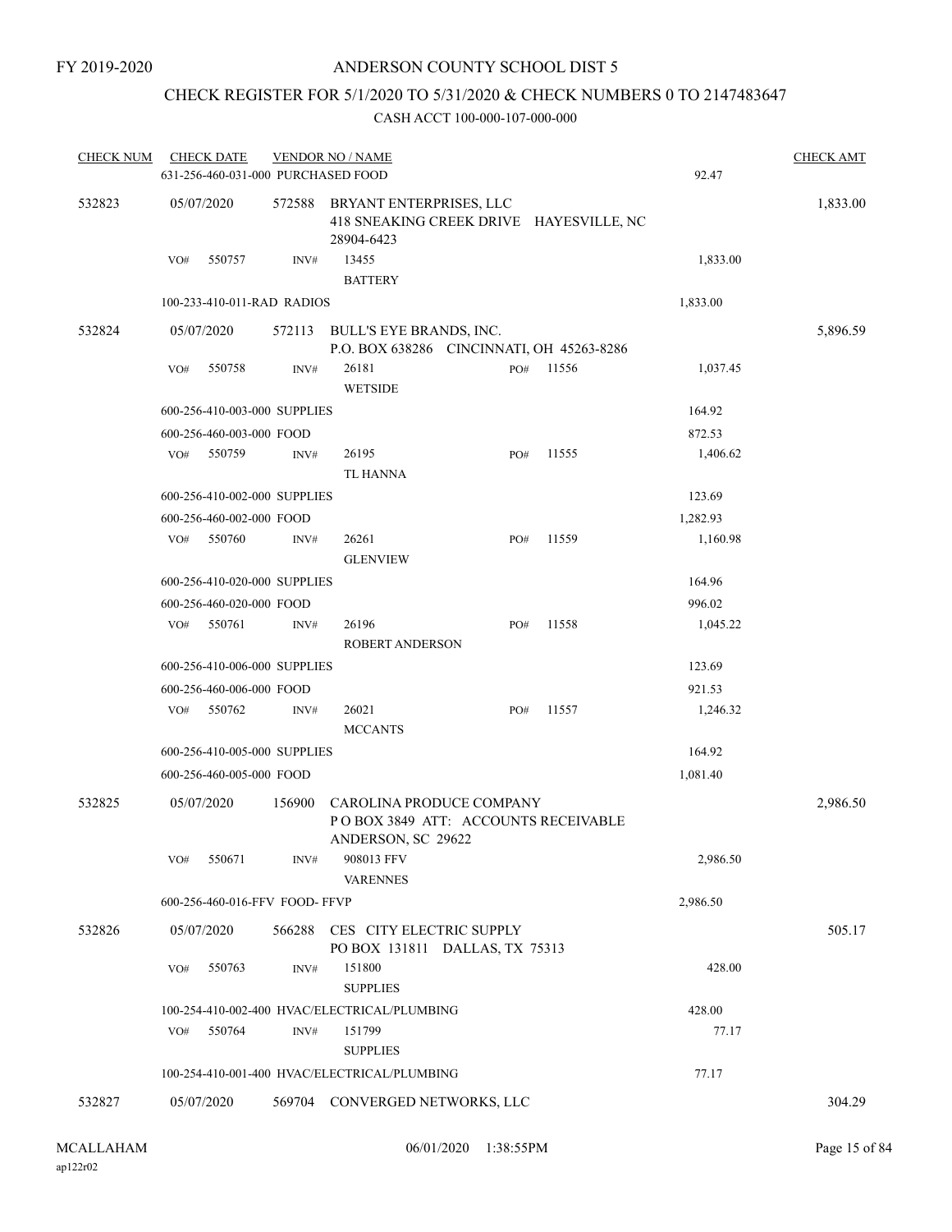FY 2019-2020

# ANDERSON COUNTY SCHOOL DIST 5

## CHECK REGISTER FOR 5/1/2020 TO 5/31/2020 & CHECK NUMBERS 0 TO 2147483647

### CASH ACCT 100-000-107-000-000

| CHECK NUM | CHECK DATE | VENDOR NO / NAME | | CHECK AMT |
|---|---|---|---|---|
| | 631-256-460-031-000 PURCHASED FOOD | | 92.47 | |
| 532823 | 05/07/2020 | 572588 BRYANT ENTERPRISES, LLC<br>418 SNEAKING CREEK DRIVE HAYESVILLE, NC 28904-6423 | | 1,833.00 |
| | VO# 550757 | INV# 13455<br>BATTERY | 1,833.00 | |
| | 100-233-410-011-RAD RADIOS | | 1,833.00 | |
| 532824 | 05/07/2020 | 572113 BULL'S EYE BRANDS, INC.<br>P.O. BOX 638286 CINCINNATI, OH 45263-8286 | | 5,896.59 |
| | VO# 550758 | INV# 26181 PO# 11556<br>WETSIDE | 1,037.45 | |
| | 600-256-410-003-000 SUPPLIES | | 164.92 | |
| | 600-256-460-003-000 FOOD | | 872.53 | |
| | VO# 550759 | INV# 26195 PO# 11555<br>TL HANNA | 1,406.62 | |
| | 600-256-410-002-000 SUPPLIES | | 123.69 | |
| | 600-256-460-002-000 FOOD | | 1,282.93 | |
| | VO# 550760 | INV# 26261 PO# 11559<br>GLENVIEW | 1,160.98 | |
| | 600-256-410-020-000 SUPPLIES | | 164.96 | |
| | 600-256-460-020-000 FOOD | | 996.02 | |
| | VO# 550761 | INV# 26196 PO# 11558<br>ROBERT ANDERSON | 1,045.22 | |
| | 600-256-410-006-000 SUPPLIES | | 123.69 | |
| | 600-256-460-006-000 FOOD | | 921.53 | |
| | VO# 550762 | INV# 26021 PO# 11557<br>MCCANTS | 1,246.32 | |
| | 600-256-410-005-000 SUPPLIES | | 164.92 | |
| | 600-256-460-005-000 FOOD | | 1,081.40 | |
| 532825 | 05/07/2020 | 156900 CAROLINA PRODUCE COMPANY<br>P O BOX 3849 ATT: ACCOUNTS RECEIVABLE<br>ANDERSON, SC 29622 | | 2,986.50 |
| | VO# 550671 | INV# 908013 FFV<br>VARENNES | 2,986.50 | |
| | 600-256-460-016-FFV FOOD- FFVP | | 2,986.50 | |
| 532826 | 05/07/2020 | 566288 CES CITY ELECTRIC SUPPLY<br>PO BOX 131811 DALLAS, TX 75313 | | 505.17 |
| | VO# 550763 | INV# 151800<br>SUPPLIES | 428.00 | |
| | 100-254-410-002-400 HVAC/ELECTRICAL/PLUMBING | | 428.00 | |
| | VO# 550764 | INV# 151799<br>SUPPLIES | 77.17 | |
| | 100-254-410-001-400 HVAC/ELECTRICAL/PLUMBING | | 77.17 | |
| 532827 | 05/07/2020 | 569704 CONVERGED NETWORKS, LLC | | 304.29 |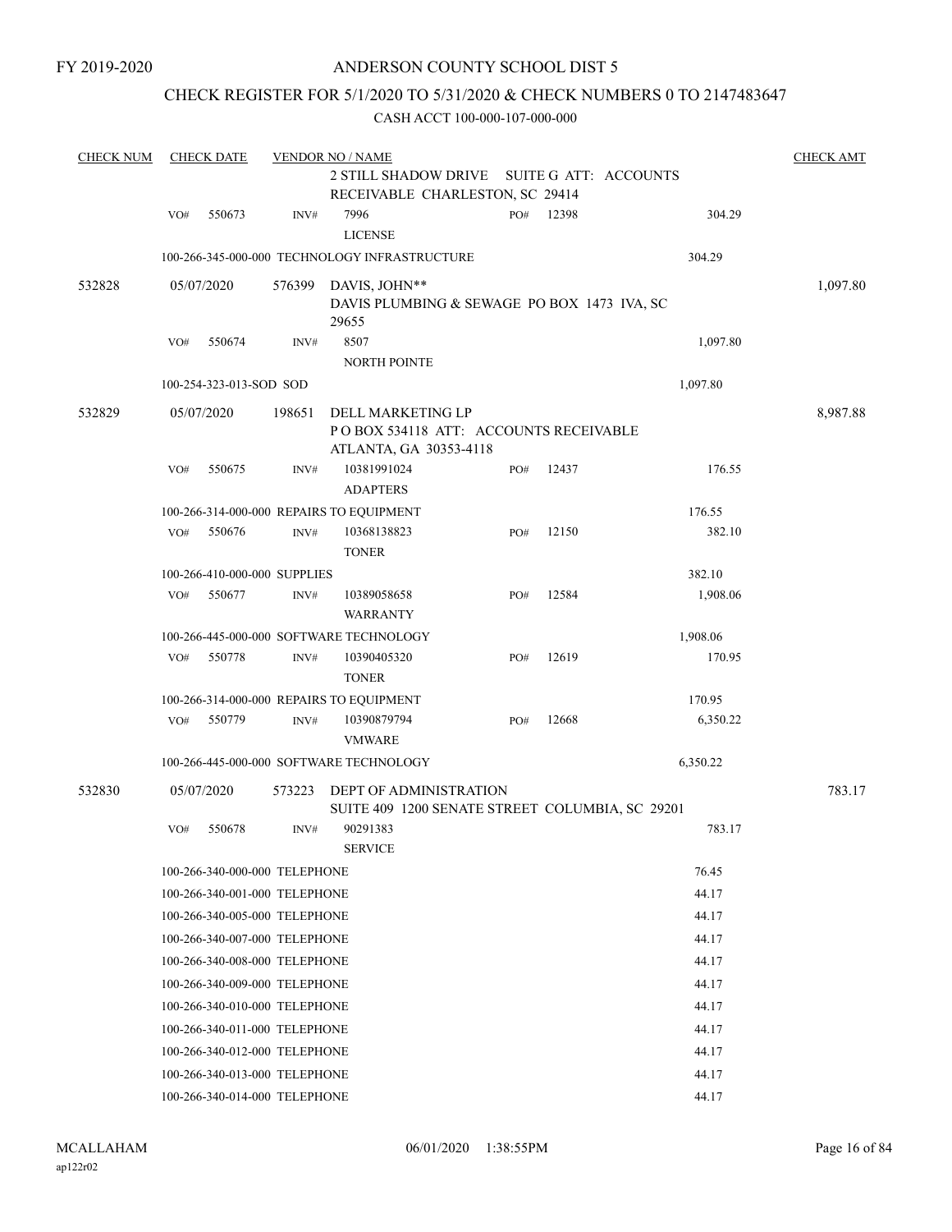FY 2019-2020

# ANDERSON COUNTY SCHOOL DIST 5

## CHECK REGISTER FOR 5/1/2020 TO 5/31/2020 & CHECK NUMBERS 0 TO 2147483647

CASH ACCT 100-000-107-000-000

| CHECK NUM | CHECK DATE | VENDOR NO / NAME | | | | CHECK AMT |
|---|---|---|---|---|---|---|
| | | 2 STILL SHADOW DRIVE SUITE G ATT: ACCOUNTS RECEIVABLE CHARLESTON, SC 29414 | | | | |
| | VO# 550673 | INV# 7996 LICENSE | PO# 12398 | | 304.29 | |
| | | 100-266-345-000-000 TECHNOLOGY INFRASTRUCTURE | | | 304.29 | |
| 532828 | 05/07/2020 | 576399 DAVIS, JOHN** DAVIS PLUMBING & SEWAGE PO BOX 1473 IVA, SC 29655 | | | | 1,097.80 |
| | VO# 550674 | INV# 8507 NORTH POINTE | | | 1,097.80 | |
| | | 100-254-323-013-SOD SOD | | | 1,097.80 | |
| 532829 | 05/07/2020 | 198651 DELL MARKETING LP P O BOX 534118 ATT: ACCOUNTS RECEIVABLE ATLANTA, GA 30353-4118 | | | | 8,987.88 |
| | VO# 550675 | INV# 10381991024 ADAPTERS | PO# 12437 | | 176.55 | |
| | | 100-266-314-000-000 REPAIRS TO EQUIPMENT | | | 176.55 | |
| | VO# 550676 | INV# 10368138823 TONER | PO# 12150 | | 382.10 | |
| | | 100-266-410-000-000 SUPPLIES | | | 382.10 | |
| | VO# 550677 | INV# 10389058658 WARRANTY | PO# 12584 | | 1,908.06 | |
| | | 100-266-445-000-000 SOFTWARE TECHNOLOGY | | | 1,908.06 | |
| | VO# 550778 | INV# 10390405320 TONER | PO# 12619 | | 170.95 | |
| | | 100-266-314-000-000 REPAIRS TO EQUIPMENT | | | 170.95 | |
| | VO# 550779 | INV# 10390879794 VMWARE | PO# 12668 | | 6,350.22 | |
| | | 100-266-445-000-000 SOFTWARE TECHNOLOGY | | | 6,350.22 | |
| 532830 | 05/07/2020 | 573223 DEPT OF ADMINISTRATION SUITE 409 1200 SENATE STREET COLUMBIA, SC 29201 | | | | 783.17 |
| | VO# 550678 | INV# 90291383 SERVICE | | | 783.17 | |
| | | 100-266-340-000-000 TELEPHONE | | | 76.45 | |
| | | 100-266-340-001-000 TELEPHONE | | | 44.17 | |
| | | 100-266-340-005-000 TELEPHONE | | | 44.17 | |
| | | 100-266-340-007-000 TELEPHONE | | | 44.17 | |
| | | 100-266-340-008-000 TELEPHONE | | | 44.17 | |
| | | 100-266-340-009-000 TELEPHONE | | | 44.17 | |
| | | 100-266-340-010-000 TELEPHONE | | | 44.17 | |
| | | 100-266-340-011-000 TELEPHONE | | | 44.17 | |
| | | 100-266-340-012-000 TELEPHONE | | | 44.17 | |
| | | 100-266-340-013-000 TELEPHONE | | | 44.17 | |
| | | 100-266-340-014-000 TELEPHONE | | | 44.17 | |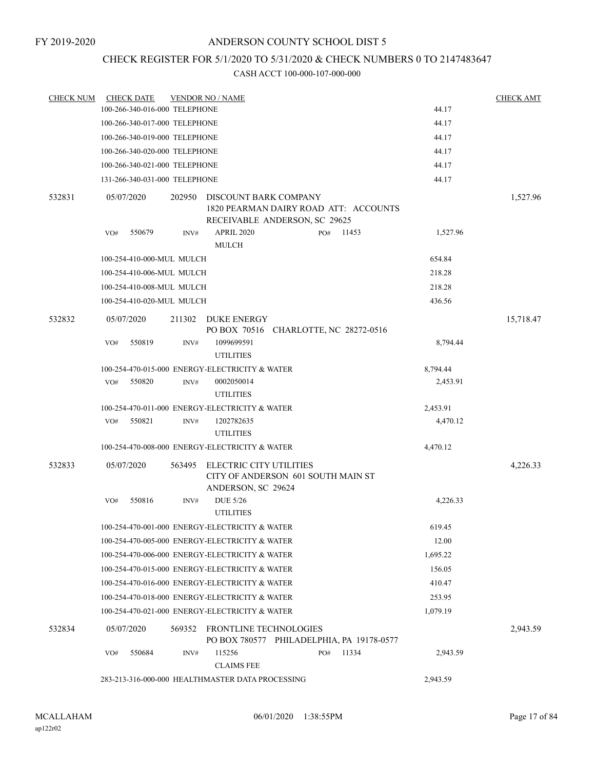FY 2019-2020

# ANDERSON COUNTY SCHOOL DIST 5

## CHECK REGISTER FOR 5/1/2020 TO 5/31/2020 & CHECK NUMBERS 0 TO 2147483647

### CASH ACCT 100-000-107-000-000

| CHECK NUM | CHECK DATE | VENDOR NO / NAME | | CHECK AMT |
|---|---|---|---|---|
| | 100-266-340-016-000 TELEPHONE | | 44.17 | |
| | 100-266-340-017-000 TELEPHONE | | 44.17 | |
| | 100-266-340-019-000 TELEPHONE | | 44.17 | |
| | 100-266-340-020-000 TELEPHONE | | 44.17 | |
| | 100-266-340-021-000 TELEPHONE | | 44.17 | |
| | 131-266-340-031-000 TELEPHONE | | 44.17 | |
| 532831 | 05/07/2020 | 202950 DISCOUNT BARK COMPANY<br>1820 PEARMAN DAIRY ROAD ATT: ACCOUNTS RECEIVABLE ANDERSON, SC 29625 | | 1,527.96 |
| | VO# 550679 | INV# APRIL 2020 PO# 11453<br>MULCH | 1,527.96 | |
| | 100-254-410-000-MUL MULCH | | 654.84 | |
| | 100-254-410-006-MUL MULCH | | 218.28 | |
| | 100-254-410-008-MUL MULCH | | 218.28 | |
| | 100-254-410-020-MUL MULCH | | 436.56 | |
| 532832 | 05/07/2020 | 211302 DUKE ENERGY<br>PO BOX 70516 CHARLOTTE, NC 28272-0516 | | 15,718.47 |
| | VO# 550819 | INV# 1099699591<br>UTILITIES | 8,794.44 | |
| | 100-254-470-015-000 ENERGY-ELECTRICITY & WATER | | 8,794.44 | |
| | VO# 550820 | INV# 0002050014<br>UTILITIES | 2,453.91 | |
| | 100-254-470-011-000 ENERGY-ELECTRICITY & WATER | | 2,453.91 | |
| | VO# 550821 | INV# 1202782635<br>UTILITIES | 4,470.12 | |
| | 100-254-470-008-000 ENERGY-ELECTRICITY & WATER | | 4,470.12 | |
| 532833 | 05/07/2020 | 563495 ELECTRIC CITY UTILITIES<br>CITY OF ANDERSON 601 SOUTH MAIN ST ANDERSON, SC 29624 | | 4,226.33 |
| | VO# 550816 | INV# DUE 5/26<br>UTILITIES | 4,226.33 | |
| | 100-254-470-001-000 ENERGY-ELECTRICITY & WATER | | 619.45 | |
| | 100-254-470-005-000 ENERGY-ELECTRICITY & WATER | | 12.00 | |
| | 100-254-470-006-000 ENERGY-ELECTRICITY & WATER | | 1,695.22 | |
| | 100-254-470-015-000 ENERGY-ELECTRICITY & WATER | | 156.05 | |
| | 100-254-470-016-000 ENERGY-ELECTRICITY & WATER | | 410.47 | |
| | 100-254-470-018-000 ENERGY-ELECTRICITY & WATER | | 253.95 | |
| | 100-254-470-021-000 ENERGY-ELECTRICITY & WATER | | 1,079.19 | |
| 532834 | 05/07/2020 | 569352 FRONTLINE TECHNOLOGIES<br>PO BOX 780577 PHILADELPHIA, PA 19178-0577 | | 2,943.59 |
| | VO# 550684 | INV# 115256 PO# 11334<br>CLAIMS FEE | 2,943.59 | |
| | 283-213-316-000-000 HEALTHMASTER DATA PROCESSING | | 2,943.59 | |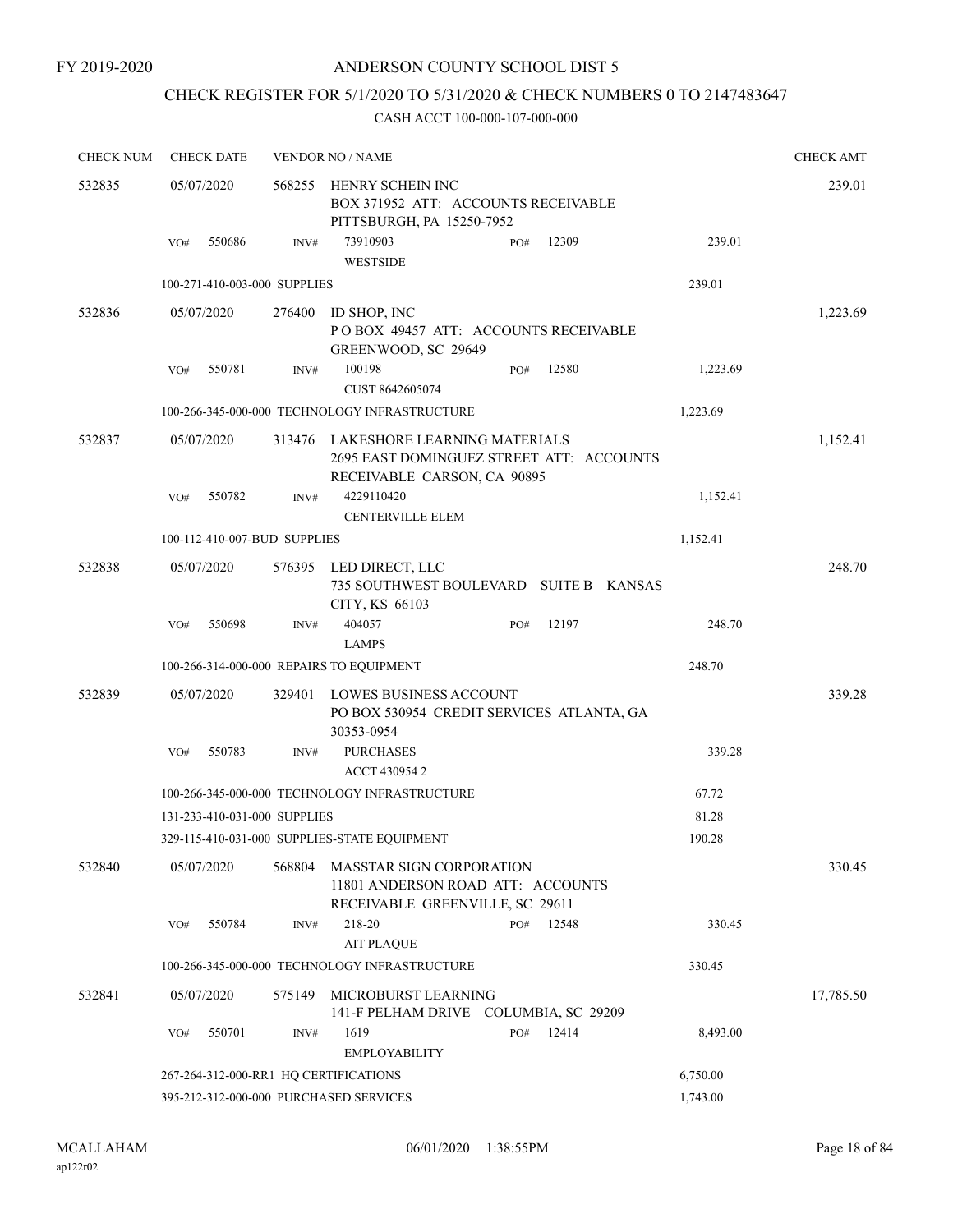FY 2019-2020

# ANDERSON COUNTY SCHOOL DIST 5

## CHECK REGISTER FOR 5/1/2020 TO 5/31/2020 & CHECK NUMBERS 0 TO 2147483647

CASH ACCT 100-000-107-000-000

| CHECK NUM | CHECK DATE | VENDOR NO / NAME | | | CHECK AMT |
|---|---|---|---|---|---|
| 532835 | 05/07/2020 | 568255 HENRY SCHEIN INC BOX 371952 ATT: ACCOUNTS RECEIVABLE PITTSBURGH, PA 15250-7952 | | | 239.01 |
| | VO# 550686 | INV# 73910903 WESTSIDE | PO# 12309 | 239.01 | |
| | 100-271-410-003-000 SUPPLIES | | | 239.01 | |
| 532836 | 05/07/2020 | 276400 ID SHOP, INC P O BOX 49457 ATT: ACCOUNTS RECEIVABLE GREENWOOD, SC 29649 | | | 1,223.69 |
| | VO# 550781 | INV# 100198 CUST 8642605074 | PO# 12580 | 1,223.69 | |
| | 100-266-345-000-000 TECHNOLOGY INFRASTRUCTURE | | | 1,223.69 | |
| 532837 | 05/07/2020 | 313476 LAKESHORE LEARNING MATERIALS 2695 EAST DOMINGUEZ STREET ATT: ACCOUNTS RECEIVABLE CARSON, CA 90895 | | | 1,152.41 |
| | VO# 550782 | INV# 4229110420 CENTERVILLE ELEM | | 1,152.41 | |
| | 100-112-410-007-BUD SUPPLIES | | | 1,152.41 | |
| 532838 | 05/07/2020 | 576395 LED DIRECT, LLC 735 SOUTHWEST BOULEVARD SUITE B KANSAS CITY, KS 66103 | | | 248.70 |
| | VO# 550698 | INV# 404057 LAMPS | PO# 12197 | 248.70 | |
| | 100-266-314-000-000 REPAIRS TO EQUIPMENT | | | 248.70 | |
| 532839 | 05/07/2020 | 329401 LOWES BUSINESS ACCOUNT PO BOX 530954 CREDIT SERVICES ATLANTA, GA 30353-0954 | | | 339.28 |
| | VO# 550783 | INV# PURCHASES ACCT 430954 2 | | 339.28 | |
| | 100-266-345-000-000 TECHNOLOGY INFRASTRUCTURE | | | 67.72 | |
| | 131-233-410-031-000 SUPPLIES | | | 81.28 | |
| | 329-115-410-031-000 SUPPLIES-STATE EQUIPMENT | | | 190.28 | |
| 532840 | 05/07/2020 | 568804 MASSTAR SIGN CORPORATION 11801 ANDERSON ROAD ATT: ACCOUNTS RECEIVABLE GREENVILLE, SC 29611 | | | 330.45 |
| | VO# 550784 | INV# 218-20 AIT PLAQUE | PO# 12548 | 330.45 | |
| | 100-266-345-000-000 TECHNOLOGY INFRASTRUCTURE | | | 330.45 | |
| 532841 | 05/07/2020 | 575149 MICROBURST LEARNING 141-F PELHAM DRIVE COLUMBIA, SC 29209 | | | 17,785.50 |
| | VO# 550701 | INV# 1619 EMPLOYABILITY | PO# 12414 | 8,493.00 | |
| | 267-264-312-000-RR1 HQ CERTIFICATIONS | | | 6,750.00 | |
| | 395-212-312-000-000 PURCHASED SERVICES | | | 1,743.00 | |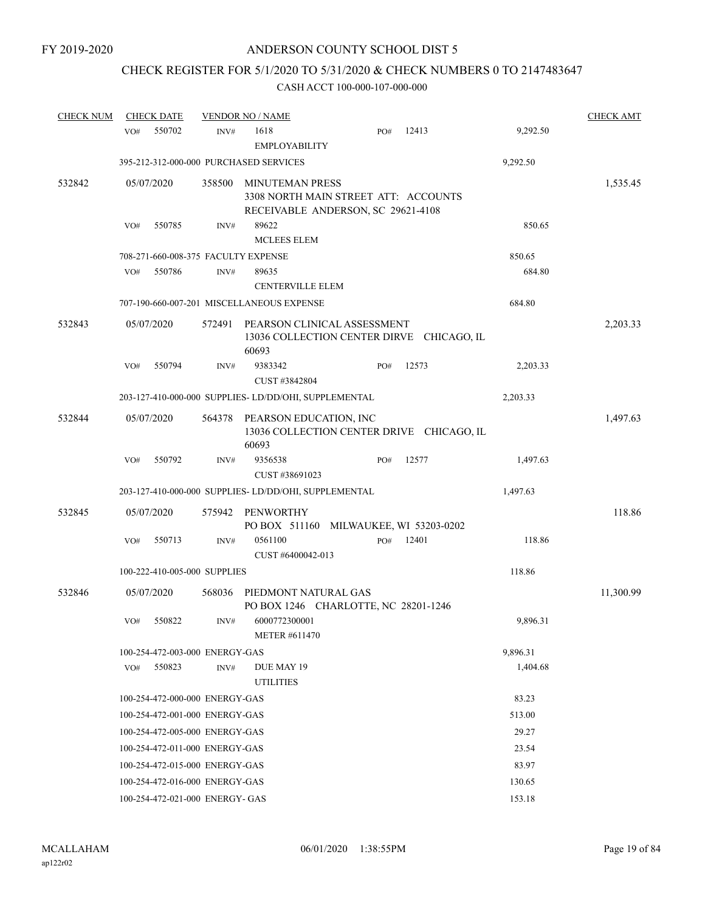FY 2019-2020

# ANDERSON COUNTY SCHOOL DIST 5

## CHECK REGISTER FOR 5/1/2020 TO 5/31/2020 & CHECK NUMBERS 0 TO 2147483647

### CASH ACCT 100-000-107-000-000

| CHECK NUM | CHECK DATE | VENDOR NO / NAME | | | | CHECK AMT |
|---|---|---|---|---|---|---|
| | VO# 550702 | INV# 1618<br>EMPLOYABILITY | PO# 12413 | | 9,292.50 | |
| | 395-212-312-000-000 PURCHASED SERVICES | | | | 9,292.50 | |
| 532842 | 05/07/2020 | 358500 MINUTEMAN PRESS<br>3308 NORTH MAIN STREET ATT: ACCOUNTS RECEIVABLE ANDERSON, SC 29621-4108 | | | | 1,535.45 |
| | VO# 550785 | INV# 89622<br>MCLEES ELEM | | | 850.65 | |
| | 708-271-660-008-375 FACULTY EXPENSE | | | | 850.65 | |
| | VO# 550786 | INV# 89635<br>CENTERVILLE ELEM | | | 684.80 | |
| | 707-190-660-007-201 MISCELLANEOUS EXPENSE | | | | 684.80 | |
| 532843 | 05/07/2020 | 572491 PEARSON CLINICAL ASSESSMENT<br>13036 COLLECTION CENTER DIRVE CHICAGO, IL 60693 | | | | 2,203.33 |
| | VO# 550794 | INV# 9383342<br>CUST #3842804 | PO# 12573 | | 2,203.33 | |
| | 203-127-410-000-000 SUPPLIES- LD/DD/OHI, SUPPLEMENTAL | | | | 2,203.33 | |
| 532844 | 05/07/2020 | 564378 PEARSON EDUCATION, INC<br>13036 COLLECTION CENTER DRIVE CHICAGO, IL 60693 | | | | 1,497.63 |
| | VO# 550792 | INV# 9356538<br>CUST #38691023 | PO# 12577 | | 1,497.63 | |
| | 203-127-410-000-000 SUPPLIES- LD/DD/OHI, SUPPLEMENTAL | | | | 1,497.63 | |
| 532845 | 05/07/2020 | 575942 PENWORTHY<br>PO BOX 511160 MILWAUKEE, WI 53203-0202 | | | | 118.86 |
| | VO# 550713 | INV# 0561100<br>CUST #6400042-013 | PO# 12401 | | 118.86 | |
| | 100-222-410-005-000 SUPPLIES | | | | 118.86 | |
| 532846 | 05/07/2020 | 568036 PIEDMONT NATURAL GAS<br>PO BOX 1246 CHARLOTTE, NC 28201-1246 | | | | 11,300.99 |
| | VO# 550822 | INV# 6000772300001<br>METER #611470 | | | 9,896.31 | |
| | 100-254-472-003-000 ENERGY-GAS | | | | 9,896.31 | |
| | VO# 550823 | INV# DUE MAY 19<br>UTILITIES | | | 1,404.68 | |
| | 100-254-472-000-000 ENERGY-GAS | | | | 83.23 | |
| | 100-254-472-001-000 ENERGY-GAS | | | | 513.00 | |
| | 100-254-472-005-000 ENERGY-GAS | | | | 29.27 | |
| | 100-254-472-011-000 ENERGY-GAS | | | | 23.54 | |
| | 100-254-472-015-000 ENERGY-GAS | | | | 83.97 | |
| | 100-254-472-016-000 ENERGY-GAS | | | | 130.65 | |
| | 100-254-472-021-000 ENERGY- GAS | | | | 153.18 | |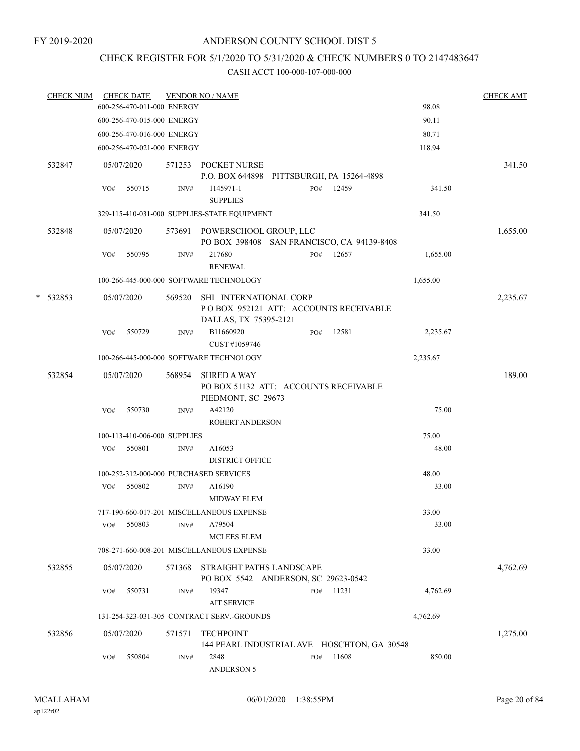FY 2019-2020

# ANDERSON COUNTY SCHOOL DIST 5

## CHECK REGISTER FOR 5/1/2020 TO 5/31/2020 & CHECK NUMBERS 0 TO 2147483647

CASH ACCT 100-000-107-000-000

| CHECK NUM | CHECK DATE | VENDOR NO / NAME | | CHECK AMT |
|---|---|---|---|---|
| | 600-256-470-011-000 ENERGY | | 98.08 | |
| | 600-256-470-015-000 ENERGY | | 90.11 | |
| | 600-256-470-016-000 ENERGY | | 80.71 | |
| | 600-256-470-021-000 ENERGY | | 118.94 | |
| 532847 | 05/07/2020 | 571253 POCKET NURSE<br>P.O. BOX 644898 PITTSBURGH, PA 15264-4898 | | 341.50 |
| | VO# 550715 | INV# 1145971-1 PO# 12459<br>SUPPLIES | 341.50 | |
| | 329-115-410-031-000 SUPPLIES-STATE EQUIPMENT | | 341.50 | |
| 532848 | 05/07/2020 | 573691 POWERSCHOOL GROUP, LLC<br>PO BOX 398408 SAN FRANCISCO, CA 94139-8408 | | 1,655.00 |
| | VO# 550795 | INV# 217680 PO# 12657<br>RENEWAL | 1,655.00 | |
| | 100-266-445-000-000 SOFTWARE TECHNOLOGY | | 1,655.00 | |
| * 532853 | 05/07/2020 | 569520 SHI INTERNATIONAL CORP<br>P O BOX 952121 ATT: ACCOUNTS RECEIVABLE<br>DALLAS, TX 75395-2121 | | 2,235.67 |
| | VO# 550729 | INV# B11660920 PO# 12581<br>CUST #1059746 | 2,235.67 | |
| | 100-266-445-000-000 SOFTWARE TECHNOLOGY | | 2,235.67 | |
| 532854 | 05/07/2020 | 568954 SHRED A WAY<br>PO BOX 51132 ATT: ACCOUNTS RECEIVABLE<br>PIEDMONT, SC 29673 | | 189.00 |
| | VO# 550730 | INV# A42120<br>ROBERT ANDERSON | 75.00 | |
| | 100-113-410-006-000 SUPPLIES | | 75.00 | |
| | VO# 550801 | INV# A16053<br>DISTRICT OFFICE | 48.00 | |
| | 100-252-312-000-000 PURCHASED SERVICES | | 48.00 | |
| | VO# 550802 | INV# A16190<br>MIDWAY ELEM | 33.00 | |
| | 717-190-660-017-201 MISCELLANEOUS EXPENSE | | 33.00 | |
| | VO# 550803 | INV# A79504<br>MCLEES ELEM | 33.00 | |
| | 708-271-660-008-201 MISCELLANEOUS EXPENSE | | 33.00 | |
| 532855 | 05/07/2020 | 571368 STRAIGHT PATHS LANDSCAPE<br>PO BOX 5542 ANDERSON, SC 29623-0542 | | 4,762.69 |
| | VO# 550731 | INV# 19347 PO# 11231<br>AIT SERVICE | 4,762.69 | |
| | 131-254-323-031-305 CONTRACT SERV.-GROUNDS | | 4,762.69 | |
| 532856 | 05/07/2020 | 571571 TECHPOINT<br>144 PEARL INDUSTRIAL AVE HOSCHTON, GA 30548 | | 1,275.00 |
| | VO# 550804 | INV# 2848 PO# 11608<br>ANDERSON 5 | 850.00 | |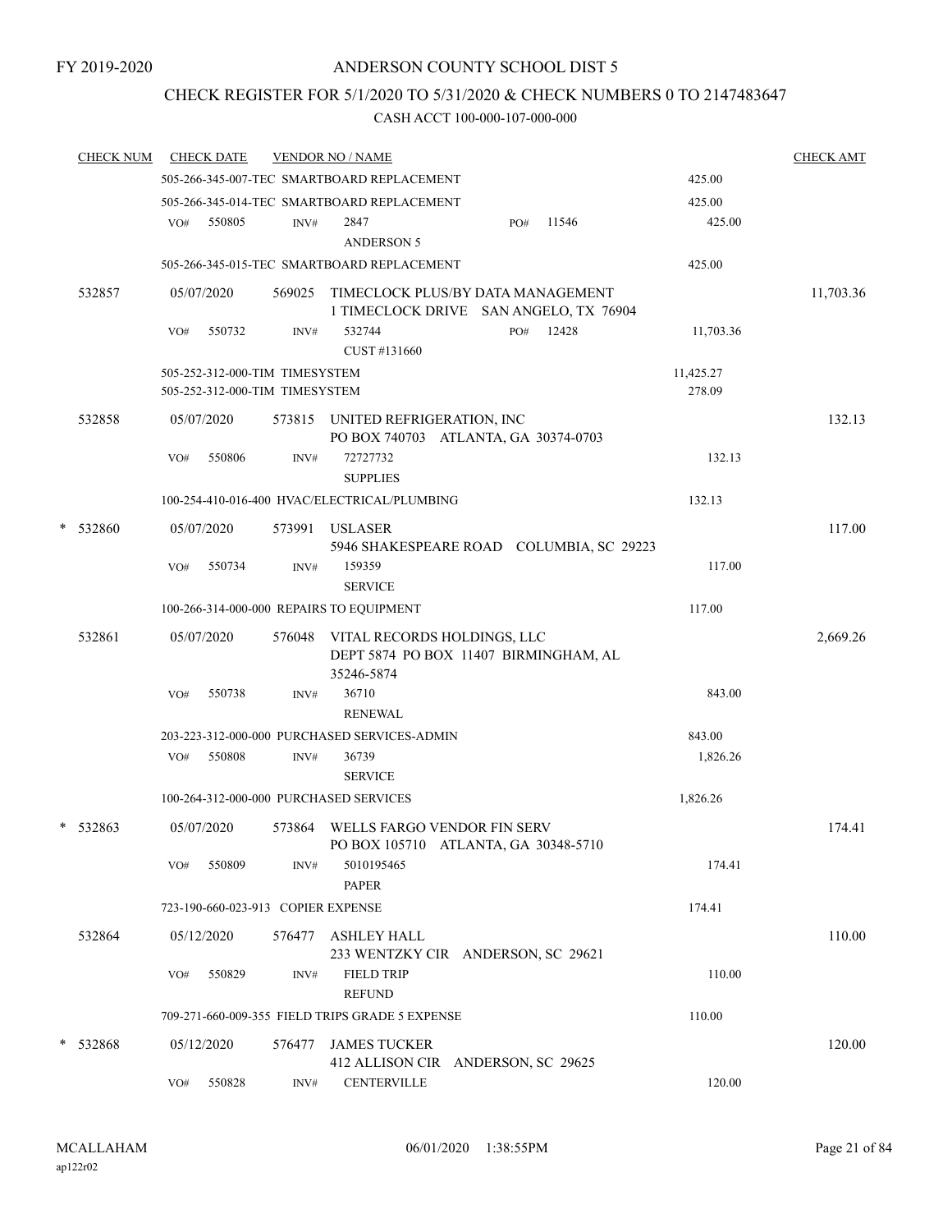FY 2019-2020

# ANDERSON COUNTY SCHOOL DIST 5

## CHECK REGISTER FOR 5/1/2020 TO 5/31/2020 & CHECK NUMBERS 0 TO 2147483647

CASH ACCT 100-000-107-000-000

| CHECK NUM | CHECK DATE | VENDOR NO / NAME | | CHECK AMT |
|---|---|---|---|---|
| | 505-266-345-007-TEC SMARTBOARD REPLACEMENT | | 425.00 | |
| | 505-266-345-014-TEC SMARTBOARD REPLACEMENT | | 425.00 | |
| | VO# 550805 | INV# 2847 ANDERSON 5 PO# 11546 | 425.00 | |
| | 505-266-345-015-TEC SMARTBOARD REPLACEMENT | | 425.00 | |
| 532857 | 05/07/2020 | 569025 TIMECLOCK PLUS/BY DATA MANAGEMENT 1 TIMECLOCK DRIVE SAN ANGELO, TX 76904 | | 11,703.36 |
| | VO# 550732 | INV# 532744 CUST #131660 PO# 12428 | 11,703.36 | |
| | 505-252-312-000-TIM TIMESYSTEM | | 11,425.27 | |
| | 505-252-312-000-TIM TIMESYSTEM | | 278.09 | |
| 532858 | 05/07/2020 | 573815 UNITED REFRIGERATION, INC PO BOX 740703 ATLANTA, GA 30374-0703 | | 132.13 |
| | VO# 550806 | INV# 72727732 SUPPLIES | 132.13 | |
| | 100-254-410-016-400 HVAC/ELECTRICAL/PLUMBING | | 132.13 | |
| * 532860 | 05/07/2020 | 573991 USLASER 5946 SHAKESPEARE ROAD COLUMBIA, SC 29223 | | 117.00 |
| | VO# 550734 | INV# 159359 SERVICE | 117.00 | |
| | 100-266-314-000-000 REPAIRS TO EQUIPMENT | | 117.00 | |
| 532861 | 05/07/2020 | 576048 VITAL RECORDS HOLDINGS, LLC DEPT 5874 PO BOX 11407 BIRMINGHAM, AL 35246-5874 | | 2,669.26 |
| | VO# 550738 | INV# 36710 RENEWAL | 843.00 | |
| | 203-223-312-000-000 PURCHASED SERVICES-ADMIN | | 843.00 | |
| | VO# 550808 | INV# 36739 SERVICE | 1,826.26 | |
| | 100-264-312-000-000 PURCHASED SERVICES | | 1,826.26 | |
| * 532863 | 05/07/2020 | 573864 WELLS FARGO VENDOR FIN SERV PO BOX 105710 ATLANTA, GA 30348-5710 | | 174.41 |
| | VO# 550809 | INV# 5010195465 PAPER | 174.41 | |
| | 723-190-660-023-913 COPIER EXPENSE | | 174.41 | |
| 532864 | 05/12/2020 | 576477 ASHLEY HALL 233 WENTZKY CIR ANDERSON, SC 29621 | | 110.00 |
| | VO# 550829 | INV# FIELD TRIP REFUND | 110.00 | |
| | 709-271-660-009-355 FIELD TRIPS GRADE 5 EXPENSE | | 110.00 | |
| * 532868 | 05/12/2020 | 576477 JAMES TUCKER 412 ALLISON CIR ANDERSON, SC 29625 | | 120.00 |
| | VO# 550828 | INV# CENTERVILLE | 120.00 | |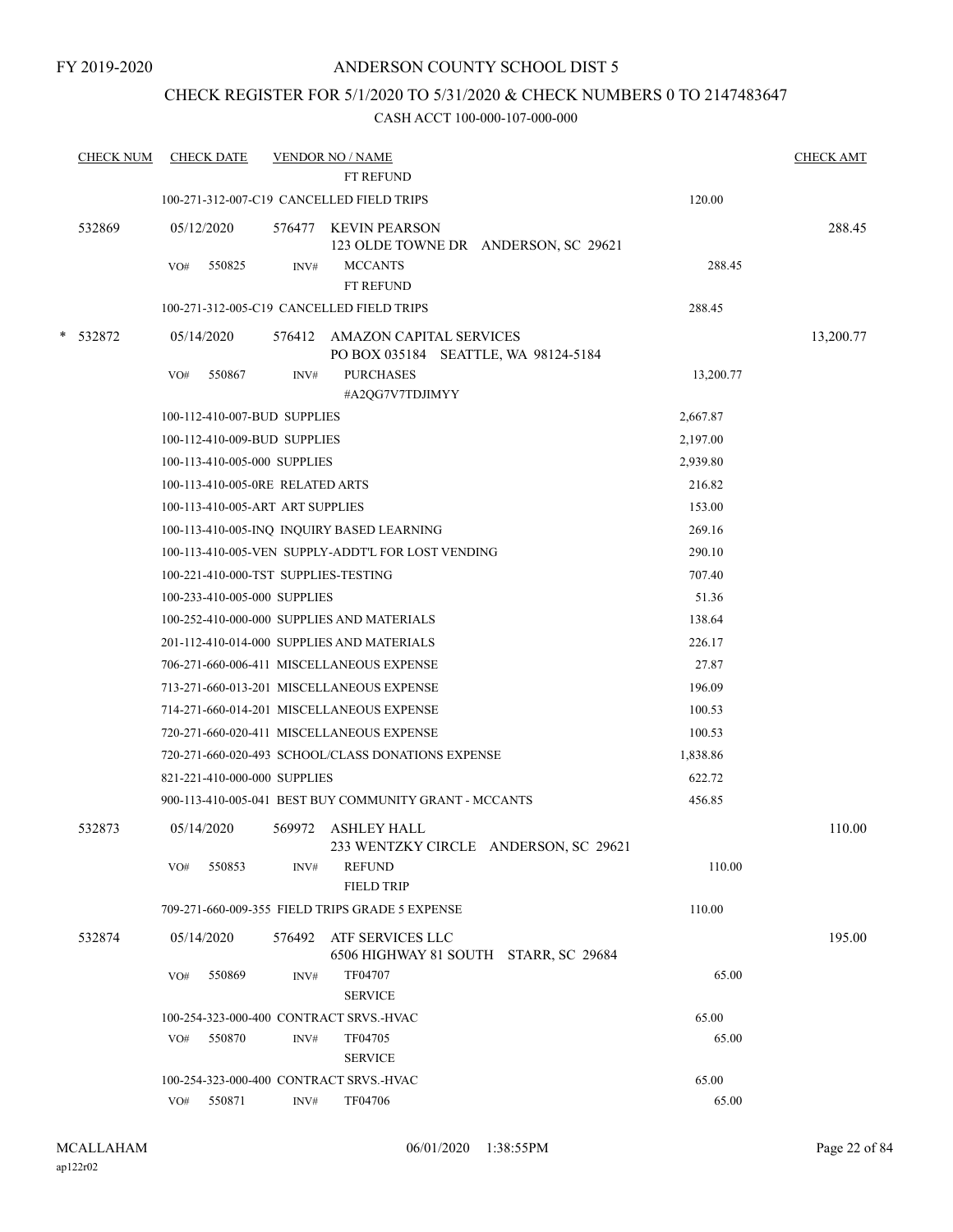FY 2019-2020

# ANDERSON COUNTY SCHOOL DIST 5

## CHECK REGISTER FOR 5/1/2020 TO 5/31/2020 & CHECK NUMBERS 0 TO 2147483647

### CASH ACCT 100-000-107-000-000

| CHECK NUM | CHECK DATE | VENDOR NO / NAME | | CHECK AMT |
|---|---|---|---|---|
| | | FT REFUND | | |
| | | 100-271-312-007-C19 CANCELLED FIELD TRIPS | 120.00 | |
| 532869 | 05/12/2020 | 576477 KEVIN PEARSON<br>123 OLDE TOWNE DR ANDERSON, SC 29621 | | 288.45 |
| | VO# 550825 | INV# MCCANTS<br>FT REFUND | 288.45 | |
| | | 100-271-312-005-C19 CANCELLED FIELD TRIPS | 288.45 | |
| * 532872 | 05/14/2020 | 576412 AMAZON CAPITAL SERVICES<br>PO BOX 035184 SEATTLE, WA 98124-5184 | | 13,200.77 |
| | VO# 550867 | INV# PURCHASES<br>#A2QG7V7TDJIMYY | 13,200.77 | |
| | | 100-112-410-007-BUD SUPPLIES | 2,667.87 | |
| | | 100-112-410-009-BUD SUPPLIES | 2,197.00 | |
| | | 100-113-410-005-000 SUPPLIES | 2,939.80 | |
| | | 100-113-410-005-0RE RELATED ARTS | 216.82 | |
| | | 100-113-410-005-ART ART SUPPLIES | 153.00 | |
| | | 100-113-410-005-INQ INQUIRY BASED LEARNING | 269.16 | |
| | | 100-113-410-005-VEN SUPPLY-ADDT'L FOR LOST VENDING | 290.10 | |
| | | 100-221-410-000-TST SUPPLIES-TESTING | 707.40 | |
| | | 100-233-410-005-000 SUPPLIES | 51.36 | |
| | | 100-252-410-000-000 SUPPLIES AND MATERIALS | 138.64 | |
| | | 201-112-410-014-000 SUPPLIES AND MATERIALS | 226.17 | |
| | | 706-271-660-006-411 MISCELLANEOUS EXPENSE | 27.87 | |
| | | 713-271-660-013-201 MISCELLANEOUS EXPENSE | 196.09 | |
| | | 714-271-660-014-201 MISCELLANEOUS EXPENSE | 100.53 | |
| | | 720-271-660-020-411 MISCELLANEOUS EXPENSE | 100.53 | |
| | | 720-271-660-020-493 SCHOOL/CLASS DONATIONS EXPENSE | 1,838.86 | |
| | | 821-221-410-000-000 SUPPLIES | 622.72 | |
| | | 900-113-410-005-041 BEST BUY COMMUNITY GRANT - MCCANTS | 456.85 | |
| 532873 | 05/14/2020 | 569972 ASHLEY HALL<br>233 WENTZKY CIRCLE ANDERSON, SC 29621 | | 110.00 |
| | VO# 550853 | INV# REFUND<br>FIELD TRIP | 110.00 | |
| | | 709-271-660-009-355 FIELD TRIPS GRADE 5 EXPENSE | 110.00 | |
| 532874 | 05/14/2020 | 576492 ATF SERVICES LLC<br>6506 HIGHWAY 81 SOUTH STARR, SC 29684 | | 195.00 |
| | VO# 550869 | INV# TF04707<br>SERVICE | 65.00 | |
| | | 100-254-323-000-400 CONTRACT SRVS.-HVAC | 65.00 | |
| | VO# 550870 | INV# TF04705<br>SERVICE | 65.00 | |
| | | 100-254-323-000-400 CONTRACT SRVS.-HVAC | 65.00 | |
| | VO# 550871 | INV# TF04706 | 65.00 | |

MCALLAHAM
ap122r02

06/01/2020 1:38:55PM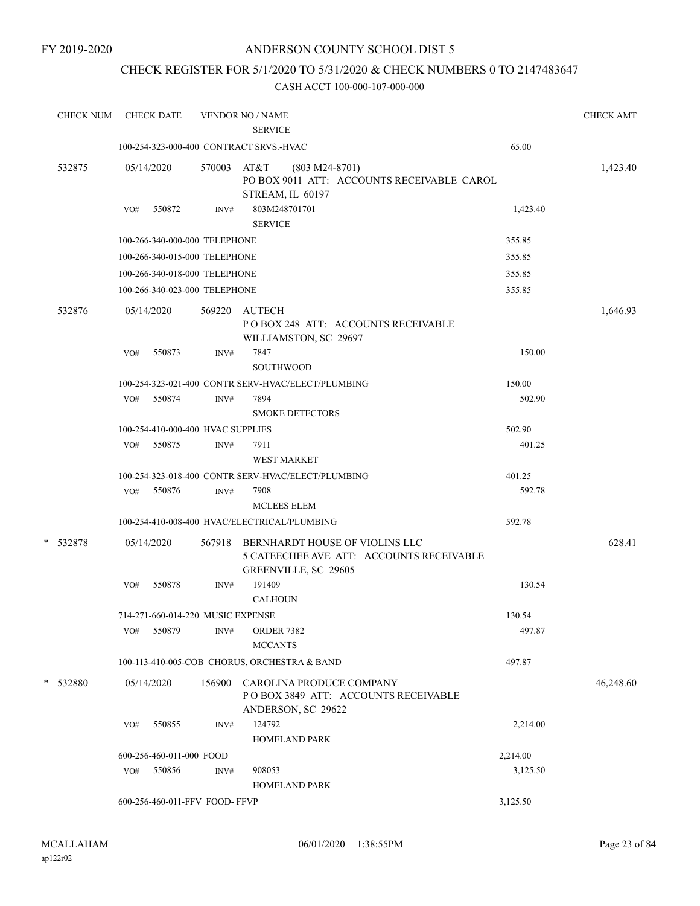FY 2019-2020

# ANDERSON COUNTY SCHOOL DIST 5

## CHECK REGISTER FOR 5/1/2020 TO 5/31/2020 & CHECK NUMBERS 0 TO 2147483647

CASH ACCT 100-000-107-000-000

| CHECK NUM | CHECK DATE | VENDOR NO / NAME | | CHECK AMT |
|---|---|---|---|---|
| | | SERVICE | | |
| | 100-254-323-000-400 CONTRACT SRVS.-HVAC | | 65.00 | |
| 532875 | 05/14/2020 | 570003 AT&T (803 M24-8701) PO BOX 9011 ATT: ACCOUNTS RECEIVABLE CAROL STREAM, IL 60197 | | 1,423.40 |
| | VO# 550872 | INV# 803M248701701 SERVICE | 1,423.40 | |
| | 100-266-340-000-000 TELEPHONE | | 355.85 | |
| | 100-266-340-015-000 TELEPHONE | | 355.85 | |
| | 100-266-340-018-000 TELEPHONE | | 355.85 | |
| | 100-266-340-023-000 TELEPHONE | | 355.85 | |
| 532876 | 05/14/2020 | 569220 AUTECH P O BOX 248 ATT: ACCOUNTS RECEIVABLE WILLIAMSTON, SC 29697 | | 1,646.93 |
| | VO# 550873 | INV# 7847 SOUTHWOOD | 150.00 | |
| | 100-254-323-021-400 CONTR SERV-HVAC/ELECT/PLUMBING | | 150.00 | |
| | VO# 550874 | INV# 7894 SMOKE DETECTORS | 502.90 | |
| | 100-254-410-000-400 HVAC SUPPLIES | | 502.90 | |
| | VO# 550875 | INV# 7911 WEST MARKET | 401.25 | |
| | 100-254-323-018-400 CONTR SERV-HVAC/ELECT/PLUMBING | | 401.25 | |
| | VO# 550876 | INV# 7908 MCLEES ELEM | 592.78 | |
| | 100-254-410-008-400 HVAC/ELECTRICAL/PLUMBING | | 592.78 | |
| * 532878 | 05/14/2020 | 567918 BERNHARDT HOUSE OF VIOLINS LLC 5 CATEECHEE AVE ATT: ACCOUNTS RECEIVABLE GREENVILLE, SC 29605 | | 628.41 |
| | VO# 550878 | INV# 191409 CALHOUN | 130.54 | |
| | 714-271-660-014-220 MUSIC EXPENSE | | 130.54 | |
| | VO# 550879 | INV# ORDER 7382 MCCANTS | 497.87 | |
| | 100-113-410-005-COB CHORUS, ORCHESTRA & BAND | | 497.87 | |
| * 532880 | 05/14/2020 | 156900 CAROLINA PRODUCE COMPANY P O BOX 3849 ATT: ACCOUNTS RECEIVABLE ANDERSON, SC 29622 | | 46,248.60 |
| | VO# 550855 | INV# 124792 HOMELAND PARK | 2,214.00 | |
| | 600-256-460-011-000 FOOD | | 2,214.00 | |
| | VO# 550856 | INV# 908053 HOMELAND PARK | 3,125.50 | |
| | 600-256-460-011-FFV FOOD- FFVP | | 3,125.50 | |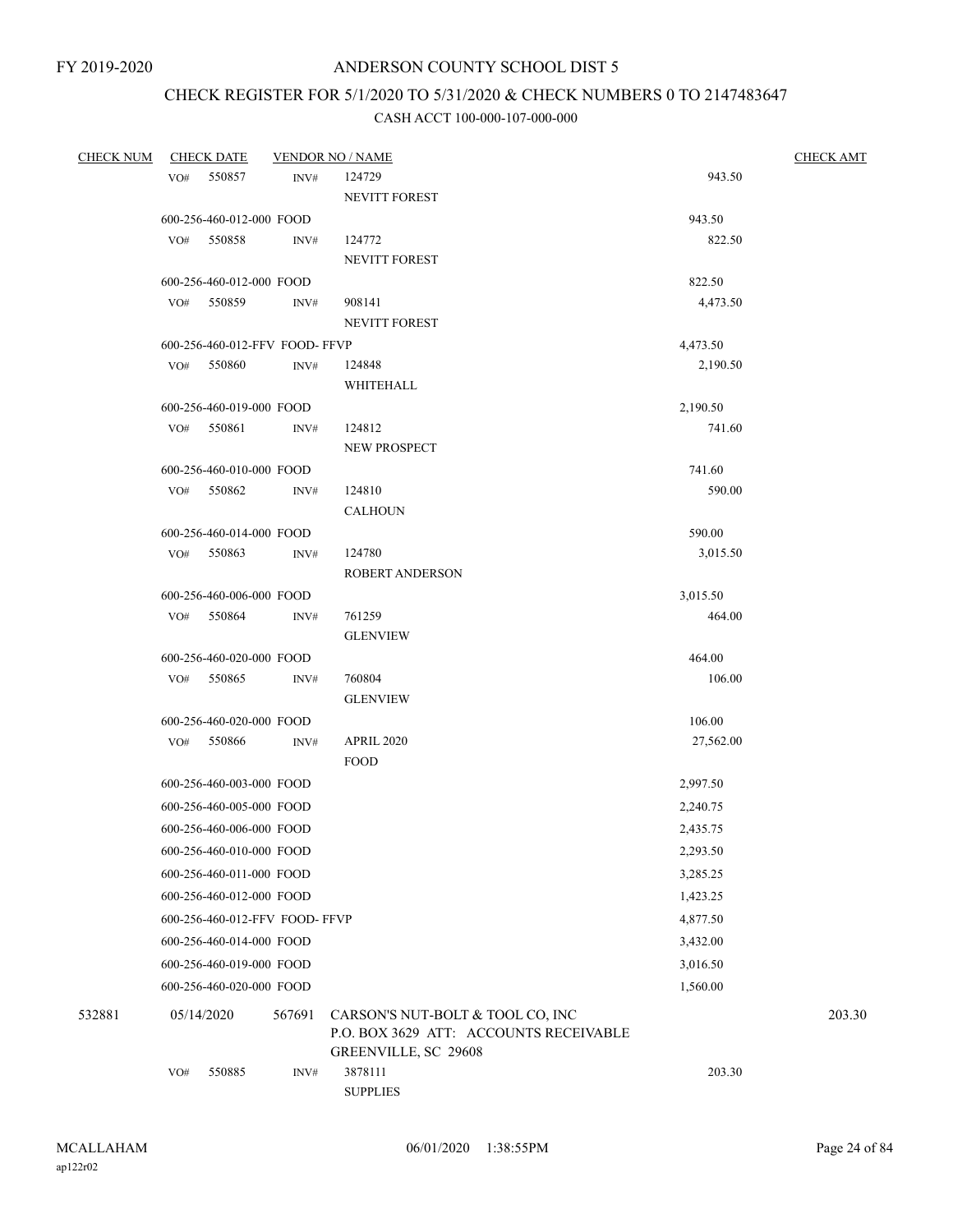# ANDERSON COUNTY SCHOOL DIST 5

## CHECK REGISTER FOR 5/1/2020 TO 5/31/2020 & CHECK NUMBERS 0 TO 2147483647

CASH ACCT 100-000-107-000-000

| CHECK NUM | CHECK DATE | VENDOR NO / NAME | | | CHECK AMT |
|---|---|---|---|---|---|
| | VO# 550857 | INV# | 124729<br>NEVITT FOREST | 943.50 | |
| | 600-256-460-012-000 FOOD | | | 943.50 | |
| | VO# 550858 | INV# | 124772<br>NEVITT FOREST | 822.50 | |
| | 600-256-460-012-000 FOOD | | | 822.50 | |
| | VO# 550859 | INV# | 908141<br>NEVITT FOREST | 4,473.50 | |
| | 600-256-460-012-FFV FOOD- FFVP | | | 4,473.50 | |
| | VO# 550860 | INV# | 124848<br>WHITEHALL | 2,190.50 | |
| | 600-256-460-019-000 FOOD | | | 2,190.50 | |
| | VO# 550861 | INV# | 124812<br>NEW PROSPECT | 741.60 | |
| | 600-256-460-010-000 FOOD | | | 741.60 | |
| | VO# 550862 | INV# | 124810<br>CALHOUN | 590.00 | |
| | 600-256-460-014-000 FOOD | | | 590.00 | |
| | VO# 550863 | INV# | 124780<br>ROBERT ANDERSON | 3,015.50 | |
| | 600-256-460-006-000 FOOD | | | 3,015.50 | |
| | VO# 550864 | INV# | 761259<br>GLENVIEW | 464.00 | |
| | 600-256-460-020-000 FOOD | | | 464.00 | |
| | VO# 550865 | INV# | 760804<br>GLENVIEW | 106.00 | |
| | 600-256-460-020-000 FOOD | | | 106.00 | |
| | VO# 550866 | INV# | APRIL 2020<br>FOOD | 27,562.00 | |
| | 600-256-460-003-000 FOOD | | | 2,997.50 | |
| | 600-256-460-005-000 FOOD | | | 2,240.75 | |
| | 600-256-460-006-000 FOOD | | | 2,435.75 | |
| | 600-256-460-010-000 FOOD | | | 2,293.50 | |
| | 600-256-460-011-000 FOOD | | | 3,285.25 | |
| | 600-256-460-012-000 FOOD | | | 1,423.25 | |
| | 600-256-460-012-FFV FOOD- FFVP | | | 4,877.50 | |
| | 600-256-460-014-000 FOOD | | | 3,432.00 | |
| | 600-256-460-019-000 FOOD | | | 3,016.50 | |
| | 600-256-460-020-000 FOOD | | | 1,560.00 | |
| 532881 | 05/14/2020 | 567691 | CARSON'S NUT-BOLT & TOOL CO, INC<br>P.O. BOX 3629 ATT: ACCOUNTS RECEIVABLE<br>GREENVILLE, SC 29608 | | 203.30 |
| | VO# 550885 | INV# | 3878111<br>SUPPLIES | 203.30 | |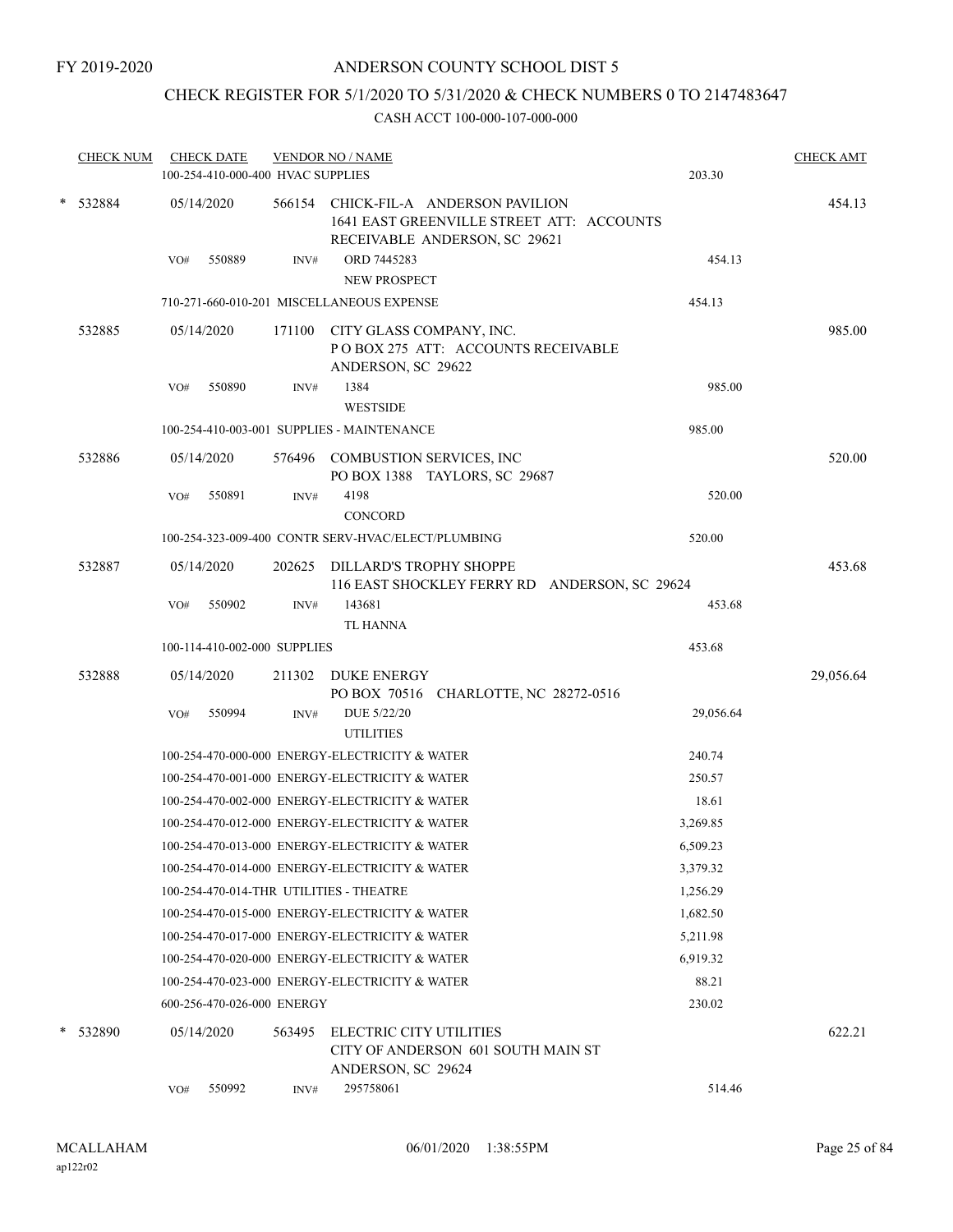FY 2019-2020

# ANDERSON COUNTY SCHOOL DIST 5

## CHECK REGISTER FOR 5/1/2020 TO 5/31/2020 & CHECK NUMBERS 0 TO 2147483647

CASH ACCT 100-000-107-000-000

| CHECK NUM | CHECK DATE | VENDOR NO / NAME | | CHECK AMT |
|---|---|---|---|---|
| | 100-254-410-000-400 HVAC SUPPLIES | | 203.30 | |
| * 532884 | 05/14/2020 | 566154 CHICK-FIL-A ANDERSON PAVILION 1641 EAST GREENVILLE STREET ATT: ACCOUNTS RECEIVABLE ANDERSON, SC 29621 | | 454.13 |
| | VO# 550889 | INV# ORD 7445283 NEW PROSPECT | 454.13 | |
| | 710-271-660-010-201 MISCELLANEOUS EXPENSE | | 454.13 | |
| 532885 | 05/14/2020 | 171100 CITY GLASS COMPANY, INC. P O BOX 275 ATT: ACCOUNTS RECEIVABLE ANDERSON, SC 29622 | | 985.00 |
| | VO# 550890 | INV# 1384 WESTSIDE | 985.00 | |
| | 100-254-410-003-001 SUPPLIES - MAINTENANCE | | 985.00 | |
| 532886 | 05/14/2020 | 576496 COMBUSTION SERVICES, INC PO BOX 1388 TAYLORS, SC 29687 | | 520.00 |
| | VO# 550891 | INV# 4198 CONCORD | 520.00 | |
| | 100-254-323-009-400 CONTR SERV-HVAC/ELECT/PLUMBING | | 520.00 | |
| 532887 | 05/14/2020 | 202625 DILLARD'S TROPHY SHOPPE 116 EAST SHOCKLEY FERRY RD ANDERSON, SC 29624 | | 453.68 |
| | VO# 550902 | INV# 143681 TL HANNA | 453.68 | |
| | 100-114-410-002-000 SUPPLIES | | 453.68 | |
| 532888 | 05/14/2020 | 211302 DUKE ENERGY PO BOX 70516 CHARLOTTE, NC 28272-0516 | | 29,056.64 |
| | VO# 550994 | INV# DUE 5/22/20 UTILITIES | 29,056.64 | |
| | 100-254-470-000-000 ENERGY-ELECTRICITY & WATER | | 240.74 | |
| | 100-254-470-001-000 ENERGY-ELECTRICITY & WATER | | 250.57 | |
| | 100-254-470-002-000 ENERGY-ELECTRICITY & WATER | | 18.61 | |
| | 100-254-470-012-000 ENERGY-ELECTRICITY & WATER | | 3,269.85 | |
| | 100-254-470-013-000 ENERGY-ELECTRICITY & WATER | | 6,509.23 | |
| | 100-254-470-014-000 ENERGY-ELECTRICITY & WATER | | 3,379.32 | |
| | 100-254-470-014-THR UTILITIES - THEATRE | | 1,256.29 | |
| | 100-254-470-015-000 ENERGY-ELECTRICITY & WATER | | 1,682.50 | |
| | 100-254-470-017-000 ENERGY-ELECTRICITY & WATER | | 5,211.98 | |
| | 100-254-470-020-000 ENERGY-ELECTRICITY & WATER | | 6,919.32 | |
| | 100-254-470-023-000 ENERGY-ELECTRICITY & WATER | | 88.21 | |
| | 600-256-470-026-000 ENERGY | | 230.02 | |
| * 532890 | 05/14/2020 | 563495 ELECTRIC CITY UTILITIES CITY OF ANDERSON 601 SOUTH MAIN ST ANDERSON, SC 29624 | | 622.21 |
| | VO# 550992 | INV# 295758061 | 514.46 | |

MCALLAHAM ap122r02 06/01/2020 1:38:55PM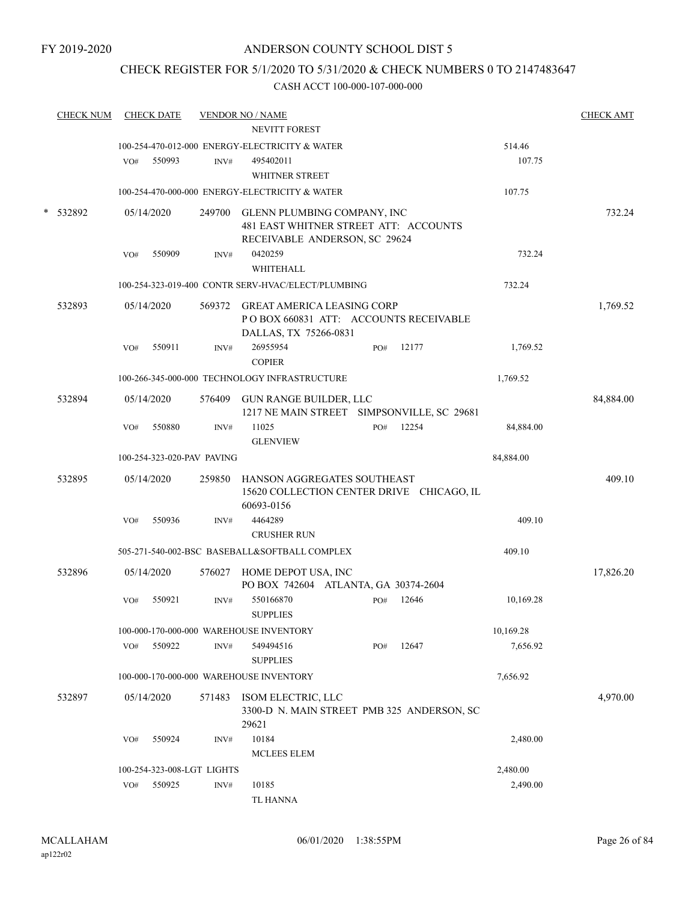FY 2019-2020

ANDERSON COUNTY SCHOOL DIST 5

CHECK REGISTER FOR 5/1/2020 TO 5/31/2020 & CHECK NUMBERS 0 TO 2147483647

CASH ACCT 100-000-107-000-000

| CHECK NUM | CHECK DATE | VENDOR NO / NAME | | CHECK AMT |
|---|---|---|---|---|
| | | NEVITT FOREST | | |
| | | 100-254-470-012-000 ENERGY-ELECTRICITY & WATER | 514.46 | |
| | VO# 550993 | INV# 495402011 WHITNER STREET | 107.75 | |
| | | 100-254-470-000-000 ENERGY-ELECTRICITY & WATER | 107.75 | |
| * 532892 | 05/14/2020 | 249700 GLENN PLUMBING COMPANY, INC 481 EAST WHITNER STREET ATT: ACCOUNTS RECEIVABLE ANDERSON, SC 29624 | | 732.24 |
| | VO# 550909 | INV# 0420259 WHITEHALL | 732.24 | |
| | | 100-254-323-019-400 CONTR SERV-HVAC/ELECT/PLUMBING | 732.24 | |
| 532893 | 05/14/2020 | 569372 GREAT AMERICA LEASING CORP P O BOX 660831 ATT: ACCOUNTS RECEIVABLE DALLAS, TX 75266-0831 | | 1,769.52 |
| | VO# 550911 | INV# 26955954 PO# 12177 COPIER | 1,769.52 | |
| | | 100-266-345-000-000 TECHNOLOGY INFRASTRUCTURE | 1,769.52 | |
| 532894 | 05/14/2020 | 576409 GUN RANGE BUILDER, LLC 1217 NE MAIN STREET SIMPSONVILLE, SC 29681 | | 84,884.00 |
| | VO# 550880 | INV# 11025 PO# 12254 GLENVIEW | 84,884.00 | |
| | | 100-254-323-020-PAV PAVING | 84,884.00 | |
| 532895 | 05/14/2020 | 259850 HANSON AGGREGATES SOUTHEAST 15620 COLLECTION CENTER DRIVE CHICAGO, IL 60693-0156 | | 409.10 |
| | VO# 550936 | INV# 4464289 CRUSHER RUN | 409.10 | |
| | | 505-271-540-002-BSC BASEBALL&SOFTBALL COMPLEX | 409.10 | |
| 532896 | 05/14/2020 | 576027 HOME DEPOT USA, INC PO BOX 742604 ATLANTA, GA 30374-2604 | | 17,826.20 |
| | VO# 550921 | INV# 550166870 PO# 12646 SUPPLIES | 10,169.28 | |
| | | 100-000-170-000-000 WAREHOUSE INVENTORY | 10,169.28 | |
| | VO# 550922 | INV# 549494516 PO# 12647 SUPPLIES | 7,656.92 | |
| | | 100-000-170-000-000 WAREHOUSE INVENTORY | 7,656.92 | |
| 532897 | 05/14/2020 | 571483 ISOM ELECTRIC, LLC 3300-D N. MAIN STREET PMB 325 ANDERSON, SC 29621 | | 4,970.00 |
| | VO# 550924 | INV# 10184 MCLEES ELEM | 2,480.00 | |
| | | 100-254-323-008-LGT LIGHTS | 2,480.00 | |
| | VO# 550925 | INV# 10185 TL HANNA | 2,490.00 | |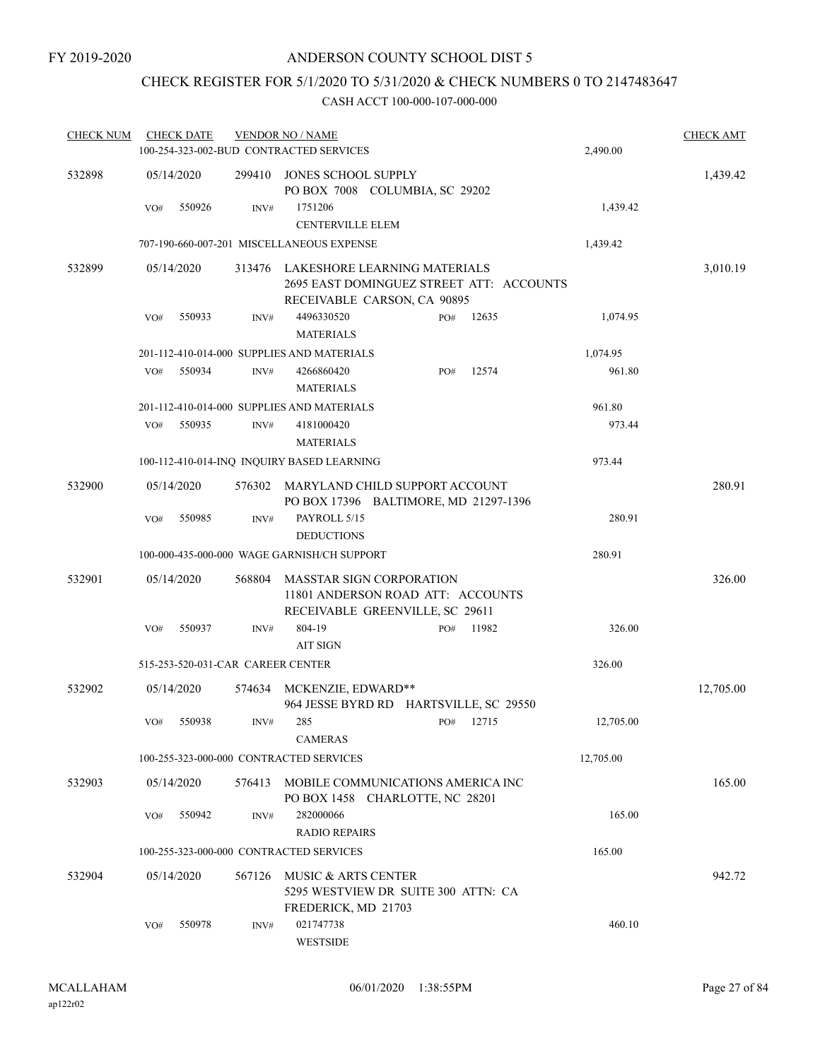FY 2019-2020

ANDERSON COUNTY SCHOOL DIST 5

CHECK REGISTER FOR 5/1/2020 TO 5/31/2020 & CHECK NUMBERS 0 TO 2147483647

CASH ACCT 100-000-107-000-000

| CHECK NUM | CHECK DATE | VENDOR NO / NAME | | | CHECK AMT |
|---|---|---|---|---|---|
| | 100-254-323-002-BUD CONTRACTED SERVICES | | | 2,490.00 | |
| 532898 | 05/14/2020 | 299410 JONES SCHOOL SUPPLY<br>PO BOX 7008 COLUMBIA, SC 29202 | | | 1,439.42 |
| | VO# 550926 | INV# 1751206<br>CENTERVILLE ELEM | | 1,439.42 | |
| | 707-190-660-007-201 MISCELLANEOUS EXPENSE | | | 1,439.42 | |
| 532899 | 05/14/2020 | 313476 LAKESHORE LEARNING MATERIALS<br>2695 EAST DOMINGUEZ STREET ATT: ACCOUNTS RECEIVABLE CARSON, CA 90895 | | | 3,010.19 |
| | VO# 550933 | INV# 4496330520<br>MATERIALS | PO# 12635 | 1,074.95 | |
| | 201-112-410-014-000 SUPPLIES AND MATERIALS | | | 1,074.95 | |
| | VO# 550934 | INV# 4266860420<br>MATERIALS | PO# 12574 | 961.80 | |
| | 201-112-410-014-000 SUPPLIES AND MATERIALS | | | 961.80 | |
| | VO# 550935 | INV# 4181000420<br>MATERIALS | | 973.44 | |
| | 100-112-410-014-INQ INQUIRY BASED LEARNING | | | 973.44 | |
| 532900 | 05/14/2020 | 576302 MARYLAND CHILD SUPPORT ACCOUNT<br>PO BOX 17396 BALTIMORE, MD 21297-1396 | | | 280.91 |
| | VO# 550985 | INV# PAYROLL 5/15<br>DEDUCTIONS | | 280.91 | |
| | 100-000-435-000-000 WAGE GARNISH/CH SUPPORT | | | 280.91 | |
| 532901 | 05/14/2020 | 568804 MASSTAR SIGN CORPORATION<br>11801 ANDERSON ROAD ATT: ACCOUNTS RECEIVABLE GREENVILLE, SC 29611 | | | 326.00 |
| | VO# 550937 | INV# 804-19<br>AIT SIGN | PO# 11982 | 326.00 | |
| | 515-253-520-031-CAR CAREER CENTER | | | 326.00 | |
| 532902 | 05/14/2020 | 574634 MCKENZIE, EDWARD**<br>964 JESSE BYRD RD HARTSVILLE, SC 29550 | | | 12,705.00 |
| | VO# 550938 | INV# 285<br>CAMERAS | PO# 12715 | 12,705.00 | |
| | 100-255-323-000-000 CONTRACTED SERVICES | | | 12,705.00 | |
| 532903 | 05/14/2020 | 576413 MOBILE COMMUNICATIONS AMERICA INC<br>PO BOX 1458 CHARLOTTE, NC 28201 | | | 165.00 |
| | VO# 550942 | INV# 282000066<br>RADIO REPAIRS | | 165.00 | |
| | 100-255-323-000-000 CONTRACTED SERVICES | | | 165.00 | |
| 532904 | 05/14/2020 | 567126 MUSIC & ARTS CENTER<br>5295 WESTVIEW DR SUITE 300 ATTN: CA FREDERICK, MD 21703 | | | 942.72 |
| | VO# 550978 | INV# 021747738<br>WESTSIDE | | 460.10 | |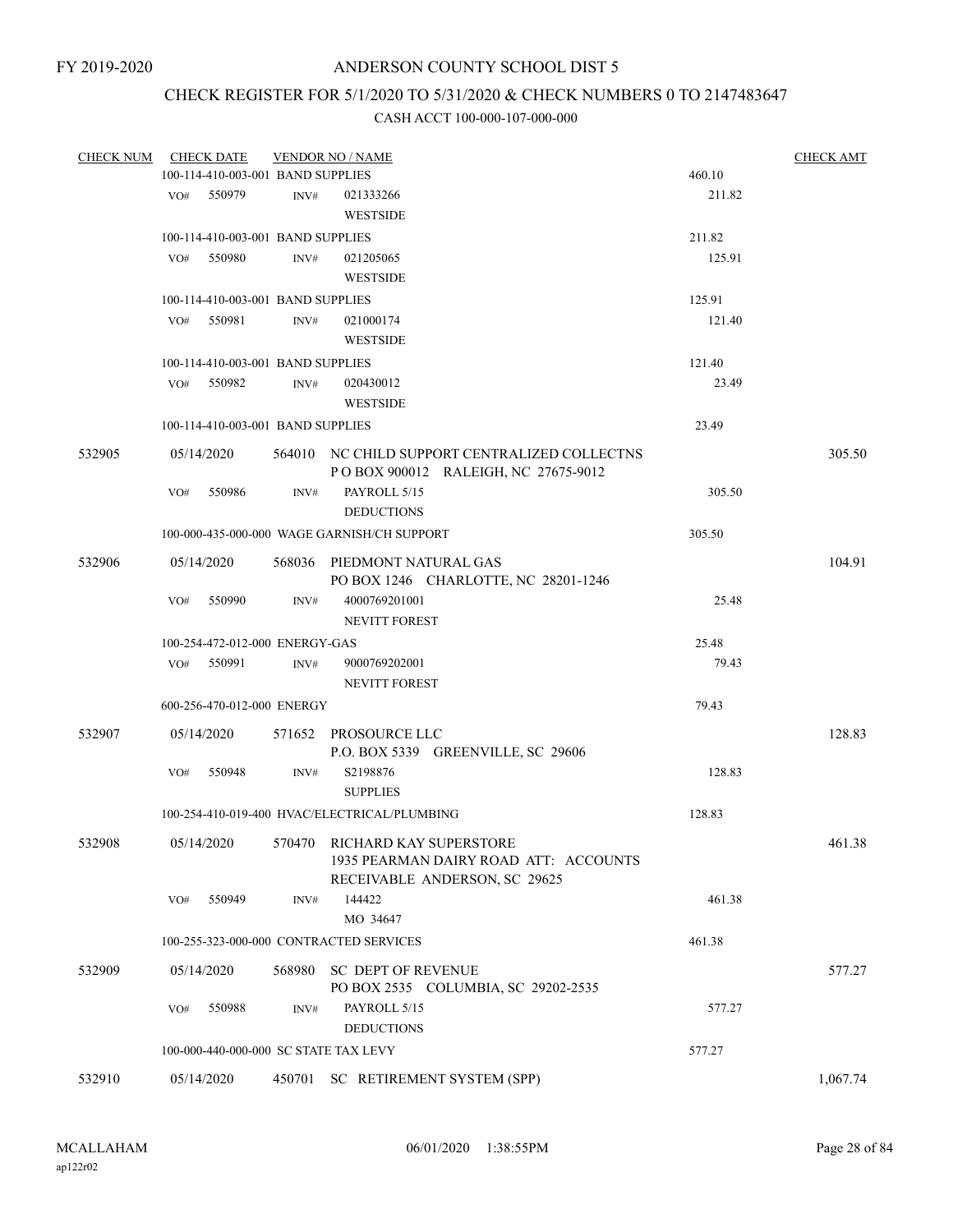FY 2019-2020

ANDERSON COUNTY SCHOOL DIST 5

CHECK REGISTER FOR 5/1/2020 TO 5/31/2020 & CHECK NUMBERS 0 TO 2147483647

CASH ACCT 100-000-107-000-000

| CHECK NUM | CHECK DATE | VENDOR NO / NAME | | CHECK AMT |
|---|---|---|---|---|
| | 100-114-410-003-001 BAND SUPPLIES | | 460.10 | |
| | VO# 550979 | INV# 021333266<br>WESTSIDE | 211.82 | |
| | 100-114-410-003-001 BAND SUPPLIES | | 211.82 | |
| | VO# 550980 | INV# 021205065<br>WESTSIDE | 125.91 | |
| | 100-114-410-003-001 BAND SUPPLIES | | 125.91 | |
| | VO# 550981 | INV# 021000174<br>WESTSIDE | 121.40 | |
| | 100-114-410-003-001 BAND SUPPLIES | | 121.40 | |
| | VO# 550982 | INV# 020430012<br>WESTSIDE | 23.49 | |
| | 100-114-410-003-001 BAND SUPPLIES | | 23.49 | |
| 532905 | 05/14/2020 | 564010 NC CHILD SUPPORT CENTRALIZED COLLECTNS<br>P O BOX 900012 RALEIGH, NC 27675-9012 | | 305.50 |
| | VO# 550986 | INV# PAYROLL 5/15<br>DEDUCTIONS | 305.50 | |
| | 100-000-435-000-000 WAGE GARNISH/CH SUPPORT | | 305.50 | |
| 532906 | 05/14/2020 | 568036 PIEDMONT NATURAL GAS<br>PO BOX 1246 CHARLOTTE, NC 28201-1246 | | 104.91 |
| | VO# 550990 | INV# 4000769201001<br>NEVITT FOREST | 25.48 | |
| | 100-254-472-012-000 ENERGY-GAS | | 25.48 | |
| | VO# 550991 | INV# 9000769202001<br>NEVITT FOREST | 79.43 | |
| | 600-256-470-012-000 ENERGY | | 79.43 | |
| 532907 | 05/14/2020 | 571652 PROSOURCE LLC<br>P.O. BOX 5339 GREENVILLE, SC 29606 | | 128.83 |
| | VO# 550948 | INV# S2198876<br>SUPPLIES | 128.83 | |
| | 100-254-410-019-400 HVAC/ELECTRICAL/PLUMBING | | 128.83 | |
| 532908 | 05/14/2020 | 570470 RICHARD KAY SUPERSTORE<br>1935 PEARMAN DAIRY ROAD ATT: ACCOUNTS<br>RECEIVABLE ANDERSON, SC 29625 | | 461.38 |
| | VO# 550949 | INV# 144422<br>MO 34647 | 461.38 | |
| | 100-255-323-000-000 CONTRACTED SERVICES | | 461.38 | |
| 532909 | 05/14/2020 | 568980 SC DEPT OF REVENUE<br>PO BOX 2535 COLUMBIA, SC 29202-2535 | | 577.27 |
| | VO# 550988 | INV# PAYROLL 5/15<br>DEDUCTIONS | 577.27 | |
| | 100-000-440-000-000 SC STATE TAX LEVY | | 577.27 | |
| 532910 | 05/14/2020 | 450701 SC RETIREMENT SYSTEM (SPP) | | 1,067.74 |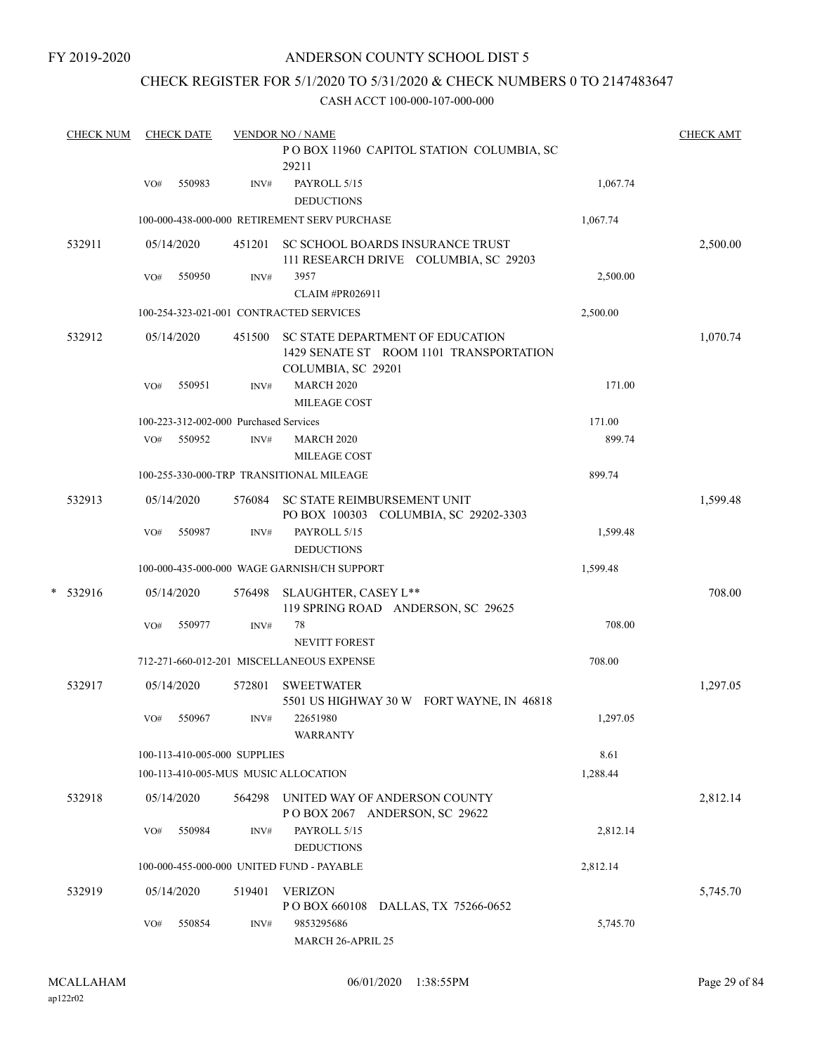FY 2019-2020

# ANDERSON COUNTY SCHOOL DIST 5

## CHECK REGISTER FOR 5/1/2020 TO 5/31/2020 & CHECK NUMBERS 0 TO 2147483647

### CASH ACCT 100-000-107-000-000

| CHECK NUM | CHECK DATE | VENDOR NO / NAME | | CHECK AMT |
|---|---|---|---|---|
| | | P O BOX 11960 CAPITOL STATION COLUMBIA, SC 29211 | | |
| | VO# 550983 | INV# PAYROLL 5/15 DEDUCTIONS | 1,067.74 | |
| | | 100-000-438-000-000 RETIREMENT SERV PURCHASE | 1,067.74 | |
| 532911 | 05/14/2020 | 451201 SC SCHOOL BOARDS INSURANCE TRUST 111 RESEARCH DRIVE COLUMBIA, SC 29203 | | 2,500.00 |
| | VO# 550950 | INV# 3957 CLAIM #PR026911 | 2,500.00 | |
| | | 100-254-323-021-001 CONTRACTED SERVICES | 2,500.00 | |
| 532912 | 05/14/2020 | 451500 SC STATE DEPARTMENT OF EDUCATION 1429 SENATE ST ROOM 1101 TRANSPORTATION COLUMBIA, SC 29201 | | 1,070.74 |
| | VO# 550951 | INV# MARCH 2020 MILEAGE COST | 171.00 | |
| | | 100-223-312-002-000 Purchased Services | 171.00 | |
| | VO# 550952 | INV# MARCH 2020 MILEAGE COST | 899.74 | |
| | | 100-255-330-000-TRP TRANSITIONAL MILEAGE | 899.74 | |
| 532913 | 05/14/2020 | 576084 SC STATE REIMBURSEMENT UNIT PO BOX 100303 COLUMBIA, SC 29202-3303 | | 1,599.48 |
| | VO# 550987 | INV# PAYROLL 5/15 DEDUCTIONS | 1,599.48 | |
| | | 100-000-435-000-000 WAGE GARNISH/CH SUPPORT | 1,599.48 | |
| * 532916 | 05/14/2020 | 576498 SLAUGHTER, CASEY L** 119 SPRING ROAD ANDERSON, SC 29625 | | 708.00 |
| | VO# 550977 | INV# 78 NEVITT FOREST | 708.00 | |
| | | 712-271-660-012-201 MISCELLANEOUS EXPENSE | 708.00 | |
| 532917 | 05/14/2020 | 572801 SWEETWATER 5501 US HIGHWAY 30 W FORT WAYNE, IN 46818 | | 1,297.05 |
| | VO# 550967 | INV# 22651980 WARRANTY | 1,297.05 | |
| | | 100-113-410-005-000 SUPPLIES | 8.61 | |
| | | 100-113-410-005-MUS MUSIC ALLOCATION | 1,288.44 | |
| 532918 | 05/14/2020 | 564298 UNITED WAY OF ANDERSON COUNTY P O BOX 2067 ANDERSON, SC 29622 | | 2,812.14 |
| | VO# 550984 | INV# PAYROLL 5/15 DEDUCTIONS | 2,812.14 | |
| | | 100-000-455-000-000 UNITED FUND - PAYABLE | 2,812.14 | |
| 532919 | 05/14/2020 | 519401 VERIZON P O BOX 660108 DALLAS, TX 75266-0652 | | 5,745.70 |
| | VO# 550854 | INV# 9853295686 MARCH 26-APRIL 25 | 5,745.70 | |

MCALLAHAM
ap122r02

06/01/2020 1:38:55PM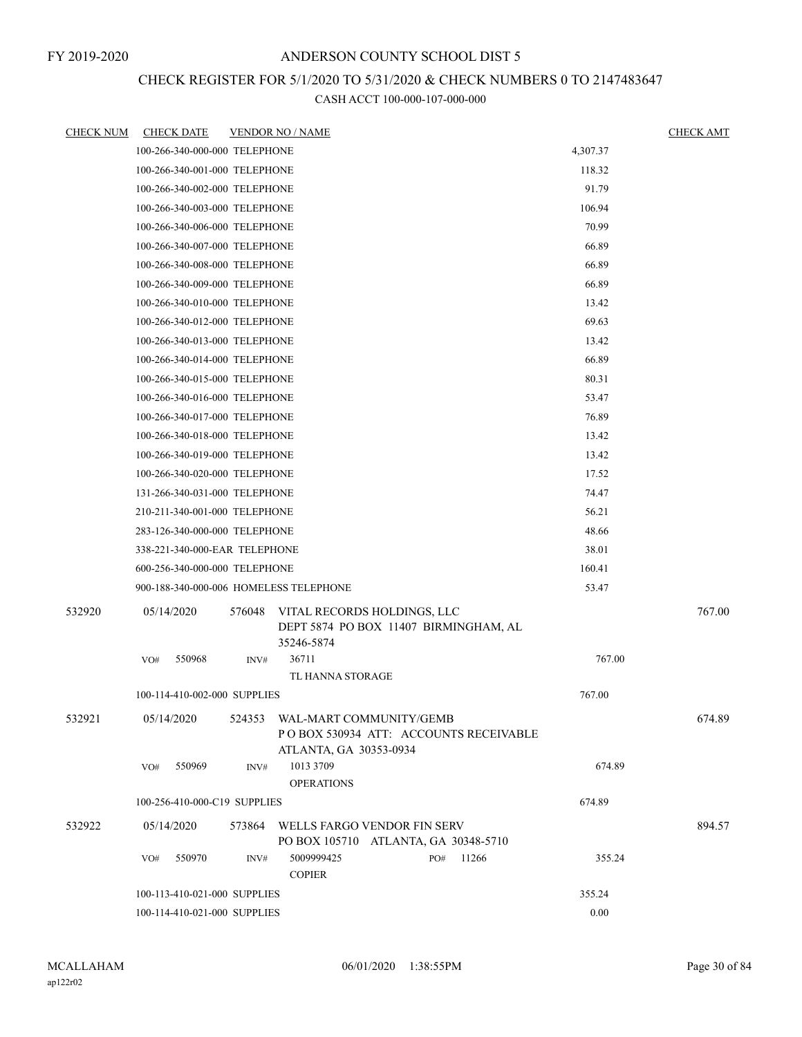FY 2019-2020

# ANDERSON COUNTY SCHOOL DIST 5

## CHECK REGISTER FOR 5/1/2020 TO 5/31/2020 & CHECK NUMBERS 0 TO 2147483647

### CASH ACCT 100-000-107-000-000

| CHECK NUM | CHECK DATE | VENDOR NO / NAME | | CHECK AMT |
|---|---|---|---|---|
| | 100-266-340-000-000 TELEPHONE | | 4,307.37 | |
| | 100-266-340-001-000 TELEPHONE | | 118.32 | |
| | 100-266-340-002-000 TELEPHONE | | 91.79 | |
| | 100-266-340-003-000 TELEPHONE | | 106.94 | |
| | 100-266-340-006-000 TELEPHONE | | 70.99 | |
| | 100-266-340-007-000 TELEPHONE | | 66.89 | |
| | 100-266-340-008-000 TELEPHONE | | 66.89 | |
| | 100-266-340-009-000 TELEPHONE | | 66.89 | |
| | 100-266-340-010-000 TELEPHONE | | 13.42 | |
| | 100-266-340-012-000 TELEPHONE | | 69.63 | |
| | 100-266-340-013-000 TELEPHONE | | 13.42 | |
| | 100-266-340-014-000 TELEPHONE | | 66.89 | |
| | 100-266-340-015-000 TELEPHONE | | 80.31 | |
| | 100-266-340-016-000 TELEPHONE | | 53.47 | |
| | 100-266-340-017-000 TELEPHONE | | 76.89 | |
| | 100-266-340-018-000 TELEPHONE | | 13.42 | |
| | 100-266-340-019-000 TELEPHONE | | 13.42 | |
| | 100-266-340-020-000 TELEPHONE | | 17.52 | |
| | 131-266-340-031-000 TELEPHONE | | 74.47 | |
| | 210-211-340-001-000 TELEPHONE | | 56.21 | |
| | 283-126-340-000-000 TELEPHONE | | 48.66 | |
| | 338-221-340-000-EAR TELEPHONE | | 38.01 | |
| | 600-256-340-000-000 TELEPHONE | | 160.41 | |
| | 900-188-340-000-006 HOMELESS TELEPHONE | | 53.47 | |
| 532920 | 05/14/2020 | 576048 VITAL RECORDS HOLDINGS, LLC<br>DEPT 5874 PO BOX 11407 BIRMINGHAM, AL 35246-5874 | | 767.00 |
| | VO# 550968 | INV# 36711<br>TL HANNA STORAGE | 767.00 | |
| | 100-114-410-002-000 SUPPLIES | | 767.00 | |
| 532921 | 05/14/2020 | 524353 WAL-MART COMMUNITY/GEMB<br>P O BOX 530934 ATT: ACCOUNTS RECEIVABLE<br>ATLANTA, GA 30353-0934 | | 674.89 |
| | VO# 550969 | INV# 1013 3709<br>OPERATIONS | 674.89 | |
| | 100-256-410-000-C19 SUPPLIES | | 674.89 | |
| 532922 | 05/14/2020 | 573864 WELLS FARGO VENDOR FIN SERV<br>PO BOX 105710 ATLANTA, GA 30348-5710 | | 894.57 |
| | VO# 550970 | INV# 5009999425 PO# 11266<br>COPIER | 355.24 | |
| | 100-113-410-021-000 SUPPLIES | | 355.24 | |
| | 100-114-410-021-000 SUPPLIES | | 0.00 | |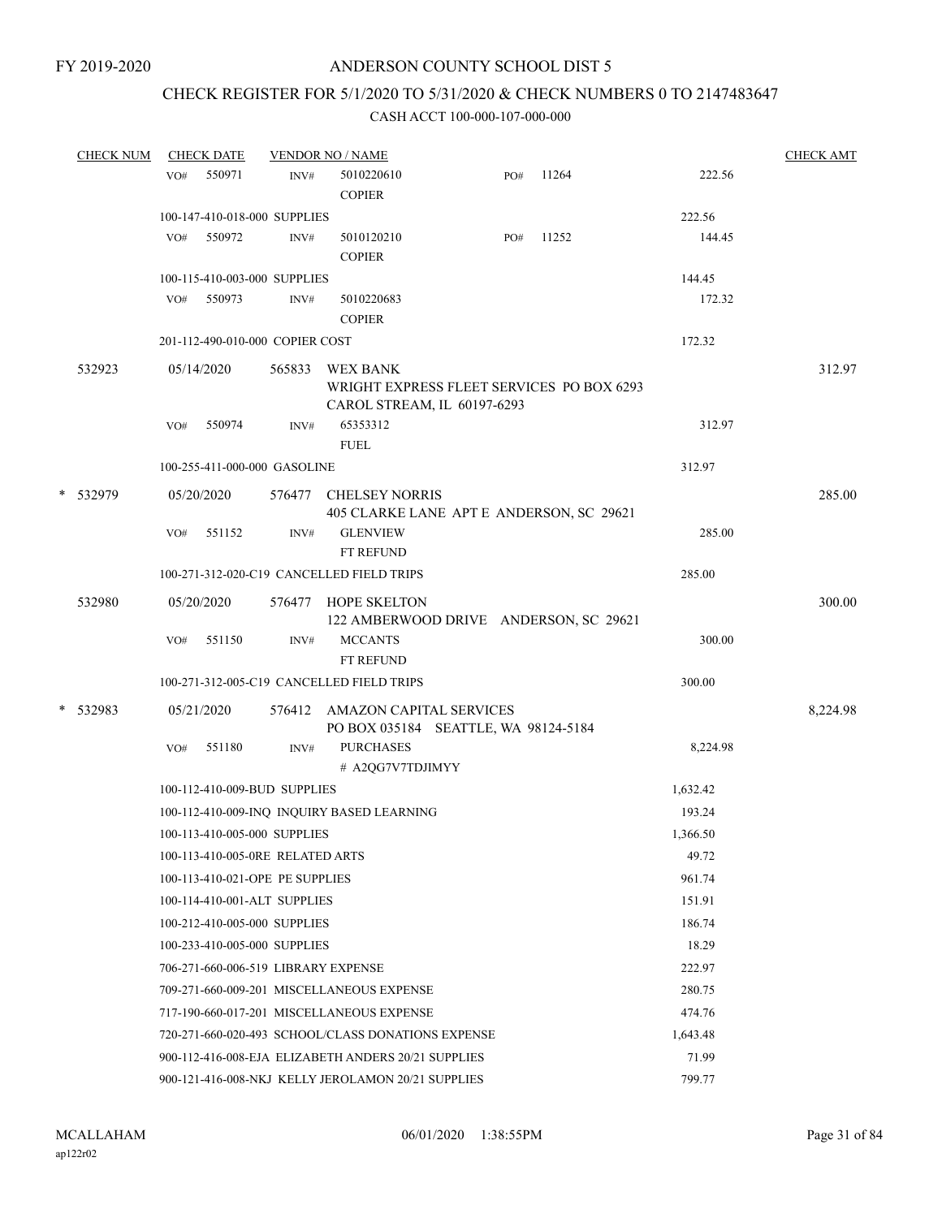FY 2019-2020

# ANDERSON COUNTY SCHOOL DIST 5

## CHECK REGISTER FOR 5/1/2020 TO 5/31/2020 & CHECK NUMBERS 0 TO 2147483647

### CASH ACCT 100-000-107-000-000

| CHECK NUM | CHECK DATE | VENDOR NO / NAME | | | CHECK AMT |
|---|---|---|---|---|---|
| | VO# 550971 | INV# 5010220610 COPIER | PO# 11264 | 222.56 | |
| | 100-147-410-018-000 SUPPLIES | | | 222.56 | |
| | VO# 550972 | INV# 5010120210 COPIER | PO# 11252 | 144.45 | |
| | 100-115-410-003-000 SUPPLIES | | | 144.45 | |
| | VO# 550973 | INV# 5010220683 COPIER | | 172.32 | |
| | 201-112-490-010-000 COPIER COST | | | 172.32 | |
| 532923 | 05/14/2020 | 565833 WEX BANK<br>WRIGHT EXPRESS FLEET SERVICES PO BOX 6293<br>CAROL STREAM, IL 60197-6293 | | | 312.97 |
| | VO# 550974 | INV# 65353312 FUEL | | 312.97 | |
| | 100-255-411-000-000 GASOLINE | | | 312.97 | |
| * 532979 | 05/20/2020 | 576477 CHELSEY NORRIS<br>405 CLARKE LANE APT E ANDERSON, SC 29621 | | | 285.00 |
| | VO# 551152 | INV# GLENVIEW FT REFUND | | 285.00 | |
| | 100-271-312-020-C19 CANCELLED FIELD TRIPS | | | 285.00 | |
| 532980 | 05/20/2020 | 576477 HOPE SKELTON<br>122 AMBERWOOD DRIVE ANDERSON, SC 29621 | | | 300.00 |
| | VO# 551150 | INV# MCCANTS FT REFUND | | 300.00 | |
| | 100-271-312-005-C19 CANCELLED FIELD TRIPS | | | 300.00 | |
| * 532983 | 05/21/2020 | 576412 AMAZON CAPITAL SERVICES<br>PO BOX 035184 SEATTLE, WA 98124-5184 | | | 8,224.98 |
| | VO# 551180 | INV# PURCHASES # A2QG7V7TDJIMYY | | 8,224.98 | |
| | 100-112-410-009-BUD SUPPLIES | | | 1,632.42 | |
| | 100-112-410-009-INQ INQUIRY BASED LEARNING | | | 193.24 | |
| | 100-113-410-005-000 SUPPLIES | | | 1,366.50 | |
| | 100-113-410-005-0RE RELATED ARTS | | | 49.72 | |
| | 100-113-410-021-OPE PE SUPPLIES | | | 961.74 | |
| | 100-114-410-001-ALT SUPPLIES | | | 151.91 | |
| | 100-212-410-005-000 SUPPLIES | | | 186.74 | |
| | 100-233-410-005-000 SUPPLIES | | | 18.29 | |
| | 706-271-660-006-519 LIBRARY EXPENSE | | | 222.97 | |
| | 709-271-660-009-201 MISCELLANEOUS EXPENSE | | | 280.75 | |
| | 717-190-660-017-201 MISCELLANEOUS EXPENSE | | | 474.76 | |
| | 720-271-660-020-493 SCHOOL/CLASS DONATIONS EXPENSE | | | 1,643.48 | |
| | 900-112-416-008-EJA ELIZABETH ANDERS 20/21 SUPPLIES | | | 71.99 | |
| | 900-121-416-008-NKJ KELLY JEROLAMON 20/21 SUPPLIES | | | 799.77 | |

MCALLAHAM
ap122r02

06/01/2020 1:38:55PM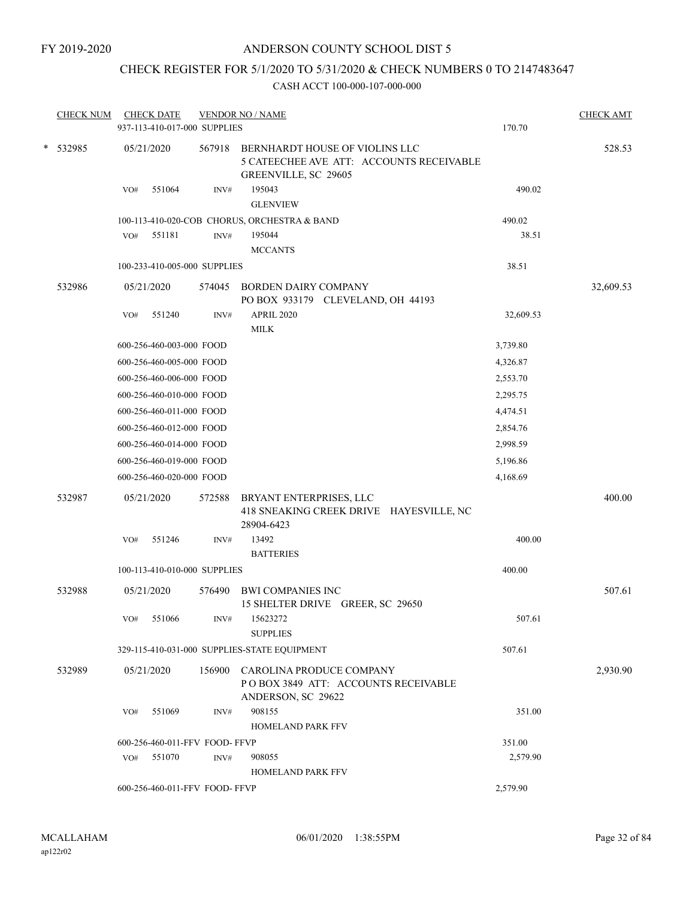FY 2019-2020

# ANDERSON COUNTY SCHOOL DIST 5

## CHECK REGISTER FOR 5/1/2020 TO 5/31/2020 & CHECK NUMBERS 0 TO 2147483647

### CASH ACCT 100-000-107-000-000

| CHECK NUM | CHECK DATE | VENDOR NO / NAME | | CHECK AMT |
|---|---|---|---|---|
| | 937-113-410-017-000 SUPPLIES | | 170.70 | |
| * 532985 | 05/21/2020 | 567918 BERNHARDT HOUSE OF VIOLINS LLC<br>5 CATEECHEE AVE ATT: ACCOUNTS RECEIVABLE<br>GREENVILLE, SC 29605 | | 528.53 |
| | VO# 551064 | INV# 195043<br>GLENVIEW | 490.02 | |
| | 100-113-410-020-COB CHORUS, ORCHESTRA & BAND | | 490.02 | |
| | VO# 551181 | INV# 195044<br>MCCANTS | 38.51 | |
| | 100-233-410-005-000 SUPPLIES | | 38.51 | |
| 532986 | 05/21/2020 | 574045 BORDEN DAIRY COMPANY<br>PO BOX 933179 CLEVELAND, OH 44193 | | 32,609.53 |
| | VO# 551240 | INV# APRIL 2020<br>MILK | 32,609.53 | |
| | 600-256-460-003-000 FOOD | | 3,739.80 | |
| | 600-256-460-005-000 FOOD | | 4,326.87 | |
| | 600-256-460-006-000 FOOD | | 2,553.70 | |
| | 600-256-460-010-000 FOOD | | 2,295.75 | |
| | 600-256-460-011-000 FOOD | | 4,474.51 | |
| | 600-256-460-012-000 FOOD | | 2,854.76 | |
| | 600-256-460-014-000 FOOD | | 2,998.59 | |
| | 600-256-460-019-000 FOOD | | 5,196.86 | |
| | 600-256-460-020-000 FOOD | | 4,168.69 | |
| 532987 | 05/21/2020 | 572588 BRYANT ENTERPRISES, LLC<br>418 SNEAKING CREEK DRIVE HAYESVILLE, NC<br>28904-6423 | | 400.00 |
| | VO# 551246 | INV# 13492<br>BATTERIES | 400.00 | |
| | 100-113-410-010-000 SUPPLIES | | 400.00 | |
| 532988 | 05/21/2020 | 576490 BWI COMPANIES INC<br>15 SHELTER DRIVE GREER, SC 29650 | | 507.61 |
| | VO# 551066 | INV# 15623272<br>SUPPLIES | 507.61 | |
| | 329-115-410-031-000 SUPPLIES-STATE EQUIPMENT | | 507.61 | |
| 532989 | 05/21/2020 | 156900 CAROLINA PRODUCE COMPANY<br>P O BOX 3849 ATT: ACCOUNTS RECEIVABLE<br>ANDERSON, SC 29622 | | 2,930.90 |
| | VO# 551069 | INV# 908155<br>HOMELAND PARK FFV | 351.00 | |
| | 600-256-460-011-FFV FOOD- FFVP | | 351.00 | |
| | VO# 551070 | INV# 908055<br>HOMELAND PARK FFV | 2,579.90 | |
| | 600-256-460-011-FFV FOOD- FFVP | | 2,579.90 | |

MCALLAHAM
ap122r02

06/01/2020 1:38:55PM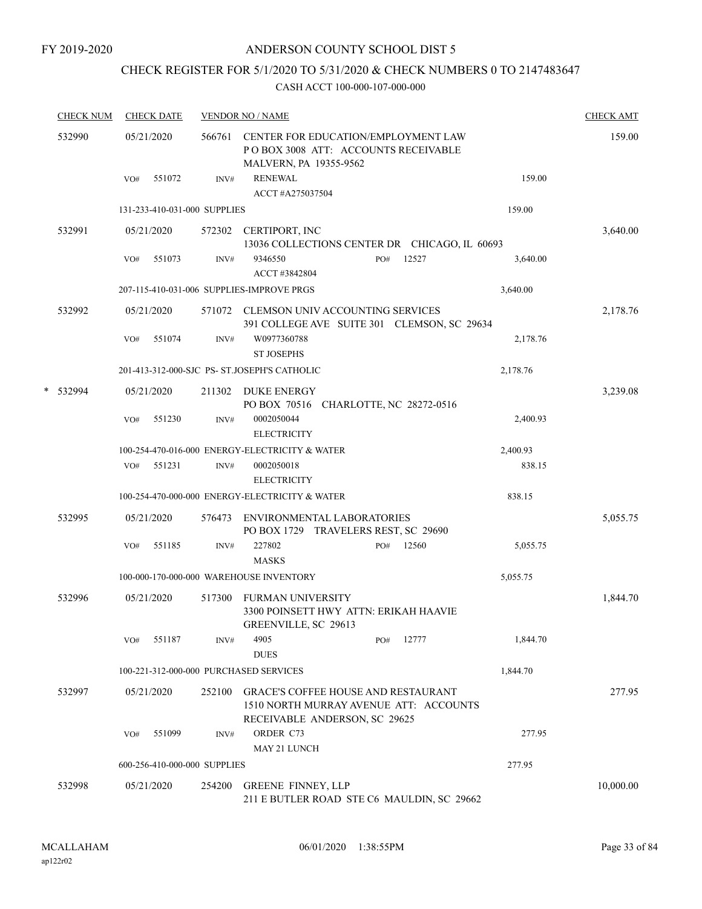FY 2019-2020

# ANDERSON COUNTY SCHOOL DIST 5

## CHECK REGISTER FOR 5/1/2020 TO 5/31/2020 & CHECK NUMBERS 0 TO 2147483647

### CASH ACCT 100-000-107-000-000

| CHECK NUM | CHECK DATE | VENDOR NO / NAME | | | CHECK AMT |
|---|---|---|---|---|---|
| 532990 | 05/21/2020 | 566761 | CENTER FOR EDUCATION/EMPLOYMENT LAW<br>P O BOX 3008 ATT: ACCOUNTS RECEIVABLE<br>MALVERN, PA 19355-9562 | | 159.00 |
| | VO# 551072 | INV# | RENEWAL<br>ACCT #A275037504 | 159.00 | |
| | 131-233-410-031-000 SUPPLIES | | | 159.00 | |
| 532991 | 05/21/2020 | 572302 | CERTIPORT, INC<br>13036 COLLECTIONS CENTER DR CHICAGO, IL 60693 | | 3,640.00 |
| | VO# 551073 | INV# | 9346550 PO# 12527<br>ACCT #3842804 | 3,640.00 | |
| | 207-115-410-031-006 SUPPLIES-IMPROVE PRGS | | | 3,640.00 | |
| 532992 | 05/21/2020 | 571072 | CLEMSON UNIV ACCOUNTING SERVICES<br>391 COLLEGE AVE SUITE 301 CLEMSON, SC 29634 | | 2,178.76 |
| | VO# 551074 | INV# | W0977360788<br>ST JOSEPHS | 2,178.76 | |
| | 201-413-312-000-SJC PS- ST.JOSEPH'S CATHOLIC | | | 2,178.76 | |
| * 532994 | 05/21/2020 | 211302 | DUKE ENERGY<br>PO BOX 70516 CHARLOTTE, NC 28272-0516 | | 3,239.08 |
| | VO# 551230 | INV# | 0002050044<br>ELECTRICITY | 2,400.93 | |
| | 100-254-470-016-000 ENERGY-ELECTRICITY & WATER | | | 2,400.93 | |
| | VO# 551231 | INV# | 0002050018<br>ELECTRICITY | 838.15 | |
| | 100-254-470-000-000 ENERGY-ELECTRICITY & WATER | | | 838.15 | |
| 532995 | 05/21/2020 | 576473 | ENVIRONMENTAL LABORATORIES<br>PO BOX 1729 TRAVELERS REST, SC 29690 | | 5,055.75 |
| | VO# 551185 | INV# | 227802 PO# 12560<br>MASKS | 5,055.75 | |
| | 100-000-170-000-000 WAREHOUSE INVENTORY | | | 5,055.75 | |
| 532996 | 05/21/2020 | 517300 | FURMAN UNIVERSITY<br>3300 POINSETT HWY ATTN: ERIKAH HAAVIE<br>GREENVILLE, SC 29613 | | 1,844.70 |
| | VO# 551187 | INV# | 4905 PO# 12777<br>DUES | 1,844.70 | |
| | 100-221-312-000-000 PURCHASED SERVICES | | | 1,844.70 | |
| 532997 | 05/21/2020 | 252100 | GRACE'S COFFEE HOUSE AND RESTAURANT<br>1510 NORTH MURRAY AVENUE ATT: ACCOUNTS<br>RECEIVABLE ANDERSON, SC 29625 | | 277.95 |
| | VO# 551099 | INV# | ORDER C73<br>MAY 21 LUNCH | 277.95 | |
| | 600-256-410-000-000 SUPPLIES | | | 277.95 | |
| 532998 | 05/21/2020 | 254200 | GREENE FINNEY, LLP<br>211 E BUTLER ROAD STE C6 MAULDIN, SC 29662 | | 10,000.00 |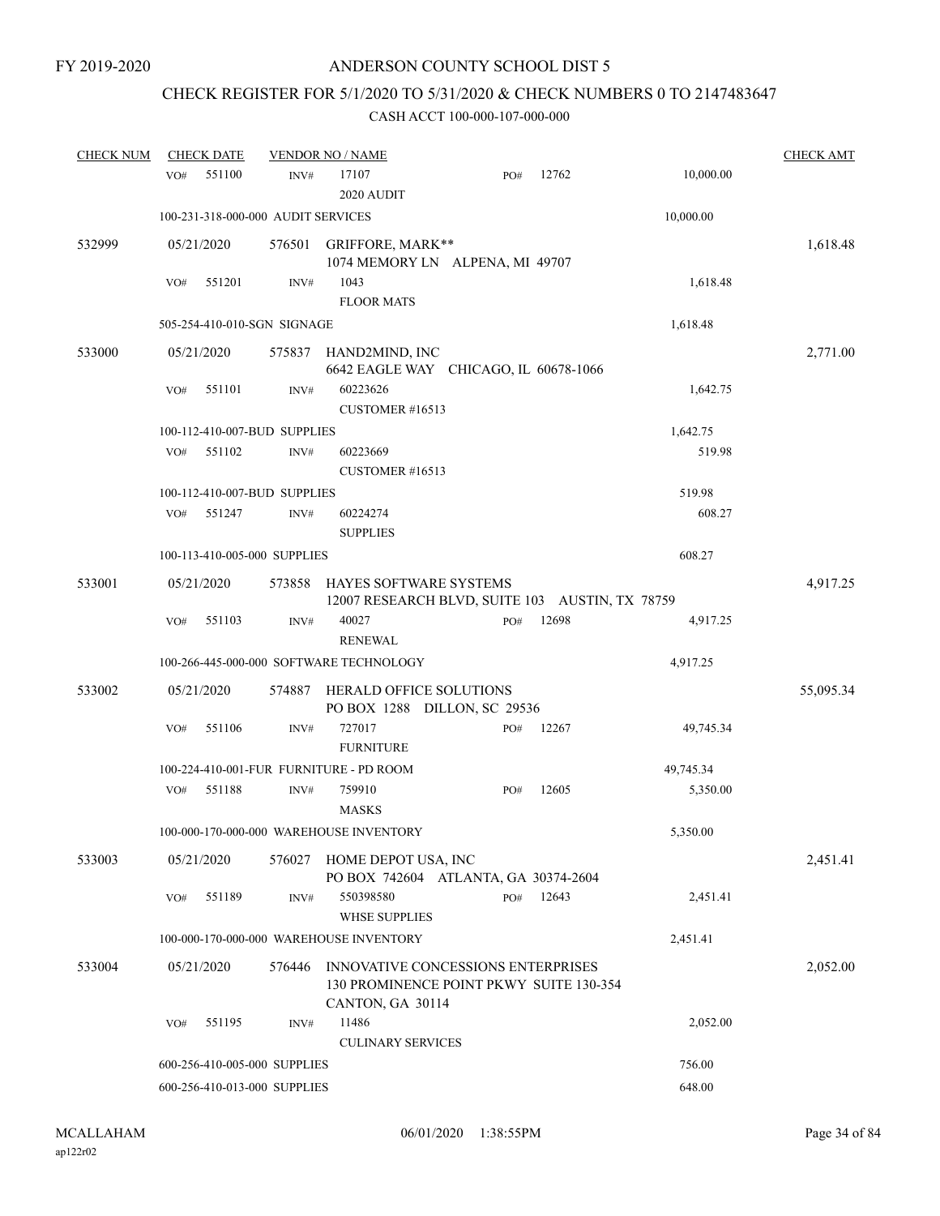FY 2019-2020

ANDERSON COUNTY SCHOOL DIST 5

CHECK REGISTER FOR 5/1/2020 TO 5/31/2020 & CHECK NUMBERS 0 TO 2147483647

CASH ACCT 100-000-107-000-000

| CHECK NUM | CHECK DATE | VENDOR NO / NAME | | | CHECK AMT |
|---|---|---|---|---|---|
| | VO# 551100 | INV# 17107<br>2020 AUDIT | PO# 12762 | 10,000.00 | |
| | 100-231-318-000-000 AUDIT SERVICES | | | 10,000.00 | |
| 532999 | 05/21/2020 | 576501 GRIFFORE, MARK**<br>1074 MEMORY LN ALPENA, MI 49707 | | | 1,618.48 |
| | VO# 551201 | INV# 1043<br>FLOOR MATS | | 1,618.48 | |
| | 505-254-410-010-SGN SIGNAGE | | | 1,618.48 | |
| 533000 | 05/21/2020 | 575837 HAND2MIND, INC<br>6642 EAGLE WAY CHICAGO, IL 60678-1066 | | | 2,771.00 |
| | VO# 551101 | INV# 60223626<br>CUSTOMER #16513 | | 1,642.75 | |
| | 100-112-410-007-BUD SUPPLIES | | | 1,642.75 | |
| | VO# 551102 | INV# 60223669<br>CUSTOMER #16513 | | 519.98 | |
| | 100-112-410-007-BUD SUPPLIES | | | 519.98 | |
| | VO# 551247 | INV# 60224274<br>SUPPLIES | | 608.27 | |
| | 100-113-410-005-000 SUPPLIES | | | 608.27 | |
| 533001 | 05/21/2020 | 573858 HAYES SOFTWARE SYSTEMS<br>12007 RESEARCH BLVD, SUITE 103 AUSTIN, TX 78759 | | | 4,917.25 |
| | VO# 551103 | INV# 40027<br>RENEWAL | PO# 12698 | 4,917.25 | |
| | 100-266-445-000-000 SOFTWARE TECHNOLOGY | | | 4,917.25 | |
| 533002 | 05/21/2020 | 574887 HERALD OFFICE SOLUTIONS<br>PO BOX 1288 DILLON, SC 29536 | | | 55,095.34 |
| | VO# 551106 | INV# 727017<br>FURNITURE | PO# 12267 | 49,745.34 | |
| | 100-224-410-001-FUR FURNITURE - PD ROOM | | | 49,745.34 | |
| | VO# 551188 | INV# 759910<br>MASKS | PO# 12605 | 5,350.00 | |
| | 100-000-170-000-000 WAREHOUSE INVENTORY | | | 5,350.00 | |
| 533003 | 05/21/2020 | 576027 HOME DEPOT USA, INC<br>PO BOX 742604 ATLANTA, GA 30374-2604 | | | 2,451.41 |
| | VO# 551189 | INV# 550398580<br>WHSE SUPPLIES | PO# 12643 | 2,451.41 | |
| | 100-000-170-000-000 WAREHOUSE INVENTORY | | | 2,451.41 | |
| 533004 | 05/21/2020 | 576446 INNOVATIVE CONCESSIONS ENTERPRISES<br>130 PROMINENCE POINT PKWY SUITE 130-354<br>CANTON, GA 30114 | | | 2,052.00 |
| | VO# 551195 | INV# 11486<br>CULINARY SERVICES | | 2,052.00 | |
| | 600-256-410-005-000 SUPPLIES | | | 756.00 | |
| | 600-256-410-013-000 SUPPLIES | | | 648.00 | |

MCALLAHAM ap122r02 06/01/2020 1:38:55PM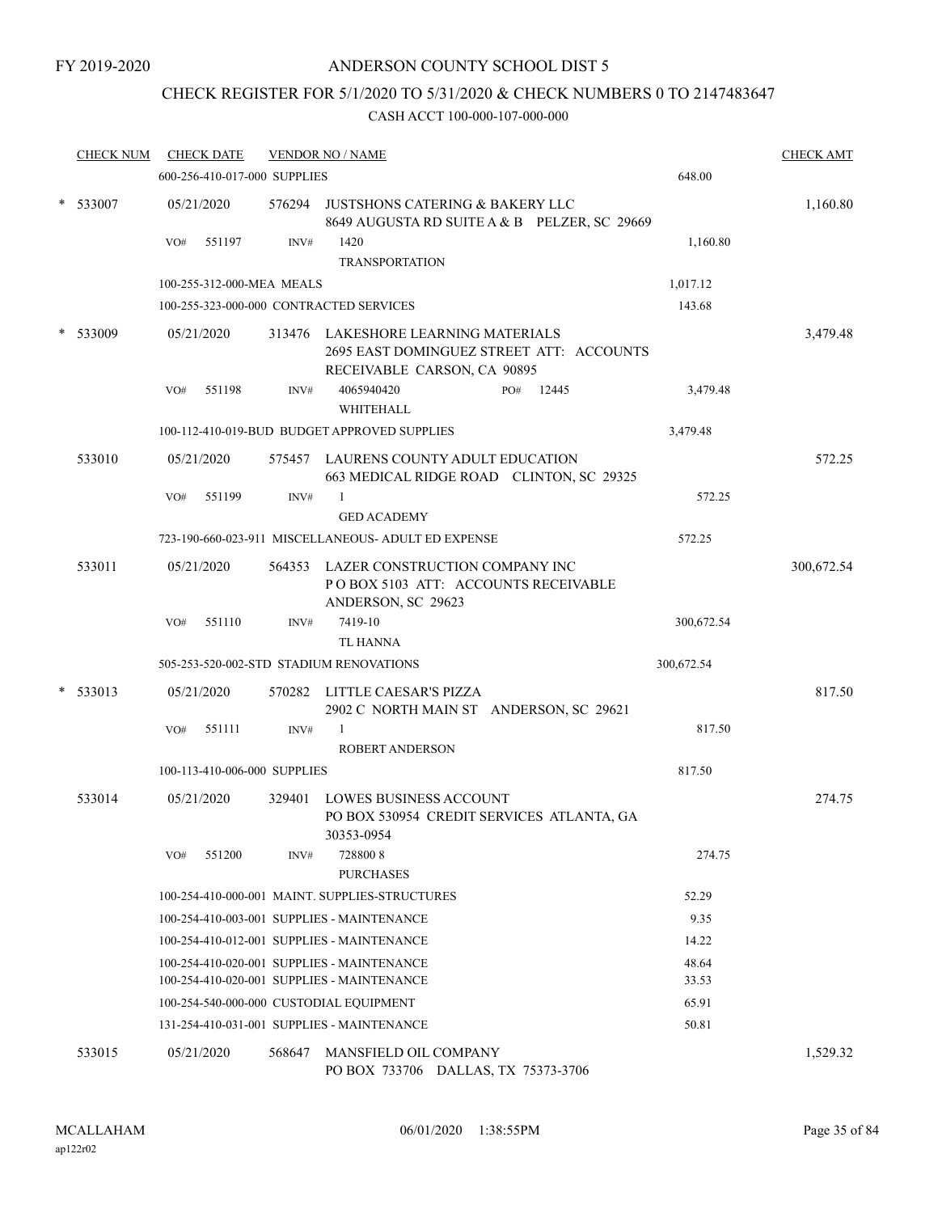FY 2019-2020

# ANDERSON COUNTY SCHOOL DIST 5

## CHECK REGISTER FOR 5/1/2020 TO 5/31/2020 & CHECK NUMBERS 0 TO 2147483647

### CASH ACCT 100-000-107-000-000

| CHECK NUM | CHECK DATE | VENDOR NO / NAME | | CHECK AMT |
|---|---|---|---|---|
| | 600-256-410-017-000 SUPPLIES | | 648.00 | |
| * 533007 | 05/21/2020 | 576294 JUSTSHONS CATERING & BAKERY LLC<br>8649 AUGUSTA RD SUITE A & B PELZER, SC 29669 | | 1,160.80 |
| | VO# 551197 | INV# 1420<br>TRANSPORTATION | 1,160.80 | |
| | 100-255-312-000-MEA MEALS | | 1,017.12 | |
| | 100-255-323-000-000 CONTRACTED SERVICES | | 143.68 | |
| * 533009 | 05/21/2020 | 313476 LAKESHORE LEARNING MATERIALS<br>2695 EAST DOMINGUEZ STREET ATT: ACCOUNTS RECEIVABLE CARSON, CA 90895 | | 3,479.48 |
| | VO# 551198 | INV# 4065940420 PO# 12445<br>WHITEHALL | 3,479.48 | |
| | 100-112-410-019-BUD BUDGET APPROVED SUPPLIES | | 3,479.48 | |
| 533010 | 05/21/2020 | 575457 LAURENS COUNTY ADULT EDUCATION<br>663 MEDICAL RIDGE ROAD CLINTON, SC 29325 | | 572.25 |
| | VO# 551199 | INV# 1<br>GED ACADEMY | 572.25 | |
| | 723-190-660-023-911 MISCELLANEOUS- ADULT ED EXPENSE | | 572.25 | |
| 533011 | 05/21/2020 | 564353 LAZER CONSTRUCTION COMPANY INC<br>P O BOX 5103 ATT: ACCOUNTS RECEIVABLE ANDERSON, SC 29623 | | 300,672.54 |
| | VO# 551110 | INV# 7419-10<br>TL HANNA | 300,672.54 | |
| | 505-253-520-002-STD STADIUM RENOVATIONS | | 300,672.54 | |
| * 533013 | 05/21/2020 | 570282 LITTLE CAESAR'S PIZZA<br>2902 C NORTH MAIN ST ANDERSON, SC 29621 | | 817.50 |
| | VO# 551111 | INV# 1<br>ROBERT ANDERSON | 817.50 | |
| | 100-113-410-006-000 SUPPLIES | | 817.50 | |
| 533014 | 05/21/2020 | 329401 LOWES BUSINESS ACCOUNT<br>PO BOX 530954 CREDIT SERVICES ATLANTA, GA 30353-0954 | | 274.75 |
| | VO# 551200 | INV# 728800 8<br>PURCHASES | 274.75 | |
| | 100-254-410-000-001 MAINT. SUPPLIES-STRUCTURES | | 52.29 | |
| | 100-254-410-003-001 SUPPLIES - MAINTENANCE | | 9.35 | |
| | 100-254-410-012-001 SUPPLIES - MAINTENANCE | | 14.22 | |
| | 100-254-410-020-001 SUPPLIES - MAINTENANCE | | 48.64 | |
| | 100-254-410-020-001 SUPPLIES - MAINTENANCE | | 33.53 | |
| | 100-254-540-000-000 CUSTODIAL EQUIPMENT | | 65.91 | |
| | 131-254-410-031-001 SUPPLIES - MAINTENANCE | | 50.81 | |
| 533015 | 05/21/2020 | 568647 MANSFIELD OIL COMPANY<br>PO BOX 733706 DALLAS, TX 75373-3706 | | 1,529.32 |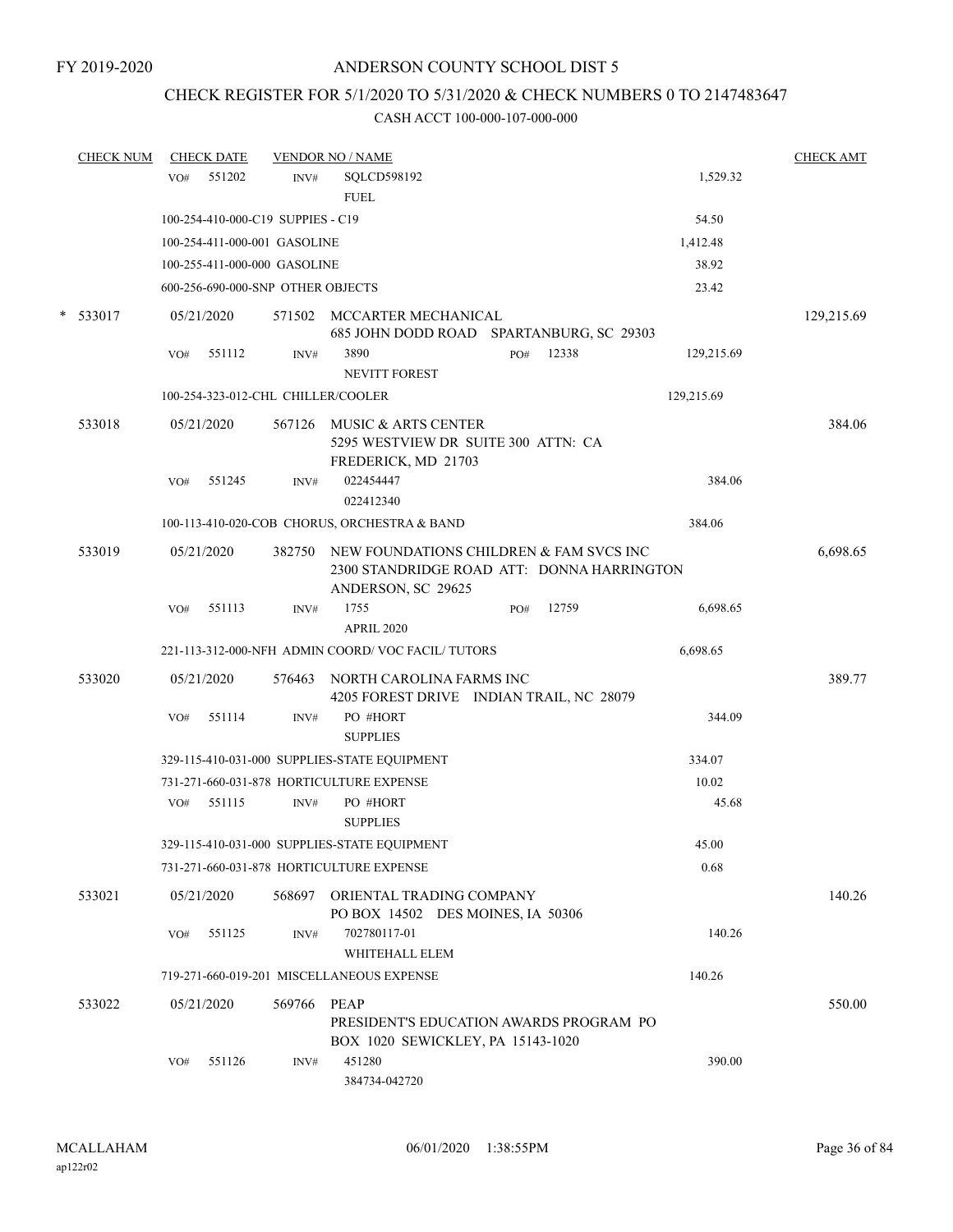FY 2019-2020

# ANDERSON COUNTY SCHOOL DIST 5

## CHECK REGISTER FOR 5/1/2020 TO 5/31/2020 & CHECK NUMBERS 0 TO 2147483647

### CASH ACCT 100-000-107-000-000

| CHECK NUM | CHECK DATE | VENDOR NO / NAME | | | CHECK AMT |
|---|---|---|---|---|---|
| | VO# 551202 | INV# SQLCD598192 FUEL | | 1,529.32 | |
| | 100-254-410-000-C19 SUPPIES - C19 | | | 54.50 | |
| | 100-254-411-000-001 GASOLINE | | | 1,412.48 | |
| | 100-255-411-000-000 GASOLINE | | | 38.92 | |
| | 600-256-690-000-SNP OTHER OBJECTS | | | 23.42 | |
| * 533017 | 05/21/2020 | 571502 MCCARTER MECHANICAL 685 JOHN DODD ROAD SPARTANBURG, SC 29303 | | | 129,215.69 |
| | VO# 551112 | INV# 3890 NEVITT FOREST | PO# 12338 | 129,215.69 | |
| | 100-254-323-012-CHL CHILLER/COOLER | | | 129,215.69 | |
| 533018 | 05/21/2020 | 567126 MUSIC & ARTS CENTER 5295 WESTVIEW DR SUITE 300 ATTN: CA FREDERICK, MD 21703 | | | 384.06 |
| | VO# 551245 | INV# 022454447 022412340 | | 384.06 | |
| | 100-113-410-020-COB CHORUS, ORCHESTRA & BAND | | | 384.06 | |
| 533019 | 05/21/2020 | 382750 NEW FOUNDATIONS CHILDREN & FAM SVCS INC 2300 STANDRIDGE ROAD ATT: DONNA HARRINGTON ANDERSON, SC 29625 | | | 6,698.65 |
| | VO# 551113 | INV# 1755 APRIL 2020 | PO# 12759 | 6,698.65 | |
| | 221-113-312-000-NFH ADMIN COORD/ VOC FACIL/ TUTORS | | | 6,698.65 | |
| 533020 | 05/21/2020 | 576463 NORTH CAROLINA FARMS INC 4205 FOREST DRIVE INDIAN TRAIL, NC 28079 | | | 389.77 |
| | VO# 551114 | INV# PO #HORT SUPPLIES | | 344.09 | |
| | 329-115-410-031-000 SUPPLIES-STATE EQUIPMENT | | | 334.07 | |
| | 731-271-660-031-878 HORTICULTURE EXPENSE | | | 10.02 | |
| | VO# 551115 | INV# PO #HORT SUPPLIES | | 45.68 | |
| | 329-115-410-031-000 SUPPLIES-STATE EQUIPMENT | | | 45.00 | |
| | 731-271-660-031-878 HORTICULTURE EXPENSE | | | 0.68 | |
| 533021 | 05/21/2020 | 568697 ORIENTAL TRADING COMPANY PO BOX 14502 DES MOINES, IA 50306 | | | 140.26 |
| | VO# 551125 | INV# 702780117-01 WHITEHALL ELEM | | 140.26 | |
| | 719-271-660-019-201 MISCELLANEOUS EXPENSE | | | 140.26 | |
| 533022 | 05/21/2020 | 569766 PEAP PRESIDENT'S EDUCATION AWARDS PROGRAM PO BOX 1020 SEWICKLEY, PA 15143-1020 | | | 550.00 |
| | VO# 551126 | INV# 451280 384734-042720 | | 390.00 | |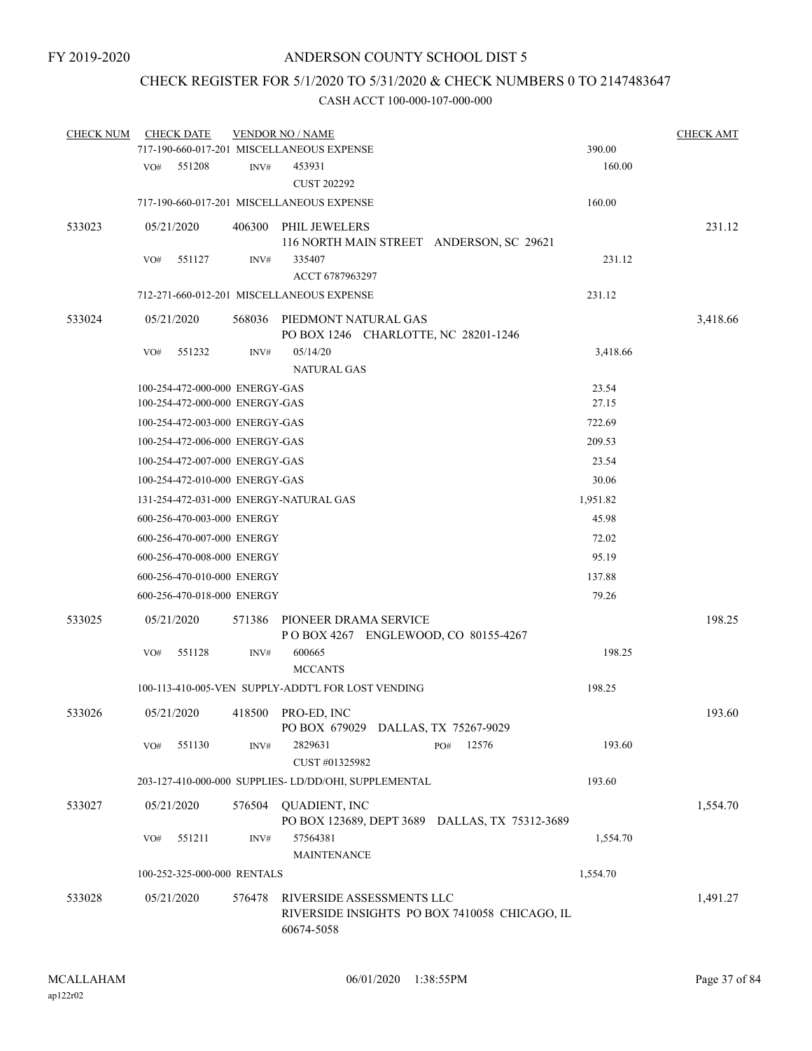FY 2019-2020

# ANDERSON COUNTY SCHOOL DIST 5

## CHECK REGISTER FOR 5/1/2020 TO 5/31/2020 & CHECK NUMBERS 0 TO 2147483647

### CASH ACCT 100-000-107-000-000

| CHECK NUM | CHECK DATE | VENDOR NO / NAME | | CHECK AMT |
|---|---|---|---|---|
| | 717-190-660-017-201 MISCELLANEOUS EXPENSE | | 390.00 | |
| | VO# 551208 | INV# 453931<br>CUST 202292 | 160.00 | |
| | 717-190-660-017-201 MISCELLANEOUS EXPENSE | | 160.00 | |
| 533023 | 05/21/2020 | 406300 PHIL JEWELERS<br>116 NORTH MAIN STREET ANDERSON, SC 29621 | | 231.12 |
| | VO# 551127 | INV# 335407<br>ACCT 6787963297 | 231.12 | |
| | 712-271-660-012-201 MISCELLANEOUS EXPENSE | | 231.12 | |
| 533024 | 05/21/2020 | 568036 PIEDMONT NATURAL GAS<br>PO BOX 1246 CHARLOTTE, NC 28201-1246 | | 3,418.66 |
| | VO# 551232 | INV# 05/14/20<br>NATURAL GAS | 3,418.66 | |
| | 100-254-472-000-000 ENERGY-GAS | | 23.54 | |
| | 100-254-472-000-000 ENERGY-GAS | | 27.15 | |
| | 100-254-472-003-000 ENERGY-GAS | | 722.69 | |
| | 100-254-472-006-000 ENERGY-GAS | | 209.53 | |
| | 100-254-472-007-000 ENERGY-GAS | | 23.54 | |
| | 100-254-472-010-000 ENERGY-GAS | | 30.06 | |
| | 131-254-472-031-000 ENERGY-NATURAL GAS | | 1,951.82 | |
| | 600-256-470-003-000 ENERGY | | 45.98 | |
| | 600-256-470-007-000 ENERGY | | 72.02 | |
| | 600-256-470-008-000 ENERGY | | 95.19 | |
| | 600-256-470-010-000 ENERGY | | 137.88 | |
| | 600-256-470-018-000 ENERGY | | 79.26 | |
| 533025 | 05/21/2020 | 571386 PIONEER DRAMA SERVICE<br>P O BOX 4267 ENGLEWOOD, CO 80155-4267 | | 198.25 |
| | VO# 551128 | INV# 600665<br>MCCANTS | 198.25 | |
| | 100-113-410-005-VEN SUPPLY-ADDT'L FOR LOST VENDING | | 198.25 | |
| 533026 | 05/21/2020 | 418500 PRO-ED, INC<br>PO BOX 679029 DALLAS, TX 75267-9029 | | 193.60 |
| | VO# 551130 | INV# 2829631 PO# 12576<br>CUST #01325982 | 193.60 | |
| | 203-127-410-000-000 SUPPLIES- LD/DD/OHI, SUPPLEMENTAL | | 193.60 | |
| 533027 | 05/21/2020 | 576504 QUADIENT, INC<br>PO BOX 123689, DEPT 3689 DALLAS, TX 75312-3689 | | 1,554.70 |
| | VO# 551211 | INV# 57564381<br>MAINTENANCE | 1,554.70 | |
| | 100-252-325-000-000 RENTALS | | 1,554.70 | |
| 533028 | 05/21/2020 | 576478 RIVERSIDE ASSESSMENTS LLC<br>RIVERSIDE INSIGHTS PO BOX 7410058 CHICAGO, IL 60674-5058 | | 1,491.27 |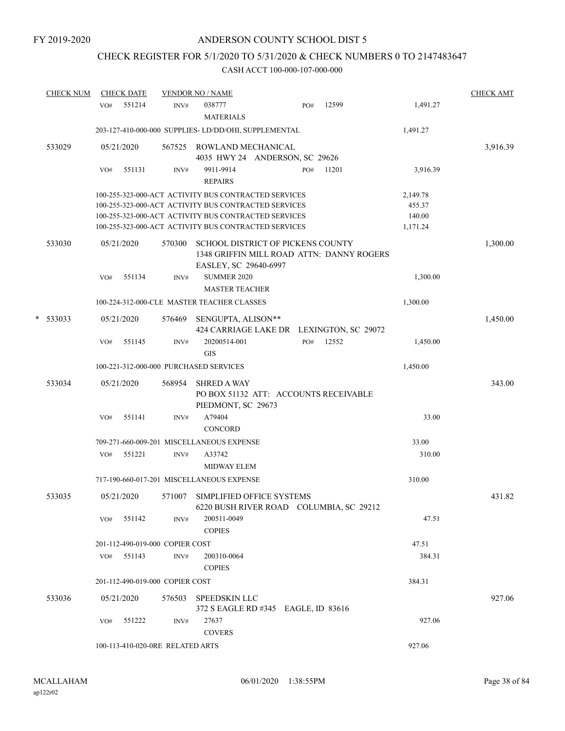FY 2019-2020

# ANDERSON COUNTY SCHOOL DIST 5

## CHECK REGISTER FOR 5/1/2020 TO 5/31/2020 & CHECK NUMBERS 0 TO 2147483647

### CASH ACCT 100-000-107-000-000

| CHECK NUM | CHECK DATE | VENDOR NO / NAME | | | CHECK AMT |
|---|---|---|---|---|---|
| | VO# 551214 | INV# 038777 MATERIALS | PO# 12599 | 1,491.27 | |
| | 203-127-410-000-000 SUPPLIES- LD/DD/OHI, SUPPLEMENTAL | | | 1,491.27 | |
| 533029 | 05/21/2020 | 567525 ROWLAND MECHANICAL 4035 HWY 24 ANDERSON, SC 29626 | | | 3,916.39 |
| | VO# 551131 | INV# 9911-9914 REPAIRS | PO# 11201 | 3,916.39 | |
| | 100-255-323-000-ACT ACTIVITY BUS CONTRACTED SERVICES | | | 2,149.78 | |
| | 100-255-323-000-ACT ACTIVITY BUS CONTRACTED SERVICES | | | 455.37 | |
| | 100-255-323-000-ACT ACTIVITY BUS CONTRACTED SERVICES | | | 140.00 | |
| | 100-255-323-000-ACT ACTIVITY BUS CONTRACTED SERVICES | | | 1,171.24 | |
| 533030 | 05/21/2020 | 570300 SCHOOL DISTRICT OF PICKENS COUNTY 1348 GRIFFIN MILL ROAD ATTN: DANNY ROGERS EASLEY, SC 29640-6997 | | | 1,300.00 |
| | VO# 551134 | INV# SUMMER 2020 MASTER TEACHER | | 1,300.00 | |
| | 100-224-312-000-CLE MASTER TEACHER CLASSES | | | 1,300.00 | |
| * 533033 | 05/21/2020 | 576469 SENGUPTA, ALISON** 424 CARRIAGE LAKE DR LEXINGTON, SC 29072 | | | 1,450.00 |
| | VO# 551145 | INV# 20200514-001 GIS | PO# 12552 | 1,450.00 | |
| | 100-221-312-000-000 PURCHASED SERVICES | | | 1,450.00 | |
| 533034 | 05/21/2020 | 568954 SHRED A WAY PO BOX 51132 ATT: ACCOUNTS RECEIVABLE PIEDMONT, SC 29673 | | | 343.00 |
| | VO# 551141 | INV# A79404 CONCORD | | 33.00 | |
| | 709-271-660-009-201 MISCELLANEOUS EXPENSE | | | 33.00 | |
| | VO# 551221 | INV# A33742 MIDWAY ELEM | | 310.00 | |
| | 717-190-660-017-201 MISCELLANEOUS EXPENSE | | | 310.00 | |
| 533035 | 05/21/2020 | 571007 SIMPLIFIED OFFICE SYSTEMS 6220 BUSH RIVER ROAD COLUMBIA, SC 29212 | | | 431.82 |
| | VO# 551142 | INV# 200511-0049 COPIES | | 47.51 | |
| | 201-112-490-019-000 COPIER COST | | | 47.51 | |
| | VO# 551143 | INV# 200310-0064 COPIES | | 384.31 | |
| | 201-112-490-019-000 COPIER COST | | | 384.31 | |
| 533036 | 05/21/2020 | 576503 SPEEDSKIN LLC 372 S EAGLE RD #345 EAGLE, ID 83616 | | | 927.06 |
| | VO# 551222 | INV# 27637 COVERS | | 927.06 | |
| | 100-113-410-020-0RE RELATED ARTS | | | 927.06 | |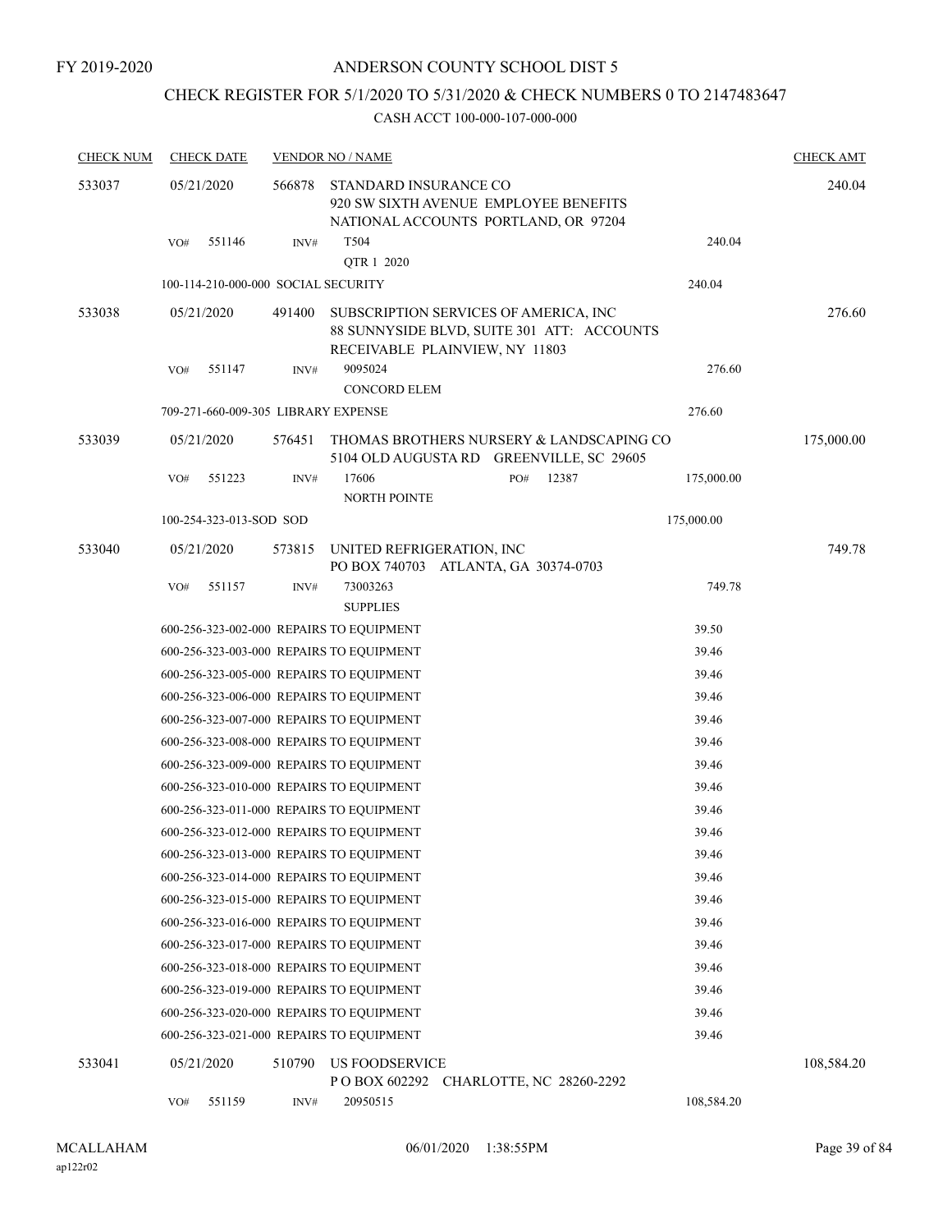FY 2019-2020

# ANDERSON COUNTY SCHOOL DIST 5

## CHECK REGISTER FOR 5/1/2020 TO 5/31/2020 & CHECK NUMBERS 0 TO 2147483647

### CASH ACCT 100-000-107-000-000

| CHECK NUM | CHECK DATE | VENDOR NO / NAME | | CHECK AMT |
|---|---|---|---|---|
| 533037 | 05/21/2020 | 566878 STANDARD INSURANCE CO<br>920 SW SIXTH AVENUE EMPLOYEE BENEFITS<br>NATIONAL ACCOUNTS PORTLAND, OR 97204 | | 240.04 |
| | VO# 551146 | INV# T504<br>QTR 1 2020 | 240.04 | |
| | 100-114-210-000-000 SOCIAL SECURITY | | 240.04 | |
| 533038 | 05/21/2020 | 491400 SUBSCRIPTION SERVICES OF AMERICA, INC<br>88 SUNNYSIDE BLVD, SUITE 301 ATT: ACCOUNTS<br>RECEIVABLE PLAINVIEW, NY 11803 | | 276.60 |
| | VO# 551147 | INV# 9095024<br>CONCORD ELEM | 276.60 | |
| | 709-271-660-009-305 LIBRARY EXPENSE | | 276.60 | |
| 533039 | 05/21/2020 | 576451 THOMAS BROTHERS NURSERY & LANDSCAPING CO<br>5104 OLD AUGUSTA RD GREENVILLE, SC 29605 | | 175,000.00 |
| | VO# 551223 | INV# 17606 PO# 12387<br>NORTH POINTE | 175,000.00 | |
| | 100-254-323-013-SOD SOD | | 175,000.00 | |
| 533040 | 05/21/2020 | 573815 UNITED REFRIGERATION, INC<br>PO BOX 740703 ATLANTA, GA 30374-0703 | | 749.78 |
| | VO# 551157 | INV# 73003263<br>SUPPLIES | 749.78 | |
| | 600-256-323-002-000 REPAIRS TO EQUIPMENT | | 39.50 | |
| | 600-256-323-003-000 REPAIRS TO EQUIPMENT | | 39.46 | |
| | 600-256-323-005-000 REPAIRS TO EQUIPMENT | | 39.46 | |
| | 600-256-323-006-000 REPAIRS TO EQUIPMENT | | 39.46 | |
| | 600-256-323-007-000 REPAIRS TO EQUIPMENT | | 39.46 | |
| | 600-256-323-008-000 REPAIRS TO EQUIPMENT | | 39.46 | |
| | 600-256-323-009-000 REPAIRS TO EQUIPMENT | | 39.46 | |
| | 600-256-323-010-000 REPAIRS TO EQUIPMENT | | 39.46 | |
| | 600-256-323-011-000 REPAIRS TO EQUIPMENT | | 39.46 | |
| | 600-256-323-012-000 REPAIRS TO EQUIPMENT | | 39.46 | |
| | 600-256-323-013-000 REPAIRS TO EQUIPMENT | | 39.46 | |
| | 600-256-323-014-000 REPAIRS TO EQUIPMENT | | 39.46 | |
| | 600-256-323-015-000 REPAIRS TO EQUIPMENT | | 39.46 | |
| | 600-256-323-016-000 REPAIRS TO EQUIPMENT | | 39.46 | |
| | 600-256-323-017-000 REPAIRS TO EQUIPMENT | | 39.46 | |
| | 600-256-323-018-000 REPAIRS TO EQUIPMENT | | 39.46 | |
| | 600-256-323-019-000 REPAIRS TO EQUIPMENT | | 39.46 | |
| | 600-256-323-020-000 REPAIRS TO EQUIPMENT | | 39.46 | |
| | 600-256-323-021-000 REPAIRS TO EQUIPMENT | | 39.46 | |
| 533041 | 05/21/2020 | 510790 US FOODSERVICE<br>P O BOX 602292 CHARLOTTE, NC 28260-2292 | | 108,584.20 |
| | VO# 551159 | INV# 20950515 | 108,584.20 | |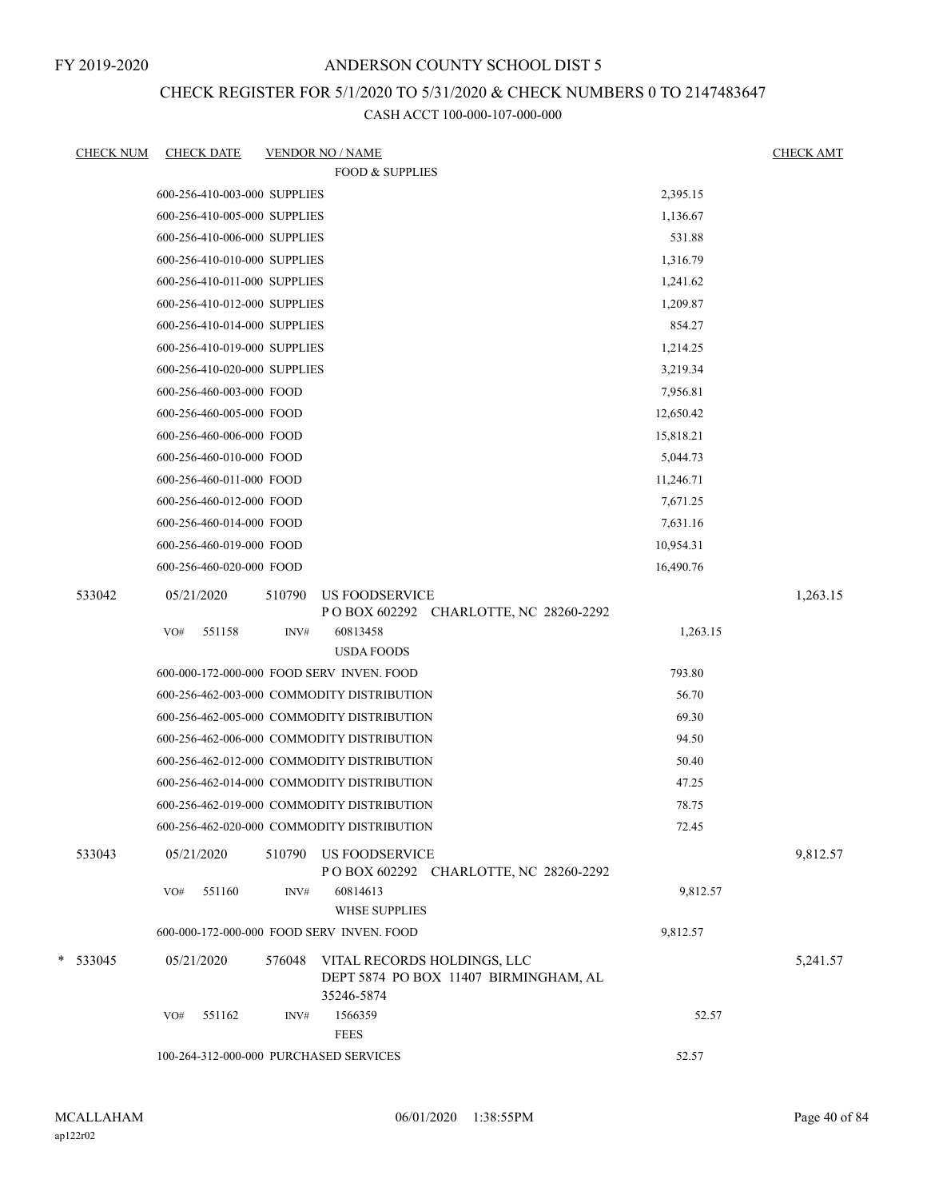FY 2019-2020

# ANDERSON COUNTY SCHOOL DIST 5

## CHECK REGISTER FOR 5/1/2020 TO 5/31/2020 & CHECK NUMBERS 0 TO 2147483647

### CASH ACCT 100-000-107-000-000

| CHECK NUM | CHECK DATE | VENDOR NO / NAME | | CHECK AMT |
|---|---|---|---|---|
| | | FOOD & SUPPLIES | | |
| | 600-256-410-003-000 SUPPLIES | | 2,395.15 | |
| | 600-256-410-005-000 SUPPLIES | | 1,136.67 | |
| | 600-256-410-006-000 SUPPLIES | | 531.88 | |
| | 600-256-410-010-000 SUPPLIES | | 1,316.79 | |
| | 600-256-410-011-000 SUPPLIES | | 1,241.62 | |
| | 600-256-410-012-000 SUPPLIES | | 1,209.87 | |
| | 600-256-410-014-000 SUPPLIES | | 854.27 | |
| | 600-256-410-019-000 SUPPLIES | | 1,214.25 | |
| | 600-256-410-020-000 SUPPLIES | | 3,219.34 | |
| | 600-256-460-003-000 FOOD | | 7,956.81 | |
| | 600-256-460-005-000 FOOD | | 12,650.42 | |
| | 600-256-460-006-000 FOOD | | 15,818.21 | |
| | 600-256-460-010-000 FOOD | | 5,044.73 | |
| | 600-256-460-011-000 FOOD | | 11,246.71 | |
| | 600-256-460-012-000 FOOD | | 7,671.25 | |
| | 600-256-460-014-000 FOOD | | 7,631.16 | |
| | 600-256-460-019-000 FOOD | | 10,954.31 | |
| | 600-256-460-020-000 FOOD | | 16,490.76 | |
| 533042 | 05/21/2020 | 510790 US FOODSERVICE<br>P O BOX 602292 CHARLOTTE, NC 28260-2292 | | 1,263.15 |
| | VO# 551158 | INV# 60813458<br>USDA FOODS | 1,263.15 | |
| | 600-000-172-000-000 FOOD SERV INVEN. FOOD | | 793.80 | |
| | 600-256-462-003-000 COMMODITY DISTRIBUTION | | 56.70 | |
| | 600-256-462-005-000 COMMODITY DISTRIBUTION | | 69.30 | |
| | 600-256-462-006-000 COMMODITY DISTRIBUTION | | 94.50 | |
| | 600-256-462-012-000 COMMODITY DISTRIBUTION | | 50.40 | |
| | 600-256-462-014-000 COMMODITY DISTRIBUTION | | 47.25 | |
| | 600-256-462-019-000 COMMODITY DISTRIBUTION | | 78.75 | |
| | 600-256-462-020-000 COMMODITY DISTRIBUTION | | 72.45 | |
| 533043 | 05/21/2020 | 510790 US FOODSERVICE<br>P O BOX 602292 CHARLOTTE, NC 28260-2292 | | 9,812.57 |
| | VO# 551160 | INV# 60814613<br>WHSE SUPPLIES | 9,812.57 | |
| | 600-000-172-000-000 FOOD SERV INVEN. FOOD | | 9,812.57 | |
| * 533045 | 05/21/2020 | 576048 VITAL RECORDS HOLDINGS, LLC<br>DEPT 5874 PO BOX 11407 BIRMINGHAM, AL 35246-5874 | | 5,241.57 |
| | VO# 551162 | INV# 1566359<br>FEES | 52.57 | |
| | 100-264-312-000-000 PURCHASED SERVICES | | 52.57 | |

MCALLAHAM
ap122r02

06/01/2020 1:38:55PM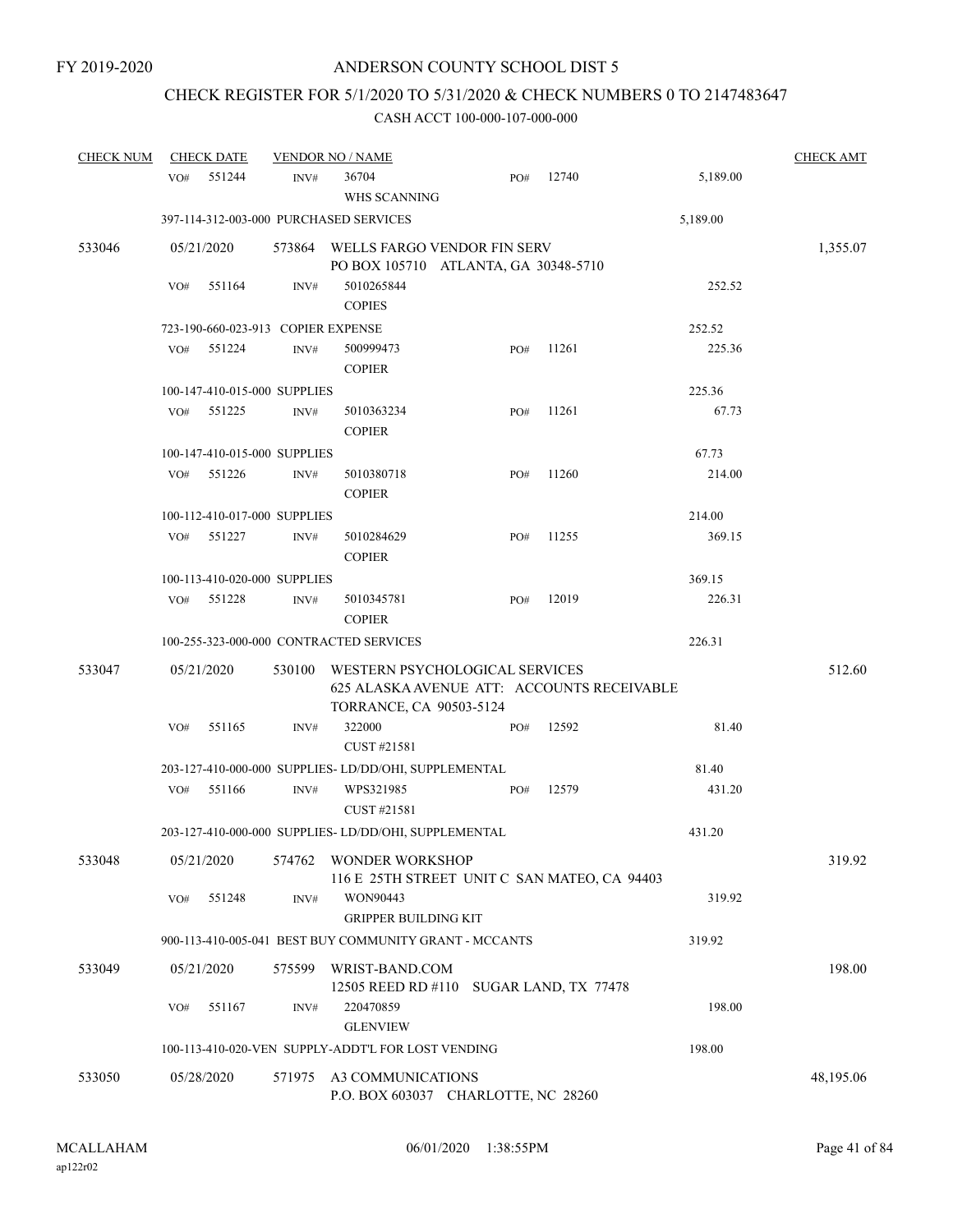FY 2019-2020

# ANDERSON COUNTY SCHOOL DIST 5

## CHECK REGISTER FOR 5/1/2020 TO 5/31/2020 & CHECK NUMBERS 0 TO 2147483647

### CASH ACCT 100-000-107-000-000

| CHECK NUM | CHECK DATE | VENDOR NO / NAME | | | | CHECK AMT |
|---|---|---|---|---|---|---|
| | VO# 551244 | INV# 36704 WHS SCANNING | PO# 12740 | | 5,189.00 | |
| | 397-114-312-003-000 PURCHASED SERVICES | | | | 5,189.00 | |
| 533046 | 05/21/2020 | 573864 WELLS FARGO VENDOR FIN SERV PO BOX 105710 ATLANTA, GA 30348-5710 | | | | 1,355.07 |
| | VO# 551164 | INV# 5010265844 COPIES | | | 252.52 | |
| | 723-190-660-023-913 COPIER EXPENSE | | | | 252.52 | |
| | VO# 551224 | INV# 500999473 COPIER | PO# 11261 | | 225.36 | |
| | 100-147-410-015-000 SUPPLIES | | | | 225.36 | |
| | VO# 551225 | INV# 5010363234 COPIER | PO# 11261 | | 67.73 | |
| | 100-147-410-015-000 SUPPLIES | | | | 67.73 | |
| | VO# 551226 | INV# 5010380718 COPIER | PO# 11260 | | 214.00 | |
| | 100-112-410-017-000 SUPPLIES | | | | 214.00 | |
| | VO# 551227 | INV# 5010284629 COPIER | PO# 11255 | | 369.15 | |
| | 100-113-410-020-000 SUPPLIES | | | | 369.15 | |
| | VO# 551228 | INV# 5010345781 COPIER | PO# 12019 | | 226.31 | |
| | 100-255-323-000-000 CONTRACTED SERVICES | | | | 226.31 | |
| 533047 | 05/21/2020 | 530100 WESTERN PSYCHOLOGICAL SERVICES 625 ALASKA AVENUE ATT: ACCOUNTS RECEIVABLE TORRANCE, CA 90503-5124 | | | | 512.60 |
| | VO# 551165 | INV# 322000 CUST #21581 | PO# 12592 | | 81.40 | |
| | 203-127-410-000-000 SUPPLIES- LD/DD/OHI, SUPPLEMENTAL | | | | 81.40 | |
| | VO# 551166 | INV# WPS321985 CUST #21581 | PO# 12579 | | 431.20 | |
| | 203-127-410-000-000 SUPPLIES- LD/DD/OHI, SUPPLEMENTAL | | | | 431.20 | |
| 533048 | 05/21/2020 | 574762 WONDER WORKSHOP 116 E 25TH STREET UNIT C SAN MATEO, CA 94403 | | | | 319.92 |
| | VO# 551248 | INV# WON90443 GRIPPER BUILDING KIT | | | 319.92 | |
| | 900-113-410-005-041 BEST BUY COMMUNITY GRANT - MCCANTS | | | | 319.92 | |
| 533049 | 05/21/2020 | 575599 WRIST-BAND.COM 12505 REED RD #110 SUGAR LAND, TX 77478 | | | | 198.00 |
| | VO# 551167 | INV# 220470859 GLENVIEW | | | 198.00 | |
| | 100-113-410-020-VEN SUPPLY-ADDT'L FOR LOST VENDING | | | | 198.00 | |
| 533050 | 05/28/2020 | 571975 A3 COMMUNICATIONS P.O. BOX 603037 CHARLOTTE, NC 28260 | | | | 48,195.06 |

MCALLAHAM ap122r02 06/01/2020 1:38:55PM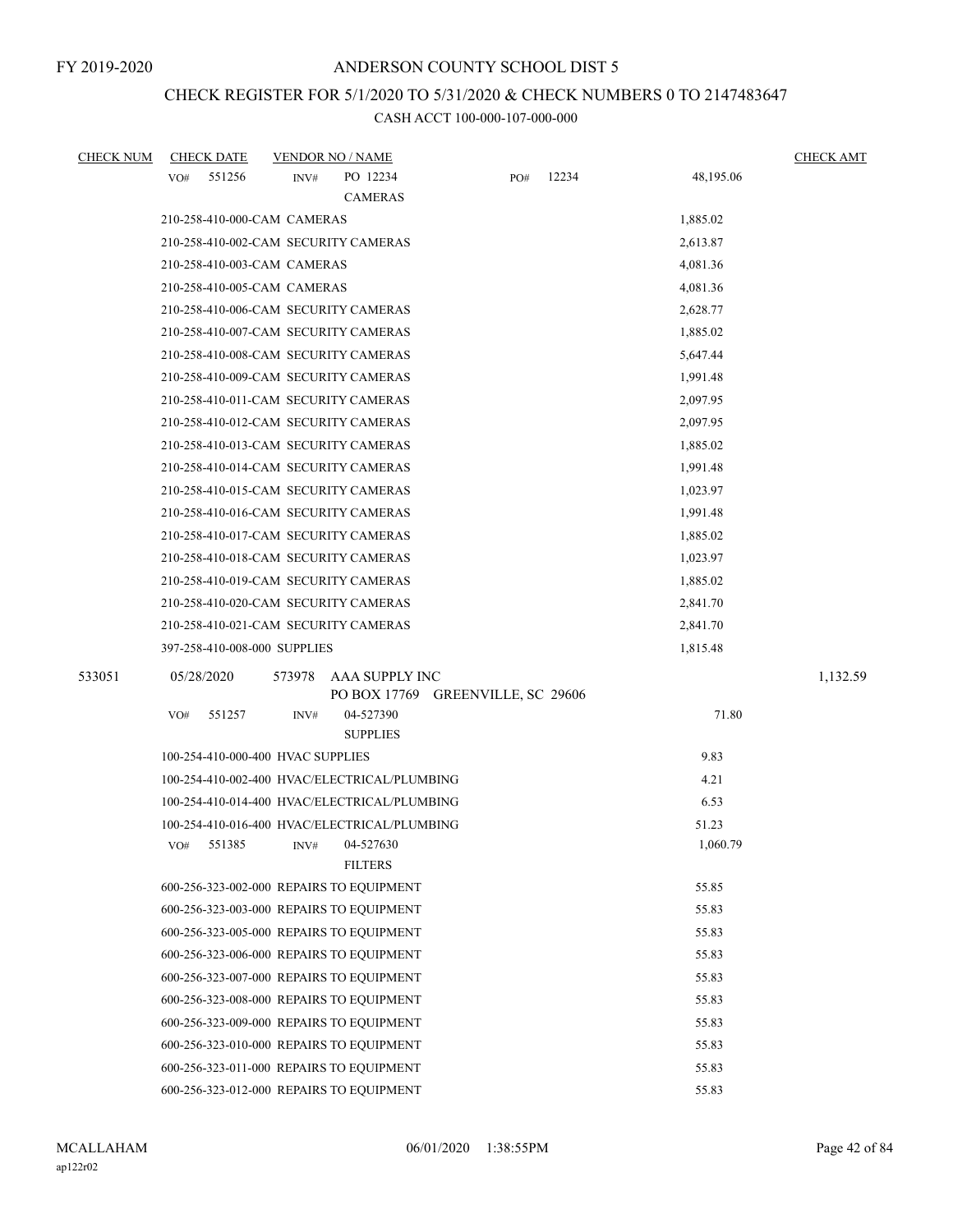FY 2019-2020

# ANDERSON COUNTY SCHOOL DIST 5

## CHECK REGISTER FOR 5/1/2020 TO 5/31/2020 & CHECK NUMBERS 0 TO 2147483647

### CASH ACCT 100-000-107-000-000

| CHECK NUM | CHECK DATE | VENDOR NO / NAME | | CHECK AMT |
|---|---|---|---|---|
| | VO# 551256 | INV# PO 12234 CAMERAS | PO# 12234 48,195.06 | |
| | 210-258-410-000-CAM CAMERAS | | 1,885.02 | |
| | 210-258-410-002-CAM SECURITY CAMERAS | | 2,613.87 | |
| | 210-258-410-003-CAM CAMERAS | | 4,081.36 | |
| | 210-258-410-005-CAM CAMERAS | | 4,081.36 | |
| | 210-258-410-006-CAM SECURITY CAMERAS | | 2,628.77 | |
| | 210-258-410-007-CAM SECURITY CAMERAS | | 1,885.02 | |
| | 210-258-410-008-CAM SECURITY CAMERAS | | 5,647.44 | |
| | 210-258-410-009-CAM SECURITY CAMERAS | | 1,991.48 | |
| | 210-258-410-011-CAM SECURITY CAMERAS | | 2,097.95 | |
| | 210-258-410-012-CAM SECURITY CAMERAS | | 2,097.95 | |
| | 210-258-410-013-CAM SECURITY CAMERAS | | 1,885.02 | |
| | 210-258-410-014-CAM SECURITY CAMERAS | | 1,991.48 | |
| | 210-258-410-015-CAM SECURITY CAMERAS | | 1,023.97 | |
| | 210-258-410-016-CAM SECURITY CAMERAS | | 1,991.48 | |
| | 210-258-410-017-CAM SECURITY CAMERAS | | 1,885.02 | |
| | 210-258-410-018-CAM SECURITY CAMERAS | | 1,023.97 | |
| | 210-258-410-019-CAM SECURITY CAMERAS | | 1,885.02 | |
| | 210-258-410-020-CAM SECURITY CAMERAS | | 2,841.70 | |
| | 210-258-410-021-CAM SECURITY CAMERAS | | 2,841.70 | |
| | 397-258-410-008-000 SUPPLIES | | 1,815.48 | |
| 533051 | 05/28/2020 | 573978 AAA SUPPLY INC PO BOX 17769 GREENVILLE, SC 29606 | | 1,132.59 |
| | VO# 551257 | INV# 04-527390 SUPPLIES | 71.80 | |
| | 100-254-410-000-400 HVAC SUPPLIES | | 9.83 | |
| | 100-254-410-002-400 HVAC/ELECTRICAL/PLUMBING | | 4.21 | |
| | 100-254-410-014-400 HVAC/ELECTRICAL/PLUMBING | | 6.53 | |
| | 100-254-410-016-400 HVAC/ELECTRICAL/PLUMBING | | 51.23 | |
| | VO# 551385 | INV# 04-527630 FILTERS | 1,060.79 | |
| | 600-256-323-002-000 REPAIRS TO EQUIPMENT | | 55.85 | |
| | 600-256-323-003-000 REPAIRS TO EQUIPMENT | | 55.83 | |
| | 600-256-323-005-000 REPAIRS TO EQUIPMENT | | 55.83 | |
| | 600-256-323-006-000 REPAIRS TO EQUIPMENT | | 55.83 | |
| | 600-256-323-007-000 REPAIRS TO EQUIPMENT | | 55.83 | |
| | 600-256-323-008-000 REPAIRS TO EQUIPMENT | | 55.83 | |
| | 600-256-323-009-000 REPAIRS TO EQUIPMENT | | 55.83 | |
| | 600-256-323-010-000 REPAIRS TO EQUIPMENT | | 55.83 | |
| | 600-256-323-011-000 REPAIRS TO EQUIPMENT | | 55.83 | |
| | 600-256-323-012-000 REPAIRS TO EQUIPMENT | | 55.83 | |

MCALLAHAM
ap122r02
06/01/2020 1:38:55PM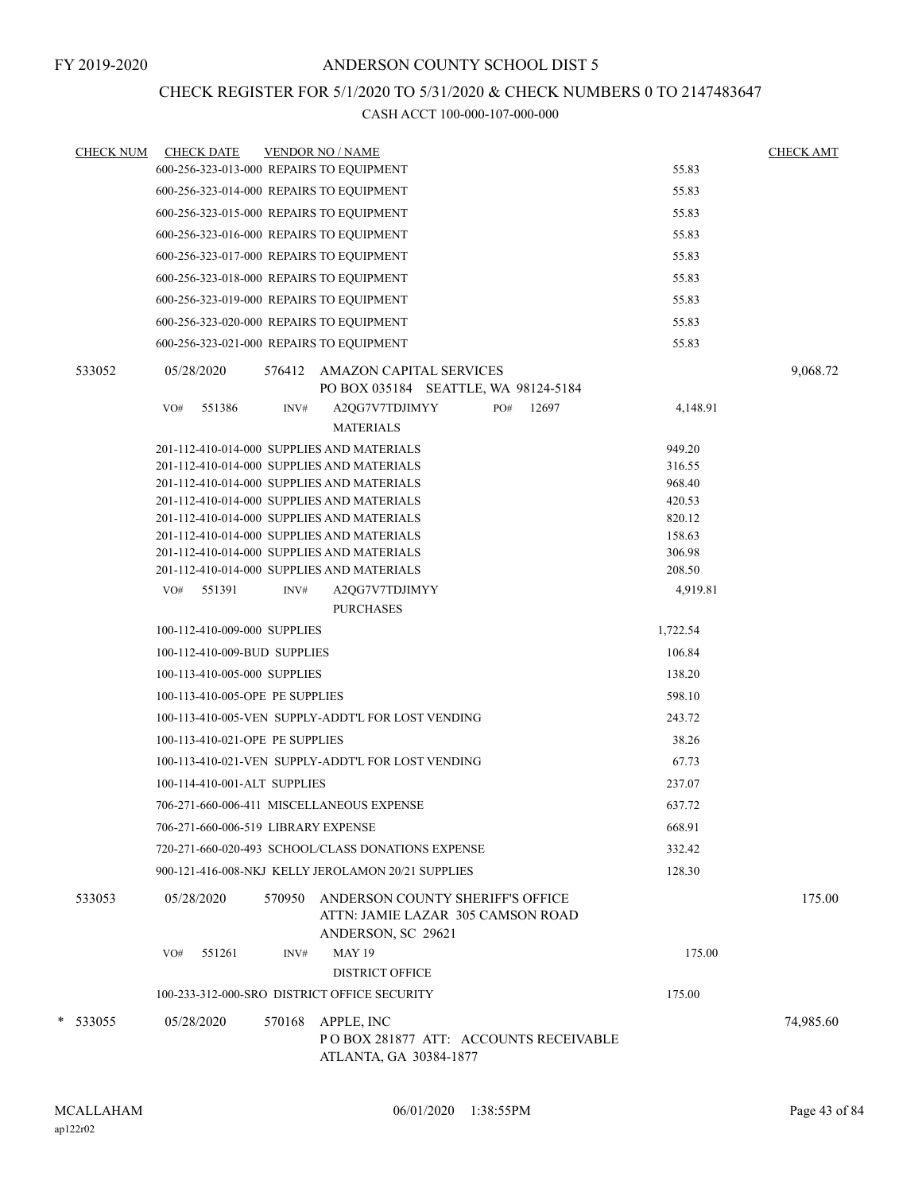FY 2019-2020

# ANDERSON COUNTY SCHOOL DIST 5

## CHECK REGISTER FOR 5/1/2020 TO 5/31/2020 & CHECK NUMBERS 0 TO 2147483647

CASH ACCT 100-000-107-000-000

| CHECK NUM | CHECK DATE | VENDOR NO / NAME | | CHECK AMT |
|---|---|---|---|---|
| | | 600-256-323-013-000 REPAIRS TO EQUIPMENT | 55.83 | |
| | | 600-256-323-014-000 REPAIRS TO EQUIPMENT | 55.83 | |
| | | 600-256-323-015-000 REPAIRS TO EQUIPMENT | 55.83 | |
| | | 600-256-323-016-000 REPAIRS TO EQUIPMENT | 55.83 | |
| | | 600-256-323-017-000 REPAIRS TO EQUIPMENT | 55.83 | |
| | | 600-256-323-018-000 REPAIRS TO EQUIPMENT | 55.83 | |
| | | 600-256-323-019-000 REPAIRS TO EQUIPMENT | 55.83 | |
| | | 600-256-323-020-000 REPAIRS TO EQUIPMENT | 55.83 | |
| | | 600-256-323-021-000 REPAIRS TO EQUIPMENT | 55.83 | |
| 533052 | 05/28/2020 | 576412 AMAZON CAPITAL SERVICES<br>PO BOX 035184 SEATTLE, WA 98124-5184 | | 9,068.72 |
| | VO# 551386 | INV# A2QG7V7TDJIMYY PO# 12697<br>MATERIALS | 4,148.91 | |
| | | 201-112-410-014-000 SUPPLIES AND MATERIALS | 949.20 | |
| | | 201-112-410-014-000 SUPPLIES AND MATERIALS | 316.55 | |
| | | 201-112-410-014-000 SUPPLIES AND MATERIALS | 968.40 | |
| | | 201-112-410-014-000 SUPPLIES AND MATERIALS | 420.53 | |
| | | 201-112-410-014-000 SUPPLIES AND MATERIALS | 820.12 | |
| | | 201-112-410-014-000 SUPPLIES AND MATERIALS | 158.63 | |
| | | 201-112-410-014-000 SUPPLIES AND MATERIALS | 306.98 | |
| | | 201-112-410-014-000 SUPPLIES AND MATERIALS | 208.50 | |
| | VO# 551391 | INV# A2QG7V7TDJIMYY<br>PURCHASES | 4,919.81 | |
| | | 100-112-410-009-000 SUPPLIES | 1,722.54 | |
| | | 100-112-410-009-BUD SUPPLIES | 106.84 | |
| | | 100-113-410-005-000 SUPPLIES | 138.20 | |
| | | 100-113-410-005-OPE PE SUPPLIES | 598.10 | |
| | | 100-113-410-005-VEN SUPPLY-ADDT'L FOR LOST VENDING | 243.72 | |
| | | 100-113-410-021-OPE PE SUPPLIES | 38.26 | |
| | | 100-113-410-021-VEN SUPPLY-ADDT'L FOR LOST VENDING | 67.73 | |
| | | 100-114-410-001-ALT SUPPLIES | 237.07 | |
| | | 706-271-660-006-411 MISCELLANEOUS EXPENSE | 637.72 | |
| | | 706-271-660-006-519 LIBRARY EXPENSE | 668.91 | |
| | | 720-271-660-020-493 SCHOOL/CLASS DONATIONS EXPENSE | 332.42 | |
| | | 900-121-416-008-NKJ KELLY JEROLAMON 20/21 SUPPLIES | 128.30 | |
| 533053 | 05/28/2020 | 570950 ANDERSON COUNTY SHERIFF'S OFFICE<br>ATTN: JAMIE LAZAR 305 CAMSON ROAD<br>ANDERSON, SC 29621 | | 175.00 |
| | VO# 551261 | INV# MAY 19<br>DISTRICT OFFICE | 175.00 | |
| | | 100-233-312-000-SRO DISTRICT OFFICE SECURITY | 175.00 | |
| * 533055 | 05/28/2020 | 570168 APPLE, INC<br>P O BOX 281877 ATT: ACCOUNTS RECEIVABLE<br>ATLANTA, GA 30384-1877 | | 74,985.60 |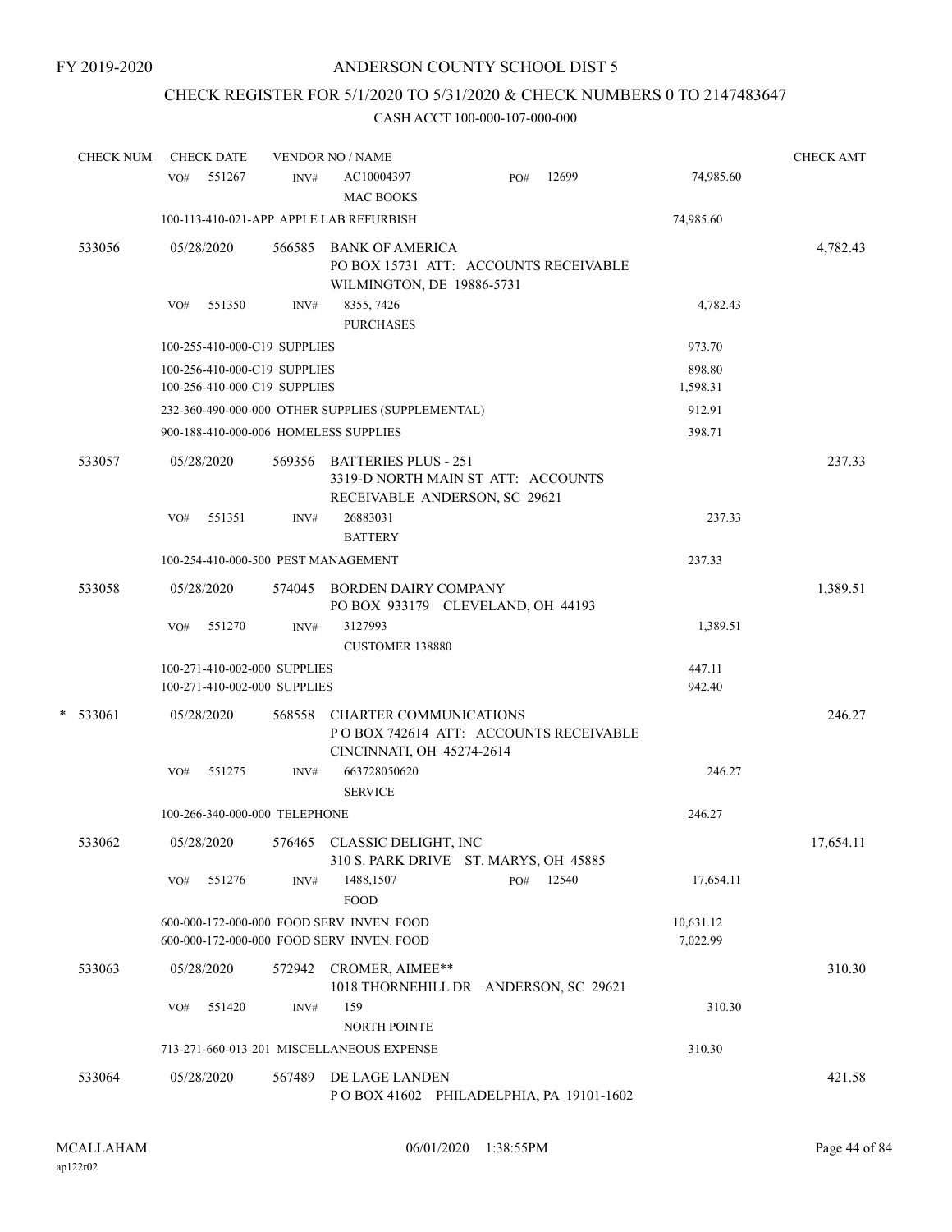FY 2019-2020

# ANDERSON COUNTY SCHOOL DIST 5

## CHECK REGISTER FOR 5/1/2020 TO 5/31/2020 & CHECK NUMBERS 0 TO 2147483647

### CASH ACCT 100-000-107-000-000

| CHECK NUM | CHECK DATE | VENDOR NO / NAME | | CHECK AMT |
|---|---|---|---|---|
| | VO# 551267 | INV# AC10004397 PO# 12699 MAC BOOKS | 74,985.60 | |
| | | 100-113-410-021-APP APPLE LAB REFURBISH | 74,985.60 | |
| 533056 | 05/28/2020 | 566585 BANK OF AMERICA PO BOX 15731 ATT: ACCOUNTS RECEIVABLE WILMINGTON, DE 19886-5731 | | 4,782.43 |
| | VO# 551350 | INV# 8355, 7426 PURCHASES | 4,782.43 | |
| | | 100-255-410-000-C19 SUPPLIES | 973.70 | |
| | | 100-256-410-000-C19 SUPPLIES | 898.80 | |
| | | 100-256-410-000-C19 SUPPLIES | 1,598.31 | |
| | | 232-360-490-000-000 OTHER SUPPLIES (SUPPLEMENTAL) | 912.91 | |
| | | 900-188-410-000-006 HOMELESS SUPPLIES | 398.71 | |
| 533057 | 05/28/2020 | 569356 BATTERIES PLUS - 251 3319-D NORTH MAIN ST ATT: ACCOUNTS RECEIVABLE ANDERSON, SC 29621 | | 237.33 |
| | VO# 551351 | INV# 26883031 BATTERY | 237.33 | |
| | | 100-254-410-000-500 PEST MANAGEMENT | 237.33 | |
| 533058 | 05/28/2020 | 574045 BORDEN DAIRY COMPANY PO BOX 933179 CLEVELAND, OH 44193 | | 1,389.51 |
| | VO# 551270 | INV# 3127993 CUSTOMER 138880 | 1,389.51 | |
| | | 100-271-410-002-000 SUPPLIES | 447.11 | |
| | | 100-271-410-002-000 SUPPLIES | 942.40 | |
| * 533061 | 05/28/2020 | 568558 CHARTER COMMUNICATIONS P O BOX 742614 ATT: ACCOUNTS RECEIVABLE CINCINNATI, OH 45274-2614 | | 246.27 |
| | VO# 551275 | INV# 663728050620 SERVICE | 246.27 | |
| | | 100-266-340-000-000 TELEPHONE | 246.27 | |
| 533062 | 05/28/2020 | 576465 CLASSIC DELIGHT, INC 310 S. PARK DRIVE ST. MARYS, OH 45885 | | 17,654.11 |
| | VO# 551276 | INV# 1488,1507 PO# 12540 FOOD | 17,654.11 | |
| | | 600-000-172-000-000 FOOD SERV INVEN. FOOD | 10,631.12 | |
| | | 600-000-172-000-000 FOOD SERV INVEN. FOOD | 7,022.99 | |
| 533063 | 05/28/2020 | 572942 CROMER, AIMEE** 1018 THORNEHILL DR ANDERSON, SC 29621 | | 310.30 |
| | VO# 551420 | INV# 159 NORTH POINTE | 310.30 | |
| | | 713-271-660-013-201 MISCELLANEOUS EXPENSE | 310.30 | |
| 533064 | 05/28/2020 | 567489 DE LAGE LANDEN P O BOX 41602 PHILADELPHIA, PA 19101-1602 | | 421.58 |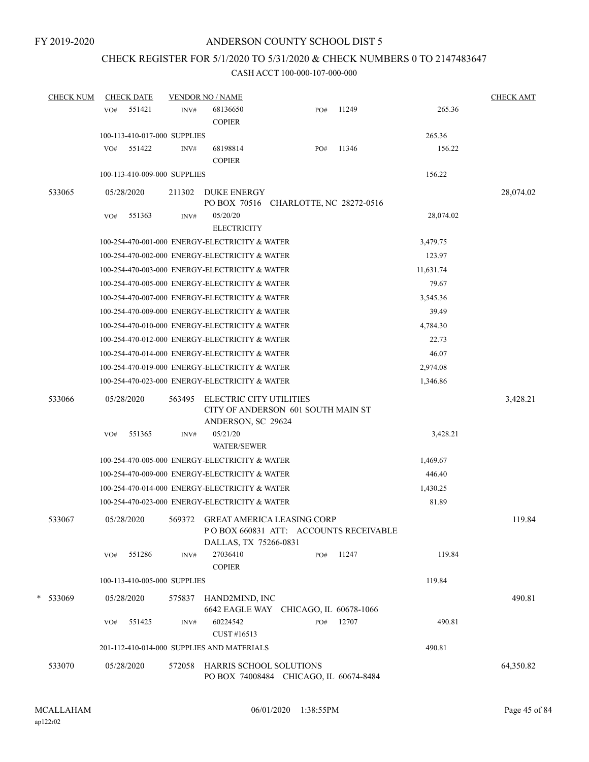FY 2019-2020

ANDERSON COUNTY SCHOOL DIST 5

CHECK REGISTER FOR 5/1/2020 TO 5/31/2020 & CHECK NUMBERS 0 TO 2147483647

CASH ACCT 100-000-107-000-000

| CHECK NUM | CHECK DATE | VENDOR NO / NAME | | | CHECK AMT |
|---|---|---|---|---|---|
| | VO# 551421 | INV# 68136650 COPIER | PO# 11249 | 265.36 | |
| | 100-113-410-017-000 SUPPLIES | | | 265.36 | |
| | VO# 551422 | INV# 68198814 COPIER | PO# 11346 | 156.22 | |
| | 100-113-410-009-000 SUPPLIES | | | 156.22 | |
| 533065 | 05/28/2020 | 211302 DUKE ENERGY PO BOX 70516 CHARLOTTE, NC 28272-0516 | | | 28,074.02 |
| | VO# 551363 | INV# 05/20/20 ELECTRICITY | | 28,074.02 | |
| | 100-254-470-001-000 ENERGY-ELECTRICITY & WATER | | | 3,479.75 | |
| | 100-254-470-002-000 ENERGY-ELECTRICITY & WATER | | | 123.97 | |
| | 100-254-470-003-000 ENERGY-ELECTRICITY & WATER | | | 11,631.74 | |
| | 100-254-470-005-000 ENERGY-ELECTRICITY & WATER | | | 79.67 | |
| | 100-254-470-007-000 ENERGY-ELECTRICITY & WATER | | | 3,545.36 | |
| | 100-254-470-009-000 ENERGY-ELECTRICITY & WATER | | | 39.49 | |
| | 100-254-470-010-000 ENERGY-ELECTRICITY & WATER | | | 4,784.30 | |
| | 100-254-470-012-000 ENERGY-ELECTRICITY & WATER | | | 22.73 | |
| | 100-254-470-014-000 ENERGY-ELECTRICITY & WATER | | | 46.07 | |
| | 100-254-470-019-000 ENERGY-ELECTRICITY & WATER | | | 2,974.08 | |
| | 100-254-470-023-000 ENERGY-ELECTRICITY & WATER | | | 1,346.86 | |
| 533066 | 05/28/2020 | 563495 ELECTRIC CITY UTILITIES CITY OF ANDERSON 601 SOUTH MAIN ST ANDERSON, SC 29624 | | | 3,428.21 |
| | VO# 551365 | INV# 05/21/20 WATER/SEWER | | 3,428.21 | |
| | 100-254-470-005-000 ENERGY-ELECTRICITY & WATER | | | 1,469.67 | |
| | 100-254-470-009-000 ENERGY-ELECTRICITY & WATER | | | 446.40 | |
| | 100-254-470-014-000 ENERGY-ELECTRICITY & WATER | | | 1,430.25 | |
| | 100-254-470-023-000 ENERGY-ELECTRICITY & WATER | | | 81.89 | |
| 533067 | 05/28/2020 | 569372 GREAT AMERICA LEASING CORP P O BOX 660831 ATT: ACCOUNTS RECEIVABLE DALLAS, TX 75266-0831 | | | 119.84 |
| | VO# 551286 | INV# 27036410 COPIER | PO# 11247 | 119.84 | |
| | 100-113-410-005-000 SUPPLIES | | | 119.84 | |
| * 533069 | 05/28/2020 | 575837 HAND2MIND, INC 6642 EAGLE WAY CHICAGO, IL 60678-1066 | | | 490.81 |
| | VO# 551425 | INV# 60224542 CUST #16513 | PO# 12707 | 490.81 | |
| | 201-112-410-014-000 SUPPLIES AND MATERIALS | | | 490.81 | |
| 533070 | 05/28/2020 | 572058 HARRIS SCHOOL SOLUTIONS PO BOX 74008484 CHICAGO, IL 60674-8484 | | | 64,350.82 |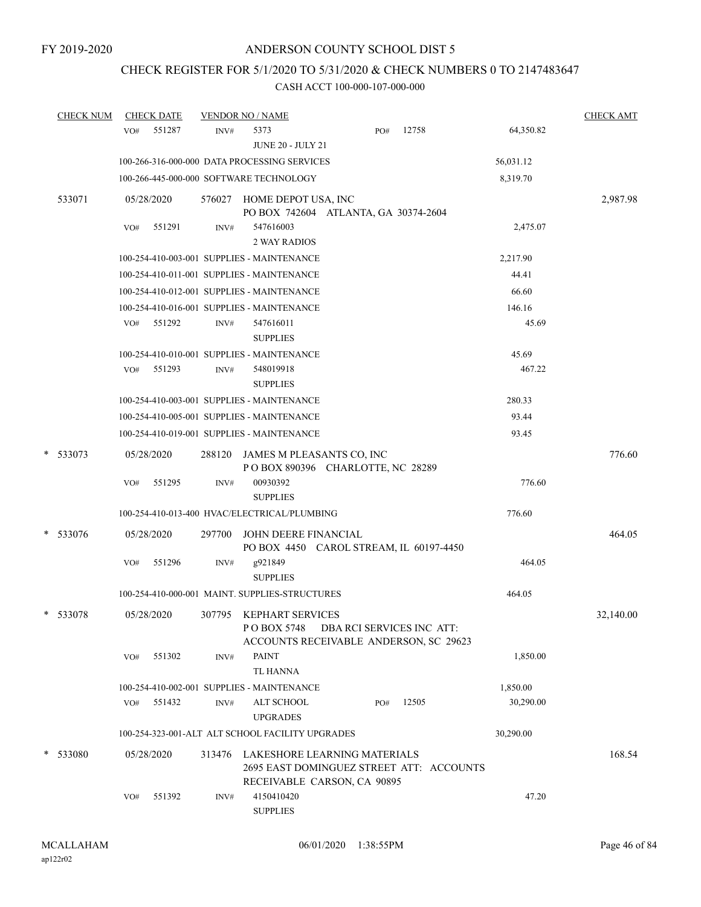FY 2019-2020

# ANDERSON COUNTY SCHOOL DIST 5

## CHECK REGISTER FOR 5/1/2020 TO 5/31/2020 & CHECK NUMBERS 0 TO 2147483647

### CASH ACCT 100-000-107-000-000

| CHECK NUM | CHECK DATE | VENDOR NO / NAME | | | CHECK AMT |
|---|---|---|---|---|---|
| | VO# 551287 | INV# 5373 JUNE 20 - JULY 21 | PO# 12758 | 64,350.82 | |
| | 100-266-316-000-000 DATA PROCESSING SERVICES | | | 56,031.12 | |
| | 100-266-445-000-000 SOFTWARE TECHNOLOGY | | | 8,319.70 | |
| 533071 | 05/28/2020 | 576027 HOME DEPOT USA, INC PO BOX 742604 ATLANTA, GA 30374-2604 | | | 2,987.98 |
| | VO# 551291 | INV# 547616003 2 WAY RADIOS | | 2,475.07 | |
| | 100-254-410-003-001 SUPPLIES - MAINTENANCE | | | 2,217.90 | |
| | 100-254-410-011-001 SUPPLIES - MAINTENANCE | | | 44.41 | |
| | 100-254-410-012-001 SUPPLIES - MAINTENANCE | | | 66.60 | |
| | 100-254-410-016-001 SUPPLIES - MAINTENANCE | | | 146.16 | |
| | VO# 551292 | INV# 547616011 SUPPLIES | | 45.69 | |
| | 100-254-410-010-001 SUPPLIES - MAINTENANCE | | | 45.69 | |
| | VO# 551293 | INV# 548019918 SUPPLIES | | 467.22 | |
| | 100-254-410-003-001 SUPPLIES - MAINTENANCE | | | 280.33 | |
| | 100-254-410-005-001 SUPPLIES - MAINTENANCE | | | 93.44 | |
| | 100-254-410-019-001 SUPPLIES - MAINTENANCE | | | 93.45 | |
| * 533073 | 05/28/2020 | 288120 JAMES M PLEASANTS CO, INC P O BOX 890396 CHARLOTTE, NC 28289 | | | 776.60 |
| | VO# 551295 | INV# 00930392 SUPPLIES | | 776.60 | |
| | 100-254-410-013-400 HVAC/ELECTRICAL/PLUMBING | | | 776.60 | |
| * 533076 | 05/28/2020 | 297700 JOHN DEERE FINANCIAL PO BOX 4450 CAROL STREAM, IL 60197-4450 | | | 464.05 |
| | VO# 551296 | INV# g921849 SUPPLIES | | 464.05 | |
| | 100-254-410-000-001 MAINT. SUPPLIES-STRUCTURES | | | 464.05 | |
| * 533078 | 05/28/2020 | 307795 KEPHART SERVICES P O BOX 5748 DBA RCI SERVICES INC ATT: ACCOUNTS RECEIVABLE ANDERSON, SC 29623 | | | 32,140.00 |
| | VO# 551302 | INV# PAINT TL HANNA | | 1,850.00 | |
| | 100-254-410-002-001 SUPPLIES - MAINTENANCE | | | 1,850.00 | |
| | VO# 551432 | INV# ALT SCHOOL UPGRADES | PO# 12505 | 30,290.00 | |
| | 100-254-323-001-ALT ALT SCHOOL FACILITY UPGRADES | | | 30,290.00 | |
| * 533080 | 05/28/2020 | 313476 LAKESHORE LEARNING MATERIALS 2695 EAST DOMINGUEZ STREET ATT: ACCOUNTS RECEIVABLE CARSON, CA 90895 | | | 168.54 |
| | VO# 551392 | INV# 4150410420 SUPPLIES | | 47.20 | |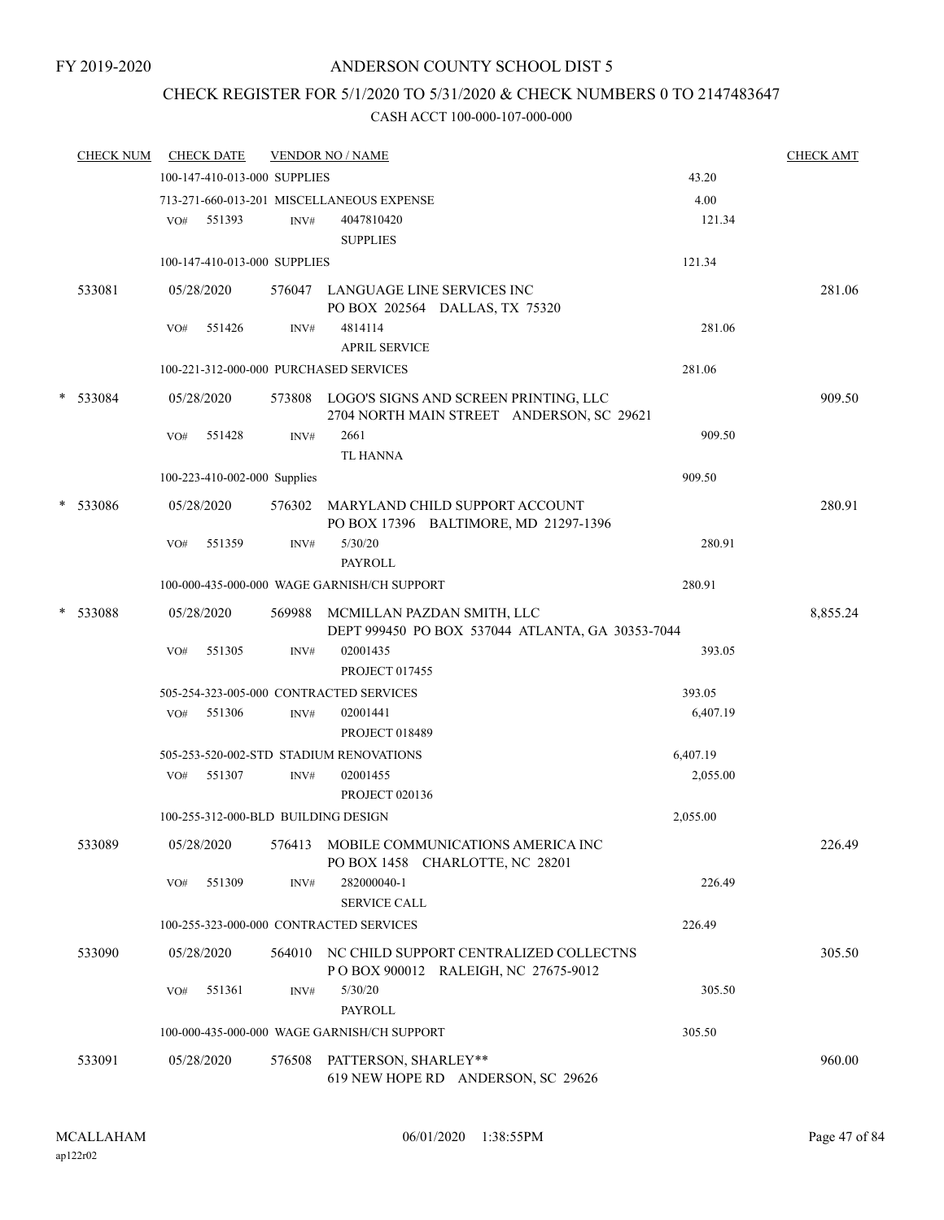FY 2019-2020

# ANDERSON COUNTY SCHOOL DIST 5

## CHECK REGISTER FOR 5/1/2020 TO 5/31/2020 & CHECK NUMBERS 0 TO 2147483647

### CASH ACCT 100-000-107-000-000

| CHECK NUM | CHECK DATE | VENDOR NO / NAME | | CHECK AMT |
|---|---|---|---|---|
| | 100-147-410-013-000 SUPPLIES | | 43.20 | |
| | 713-271-660-013-201 MISCELLANEOUS EXPENSE | | 4.00 | |
| | VO# 551393 | INV# 4047810420<br>SUPPLIES | 121.34 | |
| | 100-147-410-013-000 SUPPLIES | | 121.34 | |
| 533081 | 05/28/2020 | 576047 LANGUAGE LINE SERVICES INC<br>PO BOX 202564 DALLAS, TX 75320 | | 281.06 |
| | VO# 551426 | INV# 4814114<br>APRIL SERVICE | 281.06 | |
| | 100-221-312-000-000 PURCHASED SERVICES | | 281.06 | |
| * 533084 | 05/28/2020 | 573808 LOGO'S SIGNS AND SCREEN PRINTING, LLC<br>2704 NORTH MAIN STREET ANDERSON, SC 29621 | | 909.50 |
| | VO# 551428 | INV# 2661<br>TL HANNA | 909.50 | |
| | 100-223-410-002-000 Supplies | | 909.50 | |
| * 533086 | 05/28/2020 | 576302 MARYLAND CHILD SUPPORT ACCOUNT<br>PO BOX 17396 BALTIMORE, MD 21297-1396 | | 280.91 |
| | VO# 551359 | INV# 5/30/20<br>PAYROLL | 280.91 | |
| | 100-000-435-000-000 WAGE GARNISH/CH SUPPORT | | 280.91 | |
| * 533088 | 05/28/2020 | 569988 MCMILLAN PAZDAN SMITH, LLC<br>DEPT 999450 PO BOX 537044 ATLANTA, GA 30353-7044 | | 8,855.24 |
| | VO# 551305 | INV# 02001435<br>PROJECT 017455 | 393.05 | |
| | 505-254-323-005-000 CONTRACTED SERVICES | | 393.05 | |
| | VO# 551306 | INV# 02001441<br>PROJECT 018489 | 6,407.19 | |
| | 505-253-520-002-STD STADIUM RENOVATIONS | | 6,407.19 | |
| | VO# 551307 | INV# 02001455<br>PROJECT 020136 | 2,055.00 | |
| | 100-255-312-000-BLD BUILDING DESIGN | | 2,055.00 | |
| 533089 | 05/28/2020 | 576413 MOBILE COMMUNICATIONS AMERICA INC<br>PO BOX 1458 CHARLOTTE, NC 28201 | | 226.49 |
| | VO# 551309 | INV# 282000040-1<br>SERVICE CALL | 226.49 | |
| | 100-255-323-000-000 CONTRACTED SERVICES | | 226.49 | |
| 533090 | 05/28/2020 | 564010 NC CHILD SUPPORT CENTRALIZED COLLECTNS<br>P O BOX 900012 RALEIGH, NC 27675-9012 | | 305.50 |
| | VO# 551361 | INV# 5/30/20<br>PAYROLL | 305.50 | |
| | 100-000-435-000-000 WAGE GARNISH/CH SUPPORT | | 305.50 | |
| 533091 | 05/28/2020 | 576508 PATTERSON, SHARLEY**<br>619 NEW HOPE RD ANDERSON, SC 29626 | | 960.00 |

MCALLAHAM ap122r02 06/01/2020 1:38:55PM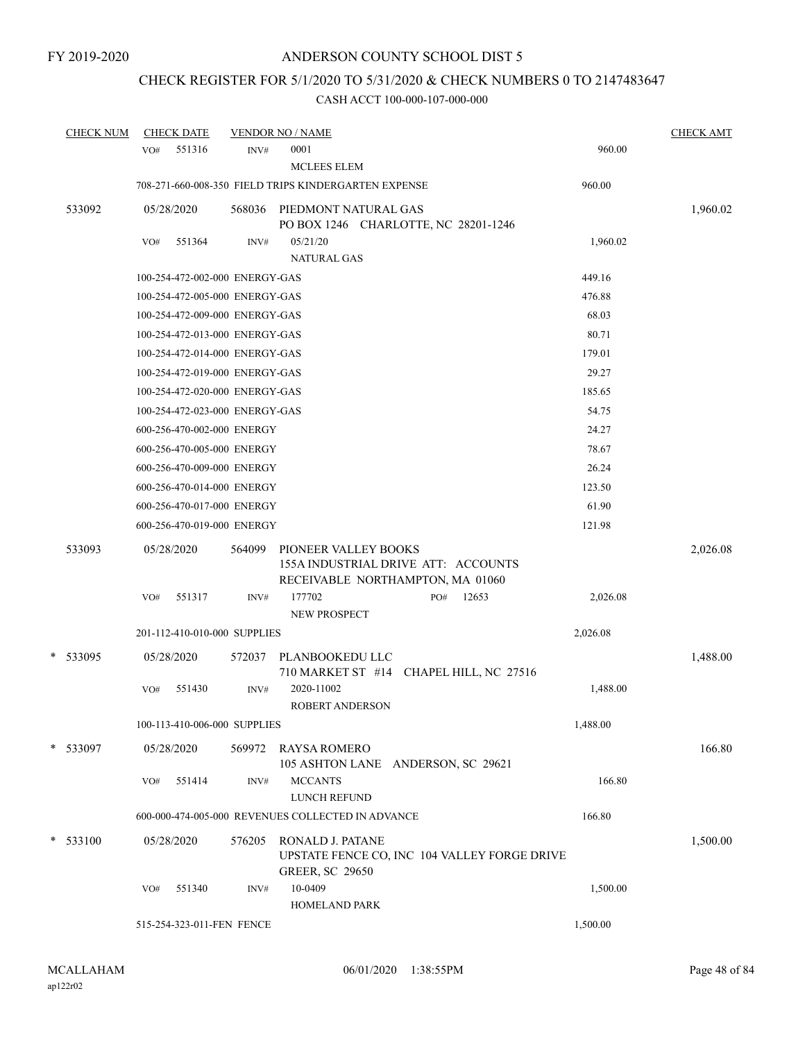FY 2019-2020

# ANDERSON COUNTY SCHOOL DIST 5

## CHECK REGISTER FOR 5/1/2020 TO 5/31/2020 & CHECK NUMBERS 0 TO 2147483647

### CASH ACCT 100-000-107-000-000

| CHECK NUM | CHECK DATE | VENDOR NO / NAME | | CHECK AMT |
|---|---|---|---|---|
| | VO# 551316 | INV# 0001<br>MCLEES ELEM | 960.00 | |
| | 708-271-660-008-350 FIELD TRIPS KINDERGARTEN EXPENSE | | 960.00 | |
| 533092 | 05/28/2020 | 568036 PIEDMONT NATURAL GAS<br>PO BOX 1246 CHARLOTTE, NC 28201-1246 | | 1,960.02 |
| | VO# 551364 | INV# 05/21/20<br>NATURAL GAS | 1,960.02 | |
| | 100-254-472-002-000 ENERGY-GAS | | 449.16 | |
| | 100-254-472-005-000 ENERGY-GAS | | 476.88 | |
| | 100-254-472-009-000 ENERGY-GAS | | 68.03 | |
| | 100-254-472-013-000 ENERGY-GAS | | 80.71 | |
| | 100-254-472-014-000 ENERGY-GAS | | 179.01 | |
| | 100-254-472-019-000 ENERGY-GAS | | 29.27 | |
| | 100-254-472-020-000 ENERGY-GAS | | 185.65 | |
| | 100-254-472-023-000 ENERGY-GAS | | 54.75 | |
| | 600-256-470-002-000 ENERGY | | 24.27 | |
| | 600-256-470-005-000 ENERGY | | 78.67 | |
| | 600-256-470-009-000 ENERGY | | 26.24 | |
| | 600-256-470-014-000 ENERGY | | 123.50 | |
| | 600-256-470-017-000 ENERGY | | 61.90 | |
| | 600-256-470-019-000 ENERGY | | 121.98 | |
| 533093 | 05/28/2020 | 564099 PIONEER VALLEY BOOKS<br>155A INDUSTRIAL DRIVE ATT: ACCOUNTS RECEIVABLE NORTHAMPTON, MA 01060 | | 2,026.08 |
| | VO# 551317 | INV# 177702 PO# 12653<br>NEW PROSPECT | 2,026.08 | |
| | 201-112-410-010-000 SUPPLIES | | 2,026.08 | |
| * 533095 | 05/28/2020 | 572037 PLANBOOKEDU LLC<br>710 MARKET ST #14 CHAPEL HILL, NC 27516 | | 1,488.00 |
| | VO# 551430 | INV# 2020-11002<br>ROBERT ANDERSON | 1,488.00 | |
| | 100-113-410-006-000 SUPPLIES | | 1,488.00 | |
| * 533097 | 05/28/2020 | 569972 RAYSA ROMERO<br>105 ASHTON LANE ANDERSON, SC 29621 | | 166.80 |
| | VO# 551414 | INV# MCCANTS<br>LUNCH REFUND | 166.80 | |
| | 600-000-474-005-000 REVENUES COLLECTED IN ADVANCE | | 166.80 | |
| * 533100 | 05/28/2020 | 576205 RONALD J. PATANE<br>UPSTATE FENCE CO, INC 104 VALLEY FORGE DRIVE GREER, SC 29650 | | 1,500.00 |
| | VO# 551340 | INV# 10-0409<br>HOMELAND PARK | 1,500.00 | |
| | 515-254-323-011-FEN FENCE | | 1,500.00 | |

MCALLAHAM
ap122r02

06/01/2020 1:38:55PM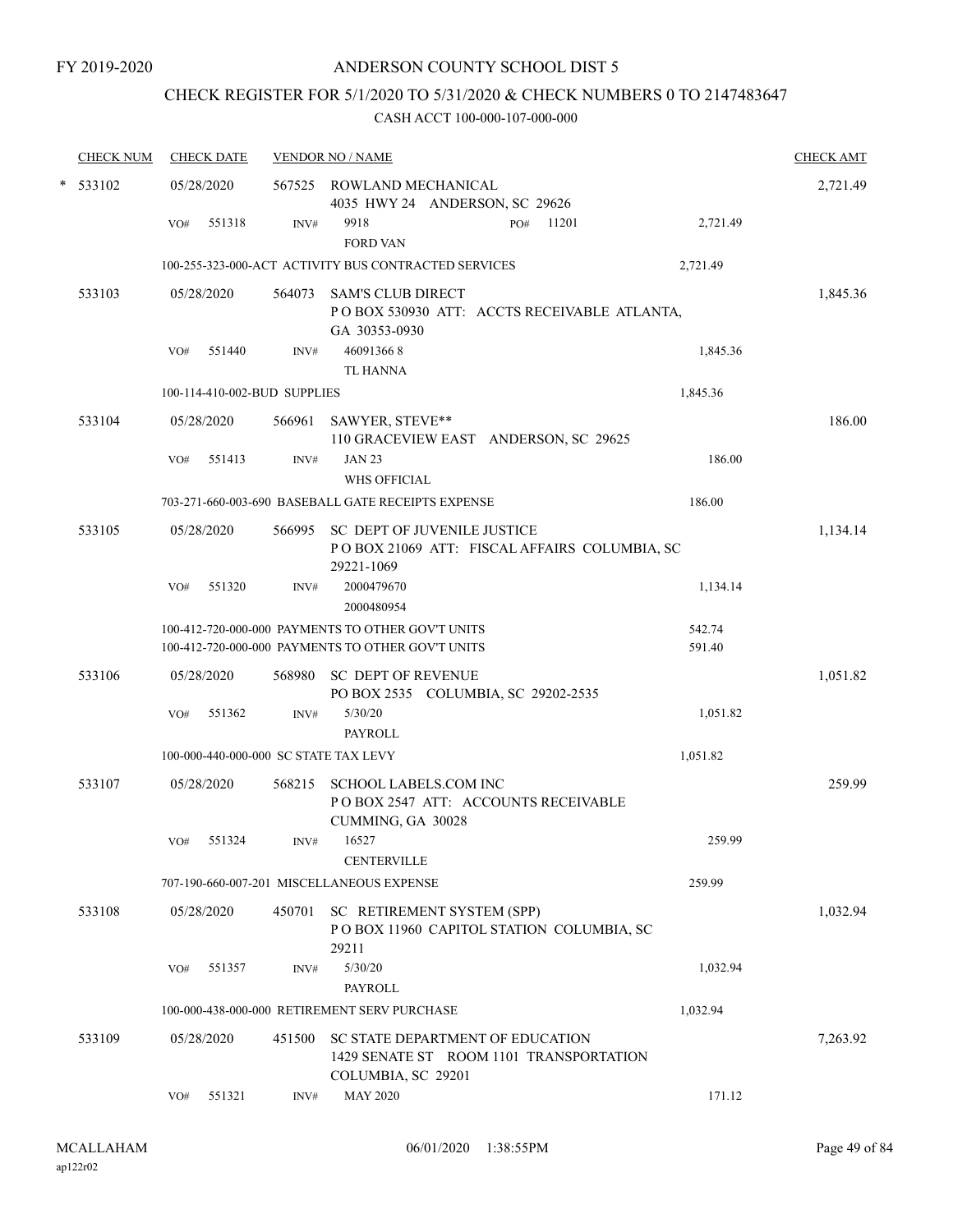FY 2019-2020

# ANDERSON COUNTY SCHOOL DIST 5

## CHECK REGISTER FOR 5/1/2020 TO 5/31/2020 & CHECK NUMBERS 0 TO 2147483647

### CASH ACCT 100-000-107-000-000

| CHECK NUM | CHECK DATE | VENDOR NO / NAME | | | CHECK AMT |
|---|---|---|---|---|---|
| * 533102 | 05/28/2020 | 567525 ROWLAND MECHANICAL<br>4035 HWY 24 ANDERSON, SC 29626 | | | 2,721.49 |
| | VO# 551318 | INV# 9918<br>FORD VAN | PO# 11201 | 2,721.49 | |
| | 100-255-323-000-ACT ACTIVITY BUS CONTRACTED SERVICES | | | 2,721.49 | |
| 533103 | 05/28/2020 | 564073 SAM'S CLUB DIRECT<br>P O BOX 530930 ATT: ACCTS RECEIVABLE ATLANTA, GA 30353-0930 | | | 1,845.36 |
| | VO# 551440 | INV# 46091366 8<br>TL HANNA | | 1,845.36 | |
| | 100-114-410-002-BUD SUPPLIES | | | 1,845.36 | |
| 533104 | 05/28/2020 | 566961 SAWYER, STEVE**<br>110 GRACEVIEW EAST ANDERSON, SC 29625 | | | 186.00 |
| | VO# 551413 | INV# JAN 23<br>WHS OFFICIAL | | 186.00 | |
| | 703-271-660-003-690 BASEBALL GATE RECEIPTS EXPENSE | | | 186.00 | |
| 533105 | 05/28/2020 | 566995 SC DEPT OF JUVENILE JUSTICE<br>P O BOX 21069 ATT: FISCAL AFFAIRS COLUMBIA, SC 29221-1069 | | | 1,134.14 |
| | VO# 551320 | INV# 2000479670<br>2000480954 | | 1,134.14 | |
| | 100-412-720-000-000 PAYMENTS TO OTHER GOV'T UNITS | | | 542.74 | |
| | 100-412-720-000-000 PAYMENTS TO OTHER GOV'T UNITS | | | 591.40 | |
| 533106 | 05/28/2020 | 568980 SC DEPT OF REVENUE<br>PO BOX 2535 COLUMBIA, SC 29202-2535 | | | 1,051.82 |
| | VO# 551362 | INV# 5/30/20<br>PAYROLL | | 1,051.82 | |
| | 100-000-440-000-000 SC STATE TAX LEVY | | | 1,051.82 | |
| 533107 | 05/28/2020 | 568215 SCHOOL LABELS.COM INC<br>P O BOX 2547 ATT: ACCOUNTS RECEIVABLE CUMMING, GA 30028 | | | 259.99 |
| | VO# 551324 | INV# 16527<br>CENTERVILLE | | 259.99 | |
| | 707-190-660-007-201 MISCELLANEOUS EXPENSE | | | 259.99 | |
| 533108 | 05/28/2020 | 450701 SC RETIREMENT SYSTEM (SPP)<br>P O BOX 11960 CAPITOL STATION COLUMBIA, SC 29211 | | | 1,032.94 |
| | VO# 551357 | INV# 5/30/20<br>PAYROLL | | 1,032.94 | |
| | 100-000-438-000-000 RETIREMENT SERV PURCHASE | | | 1,032.94 | |
| 533109 | 05/28/2020 | 451500 SC STATE DEPARTMENT OF EDUCATION<br>1429 SENATE ST ROOM 1101 TRANSPORTATION COLUMBIA, SC 29201 | | | 7,263.92 |
| | VO# 551321 | INV# MAY 2020 | | 171.12 | |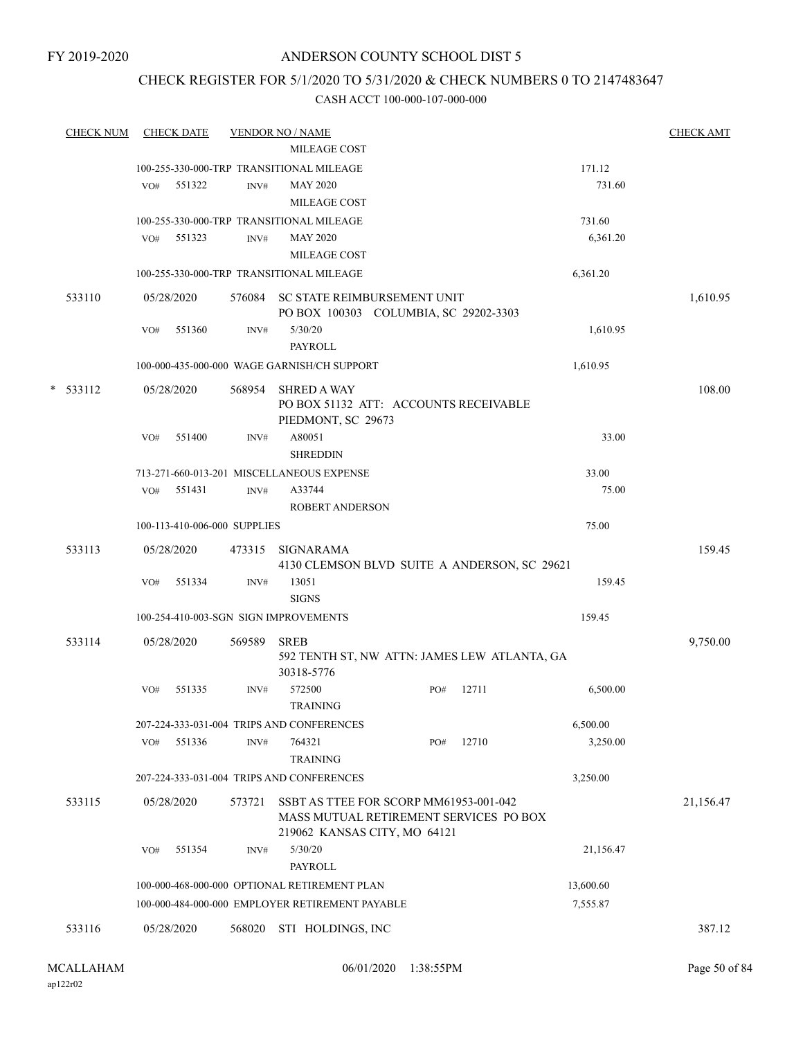FY 2019-2020

# ANDERSON COUNTY SCHOOL DIST 5

## CHECK REGISTER FOR 5/1/2020 TO 5/31/2020 & CHECK NUMBERS 0 TO 2147483647

### CASH ACCT 100-000-107-000-000

| CHECK NUM | CHECK DATE | VENDOR NO / NAME | | | CHECK AMT |
|---|---|---|---|---|---|
| | | MILEAGE COST | | | |
| | | 100-255-330-000-TRP TRANSITIONAL MILEAGE | | 171.12 | |
| | VO# 551322 | INV# MAY 2020 MILEAGE COST | | 731.60 | |
| | | 100-255-330-000-TRP TRANSITIONAL MILEAGE | | 731.60 | |
| | VO# 551323 | INV# MAY 2020 MILEAGE COST | | 6,361.20 | |
| | | 100-255-330-000-TRP TRANSITIONAL MILEAGE | | 6,361.20 | |
| 533110 | 05/28/2020 | 576084 SC STATE REIMBURSEMENT UNIT PO BOX 100303 COLUMBIA, SC 29202-3303 | | | 1,610.95 |
| | VO# 551360 | INV# 5/30/20 PAYROLL | | 1,610.95 | |
| | | 100-000-435-000-000 WAGE GARNISH/CH SUPPORT | | 1,610.95 | |
| * 533112 | 05/28/2020 | 568954 SHRED A WAY PO BOX 51132 ATT: ACCOUNTS RECEIVABLE PIEDMONT, SC 29673 | | | 108.00 |
| | VO# 551400 | INV# A80051 SHREDDIN | | 33.00 | |
| | | 713-271-660-013-201 MISCELLANEOUS EXPENSE | | 33.00 | |
| | VO# 551431 | INV# A33744 ROBERT ANDERSON | | 75.00 | |
| | | 100-113-410-006-000 SUPPLIES | | 75.00 | |
| 533113 | 05/28/2020 | 473315 SIGNARAMA 4130 CLEMSON BLVD SUITE A ANDERSON, SC 29621 | | | 159.45 |
| | VO# 551334 | INV# 13051 SIGNS | | 159.45 | |
| | | 100-254-410-003-SGN SIGN IMPROVEMENTS | | 159.45 | |
| 533114 | 05/28/2020 | 569589 SREB 592 TENTH ST, NW ATTN: JAMES LEW ATLANTA, GA 30318-5776 | | | 9,750.00 |
| | VO# 551335 | INV# 572500 TRAINING | PO# 12711 | 6,500.00 | |
| | | 207-224-333-031-004 TRIPS AND CONFERENCES | | 6,500.00 | |
| | VO# 551336 | INV# 764321 TRAINING | PO# 12710 | 3,250.00 | |
| | | 207-224-333-031-004 TRIPS AND CONFERENCES | | 3,250.00 | |
| 533115 | 05/28/2020 | 573721 SSBT AS TTEE FOR SCORP MM61953-001-042 MASS MUTUAL RETIREMENT SERVICES PO BOX 219062 KANSAS CITY, MO 64121 | | | 21,156.47 |
| | VO# 551354 | INV# 5/30/20 PAYROLL | | 21,156.47 | |
| | | 100-000-468-000-000 OPTIONAL RETIREMENT PLAN | | 13,600.60 | |
| | | 100-000-484-000-000 EMPLOYER RETIREMENT PAYABLE | | 7,555.87 | |
| 533116 | 05/28/2020 | 568020 STI HOLDINGS, INC | | | 387.12 |

MCALLAHAM ap122r02 06/01/2020 1:38:55PM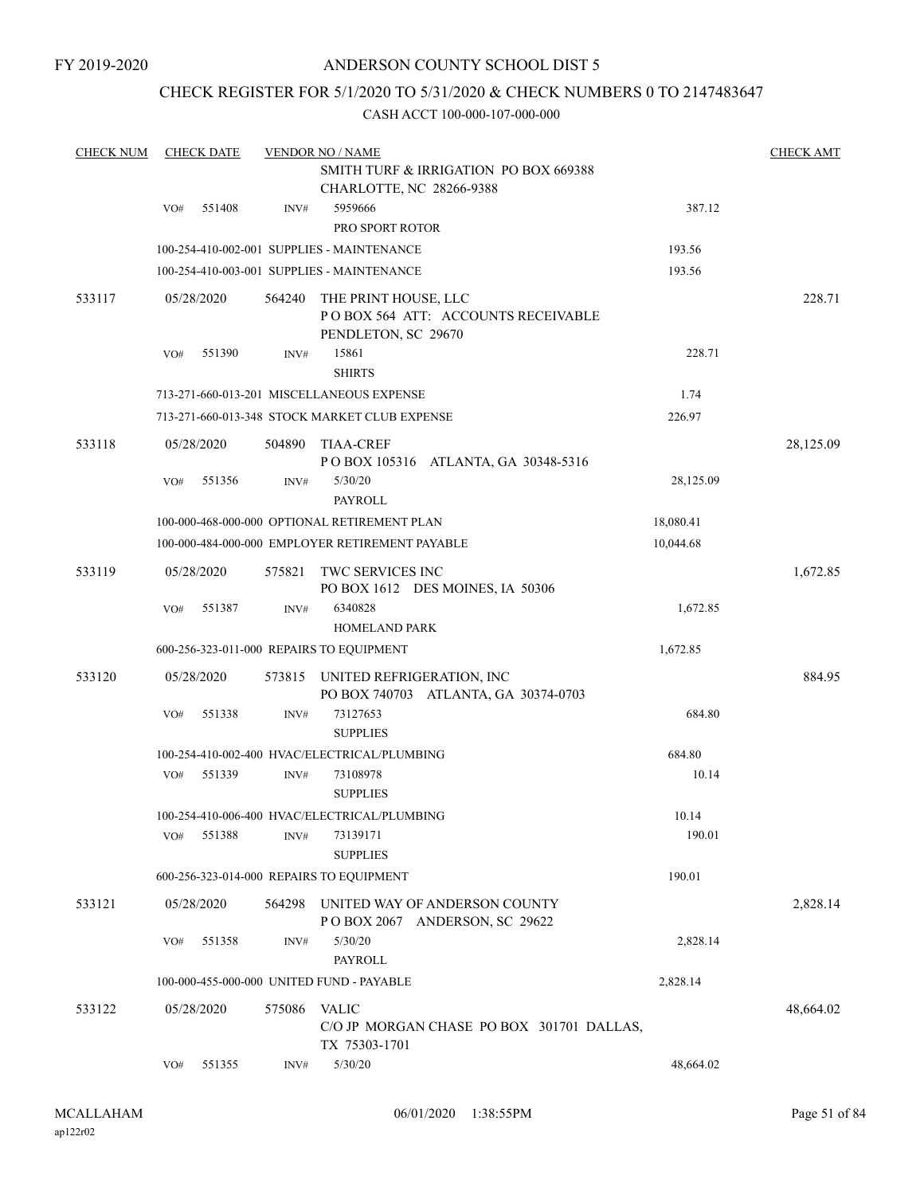FY 2019-2020

# ANDERSON COUNTY SCHOOL DIST 5

## CHECK REGISTER FOR 5/1/2020 TO 5/31/2020 & CHECK NUMBERS 0 TO 2147483647

CASH ACCT 100-000-107-000-000

| CHECK NUM | CHECK DATE | VENDOR NO / NAME | | CHECK AMT |
|---|---|---|---|---|
| | | SMITH TURF & IRRIGATION PO BOX 669388 CHARLOTTE, NC 28266-9388 | | |
| | VO# 551408 | INV# 5959666 PRO SPORT ROTOR | 387.12 | |
| | | 100-254-410-002-001 SUPPLIES - MAINTENANCE | 193.56 | |
| | | 100-254-410-003-001 SUPPLIES - MAINTENANCE | 193.56 | |
| 533117 | 05/28/2020 | 564240 THE PRINT HOUSE, LLC P O BOX 564 ATT: ACCOUNTS RECEIVABLE PENDLETON, SC 29670 | | 228.71 |
| | VO# 551390 | INV# 15861 SHIRTS | 228.71 | |
| | | 713-271-660-013-201 MISCELLANEOUS EXPENSE | 1.74 | |
| | | 713-271-660-013-348 STOCK MARKET CLUB EXPENSE | 226.97 | |
| 533118 | 05/28/2020 | 504890 TIAA-CREF P O BOX 105316 ATLANTA, GA 30348-5316 | | 28,125.09 |
| | VO# 551356 | INV# 5/30/20 PAYROLL | 28,125.09 | |
| | | 100-000-468-000-000 OPTIONAL RETIREMENT PLAN | 18,080.41 | |
| | | 100-000-484-000-000 EMPLOYER RETIREMENT PAYABLE | 10,044.68 | |
| 533119 | 05/28/2020 | 575821 TWC SERVICES INC PO BOX 1612 DES MOINES, IA 50306 | | 1,672.85 |
| | VO# 551387 | INV# 6340828 HOMELAND PARK | 1,672.85 | |
| | | 600-256-323-011-000 REPAIRS TO EQUIPMENT | 1,672.85 | |
| 533120 | 05/28/2020 | 573815 UNITED REFRIGERATION, INC PO BOX 740703 ATLANTA, GA 30374-0703 | | 884.95 |
| | VO# 551338 | INV# 73127653 SUPPLIES | 684.80 | |
| | | 100-254-410-002-400 HVAC/ELECTRICAL/PLUMBING | 684.80 | |
| | VO# 551339 | INV# 73108978 SUPPLIES | 10.14 | |
| | | 100-254-410-006-400 HVAC/ELECTRICAL/PLUMBING | 10.14 | |
| | VO# 551388 | INV# 73139171 SUPPLIES | 190.01 | |
| | | 600-256-323-014-000 REPAIRS TO EQUIPMENT | 190.01 | |
| 533121 | 05/28/2020 | 564298 UNITED WAY OF ANDERSON COUNTY P O BOX 2067 ANDERSON, SC 29622 | | 2,828.14 |
| | VO# 551358 | INV# 5/30/20 PAYROLL | 2,828.14 | |
| | | 100-000-455-000-000 UNITED FUND - PAYABLE | 2,828.14 | |
| 533122 | 05/28/2020 | 575086 VALIC C/O JP MORGAN CHASE PO BOX 301701 DALLAS, TX 75303-1701 | | 48,664.02 |
| | VO# 551355 | INV# 5/30/20 | 48,664.02 | |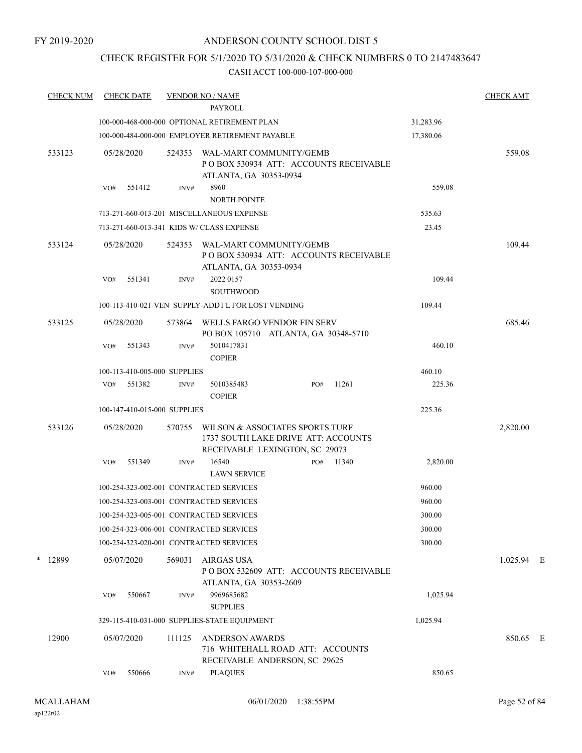FY 2019-2020

ANDERSON COUNTY SCHOOL DIST 5

CHECK REGISTER FOR 5/1/2020 TO 5/31/2020 & CHECK NUMBERS 0 TO 2147483647

CASH ACCT 100-000-107-000-000

| CHECK NUM | CHECK DATE | VENDOR NO / NAME | | CHECK AMT |
|---|---|---|---|---|
| | | PAYROLL | | |
| | | 100-000-468-000-000 OPTIONAL RETIREMENT PLAN | 31,283.96 | |
| | | 100-000-484-000-000 EMPLOYER RETIREMENT PAYABLE | 17,380.06 | |
| 533123 | 05/28/2020 | 524353 WAL-MART COMMUNITY/GEMB P O BOX 530934 ATT: ACCOUNTS RECEIVABLE ATLANTA, GA 30353-0934 | | 559.08 |
| | VO# 551412 | INV# 8960 NORTH POINTE | 559.08 | |
| | | 713-271-660-013-201 MISCELLANEOUS EXPENSE | 535.63 | |
| | | 713-271-660-013-341 KIDS W/ CLASS EXPENSE | 23.45 | |
| 533124 | 05/28/2020 | 524353 WAL-MART COMMUNITY/GEMB P O BOX 530934 ATT: ACCOUNTS RECEIVABLE ATLANTA, GA 30353-0934 | | 109.44 |
| | VO# 551341 | INV# 2022 0157 SOUTHWOOD | 109.44 | |
| | | 100-113-410-021-VEN SUPPLY-ADDT'L FOR LOST VENDING | 109.44 | |
| 533125 | 05/28/2020 | 573864 WELLS FARGO VENDOR FIN SERV PO BOX 105710 ATLANTA, GA 30348-5710 | | 685.46 |
| | VO# 551343 | INV# 5010417831 COPIER | 460.10 | |
| | | 100-113-410-005-000 SUPPLIES | 460.10 | |
| | VO# 551382 | INV# 5010385483 PO# 11261 COPIER | 225.36 | |
| | | 100-147-410-015-000 SUPPLIES | 225.36 | |
| 533126 | 05/28/2020 | 570755 WILSON & ASSOCIATES SPORTS TURF 1737 SOUTH LAKE DRIVE ATT: ACCOUNTS RECEIVABLE LEXINGTON, SC 29073 | | 2,820.00 |
| | VO# 551349 | INV# 16540 PO# 11340 LAWN SERVICE | 2,820.00 | |
| | | 100-254-323-002-001 CONTRACTED SERVICES | 960.00 | |
| | | 100-254-323-003-001 CONTRACTED SERVICES | 960.00 | |
| | | 100-254-323-005-001 CONTRACTED SERVICES | 300.00 | |
| | | 100-254-323-006-001 CONTRACTED SERVICES | 300.00 | |
| | | 100-254-323-020-001 CONTRACTED SERVICES | 300.00 | |
| * 12899 | 05/07/2020 | 569031 AIRGAS USA P O BOX 532609 ATT: ACCOUNTS RECEIVABLE ATLANTA, GA 30353-2609 | | 1,025.94 E |
| | VO# 550667 | INV# 9969685682 SUPPLIES | 1,025.94 | |
| | | 329-115-410-031-000 SUPPLIES-STATE EQUIPMENT | 1,025.94 | |
| 12900 | 05/07/2020 | 111125 ANDERSON AWARDS 716 WHITEHALL ROAD ATT: ACCOUNTS RECEIVABLE ANDERSON, SC 29625 | | 850.65 E |
| | VO# 550666 | INV# PLAQUES | 850.65 | |

MCALLAHAM ap122r02 06/01/2020 1:38:55PM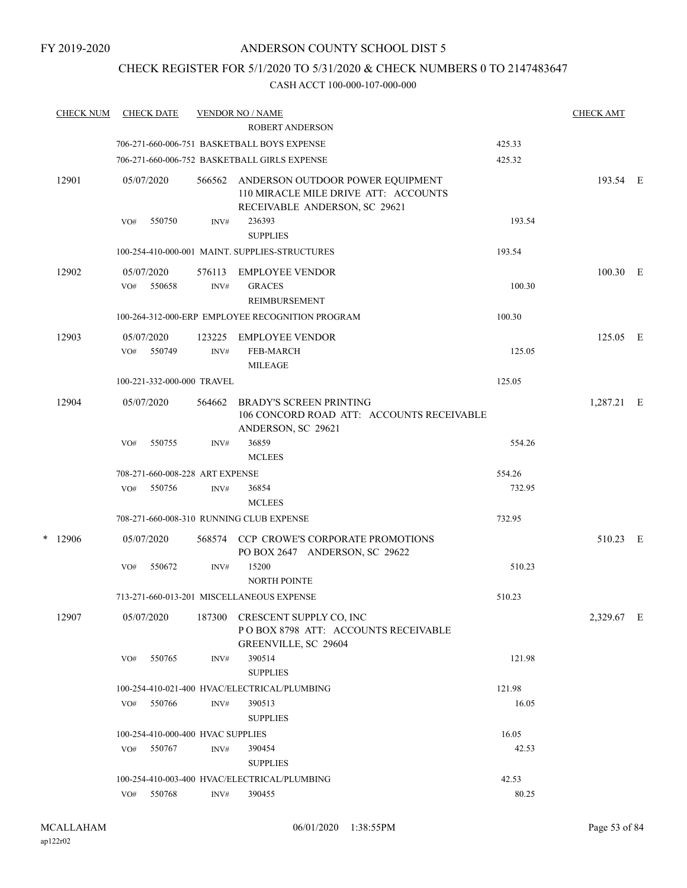FY 2019-2020

# ANDERSON COUNTY SCHOOL DIST 5

## CHECK REGISTER FOR 5/1/2020 TO 5/31/2020 & CHECK NUMBERS 0 TO 2147483647

CASH ACCT 100-000-107-000-000

| CHECK NUM | CHECK DATE | VENDOR NO / NAME | | CHECK AMT | |
|---|---|---|---|---|---|
| | | ROBERT ANDERSON | | | |
| | | 706-271-660-006-751 BASKETBALL BOYS EXPENSE | 425.33 | | |
| | | 706-271-660-006-752 BASKETBALL GIRLS EXPENSE | 425.32 | | |
| 12901 | 05/07/2020 | 566562 ANDERSON OUTDOOR POWER EQUIPMENT 110 MIRACLE MILE DRIVE ATT: ACCOUNTS RECEIVABLE ANDERSON, SC 29621 | | 193.54 | E |
| | VO# 550750 | INV# 236393 SUPPLIES | 193.54 | | |
| | | 100-254-410-000-001 MAINT. SUPPLIES-STRUCTURES | 193.54 | | |
| 12902 | 05/07/2020 | 576113 EMPLOYEE VENDOR | | 100.30 | E |
| | VO# 550658 | INV# GRACES REIMBURSEMENT | 100.30 | | |
| | | 100-264-312-000-ERP EMPLOYEE RECOGNITION PROGRAM | 100.30 | | |
| 12903 | 05/07/2020 | 123225 EMPLOYEE VENDOR | | 125.05 | E |
| | VO# 550749 | INV# FEB-MARCH MILEAGE | 125.05 | | |
| | | 100-221-332-000-000 TRAVEL | 125.05 | | |
| 12904 | 05/07/2020 | 564662 BRADY'S SCREEN PRINTING 106 CONCORD ROAD ATT: ACCOUNTS RECEIVABLE ANDERSON, SC 29621 | | 1,287.21 | E |
| | VO# 550755 | INV# 36859 MCLEES | 554.26 | | |
| | | 708-271-660-008-228 ART EXPENSE | 554.26 | | |
| | VO# 550756 | INV# 36854 MCLEES | 732.95 | | |
| | | 708-271-660-008-310 RUNNING CLUB EXPENSE | 732.95 | | |
| * 12906 | 05/07/2020 | 568574 CCP CROWE'S CORPORATE PROMOTIONS PO BOX 2647 ANDERSON, SC 29622 | | 510.23 | E |
| | VO# 550672 | INV# 15200 NORTH POINTE | 510.23 | | |
| | | 713-271-660-013-201 MISCELLANEOUS EXPENSE | 510.23 | | |
| 12907 | 05/07/2020 | 187300 CRESCENT SUPPLY CO, INC P O BOX 8798 ATT: ACCOUNTS RECEIVABLE GREENVILLE, SC 29604 | | 2,329.67 | E |
| | VO# 550765 | INV# 390514 SUPPLIES | 121.98 | | |
| | | 100-254-410-021-400 HVAC/ELECTRICAL/PLUMBING | 121.98 | | |
| | VO# 550766 | INV# 390513 SUPPLIES | 16.05 | | |
| | | 100-254-410-000-400 HVAC SUPPLIES | 16.05 | | |
| | VO# 550767 | INV# 390454 SUPPLIES | 42.53 | | |
| | | 100-254-410-003-400 HVAC/ELECTRICAL/PLUMBING | 42.53 | | |
| | VO# 550768 | INV# 390455 | 80.25 | | |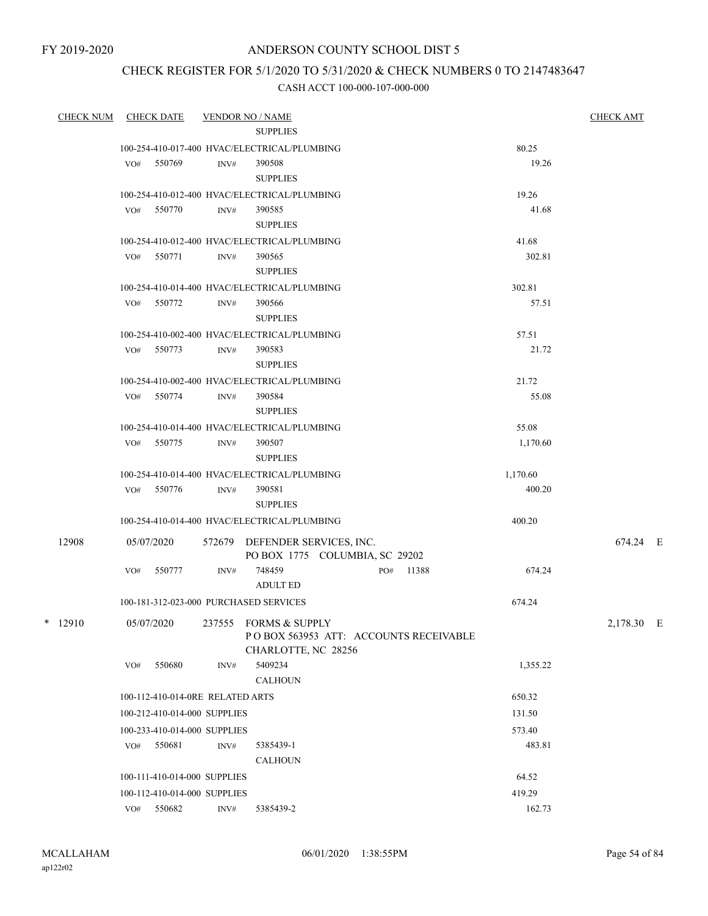FY 2019-2020

# ANDERSON COUNTY SCHOOL DIST 5

## CHECK REGISTER FOR 5/1/2020 TO 5/31/2020 & CHECK NUMBERS 0 TO 2147483647

### CASH ACCT 100-000-107-000-000

| CHECK NUM | CHECK DATE | VENDOR NO / NAME | | CHECK AMT |
|---|---|---|---|---|
| | | SUPPLIES | | |
| | | 100-254-410-017-400 HVAC/ELECTRICAL/PLUMBING | 80.25 | |
| | VO# 550769 | INV# 390508 SUPPLIES | 19.26 | |
| | | 100-254-410-012-400 HVAC/ELECTRICAL/PLUMBING | 19.26 | |
| | VO# 550770 | INV# 390585 SUPPLIES | 41.68 | |
| | | 100-254-410-012-400 HVAC/ELECTRICAL/PLUMBING | 41.68 | |
| | VO# 550771 | INV# 390565 SUPPLIES | 302.81 | |
| | | 100-254-410-014-400 HVAC/ELECTRICAL/PLUMBING | 302.81 | |
| | VO# 550772 | INV# 390566 SUPPLIES | 57.51 | |
| | | 100-254-410-002-400 HVAC/ELECTRICAL/PLUMBING | 57.51 | |
| | VO# 550773 | INV# 390583 SUPPLIES | 21.72 | |
| | | 100-254-410-002-400 HVAC/ELECTRICAL/PLUMBING | 21.72 | |
| | VO# 550774 | INV# 390584 SUPPLIES | 55.08 | |
| | | 100-254-410-014-400 HVAC/ELECTRICAL/PLUMBING | 55.08 | |
| | VO# 550775 | INV# 390507 SUPPLIES | 1,170.60 | |
| | | 100-254-410-014-400 HVAC/ELECTRICAL/PLUMBING | 1,170.60 | |
| | VO# 550776 | INV# 390581 SUPPLIES | 400.20 | |
| | | 100-254-410-014-400 HVAC/ELECTRICAL/PLUMBING | 400.20 | |
| 12908 | 05/07/2020 | 572679 DEFENDER SERVICES, INC. PO BOX 1775 COLUMBIA, SC 29202 | | 674.24 E |
| | VO# 550777 | INV# 748459 PO# 11388 ADULT ED | 674.24 | |
| | | 100-181-312-023-000 PURCHASED SERVICES | 674.24 | |
| * 12910 | 05/07/2020 | 237555 FORMS & SUPPLY P O BOX 563953 ATT: ACCOUNTS RECEIVABLE CHARLOTTE, NC 28256 | | 2,178.30 E |
| | VO# 550680 | INV# 5409234 CALHOUN | 1,355.22 | |
| | | 100-112-410-014-0RE RELATED ARTS | 650.32 | |
| | | 100-212-410-014-000 SUPPLIES | 131.50 | |
| | | 100-233-410-014-000 SUPPLIES | 573.40 | |
| | VO# 550681 | INV# 5385439-1 CALHOUN | 483.81 | |
| | | 100-111-410-014-000 SUPPLIES | 64.52 | |
| | | 100-112-410-014-000 SUPPLIES | 419.29 | |
| | VO# 550682 | INV# 5385439-2 | 162.73 | |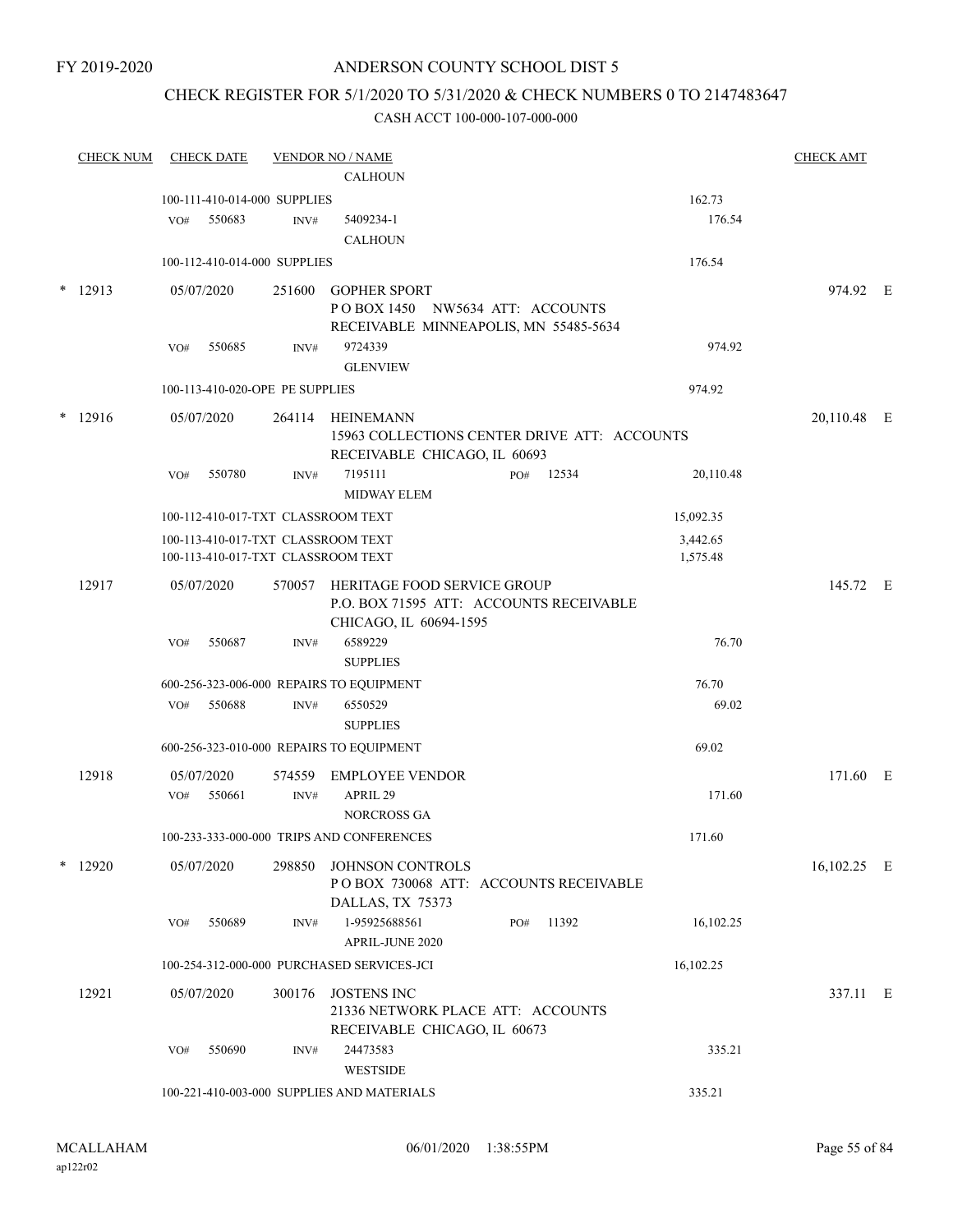FY 2019-2020

# ANDERSON COUNTY SCHOOL DIST 5

## CHECK REGISTER FOR 5/1/2020 TO 5/31/2020 & CHECK NUMBERS 0 TO 2147483647

CASH ACCT 100-000-107-000-000

| CHECK NUM | CHECK DATE | VENDOR NO / NAME | | CHECK AMT |
|---|---|---|---|---|
| | | CALHOUN | | |
| | 100-111-410-014-000 SUPPLIES | | 162.73 | |
| | VO# 550683 | INV# 5409234-1 CALHOUN | 176.54 | |
| | 100-112-410-014-000 SUPPLIES | | 176.54 | |
| * 12913 | 05/07/2020 | 251600 GOPHER SPORT P O BOX 1450 NW5634 ATT: ACCOUNTS RECEIVABLE MINNEAPOLIS, MN 55485-5634 | | 974.92 E |
| | VO# 550685 | INV# 9724339 GLENVIEW | 974.92 | |
| | 100-113-410-020-OPE PE SUPPLIES | | 974.92 | |
| * 12916 | 05/07/2020 | 264114 HEINEMANN 15963 COLLECTIONS CENTER DRIVE ATT: ACCOUNTS RECEIVABLE CHICAGO, IL 60693 | | 20,110.48 E |
| | VO# 550780 | INV# 7195111 PO# 12534 MIDWAY ELEM | 20,110.48 | |
| | 100-112-410-017-TXT CLASSROOM TEXT | | 15,092.35 | |
| | 100-113-410-017-TXT CLASSROOM TEXT | | 3,442.65 | |
| | 100-113-410-017-TXT CLASSROOM TEXT | | 1,575.48 | |
| 12917 | 05/07/2020 | 570057 HERITAGE FOOD SERVICE GROUP P.O. BOX 71595 ATT: ACCOUNTS RECEIVABLE CHICAGO, IL 60694-1595 | | 145.72 E |
| | VO# 550687 | INV# 6589229 SUPPLIES | 76.70 | |
| | 600-256-323-006-000 REPAIRS TO EQUIPMENT | | 76.70 | |
| | VO# 550688 | INV# 6550529 SUPPLIES | 69.02 | |
| | 600-256-323-010-000 REPAIRS TO EQUIPMENT | | 69.02 | |
| 12918 | 05/07/2020 | 574559 EMPLOYEE VENDOR | | 171.60 E |
| | VO# 550661 | INV# APRIL 29 NORCROSS GA | 171.60 | |
| | 100-233-333-000-000 TRIPS AND CONFERENCES | | 171.60 | |
| * 12920 | 05/07/2020 | 298850 JOHNSON CONTROLS P O BOX 730068 ATT: ACCOUNTS RECEIVABLE DALLAS, TX 75373 | | 16,102.25 E |
| | VO# 550689 | INV# 1-95925688561 PO# 11392 APRIL-JUNE 2020 | 16,102.25 | |
| | 100-254-312-000-000 PURCHASED SERVICES-JCI | | 16,102.25 | |
| 12921 | 05/07/2020 | 300176 JOSTENS INC 21336 NETWORK PLACE ATT: ACCOUNTS RECEIVABLE CHICAGO, IL 60673 | | 337.11 E |
| | VO# 550690 | INV# 24473583 WESTSIDE | 335.21 | |
| | 100-221-410-003-000 SUPPLIES AND MATERIALS | | 335.21 | |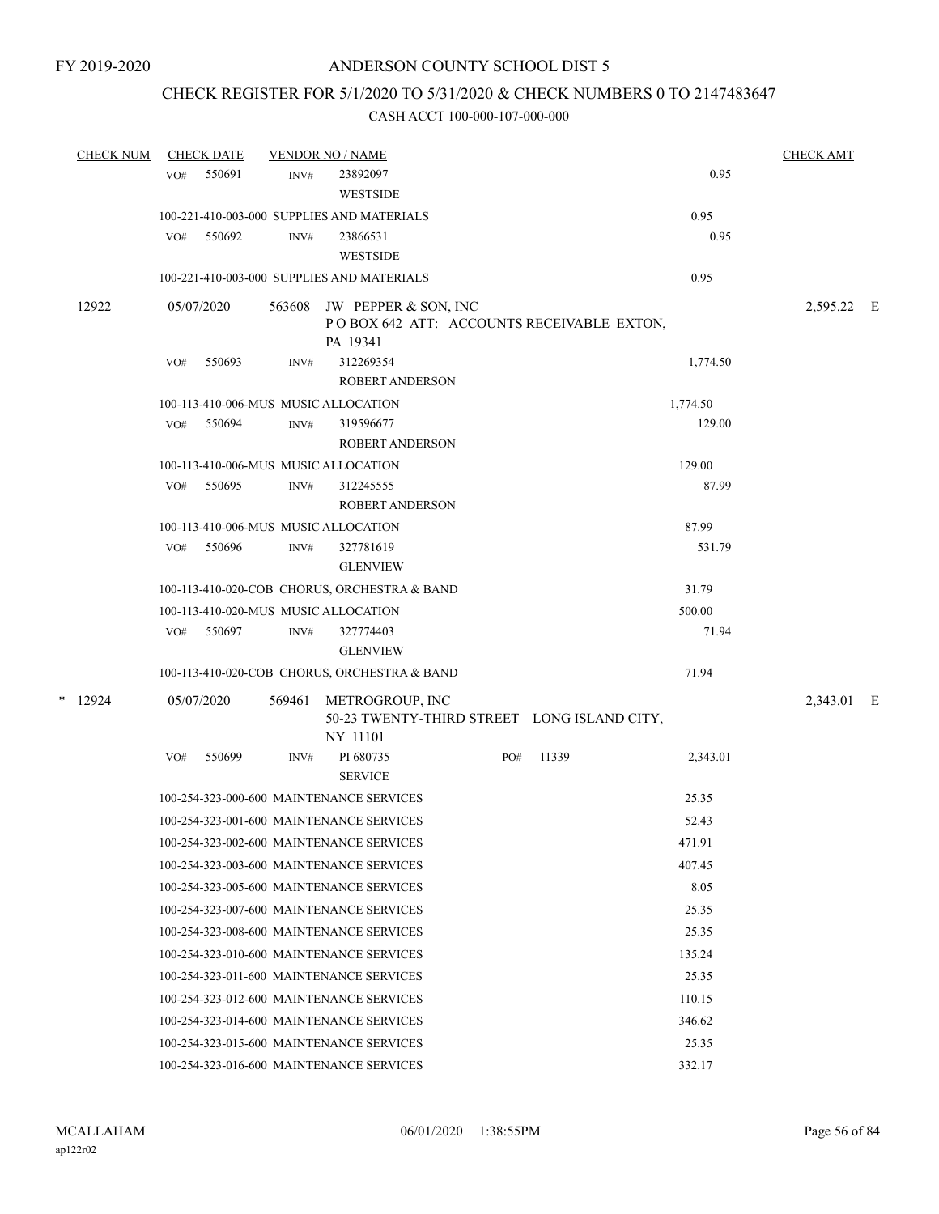FY 2019-2020

# ANDERSON COUNTY SCHOOL DIST 5

## CHECK REGISTER FOR 5/1/2020 TO 5/31/2020 & CHECK NUMBERS 0 TO 2147483647

### CASH ACCT 100-000-107-000-000

| CHECK NUM | CHECK DATE | VENDOR NO / NAME | | | CHECK AMT |
|---|---|---|---|---|---|
| | VO# 550691 | INV# 23892097 WESTSIDE | | 0.95 | |
| | 100-221-410-003-000 SUPPLIES AND MATERIALS | | | 0.95 | |
| | VO# 550692 | INV# 23866531 WESTSIDE | | 0.95 | |
| | 100-221-410-003-000 SUPPLIES AND MATERIALS | | | 0.95 | |
| 12922 | 05/07/2020 | 563608 JW PEPPER & SON, INC P O BOX 642 ATT: ACCOUNTS RECEIVABLE EXTON, PA 19341 | | | 2,595.22 E |
| | VO# 550693 | INV# 312269354 ROBERT ANDERSON | | 1,774.50 | |
| | 100-113-410-006-MUS MUSIC ALLOCATION | | | 1,774.50 | |
| | VO# 550694 | INV# 319596677 ROBERT ANDERSON | | 129.00 | |
| | 100-113-410-006-MUS MUSIC ALLOCATION | | | 129.00 | |
| | VO# 550695 | INV# 312245555 ROBERT ANDERSON | | 87.99 | |
| | 100-113-410-006-MUS MUSIC ALLOCATION | | | 87.99 | |
| | VO# 550696 | INV# 327781619 GLENVIEW | | 531.79 | |
| | 100-113-410-020-COB CHORUS, ORCHESTRA & BAND | | | 31.79 | |
| | 100-113-410-020-MUS MUSIC ALLOCATION | | | 500.00 | |
| | VO# 550697 | INV# 327774403 GLENVIEW | | 71.94 | |
| | 100-113-410-020-COB CHORUS, ORCHESTRA & BAND | | | 71.94 | |
| * 12924 | 05/07/2020 | 569461 METROGROUP, INC 50-23 TWENTY-THIRD STREET LONG ISLAND CITY, NY 11101 | | | 2,343.01 E |
| | VO# 550699 | INV# PI 680735 SERVICE | PO# 11339 | 2,343.01 | |
| | 100-254-323-000-600 MAINTENANCE SERVICES | | | 25.35 | |
| | 100-254-323-001-600 MAINTENANCE SERVICES | | | 52.43 | |
| | 100-254-323-002-600 MAINTENANCE SERVICES | | | 471.91 | |
| | 100-254-323-003-600 MAINTENANCE SERVICES | | | 407.45 | |
| | 100-254-323-005-600 MAINTENANCE SERVICES | | | 8.05 | |
| | 100-254-323-007-600 MAINTENANCE SERVICES | | | 25.35 | |
| | 100-254-323-008-600 MAINTENANCE SERVICES | | | 25.35 | |
| | 100-254-323-010-600 MAINTENANCE SERVICES | | | 135.24 | |
| | 100-254-323-011-600 MAINTENANCE SERVICES | | | 25.35 | |
| | 100-254-323-012-600 MAINTENANCE SERVICES | | | 110.15 | |
| | 100-254-323-014-600 MAINTENANCE SERVICES | | | 346.62 | |
| | 100-254-323-015-600 MAINTENANCE SERVICES | | | 25.35 | |
| | 100-254-323-016-600 MAINTENANCE SERVICES | | | 332.17 | |

MCALLAHAM
ap122r02

06/01/2020 1:38:55PM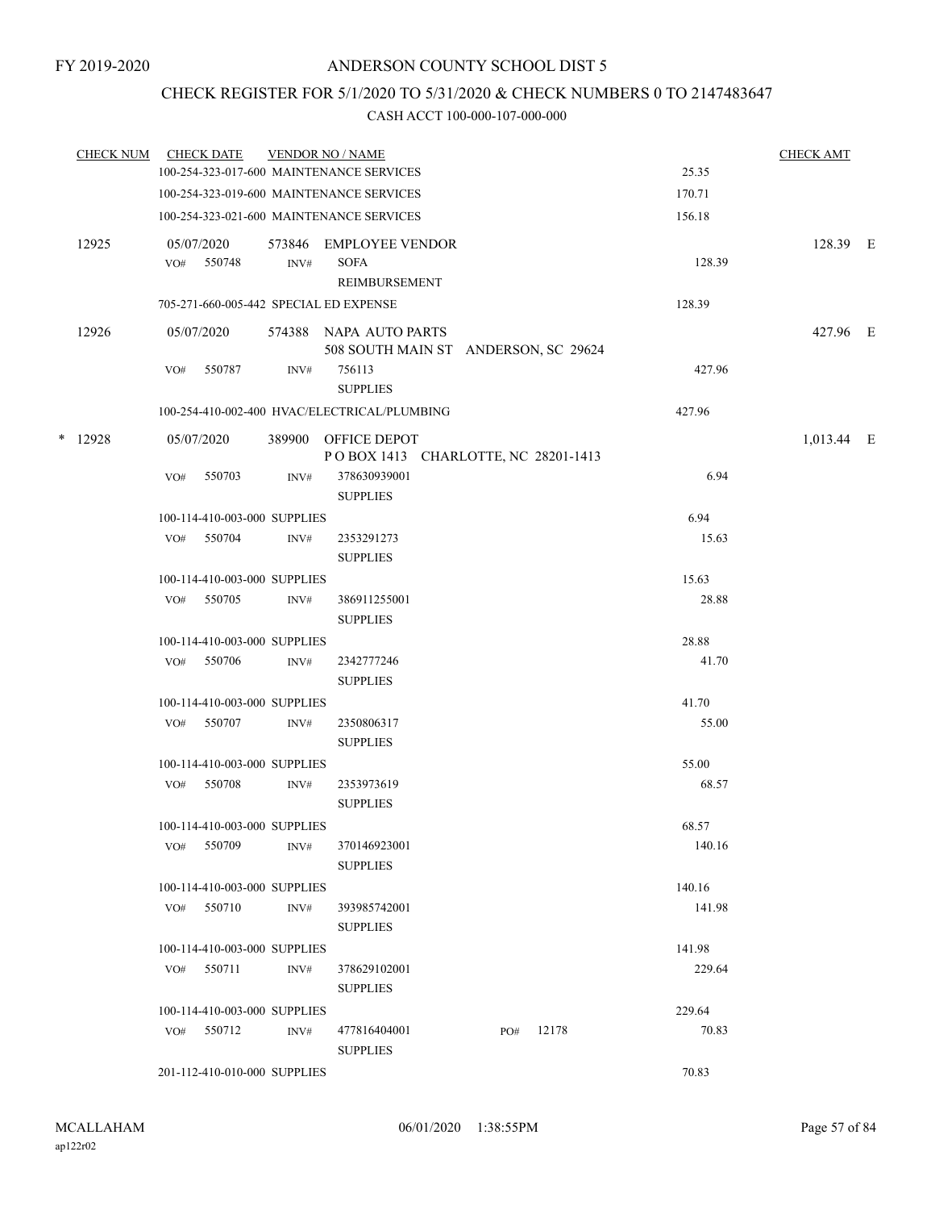FY 2019-2020

# ANDERSON COUNTY SCHOOL DIST 5

## CHECK REGISTER FOR 5/1/2020 TO 5/31/2020 & CHECK NUMBERS 0 TO 2147483647

### CASH ACCT 100-000-107-000-000

| CHECK NUM | CHECK DATE | VENDOR NO / NAME | | CHECK AMT |
|---|---|---|---|---|
| | 100-254-323-017-600 MAINTENANCE SERVICES | | 25.35 | |
| | 100-254-323-019-600 MAINTENANCE SERVICES | | 170.71 | |
| | 100-254-323-021-600 MAINTENANCE SERVICES | | 156.18 | |
| 12925 | 05/07/2020 | 573846 EMPLOYEE VENDOR | | 128.39 E |
| | VO# 550748 | INV# SOFA REIMBURSEMENT | 128.39 | |
| | 705-271-660-005-442 SPECIAL ED EXPENSE | | 128.39 | |
| 12926 | 05/07/2020 | 574388 NAPA AUTO PARTS 508 SOUTH MAIN ST ANDERSON, SC 29624 | | 427.96 E |
| | VO# 550787 | INV# 756113 SUPPLIES | 427.96 | |
| | 100-254-410-002-400 HVAC/ELECTRICAL/PLUMBING | | 427.96 | |
| * 12928 | 05/07/2020 | 389900 OFFICE DEPOT P O BOX 1413 CHARLOTTE, NC 28201-1413 | | 1,013.44 E |
| | VO# 550703 | INV# 378630939001 SUPPLIES | 6.94 | |
| | 100-114-410-003-000 SUPPLIES | | 6.94 | |
| | VO# 550704 | INV# 2353291273 SUPPLIES | 15.63 | |
| | 100-114-410-003-000 SUPPLIES | | 15.63 | |
| | VO# 550705 | INV# 386911255001 SUPPLIES | 28.88 | |
| | 100-114-410-003-000 SUPPLIES | | 28.88 | |
| | VO# 550706 | INV# 2342777246 SUPPLIES | 41.70 | |
| | 100-114-410-003-000 SUPPLIES | | 41.70 | |
| | VO# 550707 | INV# 2350806317 SUPPLIES | 55.00 | |
| | 100-114-410-003-000 SUPPLIES | | 55.00 | |
| | VO# 550708 | INV# 2353973619 SUPPLIES | 68.57 | |
| | 100-114-410-003-000 SUPPLIES | | 68.57 | |
| | VO# 550709 | INV# 370146923001 SUPPLIES | 140.16 | |
| | 100-114-410-003-000 SUPPLIES | | 140.16 | |
| | VO# 550710 | INV# 393985742001 SUPPLIES | 141.98 | |
| | 100-114-410-003-000 SUPPLIES | | 141.98 | |
| | VO# 550711 | INV# 378629102001 SUPPLIES | 229.64 | |
| | 100-114-410-003-000 SUPPLIES | | 229.64 | |
| | VO# 550712 | INV# 477816404001 SUPPLIES PO# 12178 | 70.83 | |
| | 201-112-410-010-000 SUPPLIES | | 70.83 | |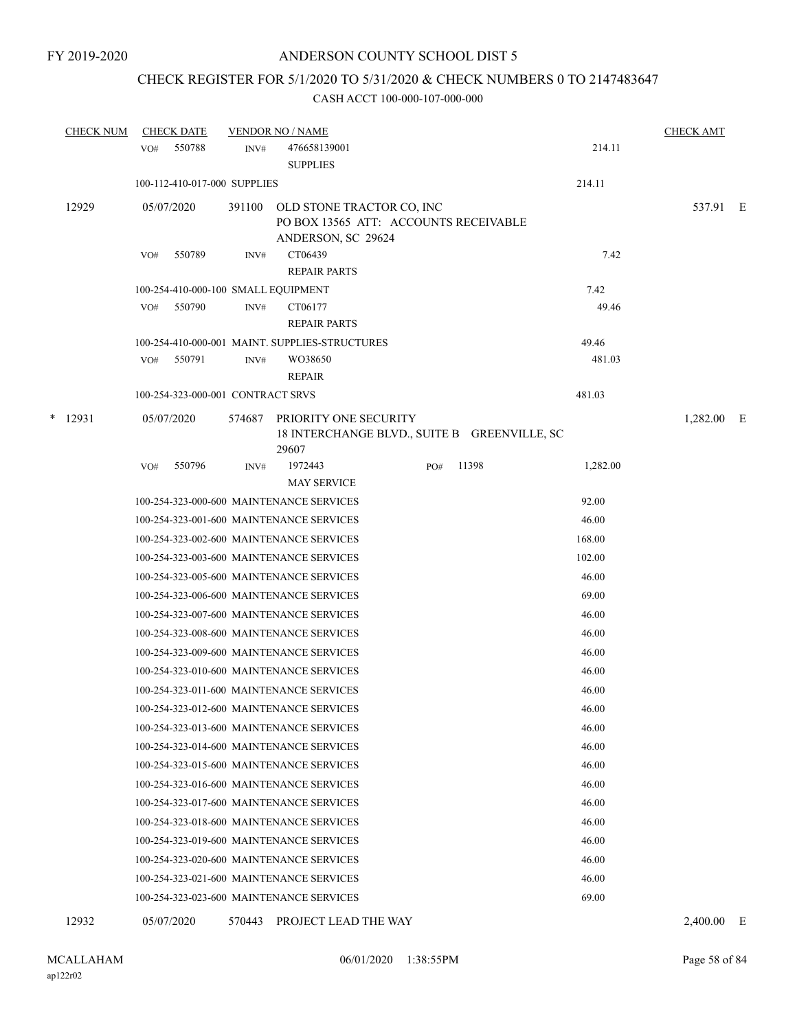FY 2019-2020

# ANDERSON COUNTY SCHOOL DIST 5

## CHECK REGISTER FOR 5/1/2020 TO 5/31/2020 & CHECK NUMBERS 0 TO 2147483647

### CASH ACCT 100-000-107-000-000

| CHECK NUM | CHECK DATE | VENDOR NO / NAME | | | CHECK AMT |
|---|---|---|---|---|---|
| | VO# 550788 | INV# 476658139001 SUPPLIES | | 214.11 | |
| | 100-112-410-017-000 SUPPLIES | | | 214.11 | |
| 12929 | 05/07/2020 | 391100 OLD STONE TRACTOR CO, INC PO BOX 13565 ATT: ACCOUNTS RECEIVABLE ANDERSON, SC 29624 | | | 537.91 E |
| | VO# 550789 | INV# CT06439 REPAIR PARTS | | 7.42 | |
| | 100-254-410-000-100 SMALL EQUIPMENT | | | 7.42 | |
| | VO# 550790 | INV# CT06177 REPAIR PARTS | | 49.46 | |
| | 100-254-410-000-001 MAINT. SUPPLIES-STRUCTURES | | | 49.46 | |
| | VO# 550791 | INV# WO38650 REPAIR | | 481.03 | |
| | 100-254-323-000-001 CONTRACT SRVS | | | 481.03 | |
| * 12931 | 05/07/2020 | 574687 PRIORITY ONE SECURITY 18 INTERCHANGE BLVD., SUITE B GREENVILLE, SC 29607 | | | 1,282.00 E |
| | VO# 550796 | INV# 1972443 MAY SERVICE | PO# 11398 | 1,282.00 | |
| | 100-254-323-000-600 MAINTENANCE SERVICES | | | 92.00 | |
| | 100-254-323-001-600 MAINTENANCE SERVICES | | | 46.00 | |
| | 100-254-323-002-600 MAINTENANCE SERVICES | | | 168.00 | |
| | 100-254-323-003-600 MAINTENANCE SERVICES | | | 102.00 | |
| | 100-254-323-005-600 MAINTENANCE SERVICES | | | 46.00 | |
| | 100-254-323-006-600 MAINTENANCE SERVICES | | | 69.00 | |
| | 100-254-323-007-600 MAINTENANCE SERVICES | | | 46.00 | |
| | 100-254-323-008-600 MAINTENANCE SERVICES | | | 46.00 | |
| | 100-254-323-009-600 MAINTENANCE SERVICES | | | 46.00 | |
| | 100-254-323-010-600 MAINTENANCE SERVICES | | | 46.00 | |
| | 100-254-323-011-600 MAINTENANCE SERVICES | | | 46.00 | |
| | 100-254-323-012-600 MAINTENANCE SERVICES | | | 46.00 | |
| | 100-254-323-013-600 MAINTENANCE SERVICES | | | 46.00 | |
| | 100-254-323-014-600 MAINTENANCE SERVICES | | | 46.00 | |
| | 100-254-323-015-600 MAINTENANCE SERVICES | | | 46.00 | |
| | 100-254-323-016-600 MAINTENANCE SERVICES | | | 46.00 | |
| | 100-254-323-017-600 MAINTENANCE SERVICES | | | 46.00 | |
| | 100-254-323-018-600 MAINTENANCE SERVICES | | | 46.00 | |
| | 100-254-323-019-600 MAINTENANCE SERVICES | | | 46.00 | |
| | 100-254-323-020-600 MAINTENANCE SERVICES | | | 46.00 | |
| | 100-254-323-021-600 MAINTENANCE SERVICES | | | 46.00 | |
| | 100-254-323-023-600 MAINTENANCE SERVICES | | | 69.00 | |
| 12932 | 05/07/2020 | 570443 PROJECT LEAD THE WAY | | | 2,400.00 E |

MCALLAHAM
ap122r02
06/01/2020 1:38:55PM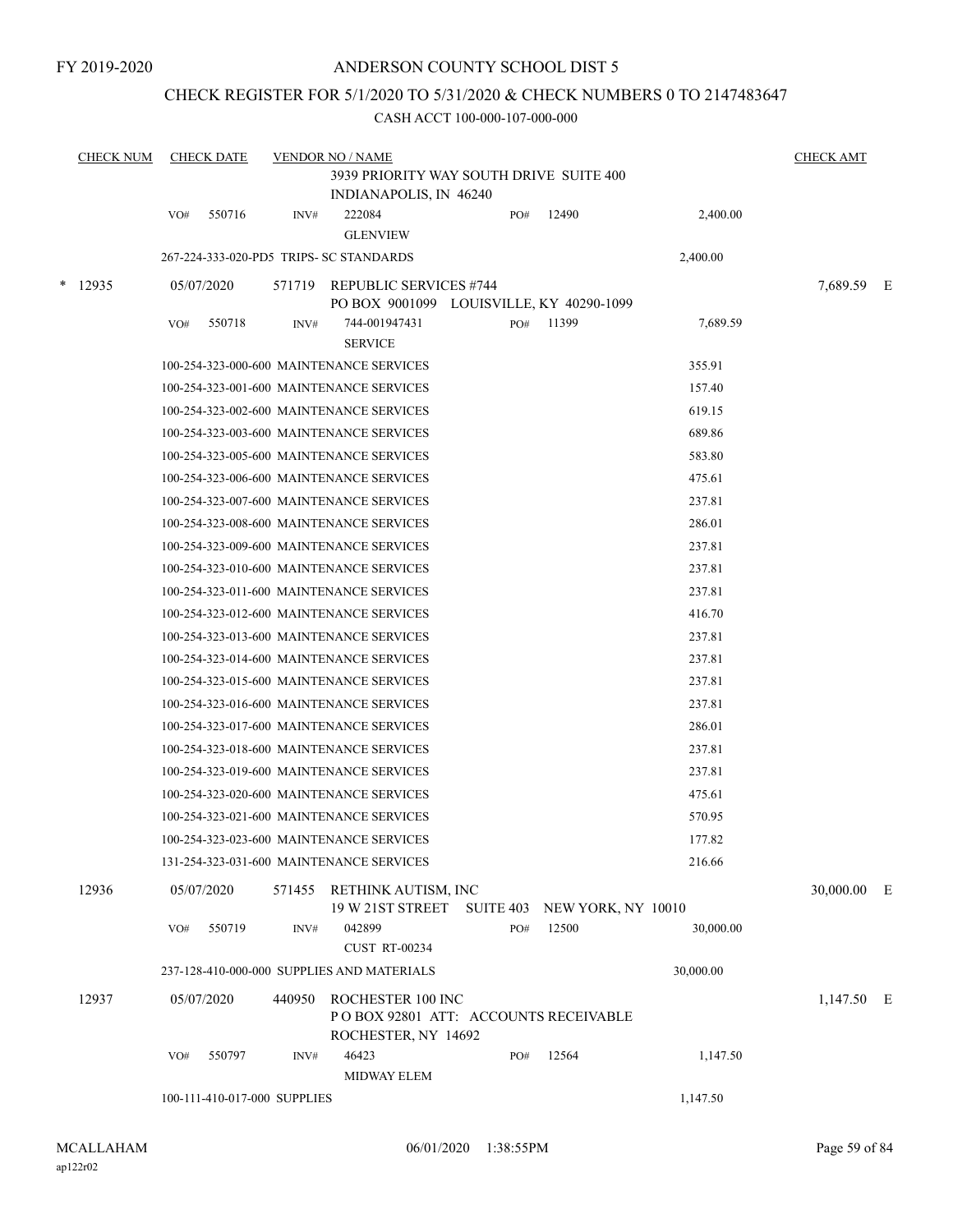FY 2019-2020

# ANDERSON COUNTY SCHOOL DIST 5

## CHECK REGISTER FOR 5/1/2020 TO 5/31/2020 & CHECK NUMBERS 0 TO 2147483647

CASH ACCT 100-000-107-000-000

| CHECK NUM | CHECK DATE | VENDOR NO / NAME | | | | CHECK AMT |
|---|---|---|---|---|---|---|
| | | 3939 PRIORITY WAY SOUTH DRIVE SUITE 400 INDIANAPOLIS, IN 46240 | | | | |
| | VO# 550716 | INV# 222084 GLENVIEW | PO# 12490 | | 2,400.00 | |
| | 267-224-333-020-PD5 TRIPS- SC STANDARDS | | | | 2,400.00 | |
| * 12935 | 05/07/2020 | 571719 REPUBLIC SERVICES #744 PO BOX 9001099 LOUISVILLE, KY 40290-1099 | | | | 7,689.59 E |
| | VO# 550718 | INV# 744-001947431 SERVICE | PO# 11399 | | 7,689.59 | |
| | 100-254-323-000-600 MAINTENANCE SERVICES | | | | 355.91 | |
| | 100-254-323-001-600 MAINTENANCE SERVICES | | | | 157.40 | |
| | 100-254-323-002-600 MAINTENANCE SERVICES | | | | 619.15 | |
| | 100-254-323-003-600 MAINTENANCE SERVICES | | | | 689.86 | |
| | 100-254-323-005-600 MAINTENANCE SERVICES | | | | 583.80 | |
| | 100-254-323-006-600 MAINTENANCE SERVICES | | | | 475.61 | |
| | 100-254-323-007-600 MAINTENANCE SERVICES | | | | 237.81 | |
| | 100-254-323-008-600 MAINTENANCE SERVICES | | | | 286.01 | |
| | 100-254-323-009-600 MAINTENANCE SERVICES | | | | 237.81 | |
| | 100-254-323-010-600 MAINTENANCE SERVICES | | | | 237.81 | |
| | 100-254-323-011-600 MAINTENANCE SERVICES | | | | 237.81 | |
| | 100-254-323-012-600 MAINTENANCE SERVICES | | | | 416.70 | |
| | 100-254-323-013-600 MAINTENANCE SERVICES | | | | 237.81 | |
| | 100-254-323-014-600 MAINTENANCE SERVICES | | | | 237.81 | |
| | 100-254-323-015-600 MAINTENANCE SERVICES | | | | 237.81 | |
| | 100-254-323-016-600 MAINTENANCE SERVICES | | | | 237.81 | |
| | 100-254-323-017-600 MAINTENANCE SERVICES | | | | 286.01 | |
| | 100-254-323-018-600 MAINTENANCE SERVICES | | | | 237.81 | |
| | 100-254-323-019-600 MAINTENANCE SERVICES | | | | 237.81 | |
| | 100-254-323-020-600 MAINTENANCE SERVICES | | | | 475.61 | |
| | 100-254-323-021-600 MAINTENANCE SERVICES | | | | 570.95 | |
| | 100-254-323-023-600 MAINTENANCE SERVICES | | | | 177.82 | |
| | 131-254-323-031-600 MAINTENANCE SERVICES | | | | 216.66 | |
| 12936 | 05/07/2020 | 571455 RETHINK AUTISM, INC 19 W 21ST STREET SUITE 403 NEW YORK, NY 10010 | | | | 30,000.00 E |
| | VO# 550719 | INV# 042899 CUST RT-00234 | PO# 12500 | | 30,000.00 | |
| | 237-128-410-000-000 SUPPLIES AND MATERIALS | | | | 30,000.00 | |
| 12937 | 05/07/2020 | 440950 ROCHESTER 100 INC P O BOX 92801 ATT: ACCOUNTS RECEIVABLE ROCHESTER, NY 14692 | | | | 1,147.50 E |
| | VO# 550797 | INV# 46423 MIDWAY ELEM | PO# 12564 | | 1,147.50 | |
| | 100-111-410-017-000 SUPPLIES | | | | 1,147.50 | |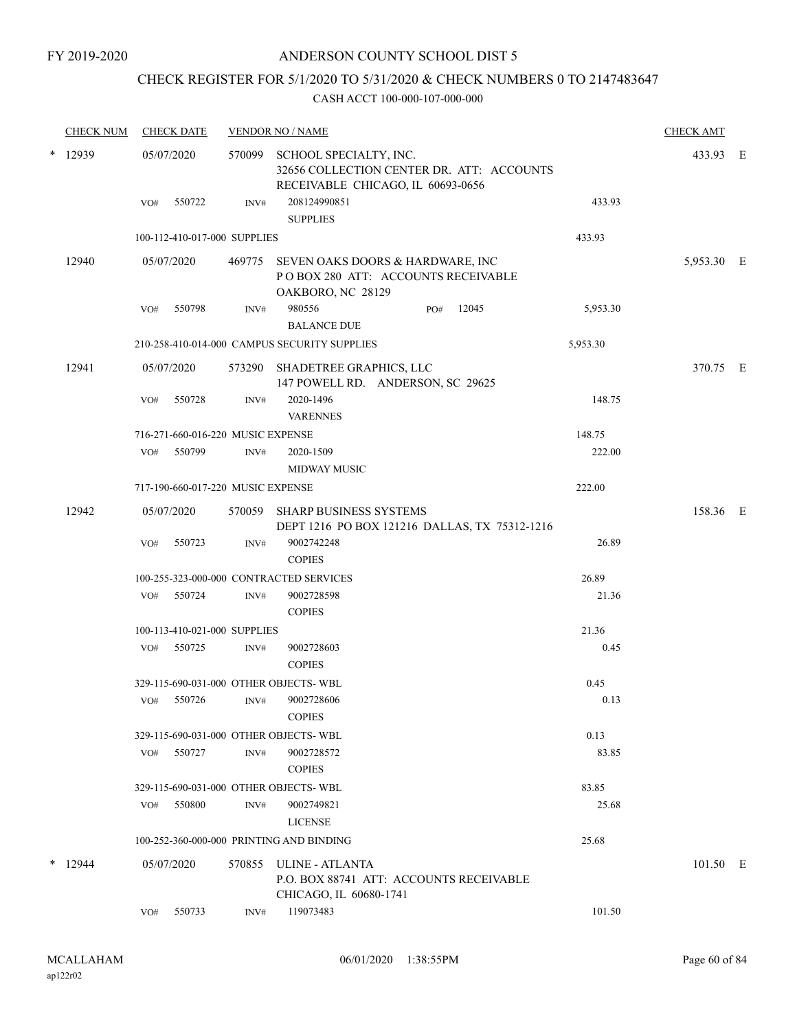FY 2019-2020

# ANDERSON COUNTY SCHOOL DIST 5

## CHECK REGISTER FOR 5/1/2020 TO 5/31/2020 & CHECK NUMBERS 0 TO 2147483647

### CASH ACCT 100-000-107-000-000

| CHECK NUM | CHECK DATE | VENDOR NO / NAME | | | CHECK AMT | |
|---|---|---|---|---|---|---|
| * 12939 | 05/07/2020 | 570099 SCHOOL SPECIALTY, INC. 32656 COLLECTION CENTER DR. ATT: ACCOUNTS RECEIVABLE CHICAGO, IL 60693-0656 | | | 433.93 | E |
| | VO# 550722 | INV# 208124990851 SUPPLIES | | 433.93 | | |
| | 100-112-410-017-000 SUPPLIES | | | 433.93 | | |
| 12940 | 05/07/2020 | 469775 SEVEN OAKS DOORS & HARDWARE, INC P O BOX 280 ATT: ACCOUNTS RECEIVABLE OAKBORO, NC 28129 | | | 5,953.30 | E |
| | VO# 550798 | INV# 980556 BALANCE DUE | PO# 12045 | 5,953.30 | | |
| | 210-258-410-014-000 CAMPUS SECURITY SUPPLIES | | | 5,953.30 | | |
| 12941 | 05/07/2020 | 573290 SHADETREE GRAPHICS, LLC 147 POWELL RD. ANDERSON, SC 29625 | | | 370.75 | E |
| | VO# 550728 | INV# 2020-1496 VARENNES | | 148.75 | | |
| | 716-271-660-016-220 MUSIC EXPENSE | | | 148.75 | | |
| | VO# 550799 | INV# 2020-1509 MIDWAY MUSIC | | 222.00 | | |
| | 717-190-660-017-220 MUSIC EXPENSE | | | 222.00 | | |
| 12942 | 05/07/2020 | 570059 SHARP BUSINESS SYSTEMS DEPT 1216 PO BOX 121216 DALLAS, TX 75312-1216 | | | 158.36 | E |
| | VO# 550723 | INV# 9002742248 COPIES | | 26.89 | | |
| | 100-255-323-000-000 CONTRACTED SERVICES | | | 26.89 | | |
| | VO# 550724 | INV# 9002728598 COPIES | | 21.36 | | |
| | 100-113-410-021-000 SUPPLIES | | | 21.36 | | |
| | VO# 550725 | INV# 9002728603 COPIES | | 0.45 | | |
| | 329-115-690-031-000 OTHER OBJECTS- WBL | | | 0.45 | | |
| | VO# 550726 | INV# 9002728606 COPIES | | 0.13 | | |
| | 329-115-690-031-000 OTHER OBJECTS- WBL | | | 0.13 | | |
| | VO# 550727 | INV# 9002728572 COPIES | | 83.85 | | |
| | 329-115-690-031-000 OTHER OBJECTS- WBL | | | 83.85 | | |
| | VO# 550800 | INV# 9002749821 LICENSE | | 25.68 | | |
| | 100-252-360-000-000 PRINTING AND BINDING | | | 25.68 | | |
| * 12944 | 05/07/2020 | 570855 ULINE - ATLANTA P.O. BOX 88741 ATT: ACCOUNTS RECEIVABLE CHICAGO, IL 60680-1741 | | | 101.50 | E |
| | VO# 550733 | INV# 119073483 | | 101.50 | | |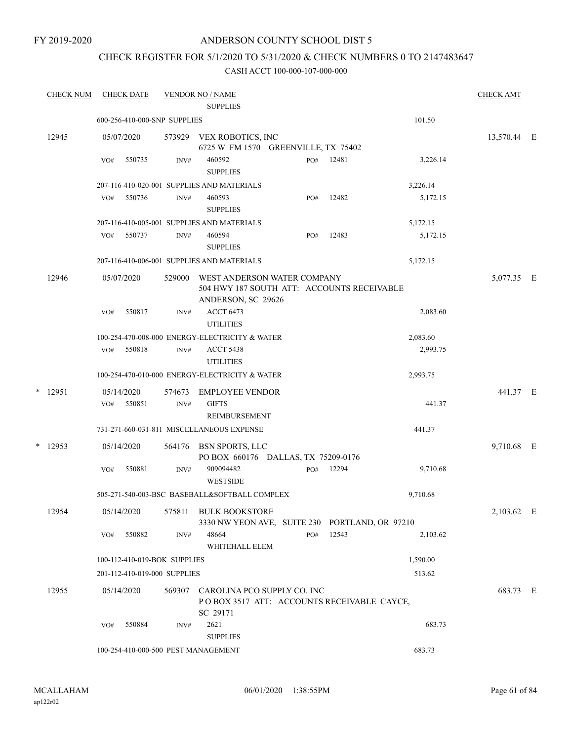FY 2019-2020

# ANDERSON COUNTY SCHOOL DIST 5

## CHECK REGISTER FOR 5/1/2020 TO 5/31/2020 & CHECK NUMBERS 0 TO 2147483647

### CASH ACCT 100-000-107-000-000

| CHECK NUM | CHECK DATE | VENDOR NO / NAME | | | | CHECK AMT | |
|---|---|---|---|---|---|---|---|
| | | SUPPLIES | | | | | |
| | 600-256-410-000-SNP SUPPLIES | | | | 101.50 | | |
| 12945 | 05/07/2020 | 573929 VEX ROBOTICS, INC<br>6725 W FM 1570 GREENVILLE, TX 75402 | | | | 13,570.44 | E |
| | VO# 550735 | INV# 460592<br>SUPPLIES | PO# 12481 | | 3,226.14 | | |
| | 207-116-410-020-001 SUPPLIES AND MATERIALS | | | | 3,226.14 | | |
| | VO# 550736 | INV# 460593<br>SUPPLIES | PO# 12482 | | 5,172.15 | | |
| | 207-116-410-005-001 SUPPLIES AND MATERIALS | | | | 5,172.15 | | |
| | VO# 550737 | INV# 460594<br>SUPPLIES | PO# 12483 | | 5,172.15 | | |
| | 207-116-410-006-001 SUPPLIES AND MATERIALS | | | | 5,172.15 | | |
| 12946 | 05/07/2020 | 529000 WEST ANDERSON WATER COMPANY<br>504 HWY 187 SOUTH ATT: ACCOUNTS RECEIVABLE<br>ANDERSON, SC 29626 | | | | 5,077.35 | E |
| | VO# 550817 | INV# ACCT 6473<br>UTILITIES | | | 2,083.60 | | |
| | 100-254-470-008-000 ENERGY-ELECTRICITY & WATER | | | | 2,083.60 | | |
| | VO# 550818 | INV# ACCT 5438<br>UTILITIES | | | 2,993.75 | | |
| | 100-254-470-010-000 ENERGY-ELECTRICITY & WATER | | | | 2,993.75 | | |
| * 12951 | 05/14/2020 | 574673 EMPLOYEE VENDOR | | | | 441.37 | E |
| | VO# 550851 | INV# GIFTS<br>REIMBURSEMENT | | | 441.37 | | |
| | 731-271-660-031-811 MISCELLANEOUS EXPENSE | | | | 441.37 | | |
| * 12953 | 05/14/2020 | 564176 BSN SPORTS, LLC<br>PO BOX 660176 DALLAS, TX 75209-0176 | | | | 9,710.68 | E |
| | VO# 550881 | INV# 909094482<br>WESTSIDE | PO# 12294 | | 9,710.68 | | |
| | 505-271-540-003-BSC BASEBALL&SOFTBALL COMPLEX | | | | 9,710.68 | | |
| 12954 | 05/14/2020 | 575811 BULK BOOKSTORE<br>3330 NW YEON AVE, SUITE 230 PORTLAND, OR 97210 | | | | 2,103.62 | E |
| | VO# 550882 | INV# 48664<br>WHITEHALL ELEM | PO# 12543 | | 2,103.62 | | |
| | 100-112-410-019-BOK SUPPLIES | | | | 1,590.00 | | |
| | 201-112-410-019-000 SUPPLIES | | | | 513.62 | | |
| 12955 | 05/14/2020 | 569307 CAROLINA PCO SUPPLY CO. INC<br>P O BOX 3517 ATT: ACCOUNTS RECEIVABLE CAYCE, SC 29171 | | | | 683.73 | E |
| | VO# 550884 | INV# 2621<br>SUPPLIES | | | 683.73 | | |
| | 100-254-410-000-500 PEST MANAGEMENT | | | | 683.73 | | |

MCALLAHAM
ap122r02

06/01/2020 1:38:55PM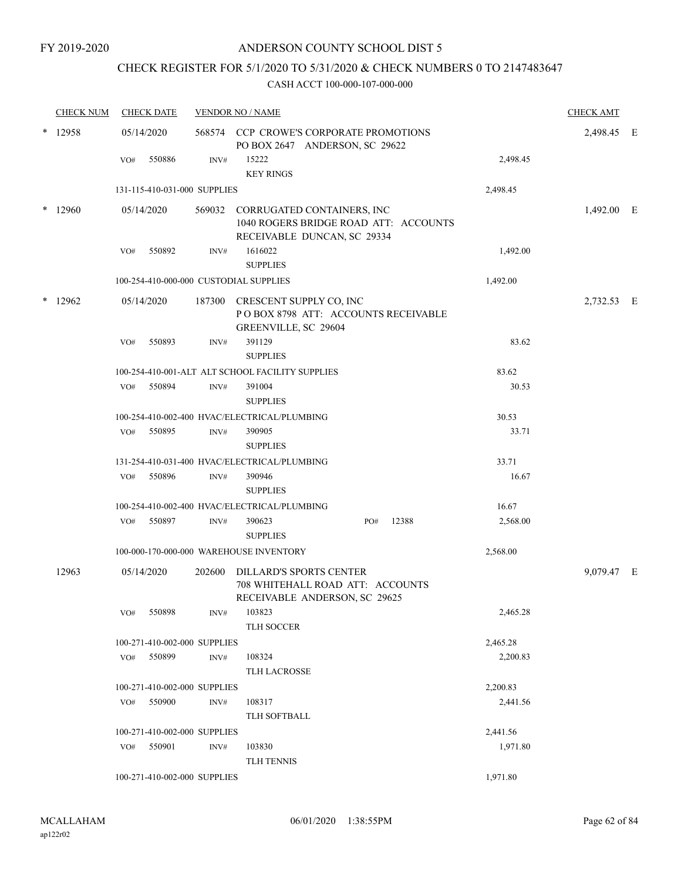FY 2019-2020

ANDERSON COUNTY SCHOOL DIST 5

CHECK REGISTER FOR 5/1/2020 TO 5/31/2020 & CHECK NUMBERS 0 TO 2147483647

CASH ACCT 100-000-107-000-000

| CHECK NUM | CHECK DATE | VENDOR NO / NAME | | CHECK AMT |
|---|---|---|---|---|
| * 12958 | 05/14/2020 | 568574 CCP CROWE'S CORPORATE PROMOTIONS PO BOX 2647 ANDERSON, SC 29622 | | 2,498.45 E |
| | VO# 550886 | INV# 15222 KEY RINGS | 2,498.45 | |
| | 131-115-410-031-000 SUPPLIES | | 2,498.45 | |
| * 12960 | 05/14/2020 | 569032 CORRUGATED CONTAINERS, INC 1040 ROGERS BRIDGE ROAD ATT: ACCOUNTS RECEIVABLE DUNCAN, SC 29334 | | 1,492.00 E |
| | VO# 550892 | INV# 1616022 SUPPLIES | 1,492.00 | |
| | 100-254-410-000-000 CUSTODIAL SUPPLIES | | 1,492.00 | |
| * 12962 | 05/14/2020 | 187300 CRESCENT SUPPLY CO, INC P O BOX 8798 ATT: ACCOUNTS RECEIVABLE GREENVILLE, SC 29604 | | 2,732.53 E |
| | VO# 550893 | INV# 391129 SUPPLIES | 83.62 | |
| | 100-254-410-001-ALT ALT SCHOOL FACILITY SUPPLIES | | 83.62 | |
| | VO# 550894 | INV# 391004 SUPPLIES | 30.53 | |
| | 100-254-410-002-400 HVAC/ELECTRICAL/PLUMBING | | 30.53 | |
| | VO# 550895 | INV# 390905 SUPPLIES | 33.71 | |
| | 131-254-410-031-400 HVAC/ELECTRICAL/PLUMBING | | 33.71 | |
| | VO# 550896 | INV# 390946 SUPPLIES | 16.67 | |
| | 100-254-410-002-400 HVAC/ELECTRICAL/PLUMBING | | 16.67 | |
| | VO# 550897 | INV# 390623 PO# 12388 SUPPLIES | 2,568.00 | |
| | 100-000-170-000-000 WAREHOUSE INVENTORY | | 2,568.00 | |
| 12963 | 05/14/2020 | 202600 DILLARD'S SPORTS CENTER 708 WHITEHALL ROAD ATT: ACCOUNTS RECEIVABLE ANDERSON, SC 29625 | | 9,079.47 E |
| | VO# 550898 | INV# 103823 TLH SOCCER | 2,465.28 | |
| | 100-271-410-002-000 SUPPLIES | | 2,465.28 | |
| | VO# 550899 | INV# 108324 TLH LACROSSE | 2,200.83 | |
| | 100-271-410-002-000 SUPPLIES | | 2,200.83 | |
| | VO# 550900 | INV# 108317 TLH SOFTBALL | 2,441.56 | |
| | 100-271-410-002-000 SUPPLIES | | 2,441.56 | |
| | VO# 550901 | INV# 103830 TLH TENNIS | 1,971.80 | |
| | 100-271-410-002-000 SUPPLIES | | 1,971.80 | |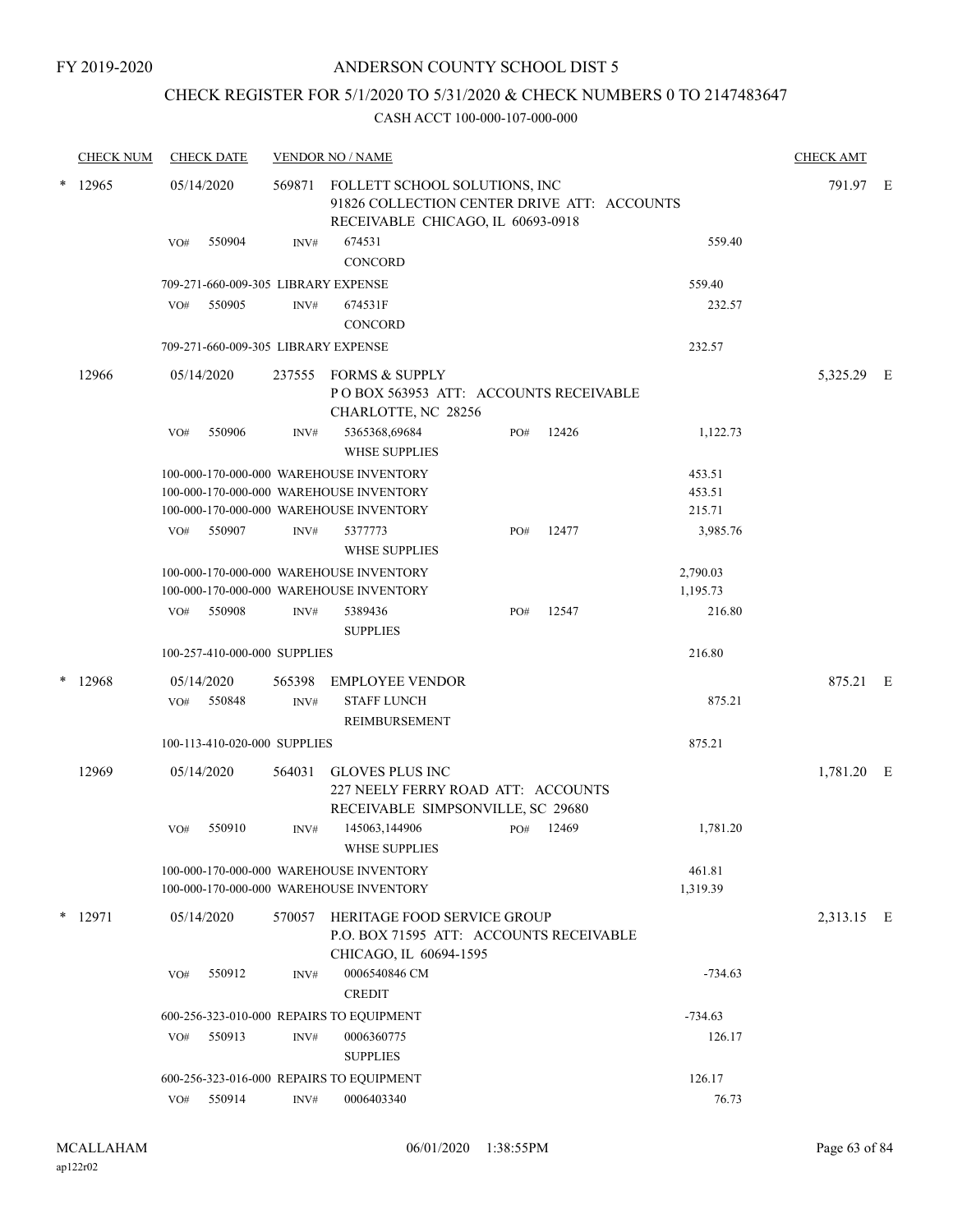FY 2019-2020

# ANDERSON COUNTY SCHOOL DIST 5

## CHECK REGISTER FOR 5/1/2020 TO 5/31/2020 & CHECK NUMBERS 0 TO 2147483647

### CASH ACCT 100-000-107-000-000

| CHECK NUM | CHECK DATE | VENDOR NO / NAME | | | CHECK AMT | |
|---|---|---|---|---|---|---|
| * 12965 | 05/14/2020 | 569871 FOLLETT SCHOOL SOLUTIONS, INC 91826 COLLECTION CENTER DRIVE ATT: ACCOUNTS RECEIVABLE CHICAGO, IL 60693-0918 | | | 791.97 | E |
| | VO# 550904 | INV# 674531 CONCORD | | 559.40 | | |
| | 709-271-660-009-305 LIBRARY EXPENSE | | | 559.40 | | |
| | VO# 550905 | INV# 674531F CONCORD | | 232.57 | | |
| | 709-271-660-009-305 LIBRARY EXPENSE | | | 232.57 | | |
| 12966 | 05/14/2020 | 237555 FORMS & SUPPLY P O BOX 563953 ATT: ACCOUNTS RECEIVABLE CHARLOTTE, NC 28256 | | | 5,325.29 | E |
| | VO# 550906 | INV# 5365368,69684 WHSE SUPPLIES | PO# 12426 | 1,122.73 | | |
| | 100-000-170-000-000 WAREHOUSE INVENTORY | | | 453.51 | | |
| | 100-000-170-000-000 WAREHOUSE INVENTORY | | | 453.51 | | |
| | 100-000-170-000-000 WAREHOUSE INVENTORY | | | 215.71 | | |
| | VO# 550907 | INV# 5377773 WHSE SUPPLIES | PO# 12477 | 3,985.76 | | |
| | 100-000-170-000-000 WAREHOUSE INVENTORY | | | 2,790.03 | | |
| | 100-000-170-000-000 WAREHOUSE INVENTORY | | | 1,195.73 | | |
| | VO# 550908 | INV# 5389436 SUPPLIES | PO# 12547 | 216.80 | | |
| | 100-257-410-000-000 SUPPLIES | | | 216.80 | | |
| * 12968 | 05/14/2020 | 565398 EMPLOYEE VENDOR | | | 875.21 | E |
| | VO# 550848 | INV# STAFF LUNCH REIMBURSEMENT | | 875.21 | | |
| | 100-113-410-020-000 SUPPLIES | | | 875.21 | | |
| 12969 | 05/14/2020 | 564031 GLOVES PLUS INC 227 NEELY FERRY ROAD ATT: ACCOUNTS RECEIVABLE SIMPSONVILLE, SC 29680 | | | 1,781.20 | E |
| | VO# 550910 | INV# 145063,144906 WHSE SUPPLIES | PO# 12469 | 1,781.20 | | |
| | 100-000-170-000-000 WAREHOUSE INVENTORY | | | 461.81 | | |
| | 100-000-170-000-000 WAREHOUSE INVENTORY | | | 1,319.39 | | |
| * 12971 | 05/14/2020 | 570057 HERITAGE FOOD SERVICE GROUP P.O. BOX 71595 ATT: ACCOUNTS RECEIVABLE CHICAGO, IL 60694-1595 | | | 2,313.15 | E |
| | VO# 550912 | INV# 0006540846 CM CREDIT | | -734.63 | | |
| | 600-256-323-010-000 REPAIRS TO EQUIPMENT | | | -734.63 | | |
| | VO# 550913 | INV# 0006360775 SUPPLIES | | 126.17 | | |
| | 600-256-323-016-000 REPAIRS TO EQUIPMENT | | | 126.17 | | |
| | VO# 550914 | INV# 0006403340 | | 76.73 | | |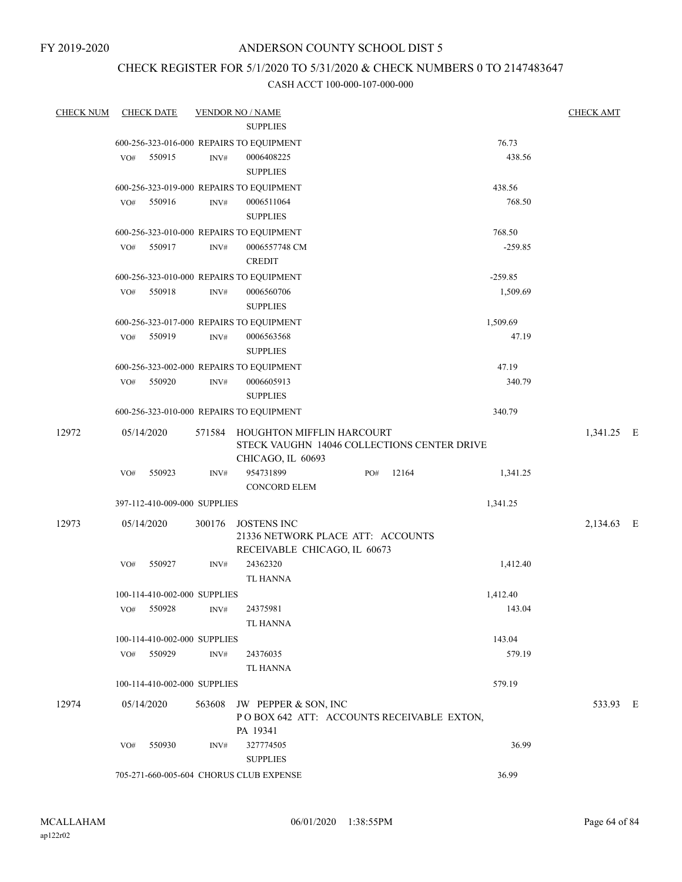FY 2019-2020

# ANDERSON COUNTY SCHOOL DIST 5

## CHECK REGISTER FOR 5/1/2020 TO 5/31/2020 & CHECK NUMBERS 0 TO 2147483647

### CASH ACCT 100-000-107-000-000

| CHECK NUM | CHECK DATE | VENDOR NO / NAME | | CHECK AMT |
|---|---|---|---|---|
| | | SUPPLIES | | |
| | 600-256-323-016-000 REPAIRS TO EQUIPMENT | | 76.73 | |
| | VO# 550915 | INV# 0006408225 SUPPLIES | 438.56 | |
| | 600-256-323-019-000 REPAIRS TO EQUIPMENT | | 438.56 | |
| | VO# 550916 | INV# 0006511064 SUPPLIES | 768.50 | |
| | 600-256-323-010-000 REPAIRS TO EQUIPMENT | | 768.50 | |
| | VO# 550917 | INV# 0006557748 CM CREDIT | -259.85 | |
| | 600-256-323-010-000 REPAIRS TO EQUIPMENT | | -259.85 | |
| | VO# 550918 | INV# 0006560706 SUPPLIES | 1,509.69 | |
| | 600-256-323-017-000 REPAIRS TO EQUIPMENT | | 1,509.69 | |
| | VO# 550919 | INV# 0006563568 SUPPLIES | 47.19 | |
| | 600-256-323-002-000 REPAIRS TO EQUIPMENT | | 47.19 | |
| | VO# 550920 | INV# 0006605913 SUPPLIES | 340.79 | |
| | 600-256-323-010-000 REPAIRS TO EQUIPMENT | | 340.79 | |
| 12972 | 05/14/2020 | 571584 HOUGHTON MIFFLIN HARCOURT STECK VAUGHN 14046 COLLECTIONS CENTER DRIVE CHICAGO, IL 60693 | | 1,341.25 E |
| | VO# 550923 | INV# 954731899 PO# 12164 CONCORD ELEM | 1,341.25 | |
| | 397-112-410-009-000 SUPPLIES | | 1,341.25 | |
| 12973 | 05/14/2020 | 300176 JOSTENS INC 21336 NETWORK PLACE ATT: ACCOUNTS RECEIVABLE CHICAGO, IL 60673 | | 2,134.63 E |
| | VO# 550927 | INV# 24362320 TL HANNA | 1,412.40 | |
| | 100-114-410-002-000 SUPPLIES | | 1,412.40 | |
| | VO# 550928 | INV# 24375981 TL HANNA | 143.04 | |
| | 100-114-410-002-000 SUPPLIES | | 143.04 | |
| | VO# 550929 | INV# 24376035 TL HANNA | 579.19 | |
| | 100-114-410-002-000 SUPPLIES | | 579.19 | |
| 12974 | 05/14/2020 | 563608 JW PEPPER & SON, INC P O BOX 642 ATT: ACCOUNTS RECEIVABLE EXTON, PA 19341 | | 533.93 E |
| | VO# 550930 | INV# 327774505 SUPPLIES | 36.99 | |
| | 705-271-660-005-604 CHORUS CLUB EXPENSE | | 36.99 | |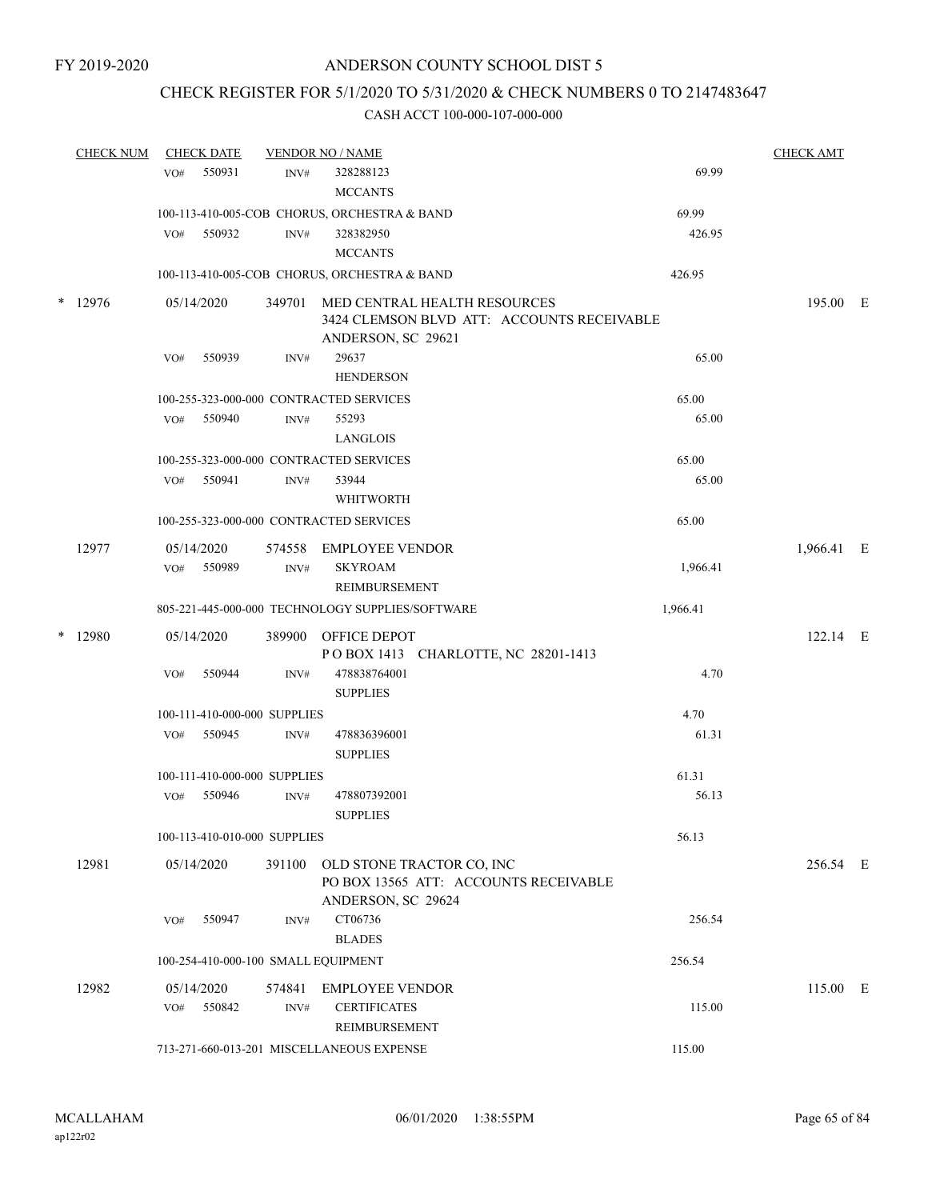FY 2019-2020

# ANDERSON COUNTY SCHOOL DIST 5

## CHECK REGISTER FOR 5/1/2020 TO 5/31/2020 & CHECK NUMBERS 0 TO 2147483647

### CASH ACCT 100-000-107-000-000

| CHECK NUM | CHECK DATE | VENDOR NO / NAME | | | CHECK AMT |
|---|---|---|---|---|---|
| | VO# 550931 | INV# 328288123 MCCANTS | 69.99 | | |
| | 100-113-410-005-COB CHORUS, ORCHESTRA & BAND | | | 69.99 | |
| | VO# 550932 | INV# 328382950 MCCANTS | 426.95 | | |
| | 100-113-410-005-COB CHORUS, ORCHESTRA & BAND | | | 426.95 | |
| * 12976 | 05/14/2020 | 349701 MED CENTRAL HEALTH RESOURCES 3424 CLEMSON BLVD ATT: ACCOUNTS RECEIVABLE ANDERSON, SC 29621 | | | 195.00 E |
| | VO# 550939 | INV# 29637 HENDERSON | 65.00 | | |
| | 100-255-323-000-000 CONTRACTED SERVICES | | | 65.00 | |
| | VO# 550940 | INV# 55293 LANGLOIS | 65.00 | | |
| | 100-255-323-000-000 CONTRACTED SERVICES | | | 65.00 | |
| | VO# 550941 | INV# 53944 WHITWORTH | 65.00 | | |
| | 100-255-323-000-000 CONTRACTED SERVICES | | | 65.00 | |
| 12977 | 05/14/2020 | 574558 EMPLOYEE VENDOR | | | 1,966.41 E |
| | VO# 550989 | INV# SKYROAM REIMBURSEMENT | 1,966.41 | | |
| | 805-221-445-000-000 TECHNOLOGY SUPPLIES/SOFTWARE | | | 1,966.41 | |
| * 12980 | 05/14/2020 | 389900 OFFICE DEPOT P O BOX 1413 CHARLOTTE, NC 28201-1413 | | | 122.14 E |
| | VO# 550944 | INV# 478838764001 SUPPLIES | 4.70 | | |
| | 100-111-410-000-000 SUPPLIES | | | 4.70 | |
| | VO# 550945 | INV# 478836396001 SUPPLIES | 61.31 | | |
| | 100-111-410-000-000 SUPPLIES | | | 61.31 | |
| | VO# 550946 | INV# 478807392001 SUPPLIES | 56.13 | | |
| | 100-113-410-010-000 SUPPLIES | | | 56.13 | |
| 12981 | 05/14/2020 | 391100 OLD STONE TRACTOR CO, INC PO BOX 13565 ATT: ACCOUNTS RECEIVABLE ANDERSON, SC 29624 | | | 256.54 E |
| | VO# 550947 | INV# CT06736 BLADES | 256.54 | | |
| | 100-254-410-000-100 SMALL EQUIPMENT | | | 256.54 | |
| 12982 | 05/14/2020 | 574841 EMPLOYEE VENDOR | | | 115.00 E |
| | VO# 550842 | INV# CERTIFICATES REIMBURSEMENT | 115.00 | | |
| | 713-271-660-013-201 MISCELLANEOUS EXPENSE | | | 115.00 | |

MCALLAHAM ap122r02 06/01/2020 1:38:55PM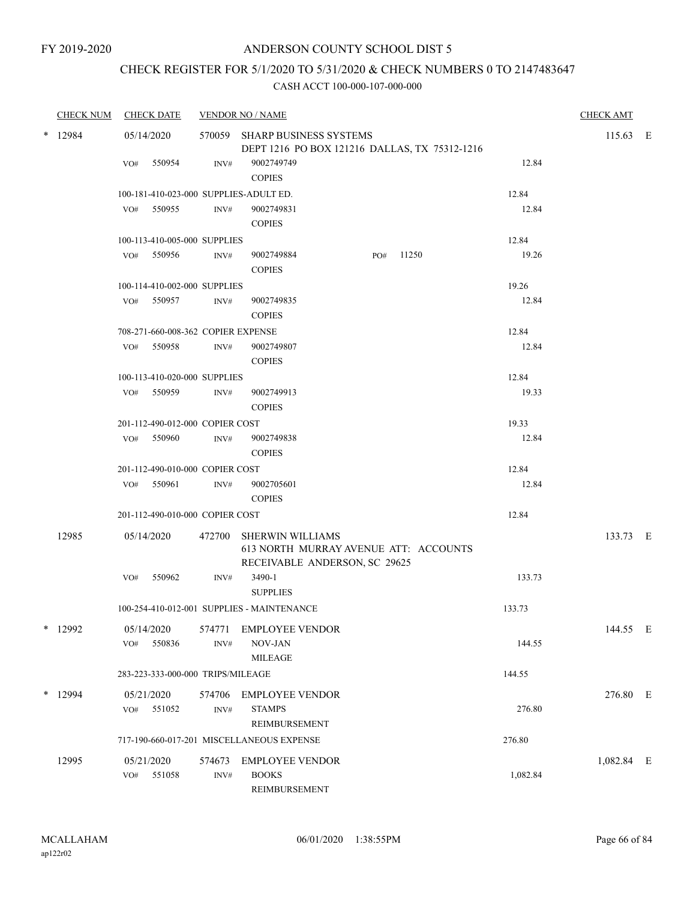FY 2019-2020

ANDERSON COUNTY SCHOOL DIST 5

CHECK REGISTER FOR 5/1/2020 TO 5/31/2020 & CHECK NUMBERS 0 TO 2147483647

CASH ACCT 100-000-107-000-000

| CHECK NUM | CHECK DATE | VENDOR NO / NAME | | CHECK AMT |
|---|---|---|---|---|
| * 12984 | 05/14/2020 | 570059 SHARP BUSINESS SYSTEMS<br>DEPT 1216 PO BOX 121216 DALLAS, TX 75312-1216 | | 115.63 E |
| | VO# 550954 | INV# 9002749749<br>COPIES | 12.84 | |
| | 100-181-410-023-000 SUPPLIES-ADULT ED. | | 12.84 | |
| | VO# 550955 | INV# 9002749831<br>COPIES | 12.84 | |
| | 100-113-410-005-000 SUPPLIES | | 12.84 | |
| | VO# 550956 | INV# 9002749884 PO# 11250<br>COPIES | 19.26 | |
| | 100-114-410-002-000 SUPPLIES | | 19.26 | |
| | VO# 550957 | INV# 9002749835<br>COPIES | 12.84 | |
| | 708-271-660-008-362 COPIER EXPENSE | | 12.84 | |
| | VO# 550958 | INV# 9002749807<br>COPIES | 12.84 | |
| | 100-113-410-020-000 SUPPLIES | | 12.84 | |
| | VO# 550959 | INV# 9002749913<br>COPIES | 19.33 | |
| | 201-112-490-012-000 COPIER COST | | 19.33 | |
| | VO# 550960 | INV# 9002749838<br>COPIES | 12.84 | |
| | 201-112-490-010-000 COPIER COST | | 12.84 | |
| | VO# 550961 | INV# 9002705601<br>COPIES | 12.84 | |
| | 201-112-490-010-000 COPIER COST | | 12.84 | |
| 12985 | 05/14/2020 | 472700 SHERWIN WILLIAMS<br>613 NORTH MURRAY AVENUE ATT: ACCOUNTS RECEIVABLE ANDERSON, SC 29625 | | 133.73 E |
| | VO# 550962 | INV# 3490-1<br>SUPPLIES | 133.73 | |
| | 100-254-410-012-001 SUPPLIES - MAINTENANCE | | 133.73 | |
| * 12992 | 05/14/2020 | 574771 EMPLOYEE VENDOR | | 144.55 E |
| | VO# 550836 | INV# NOV-JAN<br>MILEAGE | 144.55 | |
| | 283-223-333-000-000 TRIPS/MILEAGE | | 144.55 | |
| * 12994 | 05/21/2020 | 574706 EMPLOYEE VENDOR | | 276.80 E |
| | VO# 551052 | INV# STAMPS<br>REIMBURSEMENT | 276.80 | |
| | 717-190-660-017-201 MISCELLANEOUS EXPENSE | | 276.80 | |
| 12995 | 05/21/2020 | 574673 EMPLOYEE VENDOR | | 1,082.84 E |
| | VO# 551058 | INV# BOOKS<br>REIMBURSEMENT | 1,082.84 | |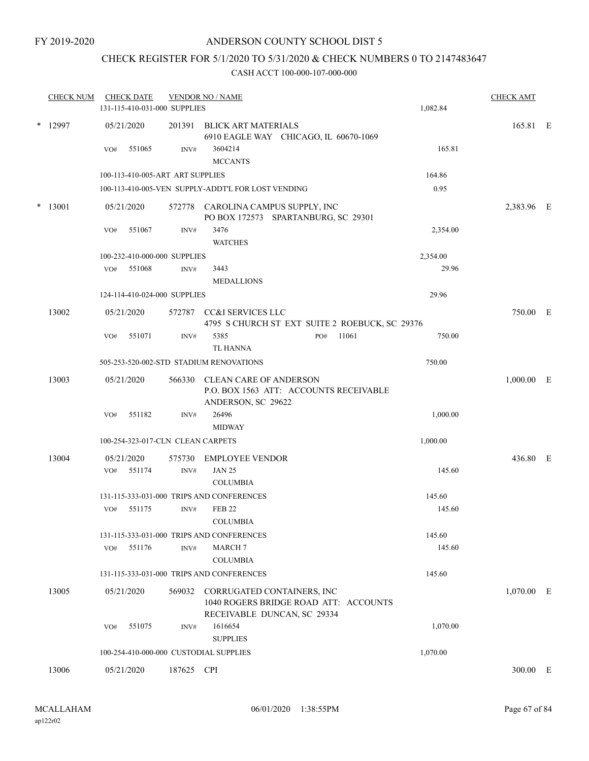FY 2019-2020

# ANDERSON COUNTY SCHOOL DIST 5

## CHECK REGISTER FOR 5/1/2020 TO 5/31/2020 & CHECK NUMBERS 0 TO 2147483647

### CASH ACCT 100-000-107-000-000

| CHECK NUM | CHECK DATE | VENDOR NO / NAME | | | CHECK AMT | |
|---|---|---|---|---|---|---|
| | 131-115-410-031-000 SUPPLIES | | | 1,082.84 | | |
| * 12997 | 05/21/2020 | 201391 | BLICK ART MATERIALS<br>6910 EAGLE WAY CHICAGO, IL 60670-1069 | | 165.81 | E |
| | VO# 551065 | INV# | 3604214<br>MCCANTS | 165.81 | | |
| | 100-113-410-005-ART ART SUPPLIES | | | 164.86 | | |
| | 100-113-410-005-VEN SUPPLY-ADDT'L FOR LOST VENDING | | | 0.95 | | |
| * 13001 | 05/21/2020 | 572778 | CAROLINA CAMPUS SUPPLY, INC<br>PO BOX 172573 SPARTANBURG, SC 29301 | | 2,383.96 | E |
| | VO# 551067 | INV# | 3476<br>WATCHES | 2,354.00 | | |
| | 100-232-410-000-000 SUPPLIES | | | 2,354.00 | | |
| | VO# 551068 | INV# | 3443<br>MEDALLIONS | 29.96 | | |
| | 124-114-410-024-000 SUPPLIES | | | 29.96 | | |
| 13002 | 05/21/2020 | 572787 | CC&I SERVICES LLC<br>4795 S CHURCH ST EXT SUITE 2 ROEBUCK, SC 29376 | | 750.00 | E |
| | VO# 551071 | INV# | 5385 PO# 11061<br>TL HANNA | 750.00 | | |
| | 505-253-520-002-STD STADIUM RENOVATIONS | | | 750.00 | | |
| 13003 | 05/21/2020 | 566330 | CLEAN CARE OF ANDERSON<br>P.O. BOX 1563 ATT: ACCOUNTS RECEIVABLE<br>ANDERSON, SC 29622 | | 1,000.00 | E |
| | VO# 551182 | INV# | 26496<br>MIDWAY | 1,000.00 | | |
| | 100-254-323-017-CLN CLEAN CARPETS | | | 1,000.00 | | |
| 13004 | 05/21/2020 | 575730 | EMPLOYEE VENDOR | | 436.80 | E |
| | VO# 551174 | INV# | JAN 25<br>COLUMBIA | 145.60 | | |
| | 131-115-333-031-000 TRIPS AND CONFERENCES | | | 145.60 | | |
| | VO# 551175 | INV# | FEB 22<br>COLUMBIA | 145.60 | | |
| | 131-115-333-031-000 TRIPS AND CONFERENCES | | | 145.60 | | |
| | VO# 551176 | INV# | MARCH 7<br>COLUMBIA | 145.60 | | |
| | 131-115-333-031-000 TRIPS AND CONFERENCES | | | 145.60 | | |
| 13005 | 05/21/2020 | 569032 | CORRUGATED CONTAINERS, INC<br>1040 ROGERS BRIDGE ROAD ATT: ACCOUNTS<br>RECEIVABLE DUNCAN, SC 29334 | | 1,070.00 | E |
| | VO# 551075 | INV# | 1616654<br>SUPPLIES | 1,070.00 | | |
| | 100-254-410-000-000 CUSTODIAL SUPPLIES | | | 1,070.00 | | |
| 13006 | 05/21/2020 | 187625 | CPI | | 300.00 | E |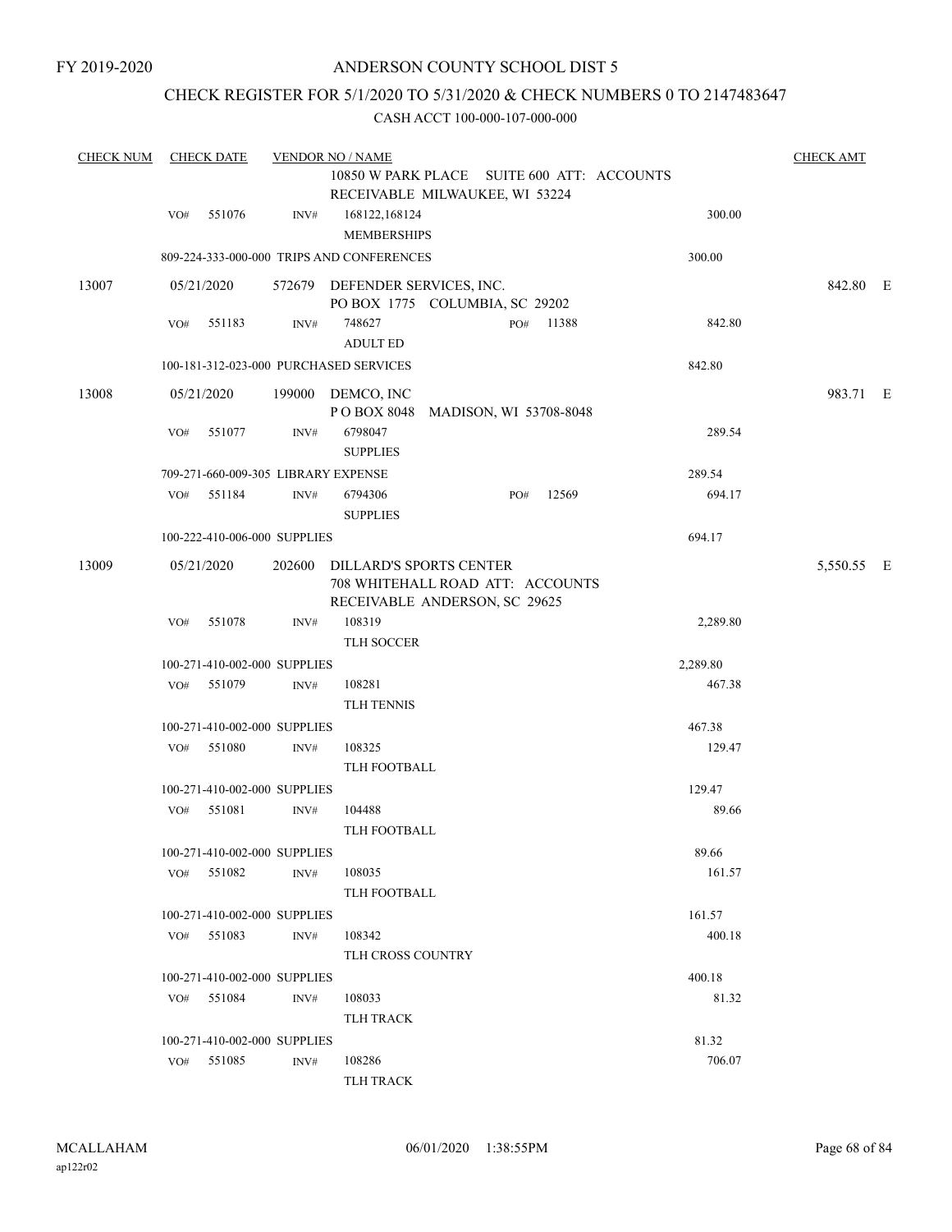FY 2019-2020

# ANDERSON COUNTY SCHOOL DIST 5

## CHECK REGISTER FOR 5/1/2020 TO 5/31/2020 & CHECK NUMBERS 0 TO 2147483647

### CASH ACCT 100-000-107-000-000

| CHECK NUM | CHECK DATE | VENDOR NO / NAME | | | CHECK AMT |
|---|---|---|---|---|---|
| | | 10850 W PARK PLACE SUITE 600 ATT: ACCOUNTS RECEIVABLE MILWAUKEE, WI 53224 | | | |
| | VO# 551076 | INV# 168122,168124 MEMBERSHIPS | | 300.00 | |
| | 809-224-333-000-000 TRIPS AND CONFERENCES | | | 300.00 | |
| 13007 | 05/21/2020 | 572679 DEFENDER SERVICES, INC. PO BOX 1775 COLUMBIA, SC 29202 | | | 842.80 E |
| | VO# 551183 | INV# 748627 ADULT ED | PO# 11388 | 842.80 | |
| | 100-181-312-023-000 PURCHASED SERVICES | | | 842.80 | |
| 13008 | 05/21/2020 | 199000 DEMCO, INC P O BOX 8048 MADISON, WI 53708-8048 | | | 983.71 E |
| | VO# 551077 | INV# 6798047 SUPPLIES | | 289.54 | |
| | 709-271-660-009-305 LIBRARY EXPENSE | | | 289.54 | |
| | VO# 551184 | INV# 6794306 SUPPLIES | PO# 12569 | 694.17 | |
| | 100-222-410-006-000 SUPPLIES | | | 694.17 | |
| 13009 | 05/21/2020 | 202600 DILLARD'S SPORTS CENTER 708 WHITEHALL ROAD ATT: ACCOUNTS RECEIVABLE ANDERSON, SC 29625 | | | 5,550.55 E |
| | VO# 551078 | INV# 108319 TLH SOCCER | | 2,289.80 | |
| | 100-271-410-002-000 SUPPLIES | | | 2,289.80 | |
| | VO# 551079 | INV# 108281 TLH TENNIS | | 467.38 | |
| | 100-271-410-002-000 SUPPLIES | | | 467.38 | |
| | VO# 551080 | INV# 108325 TLH FOOTBALL | | 129.47 | |
| | 100-271-410-002-000 SUPPLIES | | | 129.47 | |
| | VO# 551081 | INV# 104488 TLH FOOTBALL | | 89.66 | |
| | 100-271-410-002-000 SUPPLIES | | | 89.66 | |
| | VO# 551082 | INV# 108035 TLH FOOTBALL | | 161.57 | |
| | 100-271-410-002-000 SUPPLIES | | | 161.57 | |
| | VO# 551083 | INV# 108342 TLH CROSS COUNTRY | | 400.18 | |
| | 100-271-410-002-000 SUPPLIES | | | 400.18 | |
| | VO# 551084 | INV# 108033 TLH TRACK | | 81.32 | |
| | 100-271-410-002-000 SUPPLIES | | | 81.32 | |
| | VO# 551085 | INV# 108286 TLH TRACK | | 706.07 | |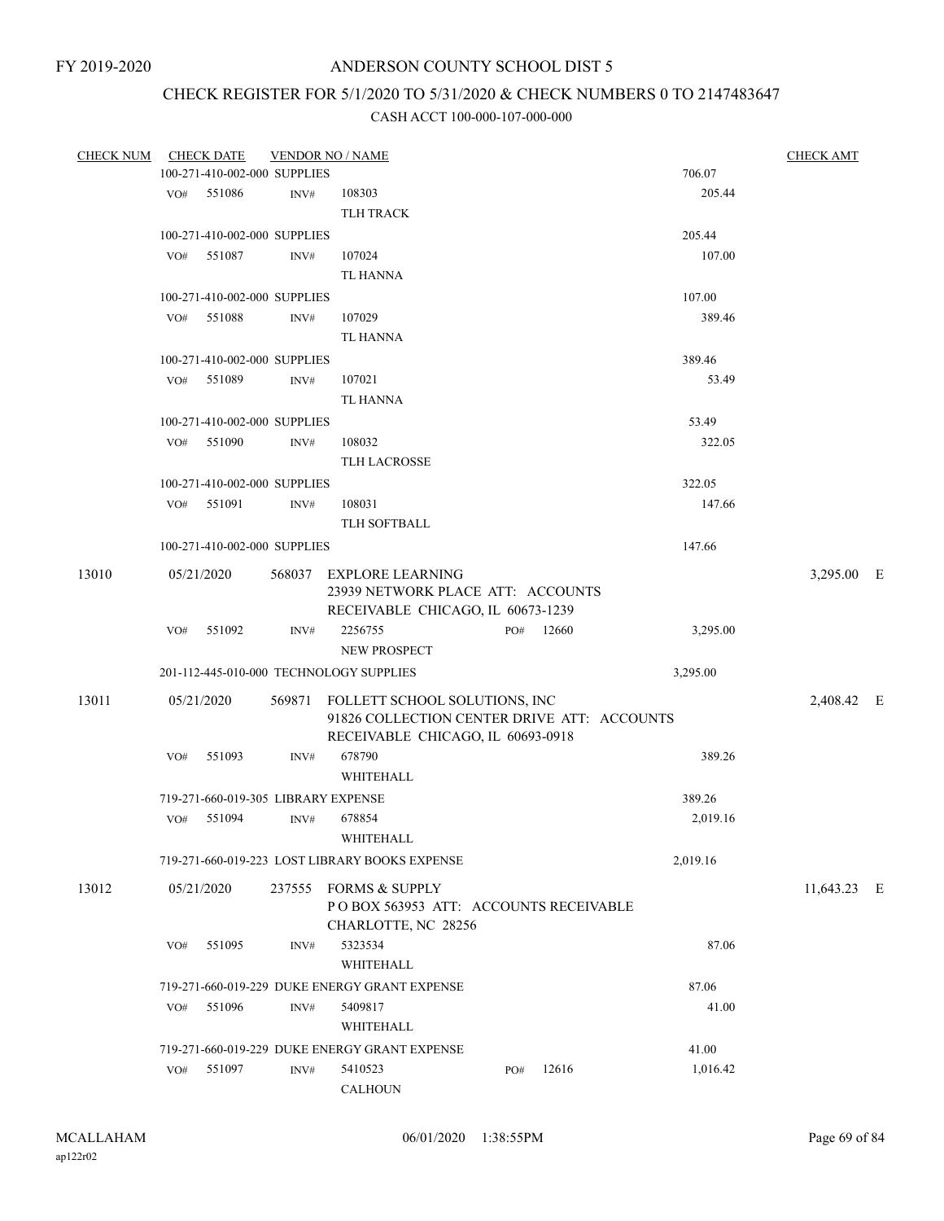FY 2019-2020

# ANDERSON COUNTY SCHOOL DIST 5

## CHECK REGISTER FOR 5/1/2020 TO 5/31/2020 & CHECK NUMBERS 0 TO 2147483647

### CASH ACCT 100-000-107-000-000

| CHECK NUM | CHECK DATE | VENDOR NO / NAME | | | CHECK AMT |
|---|---|---|---|---|---|
| | 100-271-410-002-000 SUPPLIES | | | 706.07 | |
| | VO# 551086 | INV# 108303 TLH TRACK | | 205.44 | |
| | 100-271-410-002-000 SUPPLIES | | | 205.44 | |
| | VO# 551087 | INV# 107024 TL HANNA | | 107.00 | |
| | 100-271-410-002-000 SUPPLIES | | | 107.00 | |
| | VO# 551088 | INV# 107029 TL HANNA | | 389.46 | |
| | 100-271-410-002-000 SUPPLIES | | | 389.46 | |
| | VO# 551089 | INV# 107021 TL HANNA | | 53.49 | |
| | 100-271-410-002-000 SUPPLIES | | | 53.49 | |
| | VO# 551090 | INV# 108032 TLH LACROSSE | | 322.05 | |
| | 100-271-410-002-000 SUPPLIES | | | 322.05 | |
| | VO# 551091 | INV# 108031 TLH SOFTBALL | | 147.66 | |
| | 100-271-410-002-000 SUPPLIES | | | 147.66 | |
| 13010 | 05/21/2020 | 568037 EXPLORE LEARNING<br>23939 NETWORK PLACE ATT: ACCOUNTS RECEIVABLE CHICAGO, IL 60673-1239 | | | 3,295.00 E |
| | VO# 551092 | INV# 2256755 NEW PROSPECT | PO# 12660 | 3,295.00 | |
| | 201-112-445-010-000 TECHNOLOGY SUPPLIES | | | 3,295.00 | |
| 13011 | 05/21/2020 | 569871 FOLLETT SCHOOL SOLUTIONS, INC<br>91826 COLLECTION CENTER DRIVE ATT: ACCOUNTS RECEIVABLE CHICAGO, IL 60693-0918 | | | 2,408.42 E |
| | VO# 551093 | INV# 678790 WHITEHALL | | 389.26 | |
| | 719-271-660-019-305 LIBRARY EXPENSE | | | 389.26 | |
| | VO# 551094 | INV# 678854 WHITEHALL | | 2,019.16 | |
| | 719-271-660-019-223 LOST LIBRARY BOOKS EXPENSE | | | 2,019.16 | |
| 13012 | 05/21/2020 | 237555 FORMS & SUPPLY<br>P O BOX 563953 ATT: ACCOUNTS RECEIVABLE CHARLOTTE, NC 28256 | | | 11,643.23 E |
| | VO# 551095 | INV# 5323534 WHITEHALL | | 87.06 | |
| | 719-271-660-019-229 DUKE ENERGY GRANT EXPENSE | | | 87.06 | |
| | VO# 551096 | INV# 5409817 WHITEHALL | | 41.00 | |
| | 719-271-660-019-229 DUKE ENERGY GRANT EXPENSE | | | 41.00 | |
| | VO# 551097 | INV# 5410523 CALHOUN | PO# 12616 | 1,016.42 | |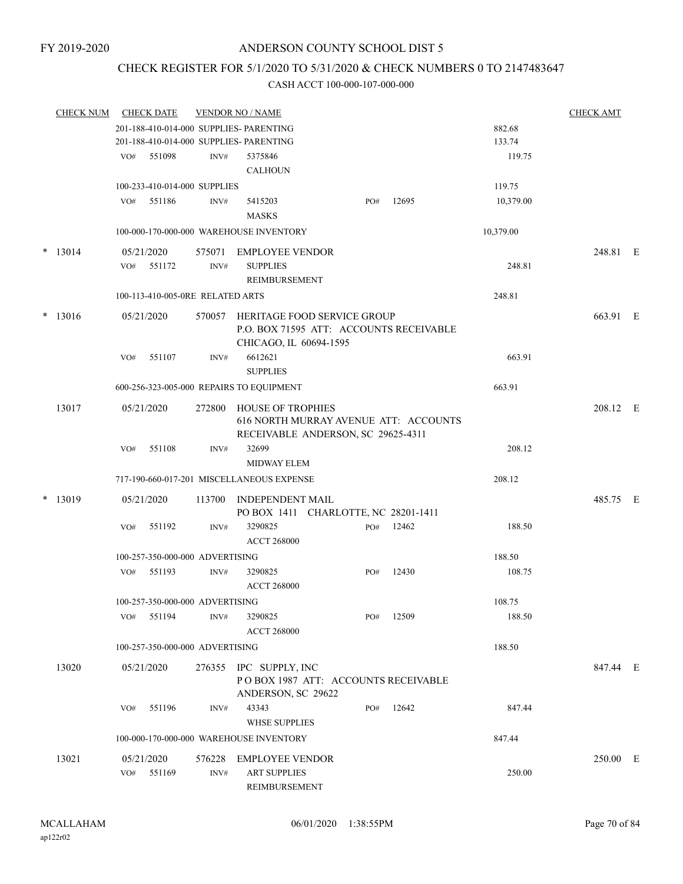FY 2019-2020

# ANDERSON COUNTY SCHOOL DIST 5

## CHECK REGISTER FOR 5/1/2020 TO 5/31/2020 & CHECK NUMBERS 0 TO 2147483647

### CASH ACCT 100-000-107-000-000

| CHECK NUM | CHECK DATE | VENDOR NO / NAME | | | CHECK AMT |
|---|---|---|---|---|---|
| | 201-188-410-014-000 SUPPLIES- PARENTING | | | 882.68 | |
| | 201-188-410-014-000 SUPPLIES- PARENTING | | | 133.74 | |
| | VO# 551098 | INV# 5375846 CALHOUN | | 119.75 | |
| | 100-233-410-014-000 SUPPLIES | | | 119.75 | |
| | VO# 551186 | INV# 5415203 MASKS | PO# 12695 | 10,379.00 | |
| | 100-000-170-000-000 WAREHOUSE INVENTORY | | | 10,379.00 | |
| * 13014 | 05/21/2020 | 575071 EMPLOYEE VENDOR | | | 248.81 E |
| | VO# 551172 | INV# SUPPLIES REIMBURSEMENT | | 248.81 | |
| | 100-113-410-005-0RE RELATED ARTS | | | 248.81 | |
| * 13016 | 05/21/2020 | 570057 HERITAGE FOOD SERVICE GROUP P.O. BOX 71595 ATT: ACCOUNTS RECEIVABLE CHICAGO, IL 60694-1595 | | | 663.91 E |
| | VO# 551107 | INV# 6612621 SUPPLIES | | 663.91 | |
| | 600-256-323-005-000 REPAIRS TO EQUIPMENT | | | 663.91 | |
| 13017 | 05/21/2020 | 272800 HOUSE OF TROPHIES 616 NORTH MURRAY AVENUE ATT: ACCOUNTS RECEIVABLE ANDERSON, SC 29625-4311 | | | 208.12 E |
| | VO# 551108 | INV# 32699 MIDWAY ELEM | | 208.12 | |
| | 717-190-660-017-201 MISCELLANEOUS EXPENSE | | | 208.12 | |
| * 13019 | 05/21/2020 | 113700 INDEPENDENT MAIL PO BOX 1411 CHARLOTTE, NC 28201-1411 | | | 485.75 E |
| | VO# 551192 | INV# 3290825 ACCT 268000 | PO# 12462 | 188.50 | |
| | 100-257-350-000-000 ADVERTISING | | | 188.50 | |
| | VO# 551193 | INV# 3290825 ACCT 268000 | PO# 12430 | 108.75 | |
| | 100-257-350-000-000 ADVERTISING | | | 108.75 | |
| | VO# 551194 | INV# 3290825 ACCT 268000 | PO# 12509 | 188.50 | |
| | 100-257-350-000-000 ADVERTISING | | | 188.50 | |
| 13020 | 05/21/2020 | 276355 IPC SUPPLY, INC P O BOX 1987 ATT: ACCOUNTS RECEIVABLE ANDERSON, SC 29622 | | | 847.44 E |
| | VO# 551196 | INV# 43343 WHSE SUPPLIES | PO# 12642 | 847.44 | |
| | 100-000-170-000-000 WAREHOUSE INVENTORY | | | 847.44 | |
| 13021 | 05/21/2020 | 576228 EMPLOYEE VENDOR | | | 250.00 E |
| | VO# 551169 | INV# ART SUPPLIES REIMBURSEMENT | | 250.00 | |

MCALLAHAM
ap122r02

06/01/2020 1:38:55PM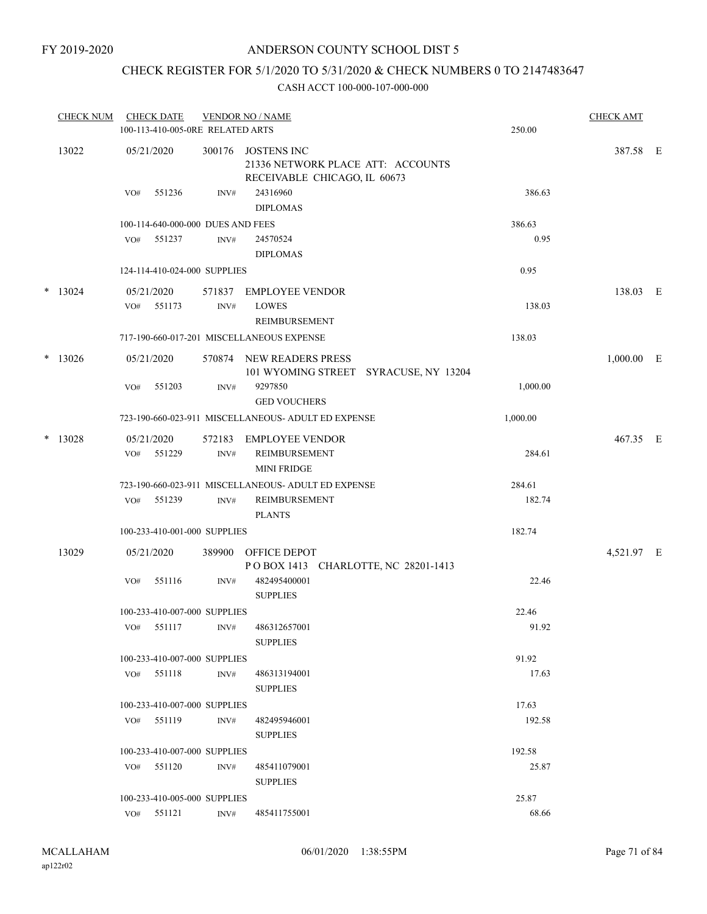FY 2019-2020

ANDERSON COUNTY SCHOOL DIST 5

CHECK REGISTER FOR 5/1/2020 TO 5/31/2020 & CHECK NUMBERS 0 TO 2147483647

CASH ACCT 100-000-107-000-000

| CHECK NUM | CHECK DATE | VENDOR NO / NAME | | CHECK AMT |
|---|---|---|---|---|
| | 100-113-410-005-0RE RELATED ARTS | | 250.00 | |
| 13022 | 05/21/2020 | 300176 JOSTENS INC 21336 NETWORK PLACE ATT: ACCOUNTS RECEIVABLE CHICAGO, IL 60673 | | 387.58 E |
| | VO# 551236 | INV# 24316960 DIPLOMAS | 386.63 | |
| | 100-114-640-000-000 DUES AND FEES | | 386.63 | |
| | VO# 551237 | INV# 24570524 DIPLOMAS | 0.95 | |
| | 124-114-410-024-000 SUPPLIES | | 0.95 | |
| * 13024 | 05/21/2020 | 571837 EMPLOYEE VENDOR | | 138.03 E |
| | VO# 551173 | INV# LOWES REIMBURSEMENT | 138.03 | |
| | 717-190-660-017-201 MISCELLANEOUS EXPENSE | | 138.03 | |
| * 13026 | 05/21/2020 | 570874 NEW READERS PRESS 101 WYOMING STREET SYRACUSE, NY 13204 | | 1,000.00 E |
| | VO# 551203 | INV# 9297850 GED VOUCHERS | 1,000.00 | |
| | 723-190-660-023-911 MISCELLANEOUS- ADULT ED EXPENSE | | 1,000.00 | |
| * 13028 | 05/21/2020 | 572183 EMPLOYEE VENDOR | | 467.35 E |
| | VO# 551229 | INV# REIMBURSEMENT MINI FRIDGE | 284.61 | |
| | 723-190-660-023-911 MISCELLANEOUS- ADULT ED EXPENSE | | 284.61 | |
| | VO# 551239 | INV# REIMBURSEMENT PLANTS | 182.74 | |
| | 100-233-410-001-000 SUPPLIES | | 182.74 | |
| 13029 | 05/21/2020 | 389900 OFFICE DEPOT P O BOX 1413 CHARLOTTE, NC 28201-1413 | | 4,521.97 E |
| | VO# 551116 | INV# 482495400001 SUPPLIES | 22.46 | |
| | 100-233-410-007-000 SUPPLIES | | 22.46 | |
| | VO# 551117 | INV# 486312657001 SUPPLIES | 91.92 | |
| | 100-233-410-007-000 SUPPLIES | | 91.92 | |
| | VO# 551118 | INV# 486313194001 SUPPLIES | 17.63 | |
| | 100-233-410-007-000 SUPPLIES | | 17.63 | |
| | VO# 551119 | INV# 482495946001 SUPPLIES | 192.58 | |
| | 100-233-410-007-000 SUPPLIES | | 192.58 | |
| | VO# 551120 | INV# 485411079001 SUPPLIES | 25.87 | |
| | 100-233-410-005-000 SUPPLIES | | 25.87 | |
| | VO# 551121 | INV# 485411755001 | 68.66 | |

MCALLAHAM ap122r02 06/01/2020 1:38:55PM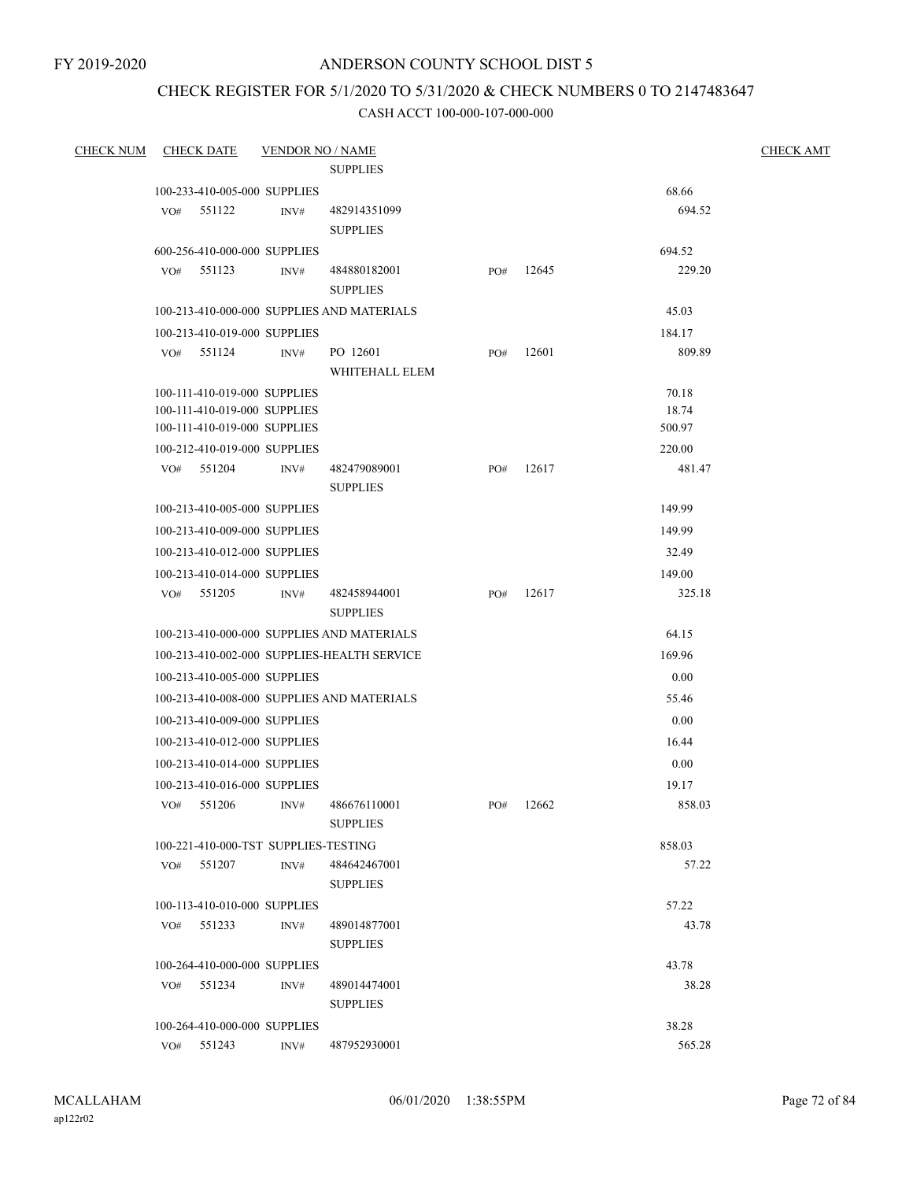FY 2019-2020

# ANDERSON COUNTY SCHOOL DIST 5

## CHECK REGISTER FOR 5/1/2020 TO 5/31/2020 & CHECK NUMBERS 0 TO 2147483647

### CASH ACCT 100-000-107-000-000

| CHECK NUM | CHECK DATE | VENDOR NO / NAME | | | | CHECK AMT |
|---|---|---|---|---|---|---|
| | | | SUPPLIES | | | |
| | 100-233-410-005-000 SUPPLIES | | | | 68.66 | |
| | VO# 551122 | INV# | 482914351099<br>SUPPLIES | | 694.52 | |
| | 600-256-410-000-000 SUPPLIES | | | | 694.52 | |
| | VO# 551123 | INV# | 484880182001<br>SUPPLIES | PO# 12645 | 229.20 | |
| | 100-213-410-000-000 SUPPLIES AND MATERIALS | | | | 45.03 | |
| | 100-213-410-019-000 SUPPLIES | | | | 184.17 | |
| | VO# 551124 | INV# | PO 12601<br>WHITEHALL ELEM | PO# 12601 | 809.89 | |
| | 100-111-410-019-000 SUPPLIES | | | | 70.18 | |
| | 100-111-410-019-000 SUPPLIES | | | | 18.74 | |
| | 100-111-410-019-000 SUPPLIES | | | | 500.97 | |
| | 100-212-410-019-000 SUPPLIES | | | | 220.00 | |
| | VO# 551204 | INV# | 482479089001<br>SUPPLIES | PO# 12617 | 481.47 | |
| | 100-213-410-005-000 SUPPLIES | | | | 149.99 | |
| | 100-213-410-009-000 SUPPLIES | | | | 149.99 | |
| | 100-213-410-012-000 SUPPLIES | | | | 32.49 | |
| | 100-213-410-014-000 SUPPLIES | | | | 149.00 | |
| | VO# 551205 | INV# | 482458944001<br>SUPPLIES | PO# 12617 | 325.18 | |
| | 100-213-410-000-000 SUPPLIES AND MATERIALS | | | | 64.15 | |
| | 100-213-410-002-000 SUPPLIES-HEALTH SERVICE | | | | 169.96 | |
| | 100-213-410-005-000 SUPPLIES | | | | 0.00 | |
| | 100-213-410-008-000 SUPPLIES AND MATERIALS | | | | 55.46 | |
| | 100-213-410-009-000 SUPPLIES | | | | 0.00 | |
| | 100-213-410-012-000 SUPPLIES | | | | 16.44 | |
| | 100-213-410-014-000 SUPPLIES | | | | 0.00 | |
| | 100-213-410-016-000 SUPPLIES | | | | 19.17 | |
| | VO# 551206 | INV# | 486676110001<br>SUPPLIES | PO# 12662 | 858.03 | |
| | 100-221-410-000-TST SUPPLIES-TESTING | | | | 858.03 | |
| | VO# 551207 | INV# | 484642467001<br>SUPPLIES | | 57.22 | |
| | 100-113-410-010-000 SUPPLIES | | | | 57.22 | |
| | VO# 551233 | INV# | 489014877001<br>SUPPLIES | | 43.78 | |
| | 100-264-410-000-000 SUPPLIES | | | | 43.78 | |
| | VO# 551234 | INV# | 489014474001<br>SUPPLIES | | 38.28 | |
| | 100-264-410-000-000 SUPPLIES | | | | 38.28 | |
| | VO# 551243 | INV# | 487952930001 | | 565.28 | |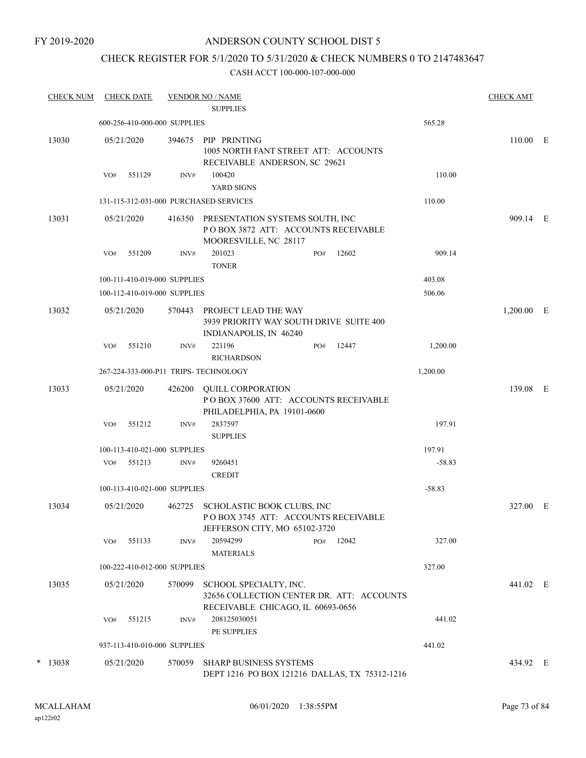FY 2019-2020

# ANDERSON COUNTY SCHOOL DIST 5

## CHECK REGISTER FOR 5/1/2020 TO 5/31/2020 & CHECK NUMBERS 0 TO 2147483647

CASH ACCT 100-000-107-000-000

| CHECK NUM | CHECK DATE | VENDOR NO / NAME | | CHECK AMT |
|---|---|---|---|---|
| | | SUPPLIES | | |
| | 600-256-410-000-000 SUPPLIES | | 565.28 | |
| 13030 | 05/21/2020 | 394675 PIP PRINTING<br>1005 NORTH FANT STREET ATT: ACCOUNTS RECEIVABLE ANDERSON, SC 29621 | | 110.00 E |
| | VO# 551129 | INV# 100420<br>YARD SIGNS | 110.00 | |
| | 131-115-312-031-000 PURCHASED SERVICES | | 110.00 | |
| 13031 | 05/21/2020 | 416350 PRESENTATION SYSTEMS SOUTH, INC<br>P O BOX 3872 ATT: ACCOUNTS RECEIVABLE MOORESVILLE, NC 28117 | | 909.14 E |
| | VO# 551209 | INV# 201023 PO# 12602<br>TONER | 909.14 | |
| | 100-111-410-019-000 SUPPLIES | | 403.08 | |
| | 100-112-410-019-000 SUPPLIES | | 506.06 | |
| 13032 | 05/21/2020 | 570443 PROJECT LEAD THE WAY<br>3939 PRIORITY WAY SOUTH DRIVE SUITE 400 INDIANAPOLIS, IN 46240 | | 1,200.00 E |
| | VO# 551210 | INV# 221196 PO# 12447<br>RICHARDSON | 1,200.00 | |
| | 267-224-333-000-P11 TRIPS- TECHNOLOGY | | 1,200.00 | |
| 13033 | 05/21/2020 | 426200 QUILL CORPORATION<br>P O BOX 37600 ATT: ACCOUNTS RECEIVABLE PHILADELPHIA, PA 19101-0600 | | 139.08 E |
| | VO# 551212 | INV# 2837597<br>SUPPLIES | 197.91 | |
| | 100-113-410-021-000 SUPPLIES | | 197.91 | |
| | VO# 551213 | INV# 9260451<br>CREDIT | -58.83 | |
| | 100-113-410-021-000 SUPPLIES | | -58.83 | |
| 13034 | 05/21/2020 | 462725 SCHOLASTIC BOOK CLUBS, INC<br>P O BOX 3745 ATT: ACCOUNTS RECEIVABLE JEFFERSON CITY, MO 65102-3720 | | 327.00 E |
| | VO# 551133 | INV# 20594299 PO# 12042<br>MATERIALS | 327.00 | |
| | 100-222-410-012-000 SUPPLIES | | 327.00 | |
| 13035 | 05/21/2020 | 570099 SCHOOL SPECIALTY, INC.<br>32656 COLLECTION CENTER DR. ATT: ACCOUNTS RECEIVABLE CHICAGO, IL 60693-0656 | | 441.02 E |
| | VO# 551215 | INV# 208125030051<br>PE SUPPLIES | 441.02 | |
| | 937-113-410-010-000 SUPPLIES | | 441.02 | |
| * 13038 | 05/21/2020 | 570059 SHARP BUSINESS SYSTEMS<br>DEPT 1216 PO BOX 121216 DALLAS, TX 75312-1216 | | 434.92 E |

MCALLAHAM 06/01/2020 1:38:55PM
ap122r02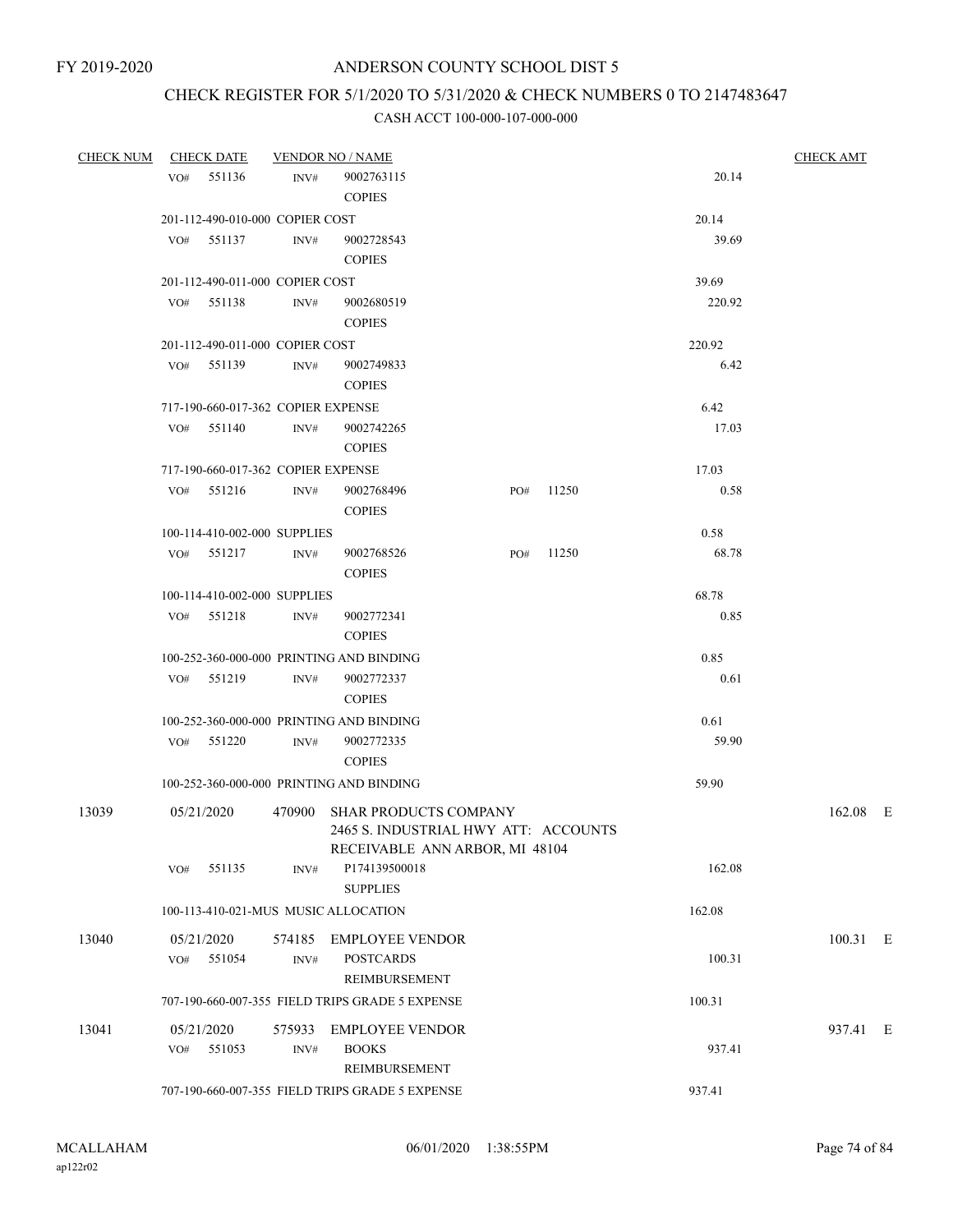FY 2019-2020

# ANDERSON COUNTY SCHOOL DIST 5

## CHECK REGISTER FOR 5/1/2020 TO 5/31/2020 & CHECK NUMBERS 0 TO 2147483647

### CASH ACCT 100-000-107-000-000

| CHECK NUM | CHECK DATE | VENDOR NO / NAME | | | CHECK AMT |
|---|---|---|---|---|---|
| | VO# 551136 | INV# 9002763115 COPIES | | 20.14 | |
| | 201-112-490-010-000 COPIER COST | | | 20.14 | |
| | VO# 551137 | INV# 9002728543 COPIES | | 39.69 | |
| | 201-112-490-011-000 COPIER COST | | | 39.69 | |
| | VO# 551138 | INV# 9002680519 COPIES | | 220.92 | |
| | 201-112-490-011-000 COPIER COST | | | 220.92 | |
| | VO# 551139 | INV# 9002749833 COPIES | | 6.42 | |
| | 717-190-660-017-362 COPIER EXPENSE | | | 6.42 | |
| | VO# 551140 | INV# 9002742265 COPIES | | 17.03 | |
| | 717-190-660-017-362 COPIER EXPENSE | | | 17.03 | |
| | VO# 551216 | INV# 9002768496 COPIES | PO# 11250 | 0.58 | |
| | 100-114-410-002-000 SUPPLIES | | | 0.58 | |
| | VO# 551217 | INV# 9002768526 COPIES | PO# 11250 | 68.78 | |
| | 100-114-410-002-000 SUPPLIES | | | 68.78 | |
| | VO# 551218 | INV# 9002772341 COPIES | | 0.85 | |
| | 100-252-360-000-000 PRINTING AND BINDING | | | 0.85 | |
| | VO# 551219 | INV# 9002772337 COPIES | | 0.61 | |
| | 100-252-360-000-000 PRINTING AND BINDING | | | 0.61 | |
| | VO# 551220 | INV# 9002772335 COPIES | | 59.90 | |
| | 100-252-360-000-000 PRINTING AND BINDING | | | 59.90 | |
| 13039 | 05/21/2020 | 470900 SHAR PRODUCTS COMPANY 2465 S. INDUSTRIAL HWY ATT: ACCOUNTS RECEIVABLE ANN ARBOR, MI 48104 | | | 162.08 E |
| | VO# 551135 | INV# P174139500018 SUPPLIES | | 162.08 | |
| | 100-113-410-021-MUS MUSIC ALLOCATION | | | 162.08 | |
| 13040 | 05/21/2020 | 574185 EMPLOYEE VENDOR | | | 100.31 E |
| | VO# 551054 | INV# POSTCARDS REIMBURSEMENT | | 100.31 | |
| | 707-190-660-007-355 FIELD TRIPS GRADE 5 EXPENSE | | | 100.31 | |
| 13041 | 05/21/2020 | 575933 EMPLOYEE VENDOR | | | 937.41 E |
| | VO# 551053 | INV# BOOKS REIMBURSEMENT | | 937.41 | |
| | 707-190-660-007-355 FIELD TRIPS GRADE 5 EXPENSE | | | 937.41 | |

MCALLAHAM ap122r02 06/01/2020 1:38:55PM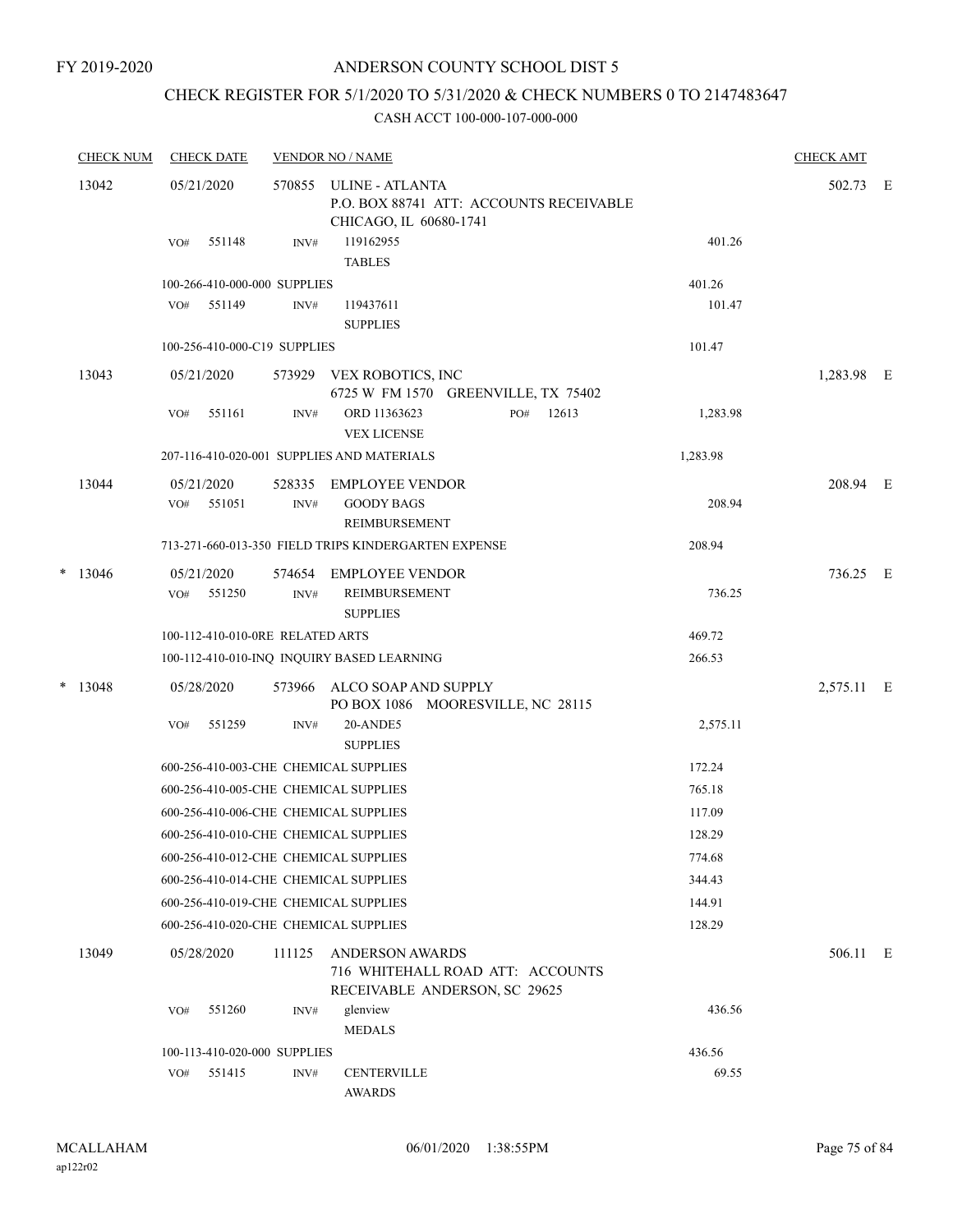FY 2019-2020

# ANDERSON COUNTY SCHOOL DIST 5

## CHECK REGISTER FOR 5/1/2020 TO 5/31/2020 & CHECK NUMBERS 0 TO 2147483647

CASH ACCT 100-000-107-000-000

| CHECK NUM | CHECK DATE | VENDOR NO / NAME | | CHECK AMT | |
|---|---|---|---|---|---|
| 13042 | 05/21/2020 | 570855 ULINE - ATLANTA<br>P.O. BOX 88741 ATT: ACCOUNTS RECEIVABLE<br>CHICAGO, IL 60680-1741 | | 502.73 | E |
| | VO# 551148 | INV# 119162955<br>TABLES | 401.26 | | |
| | 100-266-410-000-000 SUPPLIES | | 401.26 | | |
| | VO# 551149 | INV# 119437611<br>SUPPLIES | 101.47 | | |
| | 100-256-410-000-C19 SUPPLIES | | 101.47 | | |
| 13043 | 05/21/2020 | 573929 VEX ROBOTICS, INC<br>6725 W FM 1570 GREENVILLE, TX 75402 | | 1,283.98 | E |
| | VO# 551161 | INV# ORD 11363623 PO# 12613<br>VEX LICENSE | 1,283.98 | | |
| | 207-116-410-020-001 SUPPLIES AND MATERIALS | | 1,283.98 | | |
| 13044 | 05/21/2020 | 528335 EMPLOYEE VENDOR | | 208.94 | E |
| | VO# 551051 | INV# GOODY BAGS<br>REIMBURSEMENT | 208.94 | | |
| | 713-271-660-013-350 FIELD TRIPS KINDERGARTEN EXPENSE | | 208.94 | | |
| * 13046 | 05/21/2020 | 574654 EMPLOYEE VENDOR | | 736.25 | E |
| | VO# 551250 | INV# REIMBURSEMENT<br>SUPPLIES | 736.25 | | |
| | 100-112-410-010-0RE RELATED ARTS | | 469.72 | | |
| | 100-112-410-010-INQ INQUIRY BASED LEARNING | | 266.53 | | |
| * 13048 | 05/28/2020 | 573966 ALCO SOAP AND SUPPLY<br>PO BOX 1086 MOORESVILLE, NC 28115 | | 2,575.11 | E |
| | VO# 551259 | INV# 20-ANDE5<br>SUPPLIES | 2,575.11 | | |
| | 600-256-410-003-CHE CHEMICAL SUPPLIES | | 172.24 | | |
| | 600-256-410-005-CHE CHEMICAL SUPPLIES | | 765.18 | | |
| | 600-256-410-006-CHE CHEMICAL SUPPLIES | | 117.09 | | |
| | 600-256-410-010-CHE CHEMICAL SUPPLIES | | 128.29 | | |
| | 600-256-410-012-CHE CHEMICAL SUPPLIES | | 774.68 | | |
| | 600-256-410-014-CHE CHEMICAL SUPPLIES | | 344.43 | | |
| | 600-256-410-019-CHE CHEMICAL SUPPLIES | | 144.91 | | |
| | 600-256-410-020-CHE CHEMICAL SUPPLIES | | 128.29 | | |
| 13049 | 05/28/2020 | 111125 ANDERSON AWARDS<br>716 WHITEHALL ROAD ATT: ACCOUNTS<br>RECEIVABLE ANDERSON, SC 29625 | | 506.11 | E |
| | VO# 551260 | INV# glenview<br>MEDALS | 436.56 | | |
| | 100-113-410-020-000 SUPPLIES | | 436.56 | | |
| | VO# 551415 | INV# CENTERVILLE<br>AWARDS | 69.55 | | |

MCALLAHAM
ap122r02

06/01/2020 1:38:55PM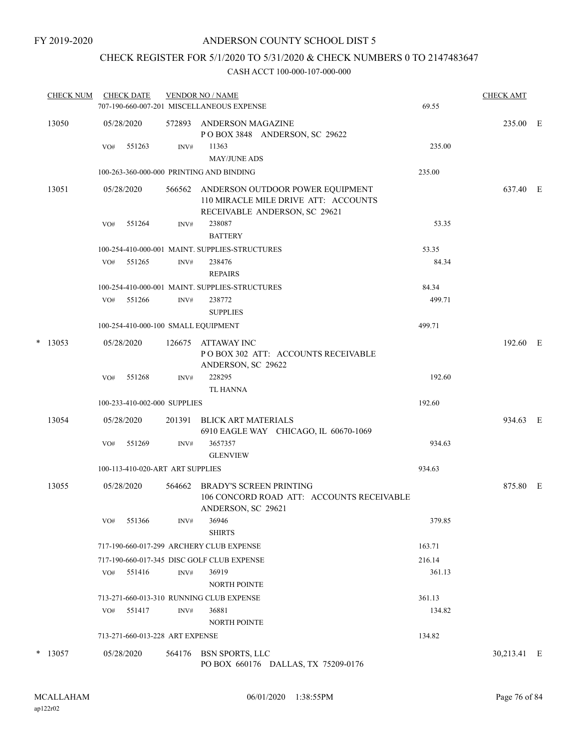FY 2019-2020

# ANDERSON COUNTY SCHOOL DIST 5

## CHECK REGISTER FOR 5/1/2020 TO 5/31/2020 & CHECK NUMBERS 0 TO 2147483647

### CASH ACCT 100-000-107-000-000

| CHECK NUM | CHECK DATE | VENDOR NO / NAME | | CHECK AMT |
|---|---|---|---|---|
| | | 707-190-660-007-201 MISCELLANEOUS EXPENSE | 69.55 | |
| 13050 | 05/28/2020 | 572893 ANDERSON MAGAZINE<br>P O BOX 3848 ANDERSON, SC 29622 | | 235.00 E |
| | VO# 551263 | INV# 11363<br>MAY/JUNE ADS | 235.00 | |
| | | 100-263-360-000-000 PRINTING AND BINDING | 235.00 | |
| 13051 | 05/28/2020 | 566562 ANDERSON OUTDOOR POWER EQUIPMENT<br>110 MIRACLE MILE DRIVE ATT: ACCOUNTS RECEIVABLE ANDERSON, SC 29621 | | 637.40 E |
| | VO# 551264 | INV# 238087<br>BATTERY | 53.35 | |
| | | 100-254-410-000-001 MAINT. SUPPLIES-STRUCTURES | 53.35 | |
| | VO# 551265 | INV# 238476<br>REPAIRS | 84.34 | |
| | | 100-254-410-000-001 MAINT. SUPPLIES-STRUCTURES | 84.34 | |
| | VO# 551266 | INV# 238772<br>SUPPLIES | 499.71 | |
| | | 100-254-410-000-100 SMALL EQUIPMENT | 499.71 | |
| * 13053 | 05/28/2020 | 126675 ATTAWAY INC<br>P O BOX 302 ATT: ACCOUNTS RECEIVABLE ANDERSON, SC 29622 | | 192.60 E |
| | VO# 551268 | INV# 228295<br>TL HANNA | 192.60 | |
| | | 100-233-410-002-000 SUPPLIES | 192.60 | |
| 13054 | 05/28/2020 | 201391 BLICK ART MATERIALS<br>6910 EAGLE WAY CHICAGO, IL 60670-1069 | | 934.63 E |
| | VO# 551269 | INV# 3657357<br>GLENVIEW | 934.63 | |
| | | 100-113-410-020-ART ART SUPPLIES | 934.63 | |
| 13055 | 05/28/2020 | 564662 BRADY'S SCREEN PRINTING<br>106 CONCORD ROAD ATT: ACCOUNTS RECEIVABLE ANDERSON, SC 29621 | | 875.80 E |
| | VO# 551366 | INV# 36946<br>SHIRTS | 379.85 | |
| | | 717-190-660-017-299 ARCHERY CLUB EXPENSE | 163.71 | |
| | | 717-190-660-017-345 DISC GOLF CLUB EXPENSE | 216.14 | |
| | VO# 551416 | INV# 36919<br>NORTH POINTE | 361.13 | |
| | | 713-271-660-013-310 RUNNING CLUB EXPENSE | 361.13 | |
| | VO# 551417 | INV# 36881<br>NORTH POINTE | 134.82 | |
| | | 713-271-660-013-228 ART EXPENSE | 134.82 | |
| * 13057 | 05/28/2020 | 564176 BSN SPORTS, LLC<br>PO BOX 660176 DALLAS, TX 75209-0176 | | 30,213.41 E |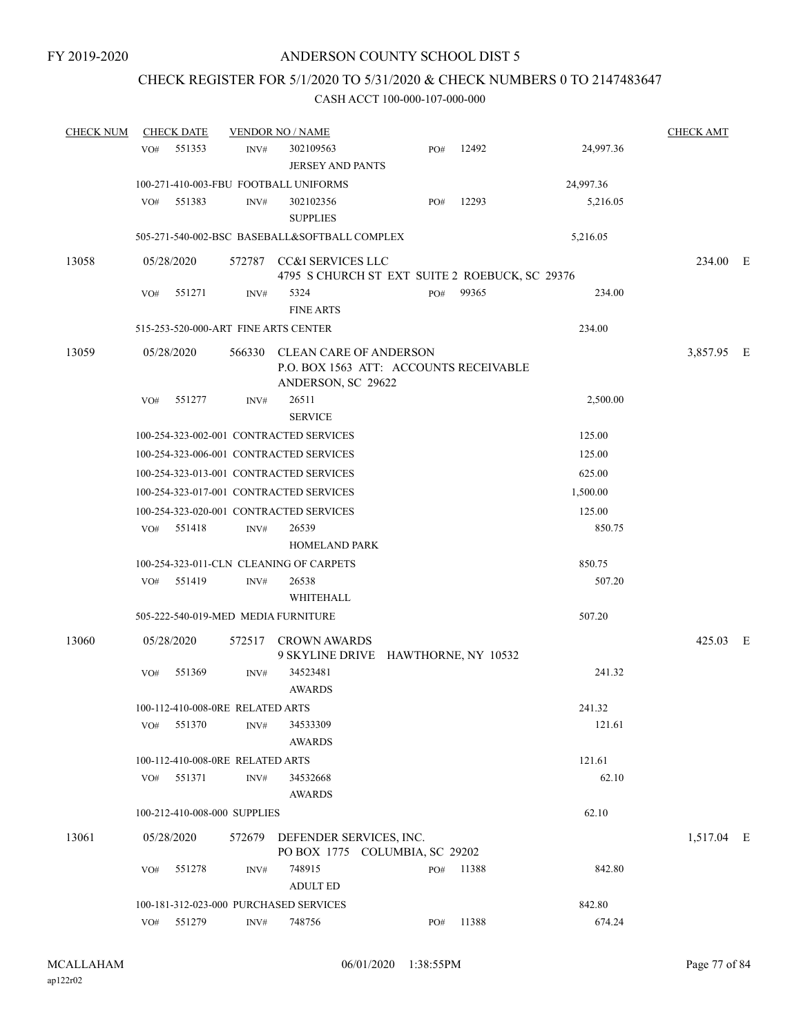FY 2019-2020

ANDERSON COUNTY SCHOOL DIST 5

CHECK REGISTER FOR 5/1/2020 TO 5/31/2020 & CHECK NUMBERS 0 TO 2147483647

CASH ACCT 100-000-107-000-000

| CHECK NUM | CHECK DATE | VENDOR NO / NAME | | | CHECK AMT | |
|---|---|---|---|---|---|---|
| | VO# 551353 | INV# 302109563 JERSEY AND PANTS | PO# 12492 | 24,997.36 | | |
| | 100-271-410-003-FBU FOOTBALL UNIFORMS | | | 24,997.36 | | |
| | VO# 551383 | INV# 302102356 SUPPLIES | PO# 12293 | 5,216.05 | | |
| | 505-271-540-002-BSC BASEBALL&SOFTBALL COMPLEX | | | 5,216.05 | | |
| 13058 | 05/28/2020 | 572787 CC&I SERVICES LLC 4795 S CHURCH ST EXT SUITE 2 ROEBUCK, SC 29376 | | | 234.00 | E |
| | VO# 551271 | INV# 5324 FINE ARTS | PO# 99365 | 234.00 | | |
| | 515-253-520-000-ART FINE ARTS CENTER | | | 234.00 | | |
| 13059 | 05/28/2020 | 566330 CLEAN CARE OF ANDERSON P.O. BOX 1563 ATT: ACCOUNTS RECEIVABLE ANDERSON, SC 29622 | | | 3,857.95 | E |
| | VO# 551277 | INV# 26511 SERVICE | | 2,500.00 | | |
| | 100-254-323-002-001 CONTRACTED SERVICES | | | 125.00 | | |
| | 100-254-323-006-001 CONTRACTED SERVICES | | | 125.00 | | |
| | 100-254-323-013-001 CONTRACTED SERVICES | | | 625.00 | | |
| | 100-254-323-017-001 CONTRACTED SERVICES | | | 1,500.00 | | |
| | 100-254-323-020-001 CONTRACTED SERVICES | | | 125.00 | | |
| | VO# 551418 | INV# 26539 HOMELAND PARK | | 850.75 | | |
| | 100-254-323-011-CLN CLEANING OF CARPETS | | | 850.75 | | |
| | VO# 551419 | INV# 26538 WHITEHALL | | 507.20 | | |
| | 505-222-540-019-MED MEDIA FURNITURE | | | 507.20 | | |
| 13060 | 05/28/2020 | 572517 CROWN AWARDS 9 SKYLINE DRIVE HAWTHORNE, NY 10532 | | | 425.03 | E |
| | VO# 551369 | INV# 34523481 AWARDS | | 241.32 | | |
| | 100-112-410-008-0RE RELATED ARTS | | | 241.32 | | |
| | VO# 551370 | INV# 34533309 AWARDS | | 121.61 | | |
| | 100-112-410-008-0RE RELATED ARTS | | | 121.61 | | |
| | VO# 551371 | INV# 34532668 AWARDS | | 62.10 | | |
| | 100-212-410-008-000 SUPPLIES | | | 62.10 | | |
| 13061 | 05/28/2020 | 572679 DEFENDER SERVICES, INC. PO BOX 1775 COLUMBIA, SC 29202 | | | 1,517.04 | E |
| | VO# 551278 | INV# 748915 ADULT ED | PO# 11388 | 842.80 | | |
| | 100-181-312-023-000 PURCHASED SERVICES | | | 842.80 | | |
| | VO# 551279 | INV# 748756 | PO# 11388 | 674.24 | | |

MCALLAHAM ap122r02 06/01/2020 1:38:55PM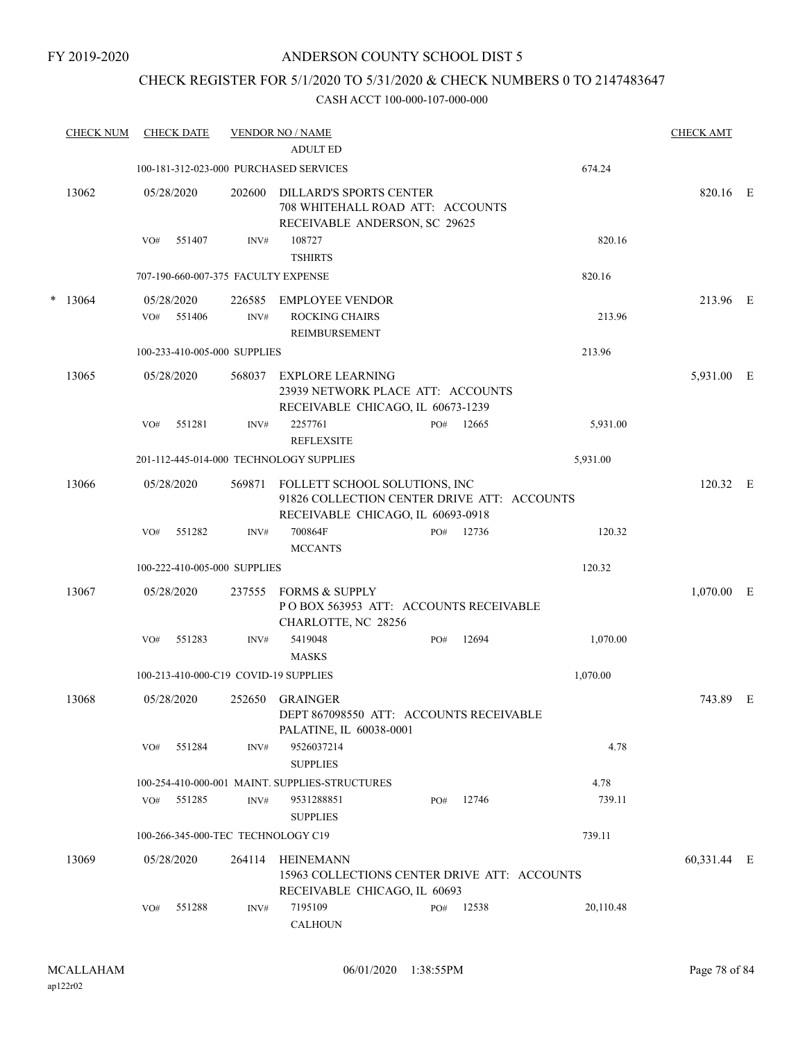FY 2019-2020

ANDERSON COUNTY SCHOOL DIST 5

CHECK REGISTER FOR 5/1/2020 TO 5/31/2020 & CHECK NUMBERS 0 TO 2147483647

CASH ACCT 100-000-107-000-000

| CHECK NUM | CHECK DATE | VENDOR NO / NAME | | CHECK AMT |
|---|---|---|---|---|
| | | ADULT ED | | |
| | 100-181-312-023-000 PURCHASED SERVICES | | 674.24 | |
| 13062 | 05/28/2020 | 202600 DILLARD'S SPORTS CENTER 708 WHITEHALL ROAD ATT: ACCOUNTS RECEIVABLE ANDERSON, SC 29625 | | 820.16 E |
| | VO# 551407 | INV# 108727 TSHIRTS | 820.16 | |
| | 707-190-660-007-375 FACULTY EXPENSE | | 820.16 | |
| * 13064 | 05/28/2020 | 226585 EMPLOYEE VENDOR | | 213.96 E |
| | VO# 551406 | INV# ROCKING CHAIRS REIMBURSEMENT | 213.96 | |
| | 100-233-410-005-000 SUPPLIES | | 213.96 | |
| 13065 | 05/28/2020 | 568037 EXPLORE LEARNING 23939 NETWORK PLACE ATT: ACCOUNTS RECEIVABLE CHICAGO, IL 60673-1239 | | 5,931.00 E |
| | VO# 551281 | INV# 2257761 PO# 12665 REFLEXSITE | 5,931.00 | |
| | 201-112-445-014-000 TECHNOLOGY SUPPLIES | | 5,931.00 | |
| 13066 | 05/28/2020 | 569871 FOLLETT SCHOOL SOLUTIONS, INC 91826 COLLECTION CENTER DRIVE ATT: ACCOUNTS RECEIVABLE CHICAGO, IL 60693-0918 | | 120.32 E |
| | VO# 551282 | INV# 700864F PO# 12736 MCCANTS | 120.32 | |
| | 100-222-410-005-000 SUPPLIES | | 120.32 | |
| 13067 | 05/28/2020 | 237555 FORMS & SUPPLY P O BOX 563953 ATT: ACCOUNTS RECEIVABLE CHARLOTTE, NC 28256 | | 1,070.00 E |
| | VO# 551283 | INV# 5419048 PO# 12694 MASKS | 1,070.00 | |
| | 100-213-410-000-C19 COVID-19 SUPPLIES | | 1,070.00 | |
| 13068 | 05/28/2020 | 252650 GRAINGER DEPT 867098550 ATT: ACCOUNTS RECEIVABLE PALATINE, IL 60038-0001 | | 743.89 E |
| | VO# 551284 | INV# 9526037214 SUPPLIES | 4.78 | |
| | 100-254-410-000-001 MAINT. SUPPLIES-STRUCTURES | | 4.78 | |
| | VO# 551285 | INV# 9531288851 PO# 12746 SUPPLIES | 739.11 | |
| | 100-266-345-000-TEC TECHNOLOGY C19 | | 739.11 | |
| 13069 | 05/28/2020 | 264114 HEINEMANN 15963 COLLECTIONS CENTER DRIVE ATT: ACCOUNTS RECEIVABLE CHICAGO, IL 60693 | | 60,331.44 E |
| | VO# 551288 | INV# 7195109 PO# 12538 CALHOUN | 20,110.48 | |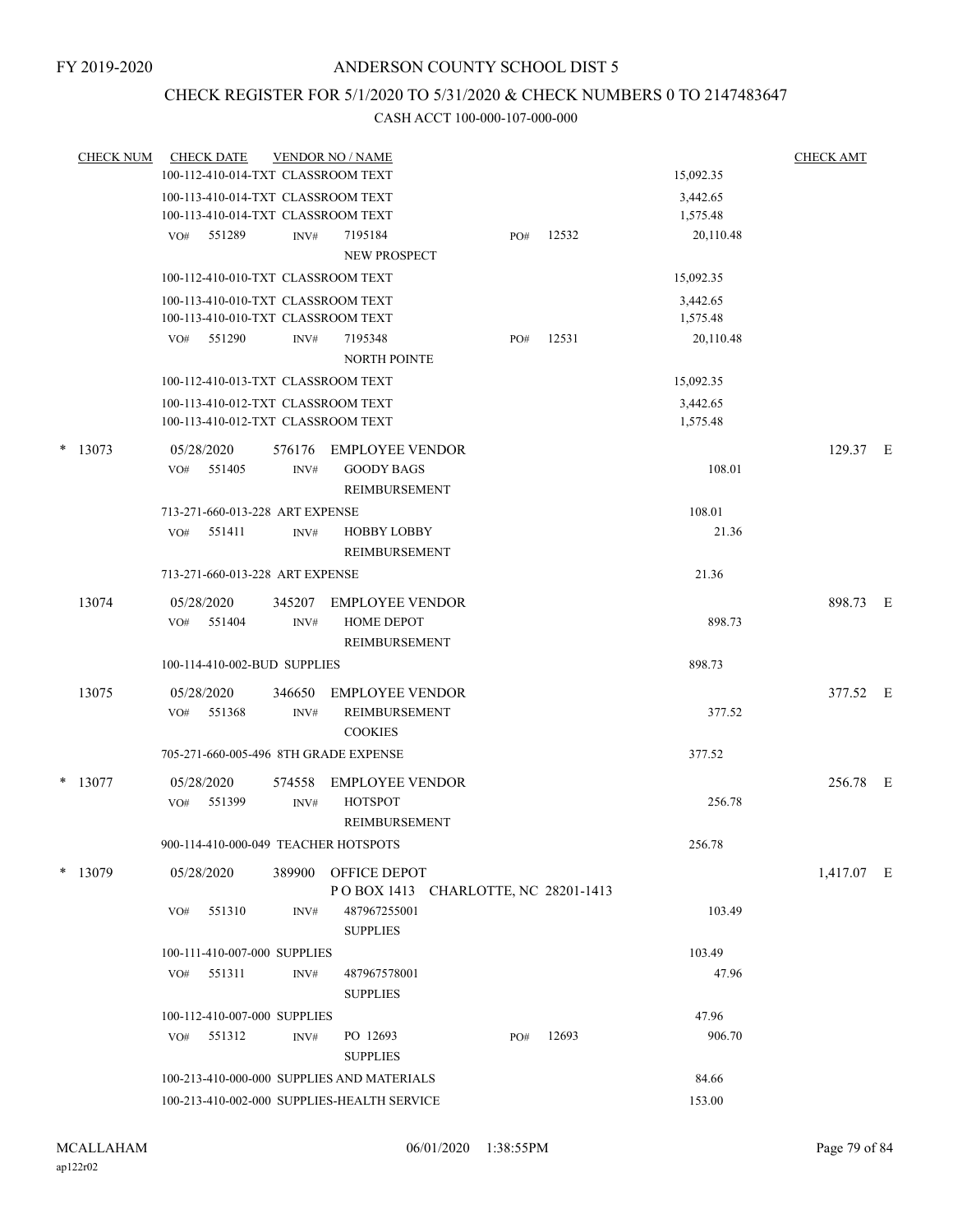FY 2019-2020

# ANDERSON COUNTY SCHOOL DIST 5

## CHECK REGISTER FOR 5/1/2020 TO 5/31/2020 & CHECK NUMBERS 0 TO 2147483647

### CASH ACCT 100-000-107-000-000

| CHECK NUM | CHECK DATE | VENDOR NO / NAME | | | CHECK AMT |
|---|---|---|---|---|---|
| | 100-112-410-014-TXT CLASSROOM TEXT | | | 15,092.35 | |
| | 100-113-410-014-TXT CLASSROOM TEXT | | | 3,442.65 | |
| | 100-113-410-014-TXT CLASSROOM TEXT | | | 1,575.48 | |
| | VO# 551289 | INV# 7195184 NEW PROSPECT | PO# 12532 | 20,110.48 | |
| | 100-112-410-010-TXT CLASSROOM TEXT | | | 15,092.35 | |
| | 100-113-410-010-TXT CLASSROOM TEXT | | | 3,442.65 | |
| | 100-113-410-010-TXT CLASSROOM TEXT | | | 1,575.48 | |
| | VO# 551290 | INV# 7195348 NORTH POINTE | PO# 12531 | 20,110.48 | |
| | 100-112-410-013-TXT CLASSROOM TEXT | | | 15,092.35 | |
| | 100-113-410-012-TXT CLASSROOM TEXT | | | 3,442.65 | |
| | 100-113-410-012-TXT CLASSROOM TEXT | | | 1,575.48 | |
| * 13073 | 05/28/2020 | 576176 EMPLOYEE VENDOR | | | 129.37 E |
| | VO# 551405 | INV# GOODY BAGS REIMBURSEMENT | | 108.01 | |
| | 713-271-660-013-228 ART EXPENSE | | | 108.01 | |
| | VO# 551411 | INV# HOBBY LOBBY REIMBURSEMENT | | 21.36 | |
| | 713-271-660-013-228 ART EXPENSE | | | 21.36 | |
| 13074 | 05/28/2020 | 345207 EMPLOYEE VENDOR | | | 898.73 E |
| | VO# 551404 | INV# HOME DEPOT REIMBURSEMENT | | 898.73 | |
| | 100-114-410-002-BUD SUPPLIES | | | 898.73 | |
| 13075 | 05/28/2020 | 346650 EMPLOYEE VENDOR | | | 377.52 E |
| | VO# 551368 | INV# REIMBURSEMENT COOKIES | | 377.52 | |
| | 705-271-660-005-496 8TH GRADE EXPENSE | | | 377.52 | |
| * 13077 | 05/28/2020 | 574558 EMPLOYEE VENDOR | | | 256.78 E |
| | VO# 551399 | INV# HOTSPOT REIMBURSEMENT | | 256.78 | |
| | 900-114-410-000-049 TEACHER HOTSPOTS | | | 256.78 | |
| * 13079 | 05/28/2020 | 389900 OFFICE DEPOT P O BOX 1413 CHARLOTTE, NC 28201-1413 | | | 1,417.07 E |
| | VO# 551310 | INV# 487967255001 SUPPLIES | | 103.49 | |
| | 100-111-410-007-000 SUPPLIES | | | 103.49 | |
| | VO# 551311 | INV# 487967578001 SUPPLIES | | 47.96 | |
| | 100-112-410-007-000 SUPPLIES | | | 47.96 | |
| | VO# 551312 | INV# PO 12693 SUPPLIES | PO# 12693 | 906.70 | |
| | 100-213-410-000-000 SUPPLIES AND MATERIALS | | | 84.66 | |
| | 100-213-410-002-000 SUPPLIES-HEALTH SERVICE | | | 153.00 | |

MCALLAHAM ap122r02 06/01/2020 1:38:55PM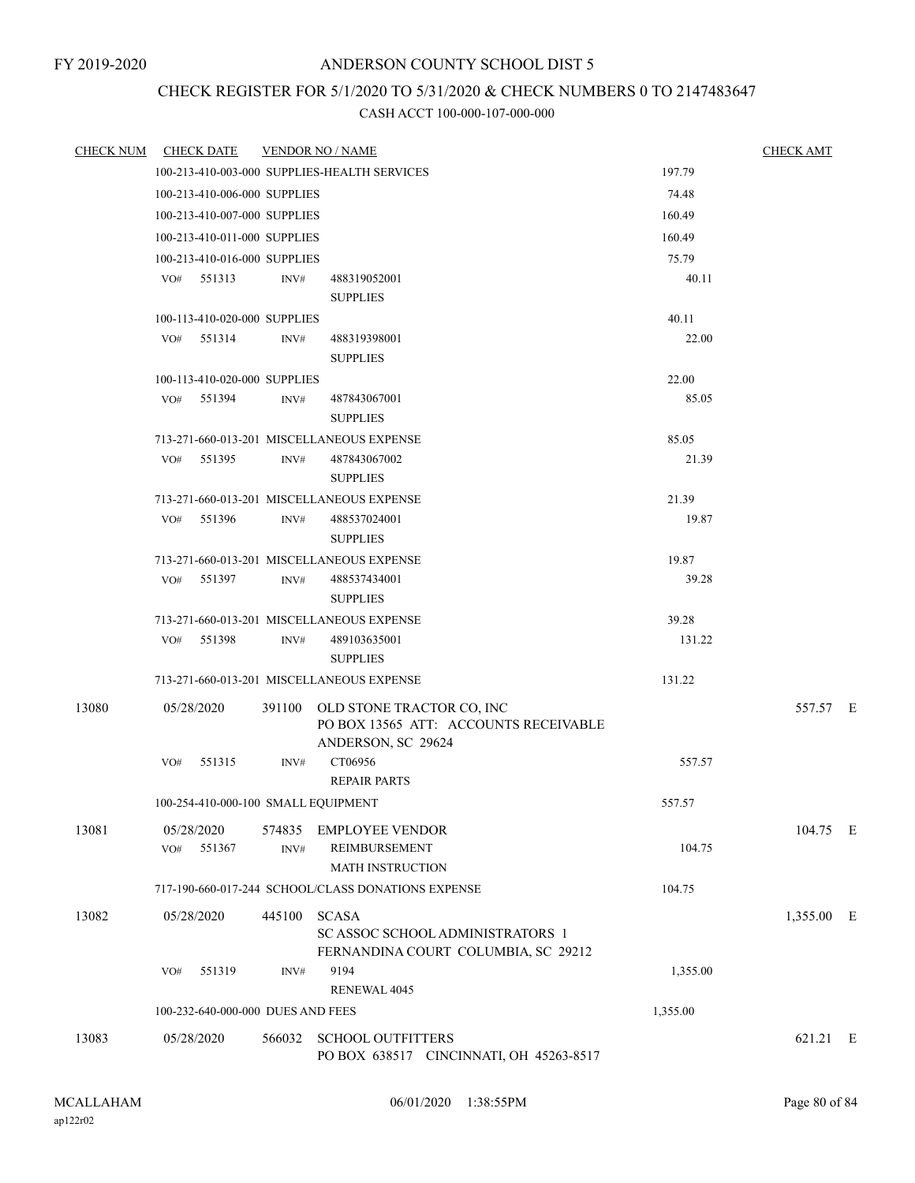FY 2019-2020

# ANDERSON COUNTY SCHOOL DIST 5

## CHECK REGISTER FOR 5/1/2020 TO 5/31/2020 & CHECK NUMBERS 0 TO 2147483647

CASH ACCT 100-000-107-000-000

| CHECK NUM | CHECK DATE | VENDOR NO / NAME | | CHECK AMT |
|---|---|---|---|---|
| | 100-213-410-003-000 SUPPLIES-HEALTH SERVICES | | 197.79 | |
| | 100-213-410-006-000 SUPPLIES | | 74.48 | |
| | 100-213-410-007-000 SUPPLIES | | 160.49 | |
| | 100-213-410-011-000 SUPPLIES | | 160.49 | |
| | 100-213-410-016-000 SUPPLIES | | 75.79 | |
| | VO# 551313 | INV# 488319052001 SUPPLIES | 40.11 | |
| | 100-113-410-020-000 SUPPLIES | | 40.11 | |
| | VO# 551314 | INV# 488319398001 SUPPLIES | 22.00 | |
| | 100-113-410-020-000 SUPPLIES | | 22.00 | |
| | VO# 551394 | INV# 487843067001 SUPPLIES | 85.05 | |
| | 713-271-660-013-201 MISCELLANEOUS EXPENSE | | 85.05 | |
| | VO# 551395 | INV# 487843067002 SUPPLIES | 21.39 | |
| | 713-271-660-013-201 MISCELLANEOUS EXPENSE | | 21.39 | |
| | VO# 551396 | INV# 488537024001 SUPPLIES | 19.87 | |
| | 713-271-660-013-201 MISCELLANEOUS EXPENSE | | 19.87 | |
| | VO# 551397 | INV# 488537434001 SUPPLIES | 39.28 | |
| | 713-271-660-013-201 MISCELLANEOUS EXPENSE | | 39.28 | |
| | VO# 551398 | INV# 489103635001 SUPPLIES | 131.22 | |
| | 713-271-660-013-201 MISCELLANEOUS EXPENSE | | 131.22 | |
| 13080 | 05/28/2020 | 391100 OLD STONE TRACTOR CO, INC PO BOX 13565 ATT: ACCOUNTS RECEIVABLE ANDERSON, SC 29624 | | 557.57 E |
| | VO# 551315 | INV# CT06956 REPAIR PARTS | 557.57 | |
| | 100-254-410-000-100 SMALL EQUIPMENT | | 557.57 | |
| 13081 | 05/28/2020 | 574835 EMPLOYEE VENDOR | | 104.75 E |
| | VO# 551367 | INV# REIMBURSEMENT MATH INSTRUCTION | 104.75 | |
| | 717-190-660-017-244 SCHOOL/CLASS DONATIONS EXPENSE | | 104.75 | |
| 13082 | 05/28/2020 | 445100 SCASA SC ASSOC SCHOOL ADMINISTRATORS 1 FERNANDINA COURT COLUMBIA, SC 29212 | | 1,355.00 E |
| | VO# 551319 | INV# 9194 RENEWAL 4045 | 1,355.00 | |
| | 100-232-640-000-000 DUES AND FEES | | 1,355.00 | |
| 13083 | 05/28/2020 | 566032 SCHOOL OUTFITTERS PO BOX 638517 CINCINNATI, OH 45263-8517 | | 621.21 E |

MCALLAHAM
ap122r02

06/01/2020 1:38:55PM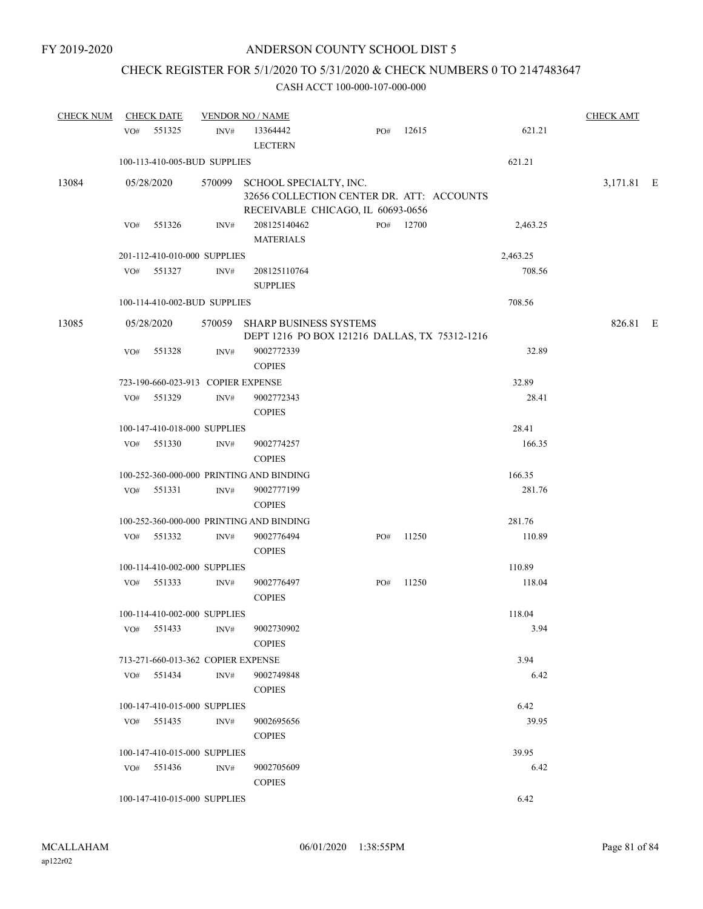FY 2019-2020

# ANDERSON COUNTY SCHOOL DIST 5

## CHECK REGISTER FOR 5/1/2020 TO 5/31/2020 & CHECK NUMBERS 0 TO 2147483647

### CASH ACCT 100-000-107-000-000

| CHECK NUM | CHECK DATE | VENDOR NO / NAME | | | | CHECK AMT |
|---|---|---|---|---|---|---|
| | VO# 551325 | INV# 13364442 LECTERN | PO# 12615 | | 621.21 | |
| | 100-113-410-005-BUD SUPPLIES | | | | 621.21 | |
| 13084 | 05/28/2020 | 570099 SCHOOL SPECIALTY, INC. 32656 COLLECTION CENTER DR. ATT: ACCOUNTS RECEIVABLE CHICAGO, IL 60693-0656 | | | | 3,171.81 E |
| | VO# 551326 | INV# 208125140462 MATERIALS | PO# 12700 | | 2,463.25 | |
| | 201-112-410-010-000 SUPPLIES | | | | 2,463.25 | |
| | VO# 551327 | INV# 208125110764 SUPPLIES | | | 708.56 | |
| | 100-114-410-002-BUD SUPPLIES | | | | 708.56 | |
| 13085 | 05/28/2020 | 570059 SHARP BUSINESS SYSTEMS DEPT 1216 PO BOX 121216 DALLAS, TX 75312-1216 | | | | 826.81 E |
| | VO# 551328 | INV# 9002772339 COPIES | | | 32.89 | |
| | 723-190-660-023-913 COPIER EXPENSE | | | | 32.89 | |
| | VO# 551329 | INV# 9002772343 COPIES | | | 28.41 | |
| | 100-147-410-018-000 SUPPLIES | | | | 28.41 | |
| | VO# 551330 | INV# 9002774257 COPIES | | | 166.35 | |
| | 100-252-360-000-000 PRINTING AND BINDING | | | | 166.35 | |
| | VO# 551331 | INV# 9002777199 COPIES | | | 281.76 | |
| | 100-252-360-000-000 PRINTING AND BINDING | | | | 281.76 | |
| | VO# 551332 | INV# 9002776494 COPIES | PO# 11250 | | 110.89 | |
| | 100-114-410-002-000 SUPPLIES | | | | 110.89 | |
| | VO# 551333 | INV# 9002776497 COPIES | PO# 11250 | | 118.04 | |
| | 100-114-410-002-000 SUPPLIES | | | | 118.04 | |
| | VO# 551433 | INV# 9002730902 COPIES | | | 3.94 | |
| | 713-271-660-013-362 COPIER EXPENSE | | | | 3.94 | |
| | VO# 551434 | INV# 9002749848 COPIES | | | 6.42 | |
| | 100-147-410-015-000 SUPPLIES | | | | 6.42 | |
| | VO# 551435 | INV# 9002695656 COPIES | | | 39.95 | |
| | 100-147-410-015-000 SUPPLIES | | | | 39.95 | |
| | VO# 551436 | INV# 9002705609 COPIES | | | 6.42 | |
| | 100-147-410-015-000 SUPPLIES | | | | 6.42 | |

MCALLAHAM ap122r02 06/01/2020 1:38:55PM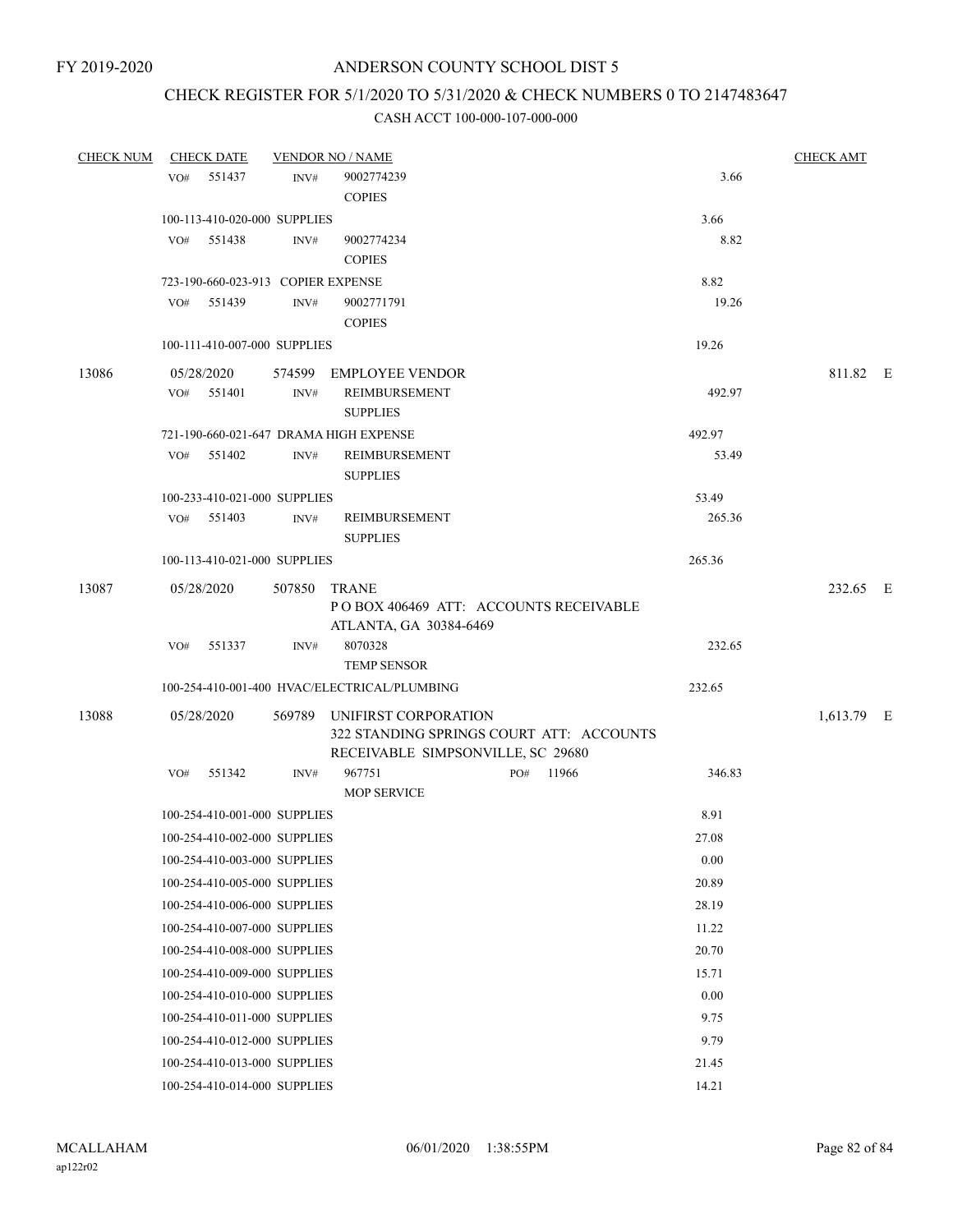FY 2019-2020

# ANDERSON COUNTY SCHOOL DIST 5

## CHECK REGISTER FOR 5/1/2020 TO 5/31/2020 & CHECK NUMBERS 0 TO 2147483647

### CASH ACCT 100-000-107-000-000

| CHECK NUM | CHECK DATE | VENDOR NO / NAME | | CHECK AMT |
|---|---|---|---|---|
| | VO# 551437 | INV# 9002774239 COPIES | 3.66 | |
| | 100-113-410-020-000 SUPPLIES | | 3.66 | |
| | VO# 551438 | INV# 9002774234 COPIES | 8.82 | |
| | 723-190-660-023-913 COPIER EXPENSE | | 8.82 | |
| | VO# 551439 | INV# 9002771791 COPIES | 19.26 | |
| | 100-111-410-007-000 SUPPLIES | | 19.26 | |
| 13086 | 05/28/2020 | 574599 EMPLOYEE VENDOR | | 811.82 E |
| | VO# 551401 | INV# REIMBURSEMENT SUPPLIES | 492.97 | |
| | 721-190-660-021-647 DRAMA HIGH EXPENSE | | 492.97 | |
| | VO# 551402 | INV# REIMBURSEMENT SUPPLIES | 53.49 | |
| | 100-233-410-021-000 SUPPLIES | | 53.49 | |
| | VO# 551403 | INV# REIMBURSEMENT SUPPLIES | 265.36 | |
| | 100-113-410-021-000 SUPPLIES | | 265.36 | |
| 13087 | 05/28/2020 | 507850 TRANE P O BOX 406469 ATT: ACCOUNTS RECEIVABLE ATLANTA, GA 30384-6469 | | 232.65 E |
| | VO# 551337 | INV# 8070328 TEMP SENSOR | 232.65 | |
| | 100-254-410-001-400 HVAC/ELECTRICAL/PLUMBING | | 232.65 | |
| 13088 | 05/28/2020 | 569789 UNIFIRST CORPORATION 322 STANDING SPRINGS COURT ATT: ACCOUNTS RECEIVABLE SIMPSONVILLE, SC 29680 | | 1,613.79 E |
| | VO# 551342 | INV# 967751 PO# 11966 MOP SERVICE | 346.83 | |
| | 100-254-410-001-000 SUPPLIES | | 8.91 | |
| | 100-254-410-002-000 SUPPLIES | | 27.08 | |
| | 100-254-410-003-000 SUPPLIES | | 0.00 | |
| | 100-254-410-005-000 SUPPLIES | | 20.89 | |
| | 100-254-410-006-000 SUPPLIES | | 28.19 | |
| | 100-254-410-007-000 SUPPLIES | | 11.22 | |
| | 100-254-410-008-000 SUPPLIES | | 20.70 | |
| | 100-254-410-009-000 SUPPLIES | | 15.71 | |
| | 100-254-410-010-000 SUPPLIES | | 0.00 | |
| | 100-254-410-011-000 SUPPLIES | | 9.75 | |
| | 100-254-410-012-000 SUPPLIES | | 9.79 | |
| | 100-254-410-013-000 SUPPLIES | | 21.45 | |
| | 100-254-410-014-000 SUPPLIES | | 14.21 | |

MCALLAHAM
ap122r02

06/01/2020 1:38:55PM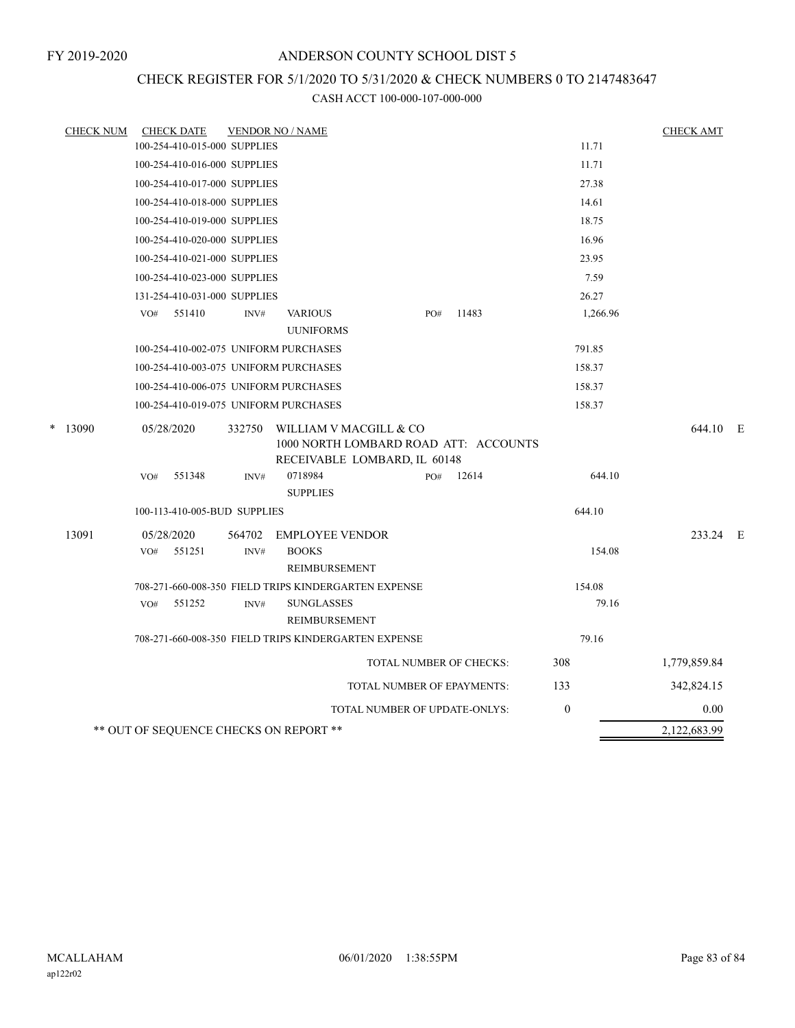FY 2019-2020

# ANDERSON COUNTY SCHOOL DIST 5

## CHECK REGISTER FOR 5/1/2020 TO 5/31/2020 & CHECK NUMBERS 0 TO 2147483647

### CASH ACCT 100-000-107-000-000

| CHECK NUM | CHECK DATE | VENDOR NO / NAME | | | CHECK AMT | |
|---|---|---|---|---|---|---|
| | 100-254-410-015-000 SUPPLIES | | | 11.71 | | |
| | 100-254-410-016-000 SUPPLIES | | | 11.71 | | |
| | 100-254-410-017-000 SUPPLIES | | | 27.38 | | |
| | 100-254-410-018-000 SUPPLIES | | | 14.61 | | |
| | 100-254-410-019-000 SUPPLIES | | | 18.75 | | |
| | 100-254-410-020-000 SUPPLIES | | | 16.96 | | |
| | 100-254-410-021-000 SUPPLIES | | | 23.95 | | |
| | 100-254-410-023-000 SUPPLIES | | | 7.59 | | |
| | 131-254-410-031-000 SUPPLIES | | | 26.27 | | |
| | VO# 551410 | INV# VARIOUS UUNIFORMS | PO# 11483 | 1,266.96 | | |
| | 100-254-410-002-075 UNIFORM PURCHASES | | | 791.85 | | |
| | 100-254-410-003-075 UNIFORM PURCHASES | | | 158.37 | | |
| | 100-254-410-006-075 UNIFORM PURCHASES | | | 158.37 | | |
| | 100-254-410-019-075 UNIFORM PURCHASES | | | 158.37 | | |
| * 13090 | 05/28/2020 | 332750 WILLIAM V MACGILL & CO 1000 NORTH LOMBARD ROAD ATT: ACCOUNTS RECEIVABLE LOMBARD, IL 60148 | | | 644.10 | E |
| | VO# 551348 | INV# 0718984 SUPPLIES | PO# 12614 | 644.10 | | |
| | 100-113-410-005-BUD SUPPLIES | | | 644.10 | | |
| 13091 | 05/28/2020 | 564702 EMPLOYEE VENDOR | | | 233.24 | E |
| | VO# 551251 | INV# BOOKS REIMBURSEMENT | | 154.08 | | |
| | 708-271-660-008-350 FIELD TRIPS KINDERGARTEN EXPENSE | | | 154.08 | | |
| | VO# 551252 | INV# SUNGLASSES REIMBURSEMENT | | 79.16 | | |
| | 708-271-660-008-350 FIELD TRIPS KINDERGARTEN EXPENSE | | | 79.16 | | |

| | | |
|---|---|---|
| TOTAL NUMBER OF CHECKS: | 308 | 1,779,859.84 |
| TOTAL NUMBER OF EPAYMENTS: | 133 | 342,824.15 |
| TOTAL NUMBER OF UPDATE-ONLYS: | 0 | 0.00 |
| ** OUT OF SEQUENCE CHECKS ON REPORT ** | | 2,122,683.99 |

MCALLAHAM
ap122r02

06/01/2020 1:38:55PM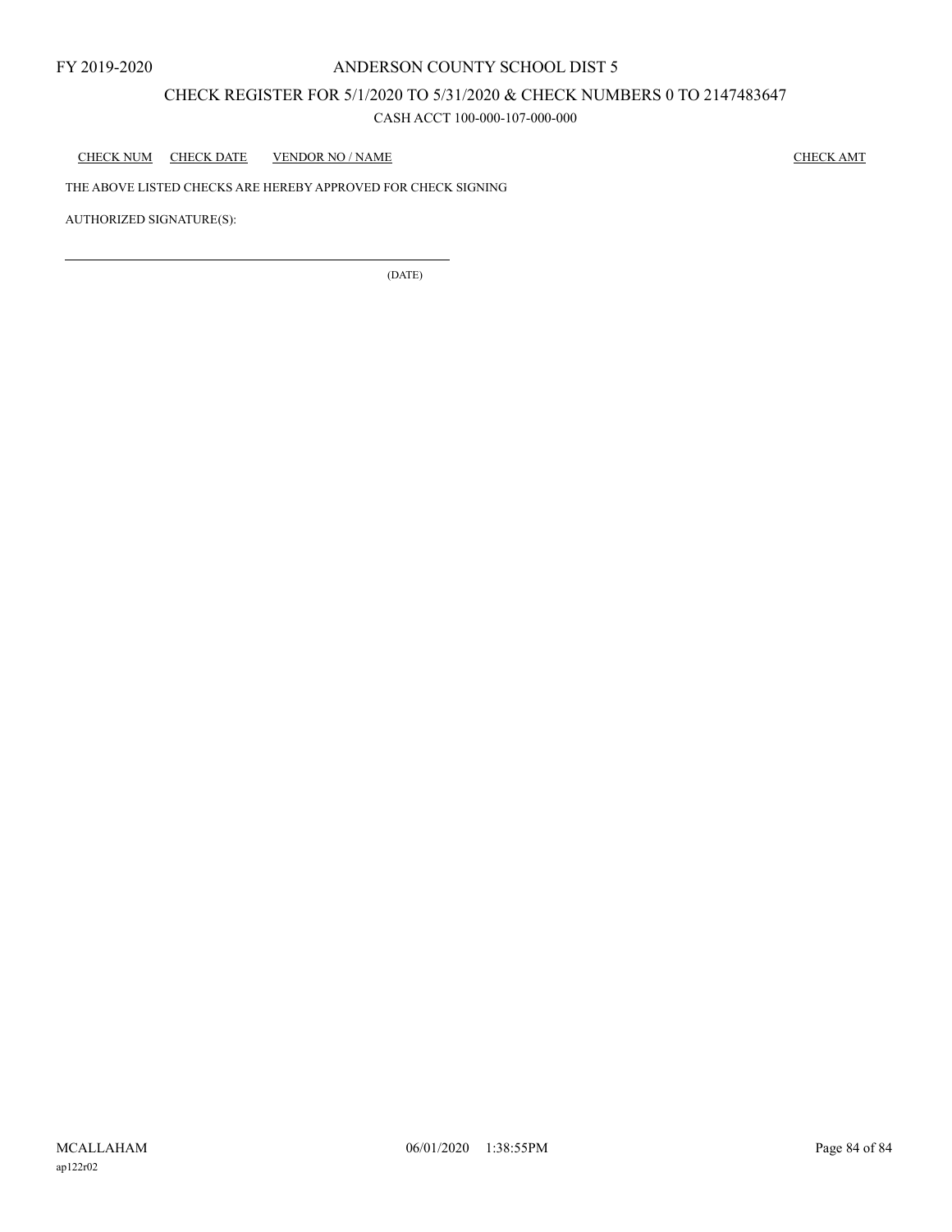FY 2019-2020

# ANDERSON COUNTY SCHOOL DIST 5

## CHECK REGISTER FOR 5/1/2020 TO 5/31/2020 & CHECK NUMBERS 0 TO 2147483647

CASH ACCT 100-000-107-000-000

| CHECK NUM | CHECK DATE | VENDOR NO / NAME | CHECK AMT |
| --- | --- | --- | --- |

THE ABOVE LISTED CHECKS ARE HEREBY APPROVED FOR CHECK SIGNING

AUTHORIZED SIGNATURE(S):

\_\_\_\_\_\_\_\_\_\_\_\_\_\_\_\_\_\_\_\_\_\_\_\_\_\_\_\_\_\_\_\_\_\_\_\_\_\_\_\_\_\_\_\_

(DATE)

MCALLAHAM
ap122r02

06/01/2020 1:38:55PM